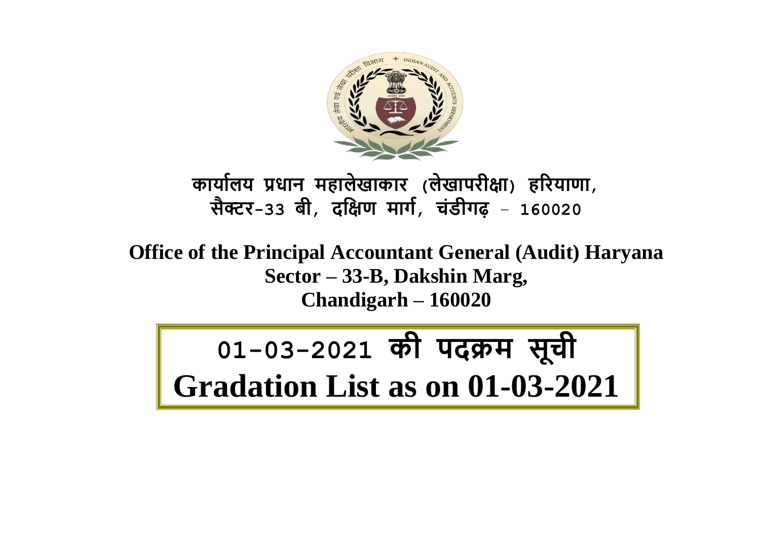कार्यालय प्रधान महालेखाकार (लेखापरीक्षा) हरियाणा,
सैक्टर-33 बी, दक्षिण मार्ग, चंडीगढ़ - 160020

**Office of the Principal Accountant General (Audit) Haryana**
**Sector – 33-B, Dakshin Marg,**
**Chandigarh – 160020**

# 01-03-2021 की पदक्रम सूची

# Gradation List as on 01-03-2021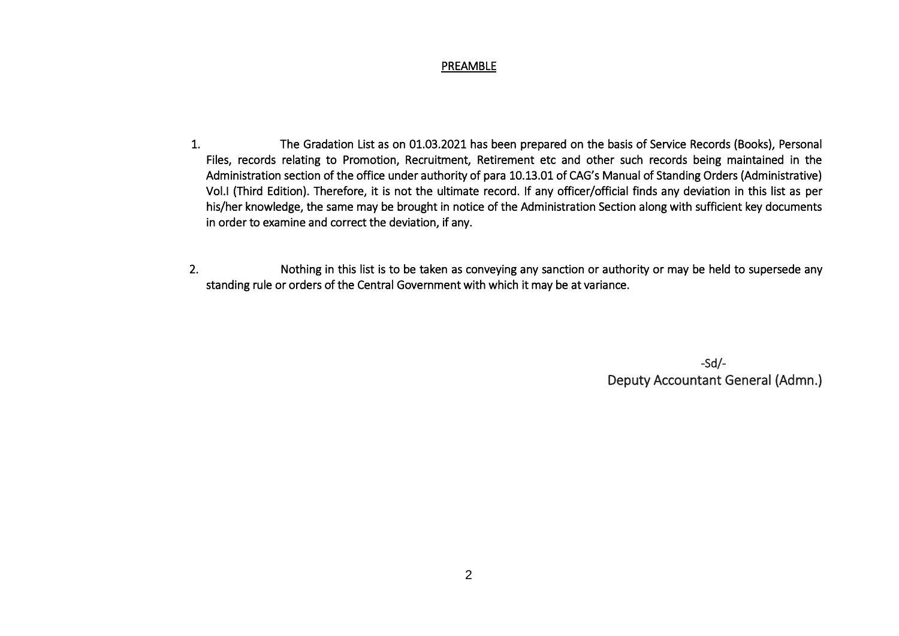## PREAMBLE

1. The Gradation List as on 01.03.2021 has been prepared on the basis of Service Records (Books), Personal Files, records relating to Promotion, Recruitment, Retirement etc and other such records being maintained in the Administration section of the office under authority of para 10.13.01 of CAG's Manual of Standing Orders (Administrative) Vol.I (Third Edition). Therefore, it is not the ultimate record. If any officer/official finds any deviation in this list as per his/her knowledge, the same may be brought in notice of the Administration Section along with sufficient key documents in order to examine and correct the deviation, if any.

2. Nothing in this list is to be taken as conveying any sanction or authority or may be held to supersede any standing rule or orders of the Central Government with which it may be at variance.

-Sd/-
Deputy Accountant General (Admn.)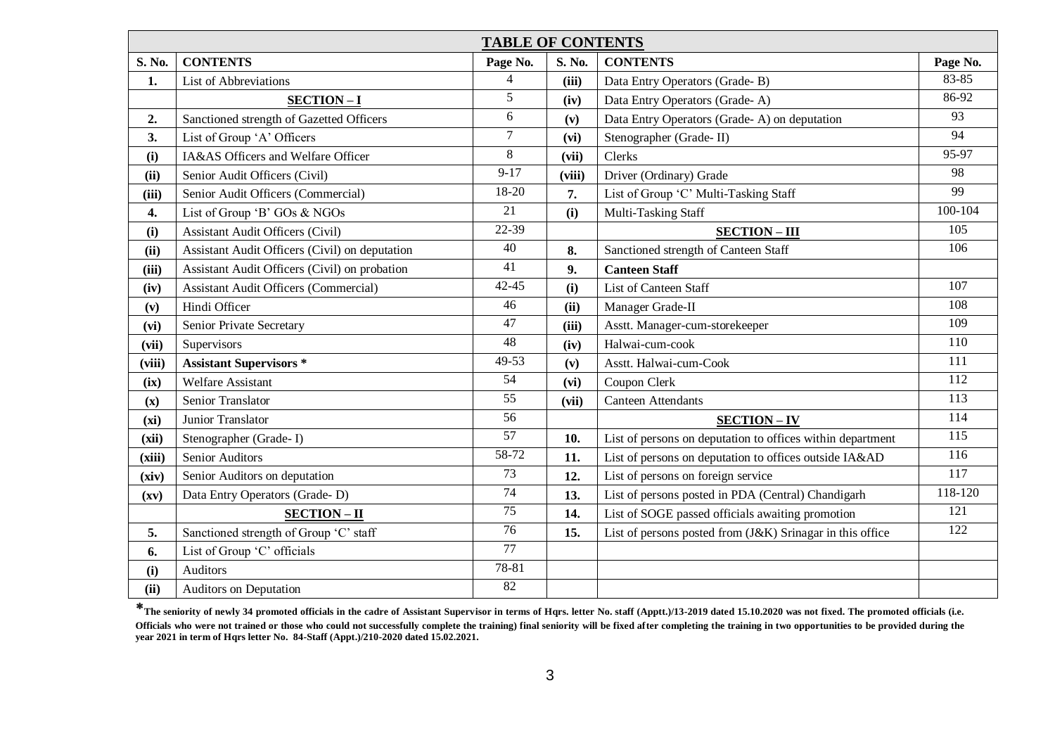| TABLE OF CONTENTS | | | | | |
|---|---|---|---|---|---|
| **S. No.** | **CONTENTS** | **Page No.** | **S. No.** | **CONTENTS** | **Page No.** |
| **1.** | List of Abbreviations | 4 | **(iii)** | Data Entry Operators (Grade- B) | 83-85 |
| | **SECTION – I** | 5 | **(iv)** | Data Entry Operators (Grade- A) | 86-92 |
| **2.** | Sanctioned strength of Gazetted Officers | 6 | **(v)** | Data Entry Operators (Grade- A) on deputation | 93 |
| **3.** | List of Group 'A' Officers | 7 | **(vi)** | Stenographer (Grade- II) | 94 |
| **(i)** | IA&AS Officers and Welfare Officer | 8 | **(vii)** | Clerks | 95-97 |
| **(ii)** | Senior Audit Officers (Civil) | 9-17 | **(viii)** | Driver (Ordinary) Grade | 98 |
| **(iii)** | Senior Audit Officers (Commercial) | 18-20 | **7.** | List of Group 'C' Multi-Tasking Staff | 99 |
| **4.** | List of Group 'B' GOs & NGOs | 21 | **(i)** | Multi-Tasking Staff | 100-104 |
| **(i)** | Assistant Audit Officers (Civil) | 22-39 | | **SECTION – III** | 105 |
| **(ii)** | Assistant Audit Officers (Civil) on deputation | 40 | **8.** | Sanctioned strength of Canteen Staff | 106 |
| **(iii)** | Assistant Audit Officers (Civil) on probation | 41 | **9.** | **Canteen Staff** | |
| **(iv)** | Assistant Audit Officers (Commercial) | 42-45 | **(i)** | List of Canteen Staff | 107 |
| **(v)** | Hindi Officer | 46 | **(ii)** | Manager Grade-II | 108 |
| **(vi)** | Senior Private Secretary | 47 | **(iii)** | Asstt. Manager-cum-storekeeper | 109 |
| **(vii)** | Supervisors | 48 | **(iv)** | Halwai-cum-cook | 110 |
| **(viii)** | **Assistant Supervisors *** | 49-53 | **(v)** | Asstt. Halwai-cum-Cook | 111 |
| **(ix)** | Welfare Assistant | 54 | **(vi)** | Coupon Clerk | 112 |
| **(x)** | Senior Translator | 55 | **(vii)** | Canteen Attendants | 113 |
| **(xi)** | Junior Translator | 56 | | **SECTION – IV** | 114 |
| **(xii)** | Stenographer (Grade- I) | 57 | **10.** | List of persons on deputation to offices within department | 115 |
| **(xiii)** | Senior Auditors | 58-72 | **11.** | List of persons on deputation to offices outside IA&AD | 116 |
| **(xiv)** | Senior Auditors on deputation | 73 | **12.** | List of persons on foreign service | 117 |
| **(xv)** | Data Entry Operators (Grade- D) | 74 | **13.** | List of persons posted in PDA (Central) Chandigarh | 118-120 |
| | **SECTION – II** | 75 | **14.** | List of SOGE passed officials awaiting promotion | 121 |
| **5.** | Sanctioned strength of Group 'C' staff | 76 | **15.** | List of persons posted from (J&K) Srinagar in this office | 122 |
| **6.** | List of Group 'C' officials | 77 | | | |
| **(i)** | Auditors | 78-81 | | | |
| **(ii)** | Auditors on Deputation | 82 | | | |

***The seniority of newly 34 promoted officials in the cadre of Assistant Supervisor in terms of Hqrs. letter No. staff (Apptt.)/13-2019 dated 15.10.2020 was not fixed. The promoted officials (i.e. Officials who were not trained or those who could not successfully complete the training) final seniority will be fixed after completing the training in two opportunities to be provided during the year 2021 in term of Hqrs letter No. 84-Staff (Appt.)/210-2020 dated 15.02.2021.**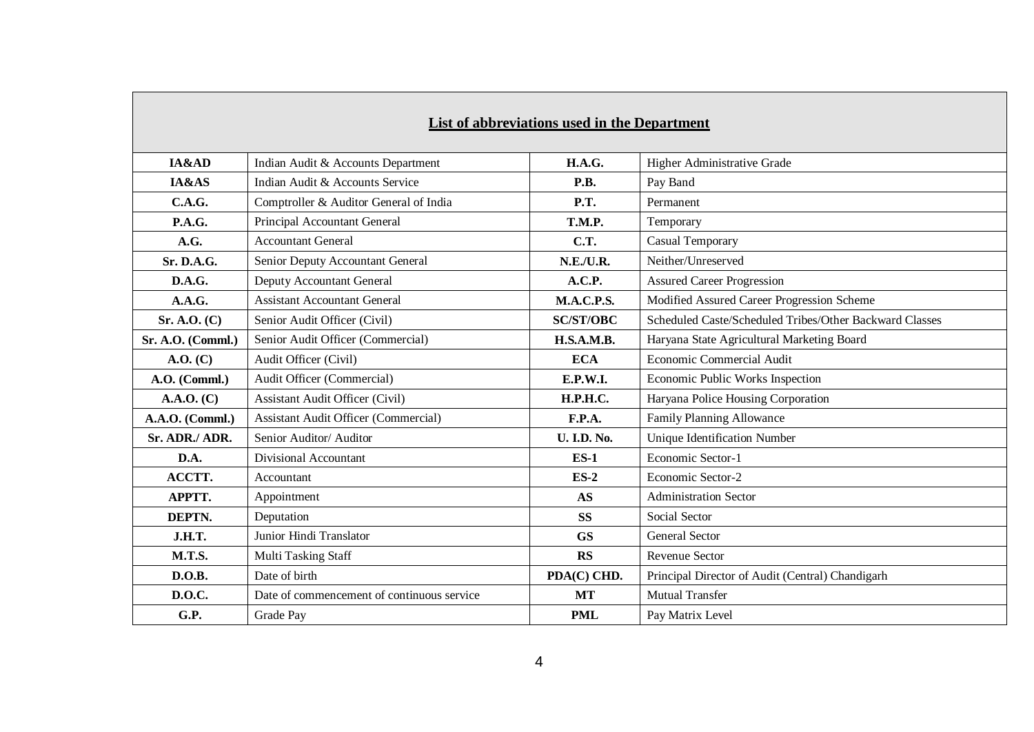## List of abbreviations used in the Department

| | | | |
|---|---|---|---|
| **IA&AD** | Indian Audit & Accounts Department | **H.A.G.** | Higher Administrative Grade |
| **IA&AS** | Indian Audit & Accounts Service | **P.B.** | Pay Band |
| **C.A.G.** | Comptroller & Auditor General of India | **P.T.** | Permanent |
| **P.A.G.** | Principal Accountant General | **T.M.P.** | Temporary |
| **A.G.** | Accountant General | **C.T.** | Casual Temporary |
| **Sr. D.A.G.** | Senior Deputy Accountant General | **N.E./U.R.** | Neither/Unreserved |
| **D.A.G.** | Deputy Accountant General | **A.C.P.** | Assured Career Progression |
| **A.A.G.** | Assistant Accountant General | **M.A.C.P.S.** | Modified Assured Career Progression Scheme |
| **Sr. A.O. (C)** | Senior Audit Officer (Civil) | **SC/ST/OBC** | Scheduled Caste/Scheduled Tribes/Other Backward Classes |
| **Sr. A.O. (Comml.)** | Senior Audit Officer (Commercial) | **H.S.A.M.B.** | Haryana State Agricultural Marketing Board |
| **A.O. (C)** | Audit Officer (Civil) | **ECA** | Economic Commercial Audit |
| **A.O. (Comml.)** | Audit Officer (Commercial) | **E.P.W.I.** | Economic Public Works Inspection |
| **A.A.O. (C)** | Assistant Audit Officer (Civil) | **H.P.H.C.** | Haryana Police Housing Corporation |
| **A.A.O. (Comml.)** | Assistant Audit Officer (Commercial) | **F.P.A.** | Family Planning Allowance |
| **Sr. ADR./ ADR.** | Senior Auditor/ Auditor | **U. I.D. No.** | Unique Identification Number |
| **D.A.** | Divisional Accountant | **ES-1** | Economic Sector-1 |
| **ACCTT.** | Accountant | **ES-2** | Economic Sector-2 |
| **APPTT.** | Appointment | **AS** | Administration Sector |
| **DEPTN.** | Deputation | **SS** | Social Sector |
| **J.H.T.** | Junior Hindi Translator | **GS** | General Sector |
| **M.T.S.** | Multi Tasking Staff | **RS** | Revenue Sector |
| **D.O.B.** | Date of birth | **PDA(C) CHD.** | Principal Director of Audit (Central) Chandigarh |
| **D.O.C.** | Date of commencement of continuous service | **MT** | Mutual Transfer |
| **G.P.** | Grade Pay | **PML** | Pay Matrix Level |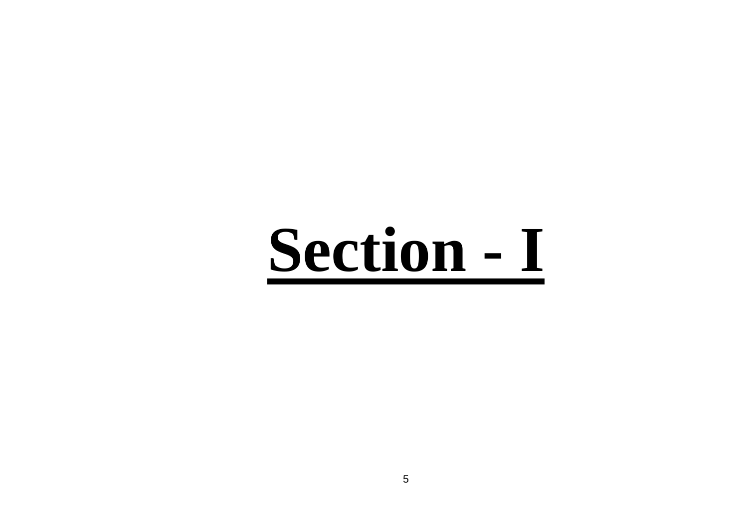# Section - I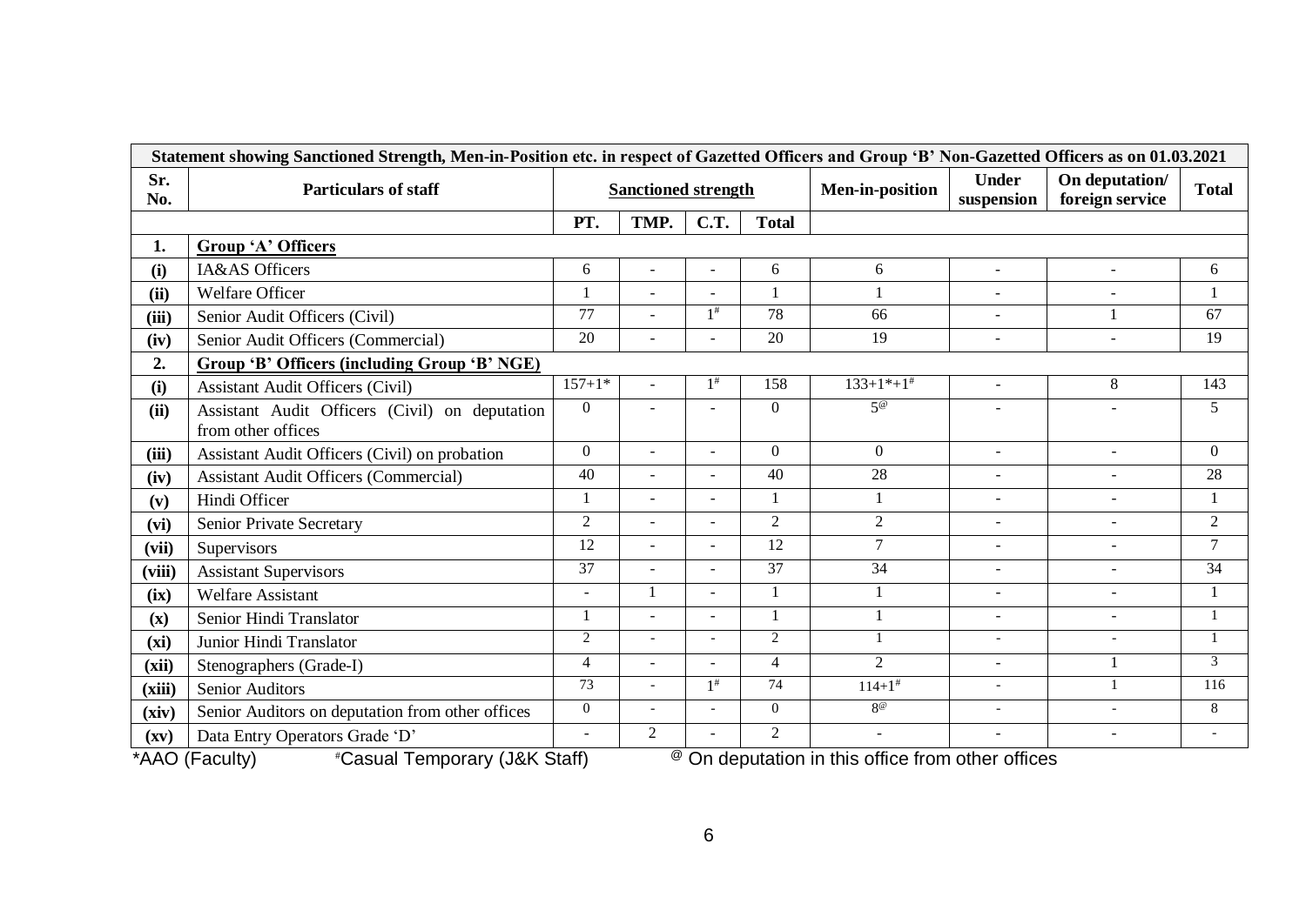| Statement showing Sanctioned Strength, Men-in-Position etc. in respect of Gazetted Officers and Group 'B' Non-Gazetted Officers as on 01.03.2021 | | | | | | | | | |
|---|---|---|---|---|---|---|---|---|---|
| **Sr. No.** | **Particulars of staff** | **Sanctioned strength** | | | | **Men-in-position** | **Under suspension** | **On deputation/ foreign service** | **Total** |
| | | **PT.** | **TMP.** | **C.T.** | **Total** | | | | |
| **1.** | **Group 'A' Officers** | | | | | | | | |
| **(i)** | IA&AS Officers | 6 | - | - | 6 | 6 | - | - | 6 |
| **(ii)** | Welfare Officer | 1 | - | - | 1 | 1 | - | - | 1 |
| **(iii)** | Senior Audit Officers (Civil) | 77 | - | 1# | 78 | 66 | - | 1 | 67 |
| **(iv)** | Senior Audit Officers (Commercial) | 20 | - | - | 20 | 19 | - | - | 19 |
| **2.** | **Group 'B' Officers (including Group 'B' NGE)** | | | | | | | | |
| **(i)** | Assistant Audit Officers (Civil) | 157+1* | - | 1# | 158 | 133+1*+1# | - | 8 | 143 |
| **(ii)** | Assistant Audit Officers (Civil) on deputation from other offices | 0 | - | - | 0 | 5@ | - | - | 5 |
| **(iii)** | Assistant Audit Officers (Civil) on probation | 0 | - | - | 0 | 0 | - | - | 0 |
| **(iv)** | Assistant Audit Officers (Commercial) | 40 | - | - | 40 | 28 | - | - | 28 |
| **(v)** | Hindi Officer | 1 | - | - | 1 | 1 | - | - | 1 |
| **(vi)** | Senior Private Secretary | 2 | - | - | 2 | 2 | - | - | 2 |
| **(vii)** | Supervisors | 12 | - | - | 12 | 7 | - | - | 7 |
| **(viii)** | Assistant Supervisors | 37 | - | - | 37 | 34 | - | - | 34 |
| **(ix)** | Welfare Assistant | - | 1 | - | 1 | 1 | - | - | 1 |
| **(x)** | Senior Hindi Translator | 1 | - | - | 1 | 1 | - | - | 1 |
| **(xi)** | Junior Hindi Translator | 2 | - | - | 2 | 1 | - | - | 1 |
| **(xii)** | Stenographers (Grade-I) | 4 | - | - | 4 | 2 | - | 1 | 3 |
| **(xiii)** | Senior Auditors | 73 | - | 1# | 74 | 114+1# | - | 1 | 116 |
| **(xiv)** | Senior Auditors on deputation from other offices | 0 | - | - | 0 | 8@ | - | - | 8 |
| **(xv)** | Data Entry Operators Grade 'D' | - | 2 | - | 2 | - | - | - | - |

*AAO (Faculty) #Casual Temporary (J&K Staff) @ On deputation in this office from other offices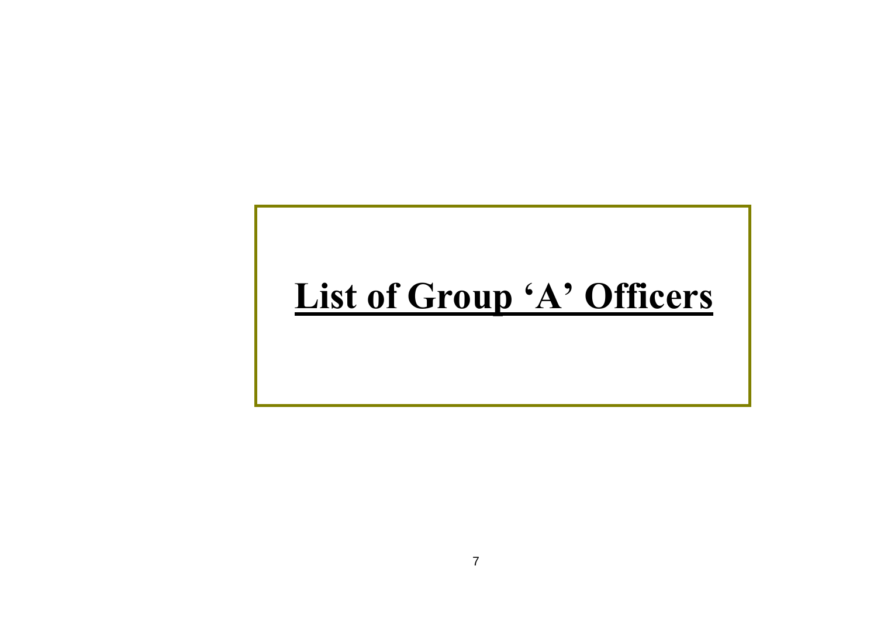# List of Group 'A' Officers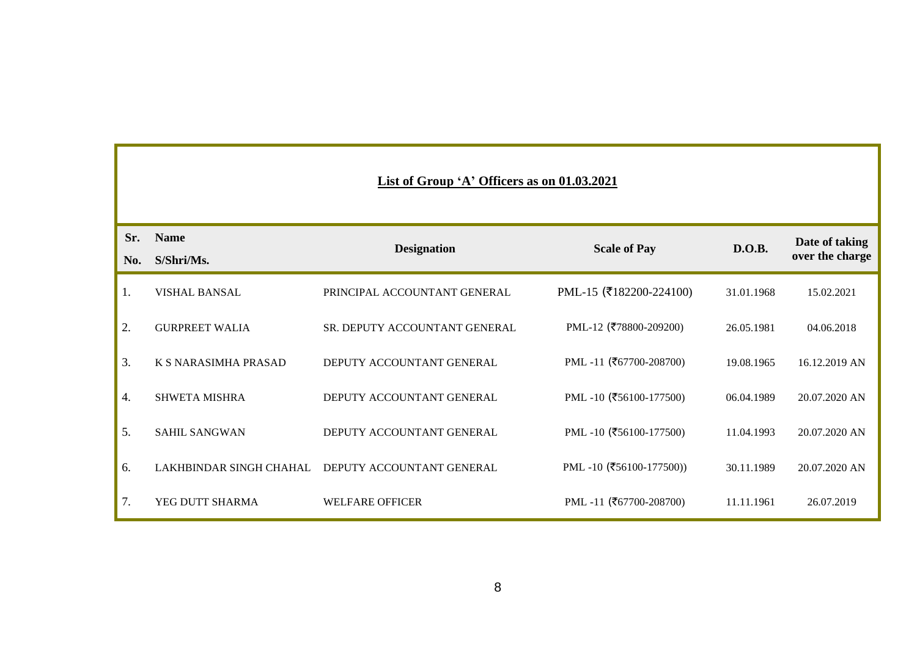**List of Group 'A' Officers as on 01.03.2021**

| Sr. No. | Name S/Shri/Ms. | Designation | Scale of Pay | D.O.B. | Date of taking over the charge |
|---|---|---|---|---|---|
| 1. | VISHAL BANSAL | PRINCIPAL ACCOUNTANT GENERAL | PML-15 (₹182200-224100) | 31.01.1968 | 15.02.2021 |
| 2. | GURPREET WALIA | SR. DEPUTY ACCOUNTANT GENERAL | PML-12 (₹78800-209200) | 26.05.1981 | 04.06.2018 |
| 3. | K S NARASIMHA PRASAD | DEPUTY ACCOUNTANT GENERAL | PML -11 (₹67700-208700) | 19.08.1965 | 16.12.2019 AN |
| 4. | SHWETA MISHRA | DEPUTY ACCOUNTANT GENERAL | PML -10 (₹56100-177500) | 06.04.1989 | 20.07.2020 AN |
| 5. | SAHIL SANGWAN | DEPUTY ACCOUNTANT GENERAL | PML -10 (₹56100-177500) | 11.04.1993 | 20.07.2020 AN |
| 6. | LAKHBINDAR SINGH CHAHAL | DEPUTY ACCOUNTANT GENERAL | PML -10 (₹56100-177500)) | 30.11.1989 | 20.07.2020 AN |
| 7. | YEG DUTT SHARMA | WELFARE OFFICER | PML -11 (₹67700-208700) | 11.11.1961 | 26.07.2019 |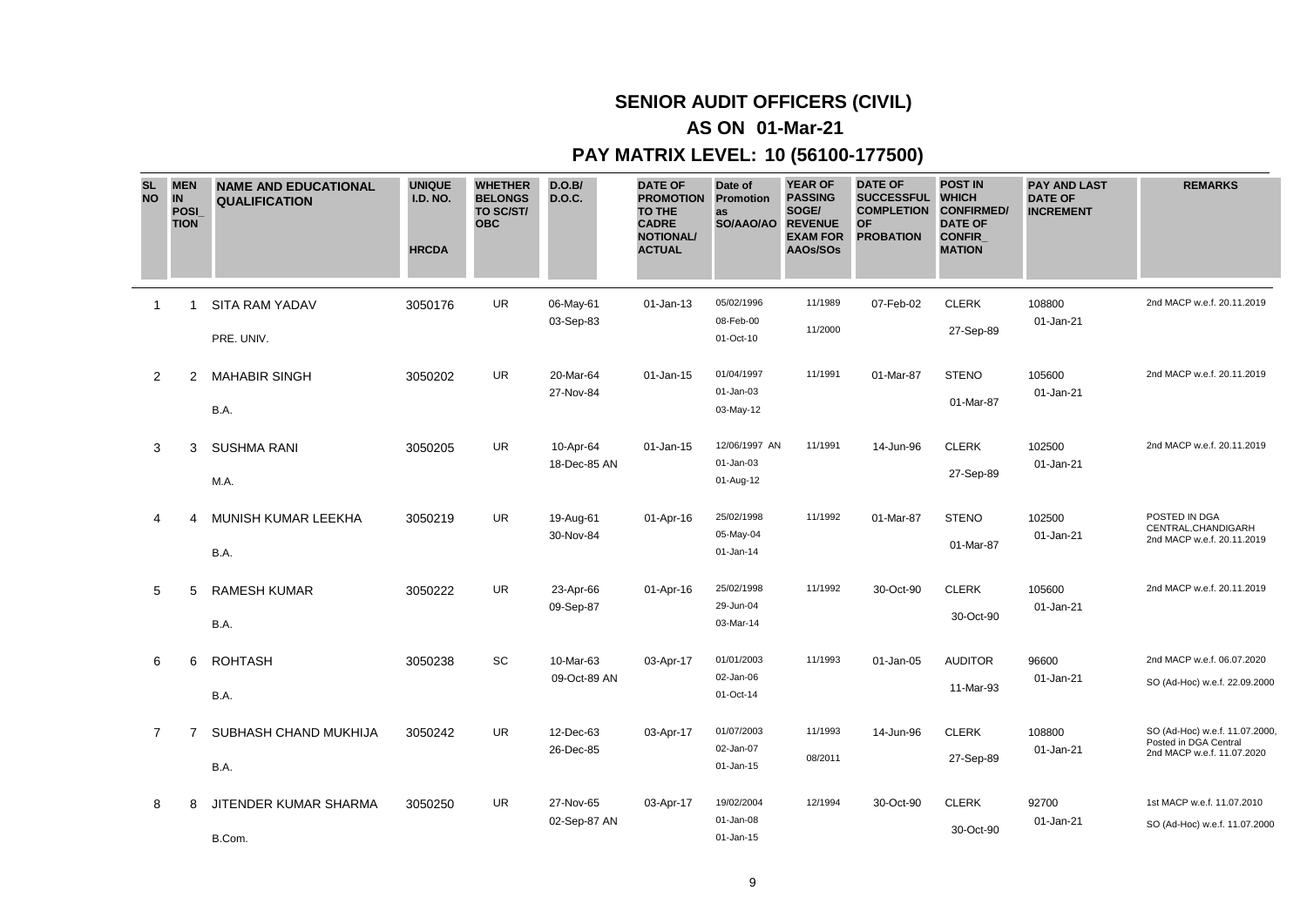# SENIOR AUDIT OFFICERS (CIVIL)

## AS ON 01-Mar-21

## PAY MATRIX LEVEL: 10 (56100-177500)

| SL NO | MEN IN POSI_ TION | NAME AND EDUCATIONAL QUALIFICATION | UNIQUE I.D. NO. HRCDA | WHETHER BELONGS TO SC/ST/ OBC | D.O.B/ D.O.C. | DATE OF PROMOTION TO THE CADRE NOTIONAL/ ACTUAL | Date of Promotion as SO/AAO/AO | YEAR OF PASSING SOGE/ REVENUE EXAM FOR AAOs/SOs | DATE OF SUCCESSFUL COMPLETION OF PROBATION | POST IN WHICH CONFIRMED/ DATE OF CONFIR_ MATION | PAY AND LAST DATE OF INCREMENT | REMARKS |
|---|---|---|---|---|---|---|---|---|---|---|---|---|
| 1 | 1 | SITA RAM YADAV<br>PRE. UNIV. | 3050176 | UR | 06-May-61<br>03-Sep-83 | 01-Jan-13 | 05/02/1996<br>08-Feb-00<br>01-Oct-10 | 11/1989<br>11/2000 | 07-Feb-02 | CLERK<br>27-Sep-89 | 108800<br>01-Jan-21 | 2nd MACP w.e.f. 20.11.2019 |
| 2 | 2 | MAHABIR SINGH<br>B.A. | 3050202 | UR | 20-Mar-64<br>27-Nov-84 | 01-Jan-15 | 01/04/1997<br>01-Jan-03<br>03-May-12 | 11/1991 | 01-Mar-87 | STENO<br>01-Mar-87 | 105600<br>01-Jan-21 | 2nd MACP w.e.f. 20.11.2019 |
| 3 | 3 | SUSHMA RANI<br>M.A. | 3050205 | UR | 10-Apr-64<br>18-Dec-85 AN | 01-Jan-15 | 12/06/1997 AN<br>01-Jan-03<br>01-Aug-12 | 11/1991 | 14-Jun-96 | CLERK<br>27-Sep-89 | 102500<br>01-Jan-21 | 2nd MACP w.e.f. 20.11.2019 |
| 4 | 4 | MUNISH KUMAR LEEKHA<br>B.A. | 3050219 | UR | 19-Aug-61<br>30-Nov-84 | 01-Apr-16 | 25/02/1998<br>05-May-04<br>01-Jan-14 | 11/1992 | 01-Mar-87 | STENO<br>01-Mar-87 | 102500<br>01-Jan-21 | POSTED IN DGA CENTRAL,CHANDIGARH<br>2nd MACP w.e.f. 20.11.2019 |
| 5 | 5 | RAMESH KUMAR<br>B.A. | 3050222 | UR | 23-Apr-66<br>09-Sep-87 | 01-Apr-16 | 25/02/1998<br>29-Jun-04<br>03-Mar-14 | 11/1992 | 30-Oct-90 | CLERK<br>30-Oct-90 | 105600<br>01-Jan-21 | 2nd MACP w.e.f. 20.11.2019 |
| 6 | 6 | ROHTASH<br>B.A. | 3050238 | SC | 10-Mar-63<br>09-Oct-89 AN | 03-Apr-17 | 01/01/2003<br>02-Jan-06<br>01-Oct-14 | 11/1993 | 01-Jan-05 | AUDITOR<br>11-Mar-93 | 96600<br>01-Jan-21 | 2nd MACP w.e.f. 06.07.2020<br>SO (Ad-Hoc) w.e.f. 22.09.2000 |
| 7 | 7 | SUBHASH CHAND MUKHIJA<br>B.A. | 3050242 | UR | 12-Dec-63<br>26-Dec-85 | 03-Apr-17 | 01/07/2003<br>02-Jan-07<br>01-Jan-15 | 11/1993<br>08/2011 | 14-Jun-96 | CLERK<br>27-Sep-89 | 108800<br>01-Jan-21 | SO (Ad-Hoc) w.e.f. 11.07.2000, Posted in DGA Central<br>2nd MACP w.e.f. 11.07.2020 |
| 8 | 8 | JITENDER KUMAR SHARMA<br>B.Com. | 3050250 | UR | 27-Nov-65<br>02-Sep-87 AN | 03-Apr-17 | 19/02/2004<br>01-Jan-08<br>01-Jan-15 | 12/1994 | 30-Oct-90 | CLERK<br>30-Oct-90 | 92700<br>01-Jan-21 | 1st MACP w.e.f. 11.07.2010<br>SO (Ad-Hoc) w.e.f. 11.07.2000 |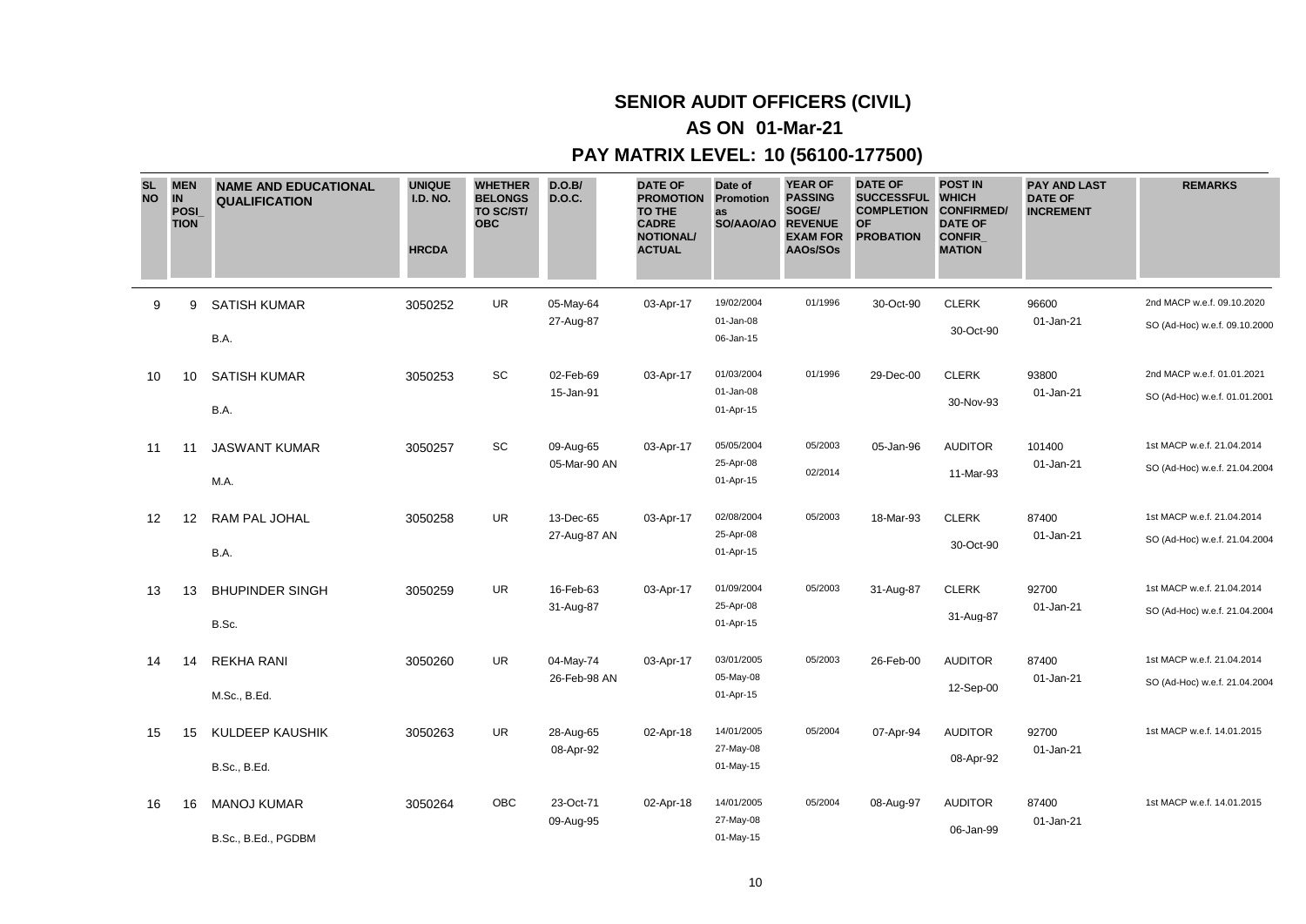# SENIOR AUDIT OFFICERS (CIVIL)

## AS ON 01-Mar-21

## PAY MATRIX LEVEL: 10 (56100-177500)

| SL NO | MEN IN POSI_ TION | NAME AND EDUCATIONAL QUALIFICATION | UNIQUE I.D. NO. HRCDA | WHETHER BELONGS TO SC/ST/ OBC | D.O.B/ D.O.C. | DATE OF PROMOTION TO THE CADRE NOTIONAL/ ACTUAL | Date of Promotion as SO/AAO/AO | YEAR OF PASSING SOGE/ REVENUE EXAM FOR AAOs/SOs | DATE OF SUCCESSFUL COMPLETION OF PROBATION | POST IN WHICH CONFIRMED/ DATE OF CONFIR_ MATION | PAY AND LAST DATE OF INCREMENT | REMARKS |
|---|---|---|---|---|---|---|---|---|---|---|---|---|
| 9 | 9 | SATISH KUMAR<br>B.A. | 3050252 | UR | 05-May-64<br>27-Aug-87 | 03-Apr-17 | 19/02/2004<br>01-Jan-08<br>06-Jan-15 | 01/1996 | 30-Oct-90 | CLERK<br>30-Oct-90 | 96600<br>01-Jan-21 | 2nd MACP w.e.f. 09.10.2020<br>SO (Ad-Hoc) w.e.f. 09.10.2000 |
| 10 | 10 | SATISH KUMAR<br>B.A. | 3050253 | SC | 02-Feb-69<br>15-Jan-91 | 03-Apr-17 | 01/03/2004<br>01-Jan-08<br>01-Apr-15 | 01/1996 | 29-Dec-00 | CLERK<br>30-Nov-93 | 93800<br>01-Jan-21 | 2nd MACP w.e.f. 01.01.2021<br>SO (Ad-Hoc) w.e.f. 01.01.2001 |
| 11 | 11 | JASWANT KUMAR<br>M.A. | 3050257 | SC | 09-Aug-65<br>05-Mar-90 AN | 03-Apr-17 | 05/05/2004<br>25-Apr-08<br>01-Apr-15 | 05/2003<br>02/2014 | 05-Jan-96 | AUDITOR<br>11-Mar-93 | 101400<br>01-Jan-21 | 1st MACP w.e.f. 21.04.2014<br>SO (Ad-Hoc) w.e.f. 21.04.2004 |
| 12 | 12 | RAM PAL JOHAL<br>B.A. | 3050258 | UR | 13-Dec-65<br>27-Aug-87 AN | 03-Apr-17 | 02/08/2004<br>25-Apr-08<br>01-Apr-15 | 05/2003 | 18-Mar-93 | CLERK<br>30-Oct-90 | 87400<br>01-Jan-21 | 1st MACP w.e.f. 21.04.2014<br>SO (Ad-Hoc) w.e.f. 21.04.2004 |
| 13 | 13 | BHUPINDER SINGH<br>B.Sc. | 3050259 | UR | 16-Feb-63<br>31-Aug-87 | 03-Apr-17 | 01/09/2004<br>25-Apr-08<br>01-Apr-15 | 05/2003 | 31-Aug-87 | CLERK<br>31-Aug-87 | 92700<br>01-Jan-21 | 1st MACP w.e.f. 21.04.2014<br>SO (Ad-Hoc) w.e.f. 21.04.2004 |
| 14 | 14 | REKHA RANI<br>M.Sc., B.Ed. | 3050260 | UR | 04-May-74<br>26-Feb-98 AN | 03-Apr-17 | 03/01/2005<br>05-May-08<br>01-Apr-15 | 05/2003 | 26-Feb-00 | AUDITOR<br>12-Sep-00 | 87400<br>01-Jan-21 | 1st MACP w.e.f. 21.04.2014<br>SO (Ad-Hoc) w.e.f. 21.04.2004 |
| 15 | 15 | KULDEEP KAUSHIK<br>B.Sc., B.Ed. | 3050263 | UR | 28-Aug-65<br>08-Apr-92 | 02-Apr-18 | 14/01/2005<br>27-May-08<br>01-May-15 | 05/2004 | 07-Apr-94 | AUDITOR<br>08-Apr-92 | 92700<br>01-Jan-21 | 1st MACP w.e.f. 14.01.2015 |
| 16 | 16 | MANOJ KUMAR<br>B.Sc., B.Ed., PGDBM | 3050264 | OBC | 23-Oct-71<br>09-Aug-95 | 02-Apr-18 | 14/01/2005<br>27-May-08<br>01-May-15 | 05/2004 | 08-Aug-97 | AUDITOR<br>06-Jan-99 | 87400<br>01-Jan-21 | 1st MACP w.e.f. 14.01.2015 |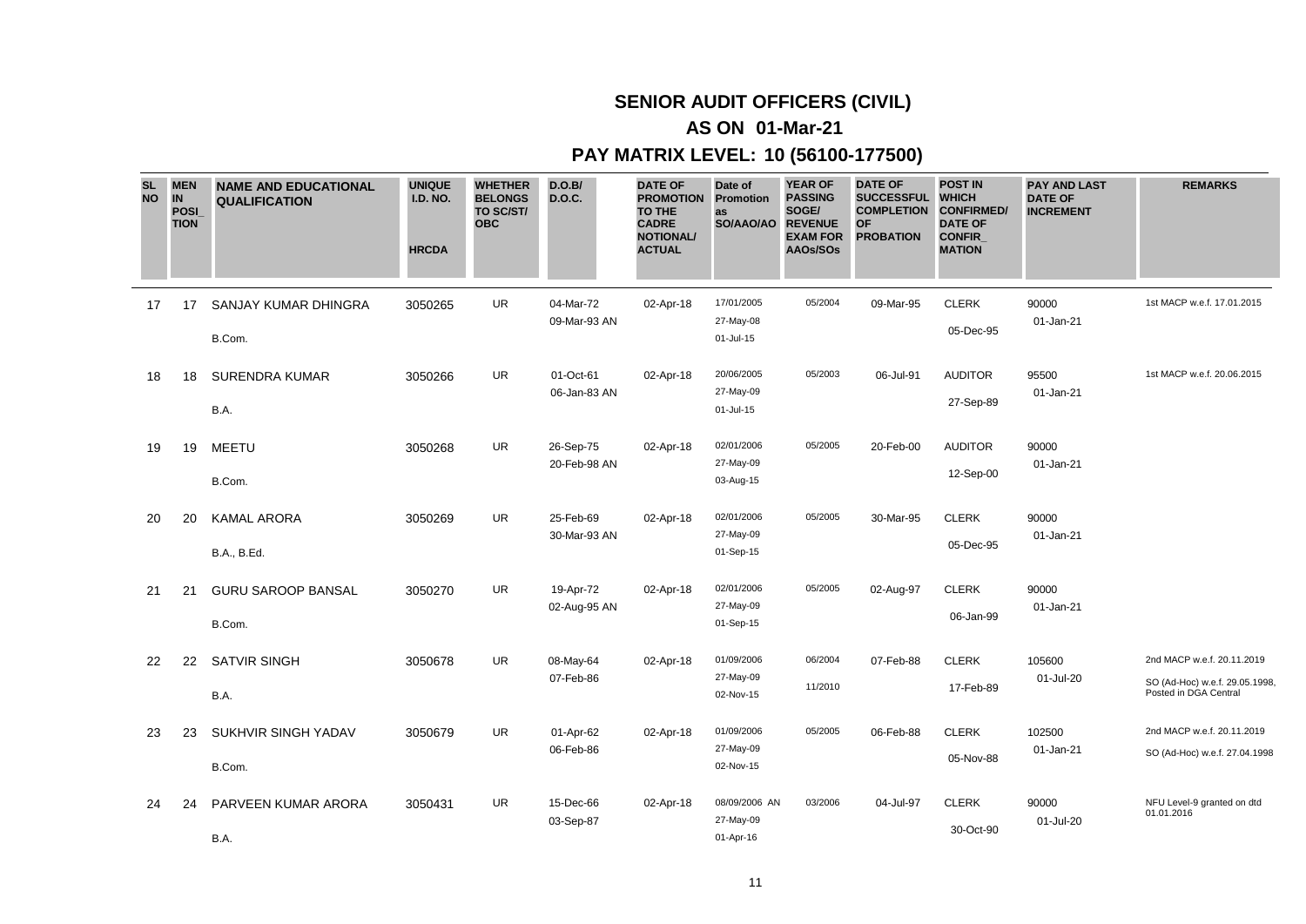## SENIOR AUDIT OFFICERS (CIVIL)

## AS ON 01-Mar-21

## PAY MATRIX LEVEL: 10 (56100-177500)

| SL NO | MEN IN POSI_TION | NAME AND EDUCATIONAL QUALIFICATION | UNIQUE I.D. NO. HRCDA | WHETHER BELONGS TO SC/ST/ OBC | D.O.B/ D.O.C. | DATE OF PROMOTION TO THE CADRE NOTIONAL/ ACTUAL | Date of Promotion as SO/AAO/AO | YEAR OF PASSING SOGE/ REVENUE EXAM FOR AAOs/SOs | DATE OF SUCCESSFUL COMPLETION OF PROBATION | POST IN WHICH CONFIRMED/ DATE OF CONFIR_MATION | PAY AND LAST DATE OF INCREMENT | REMARKS |
|---|---|---|---|---|---|---|---|---|---|---|---|---|
| 17 | 17 | SANJAY KUMAR DHINGRA<br>B.Com. | 3050265 | UR | 04-Mar-72<br>09-Mar-93 AN | 02-Apr-18 | 17/01/2005<br>27-May-08<br>01-Jul-15 | 05/2004 | 09-Mar-95 | CLERK<br>05-Dec-95 | 90000<br>01-Jan-21 | 1st MACP w.e.f. 17.01.2015 |
| 18 | 18 | SURENDRA KUMAR<br>B.A. | 3050266 | UR | 01-Oct-61<br>06-Jan-83 AN | 02-Apr-18 | 20/06/2005<br>27-May-09<br>01-Jul-15 | 05/2003 | 06-Jul-91 | AUDITOR<br>27-Sep-89 | 95500<br>01-Jan-21 | 1st MACP w.e.f. 20.06.2015 |
| 19 | 19 | MEETU<br>B.Com. | 3050268 | UR | 26-Sep-75<br>20-Feb-98 AN | 02-Apr-18 | 02/01/2006<br>27-May-09<br>03-Aug-15 | 05/2005 | 20-Feb-00 | AUDITOR<br>12-Sep-00 | 90000<br>01-Jan-21 | |
| 20 | 20 | KAMAL ARORA<br>B.A., B.Ed. | 3050269 | UR | 25-Feb-69<br>30-Mar-93 AN | 02-Apr-18 | 02/01/2006<br>27-May-09<br>01-Sep-15 | 05/2005 | 30-Mar-95 | CLERK<br>05-Dec-95 | 90000<br>01-Jan-21 | |
| 21 | 21 | GURU SAROOP BANSAL<br>B.Com. | 3050270 | UR | 19-Apr-72<br>02-Aug-95 AN | 02-Apr-18 | 02/01/2006<br>27-May-09<br>01-Sep-15 | 05/2005 | 02-Aug-97 | CLERK<br>06-Jan-99 | 90000<br>01-Jan-21 | |
| 22 | 22 | SATVIR SINGH<br>B.A. | 3050678 | UR | 08-May-64<br>07-Feb-86 | 02-Apr-18 | 01/09/2006<br>27-May-09<br>02-Nov-15 | 06/2004<br>11/2010 | 07-Feb-88 | CLERK<br>17-Feb-89 | 105600<br>01-Jul-20 | 2nd MACP w.e.f. 20.11.2019<br>SO (Ad-Hoc) w.e.f. 29.05.1998, Posted in DGA Central |
| 23 | 23 | SUKHVIR SINGH YADAV<br>B.Com. | 3050679 | UR | 01-Apr-62<br>06-Feb-86 | 02-Apr-18 | 01/09/2006<br>27-May-09<br>02-Nov-15 | 05/2005 | 06-Feb-88 | CLERK<br>05-Nov-88 | 102500<br>01-Jan-21 | 2nd MACP w.e.f. 20.11.2019<br>SO (Ad-Hoc) w.e.f. 27.04.1998 |
| 24 | 24 | PARVEEN KUMAR ARORA<br>B.A. | 3050431 | UR | 15-Dec-66<br>03-Sep-87 | 02-Apr-18 | 08/09/2006 AN<br>27-May-09<br>01-Apr-16 | 03/2006 | 04-Jul-97 | CLERK<br>30-Oct-90 | 90000<br>01-Jul-20 | NFU Level-9 granted on dtd 01.01.2016 |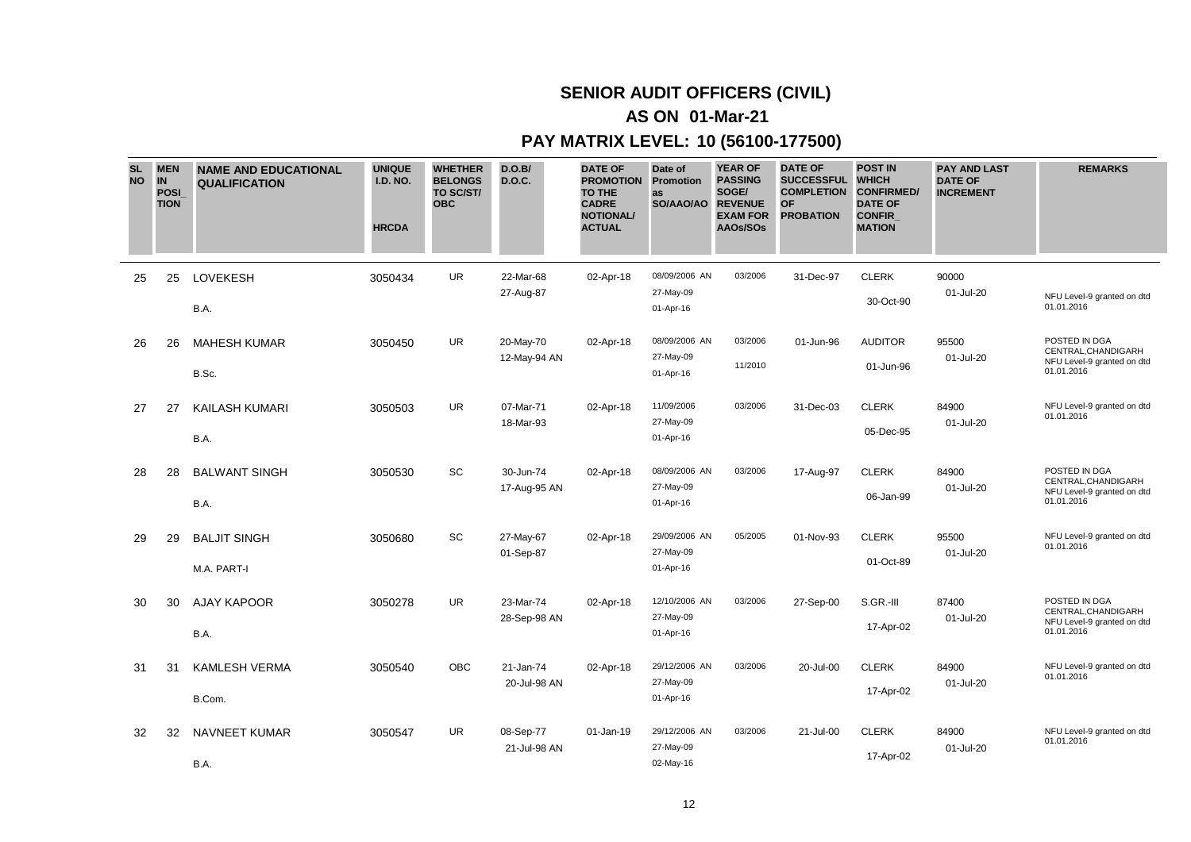# SENIOR AUDIT OFFICERS (CIVIL)

## AS ON 01-Mar-21

## PAY MATRIX LEVEL: 10 (56100-177500)

| SL NO | MEN IN POSI_TION | NAME AND EDUCATIONAL QUALIFICATION | UNIQUE I.D. NO. HRCDA | WHETHER BELONGS TO SC/ST/ OBC | D.O.B/ D.O.C. | DATE OF PROMOTION TO THE CADRE NOTIONAL/ ACTUAL | Date of Promotion as SO/AAO/AO | YEAR OF PASSING SOGE/ REVENUE EXAM FOR AAOs/SOs | DATE OF SUCCESSFUL COMPLETION OF PROBATION | POST IN WHICH CONFIRMED/ DATE OF CONFIR_MATION | PAY AND LAST DATE OF INCREMENT | REMARKS |
|---|---|---|---|---|---|---|---|---|---|---|---|---|
| 25 | 25 | LOVEKESH<br>B.A. | 3050434 | UR | 22-Mar-68<br>27-Aug-87 | 02-Apr-18 | 08/09/2006 AN<br>27-May-09<br>01-Apr-16 | 03/2006 | 31-Dec-97 | CLERK<br>30-Oct-90 | 90000<br>01-Jul-20 | NFU Level-9 granted on dtd 01.01.2016 |
| 26 | 26 | MAHESH KUMAR<br>B.Sc. | 3050450 | UR | 20-May-70<br>12-May-94 AN | 02-Apr-18 | 08/09/2006 AN<br>27-May-09<br>01-Apr-16 | 03/2006<br>11/2010 | 01-Jun-96 | AUDITOR<br>01-Jun-96 | 95500<br>01-Jul-20 | POSTED IN DGA CENTRAL,CHANDIGARH NFU Level-9 granted on dtd 01.01.2016 |
| 27 | 27 | KAILASH KUMARI<br>B.A. | 3050503 | UR | 07-Mar-71<br>18-Mar-93 | 02-Apr-18 | 11/09/2006<br>27-May-09<br>01-Apr-16 | 03/2006 | 31-Dec-03 | CLERK<br>05-Dec-95 | 84900<br>01-Jul-20 | NFU Level-9 granted on dtd 01.01.2016 |
| 28 | 28 | BALWANT SINGH<br>B.A. | 3050530 | SC | 30-Jun-74<br>17-Aug-95 AN | 02-Apr-18 | 08/09/2006 AN<br>27-May-09<br>01-Apr-16 | 03/2006 | 17-Aug-97 | CLERK<br>06-Jan-99 | 84900<br>01-Jul-20 | POSTED IN DGA CENTRAL,CHANDIGARH NFU Level-9 granted on dtd 01.01.2016 |
| 29 | 29 | BALJIT SINGH<br>M.A. PART-I | 3050680 | SC | 27-May-67<br>01-Sep-87 | 02-Apr-18 | 29/09/2006 AN<br>27-May-09<br>01-Apr-16 | 05/2005 | 01-Nov-93 | CLERK<br>01-Oct-89 | 95500<br>01-Jul-20 | NFU Level-9 granted on dtd 01.01.2016 |
| 30 | 30 | AJAY KAPOOR<br>B.A. | 3050278 | UR | 23-Mar-74<br>28-Sep-98 AN | 02-Apr-18 | 12/10/2006 AN<br>27-May-09<br>01-Apr-16 | 03/2006 | 27-Sep-00 | S.GR.-III<br>17-Apr-02 | 87400<br>01-Jul-20 | POSTED IN DGA CENTRAL,CHANDIGARH NFU Level-9 granted on dtd 01.01.2016 |
| 31 | 31 | KAMLESH VERMA<br>B.Com. | 3050540 | OBC | 21-Jan-74<br>20-Jul-98 AN | 02-Apr-18 | 29/12/2006 AN<br>27-May-09<br>01-Apr-16 | 03/2006 | 20-Jul-00 | CLERK<br>17-Apr-02 | 84900<br>01-Jul-20 | NFU Level-9 granted on dtd 01.01.2016 |
| 32 | 32 | NAVNEET KUMAR<br>B.A. | 3050547 | UR | 08-Sep-77<br>21-Jul-98 AN | 01-Jan-19 | 29/12/2006 AN<br>27-May-09<br>02-May-16 | 03/2006 | 21-Jul-00 | CLERK<br>17-Apr-02 | 84900<br>01-Jul-20 | NFU Level-9 granted on dtd 01.01.2016 |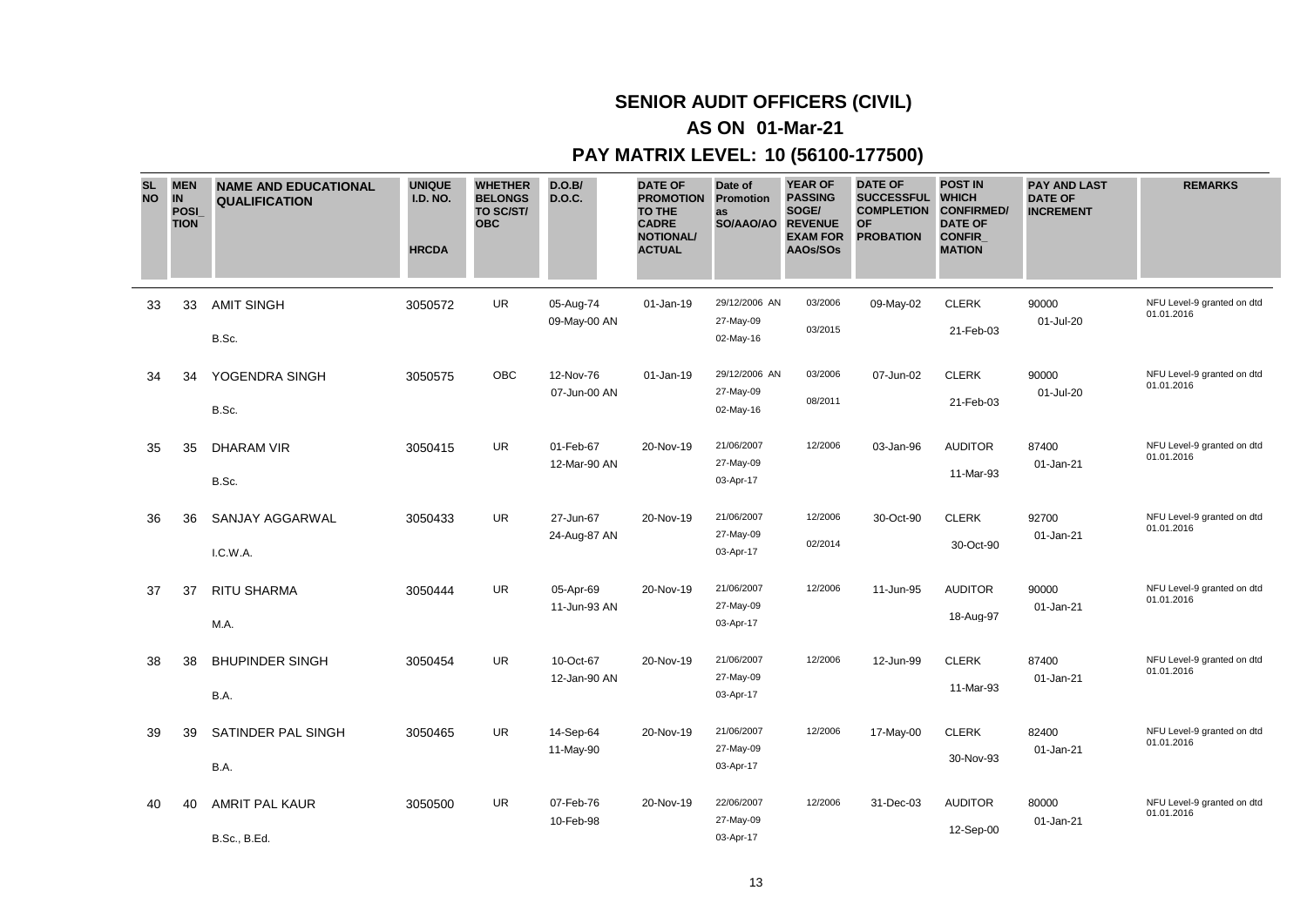# SENIOR AUDIT OFFICERS (CIVIL)

## AS ON 01-Mar-21

## PAY MATRIX LEVEL: 10 (56100-177500)

| SL NO | MEN IN POSI_TION | NAME AND EDUCATIONAL QUALIFICATION | UNIQUE I.D. NO. HRCDA | WHETHER BELONGS TO SC/ST/ OBC | D.O.B/ D.O.C. | DATE OF PROMOTION TO THE CADRE NOTIONAL/ ACTUAL | Date of Promotion as SO/AAO/AO | YEAR OF PASSING SOGE/ REVENUE EXAM FOR AAOs/SOs | DATE OF SUCCESSFUL COMPLETION OF PROBATION | POST IN WHICH CONFIRMED/ DATE OF CONFIR_MATION | PAY AND LAST DATE OF INCREMENT | REMARKS |
|---|---|---|---|---|---|---|---|---|---|---|---|---|
| 33 | 33 | AMIT SINGH<br>B.Sc. | 3050572 | UR | 05-Aug-74<br>09-May-00 AN | 01-Jan-19 | 29/12/2006 AN<br>27-May-09<br>02-May-16 | 03/2006<br>03/2015 | 09-May-02 | CLERK<br>21-Feb-03 | 90000<br>01-Jul-20 | NFU Level-9 granted on dtd 01.01.2016 |
| 34 | 34 | YOGENDRA SINGH<br>B.Sc. | 3050575 | OBC | 12-Nov-76<br>07-Jun-00 AN | 01-Jan-19 | 29/12/2006 AN<br>27-May-09<br>02-May-16 | 03/2006<br>08/2011 | 07-Jun-02 | CLERK<br>21-Feb-03 | 90000<br>01-Jul-20 | NFU Level-9 granted on dtd 01.01.2016 |
| 35 | 35 | DHARAM VIR<br>B.Sc. | 3050415 | UR | 01-Feb-67<br>12-Mar-90 AN | 20-Nov-19 | 21/06/2007<br>27-May-09<br>03-Apr-17 | 12/2006 | 03-Jan-96 | AUDITOR<br>11-Mar-93 | 87400<br>01-Jan-21 | NFU Level-9 granted on dtd 01.01.2016 |
| 36 | 36 | SANJAY AGGARWAL<br>I.C.W.A. | 3050433 | UR | 27-Jun-67<br>24-Aug-87 AN | 20-Nov-19 | 21/06/2007<br>27-May-09<br>03-Apr-17 | 12/2006<br>02/2014 | 30-Oct-90 | CLERK<br>30-Oct-90 | 92700<br>01-Jan-21 | NFU Level-9 granted on dtd 01.01.2016 |
| 37 | 37 | RITU SHARMA<br>M.A. | 3050444 | UR | 05-Apr-69<br>11-Jun-93 AN | 20-Nov-19 | 21/06/2007<br>27-May-09<br>03-Apr-17 | 12/2006 | 11-Jun-95 | AUDITOR<br>18-Aug-97 | 90000<br>01-Jan-21 | NFU Level-9 granted on dtd 01.01.2016 |
| 38 | 38 | BHUPINDER SINGH<br>B.A. | 3050454 | UR | 10-Oct-67<br>12-Jan-90 AN | 20-Nov-19 | 21/06/2007<br>27-May-09<br>03-Apr-17 | 12/2006 | 12-Jun-99 | CLERK<br>11-Mar-93 | 87400<br>01-Jan-21 | NFU Level-9 granted on dtd 01.01.2016 |
| 39 | 39 | SATINDER PAL SINGH<br>B.A. | 3050465 | UR | 14-Sep-64<br>11-May-90 | 20-Nov-19 | 21/06/2007<br>27-May-09<br>03-Apr-17 | 12/2006 | 17-May-00 | CLERK<br>30-Nov-93 | 82400<br>01-Jan-21 | NFU Level-9 granted on dtd 01.01.2016 |
| 40 | 40 | AMRIT PAL KAUR<br>B.Sc., B.Ed. | 3050500 | UR | 07-Feb-76<br>10-Feb-98 | 20-Nov-19 | 22/06/2007<br>27-May-09<br>03-Apr-17 | 12/2006 | 31-Dec-03 | AUDITOR<br>12-Sep-00 | 80000<br>01-Jan-21 | NFU Level-9 granted on dtd 01.01.2016 |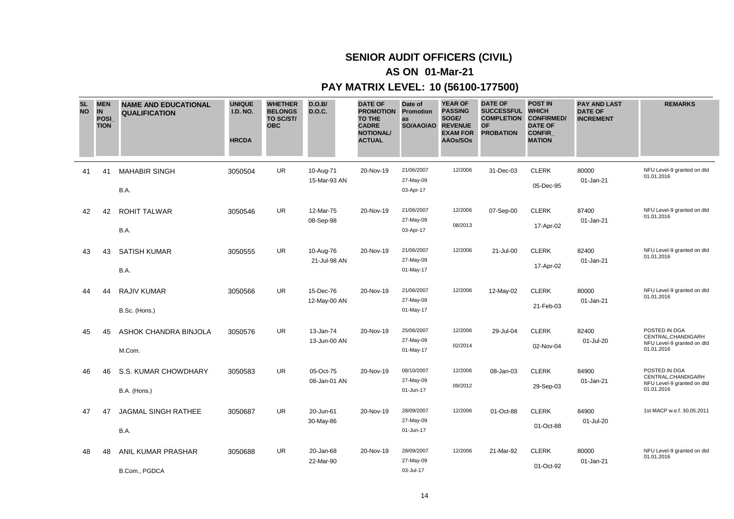# SENIOR AUDIT OFFICERS (CIVIL)

## AS ON 01-Mar-21

## PAY MATRIX LEVEL: 10 (56100-177500)

| SL NO | MEN IN POSI_TION | NAME AND EDUCATIONAL QUALIFICATION | UNIQUE I.D. NO. HRCDA | WHETHER BELONGS TO SC/ST/ OBC | D.O.B/ D.O.C. | DATE OF PROMOTION TO THE CADRE NOTIONAL/ ACTUAL | Date of Promotion as SO/AAO/AO | YEAR OF PASSING SOGE/ REVENUE EXAM FOR AAOs/SOs | DATE OF SUCCESSFUL COMPLETION OF PROBATION | POST IN WHICH CONFIRMED/ DATE OF CONFIR_MATION | PAY AND LAST DATE OF INCREMENT | REMARKS |
|---|---|---|---|---|---|---|---|---|---|---|---|---|
| 41 | 41 | MAHABIR SINGH<br>B.A. | 3050504 | UR | 10-Aug-71<br>15-Mar-93 AN | 20-Nov-19 | 21/06/2007<br>27-May-09<br>03-Apr-17 | 12/2006 | 31-Dec-03 | CLERK<br>05-Dec-95 | 80000<br>01-Jan-21 | NFU Level-9 granted on dtd 01.01.2016 |
| 42 | 42 | ROHIT TALWAR<br>B.A. | 3050546 | UR | 12-Mar-75<br>08-Sep-98 | 20-Nov-19 | 21/06/2007<br>27-May-09<br>03-Apr-17 | 12/2006<br>08/2013 | 07-Sep-00 | CLERK<br>17-Apr-02 | 87400<br>01-Jan-21 | NFU Level-9 granted on dtd 01.01.2016 |
| 43 | 43 | SATISH KUMAR<br>B.A. | 3050555 | UR | 10-Aug-76<br>21-Jul-98 AN | 20-Nov-19 | 21/06/2007<br>27-May-09<br>01-May-17 | 12/2006 | 21-Jul-00 | CLERK<br>17-Apr-02 | 82400<br>01-Jan-21 | NFU Level-9 granted on dtd 01.01.2016 |
| 44 | 44 | RAJIV KUMAR<br>B.Sc. (Hons.) | 3050566 | UR | 15-Dec-76<br>12-May-00 AN | 20-Nov-19 | 21/06/2007<br>27-May-09<br>01-May-17 | 12/2006 | 12-May-02 | CLERK<br>21-Feb-03 | 80000<br>01-Jan-21 | NFU Level-9 granted on dtd 01.01.2016 |
| 45 | 45 | ASHOK CHANDRA BINJOLA<br>M.Com. | 3050576 | UR | 13-Jan-74<br>13-Jun-00 AN | 20-Nov-19 | 25/06/2007<br>27-May-09<br>01-May-17 | 12/2006<br>02/2014 | 29-Jul-04 | CLERK<br>02-Nov-04 | 82400<br>01-Jul-20 | POSTED IN DGA CENTRAL,CHANDIGARH NFU Level-9 granted on dtd 01.01.2016 |
| 46 | 46 | S.S. KUMAR CHOWDHARY<br>B.A. (Hons.) | 3050583 | UR | 05-Oct-75<br>08-Jan-01 AN | 20-Nov-19 | 08/10/2007<br>27-May-09<br>01-Jun-17 | 12/2006<br>09/2012 | 08-Jan-03 | CLERK<br>29-Sep-03 | 84900<br>01-Jan-21 | POSTED IN DGA CENTRAL,CHANDIGARH NFU Level-9 granted on dtd 01.01.2016 |
| 47 | 47 | JAGMAL SINGH RATHEE<br>B.A. | 3050687 | UR | 20-Jun-61<br>30-May-86 | 20-Nov-19 | 28/09/2007<br>27-May-09<br>01-Jun-17 | 12/2006 | 01-Oct-88 | CLERK<br>01-Oct-88 | 84900<br>01-Jul-20 | 1st MACP w.e.f. 30.05.2011 |
| 48 | 48 | ANIL KUMAR PRASHAR<br>B.Com., PGDCA | 3050688 | UR | 20-Jan-68<br>22-Mar-90 | 20-Nov-19 | 28/09/2007<br>27-May-09<br>03-Jul-17 | 12/2006 | 21-Mar-92 | CLERK<br>01-Oct-92 | 80000<br>01-Jan-21 | NFU Level-9 granted on dtd 01.01.2016 |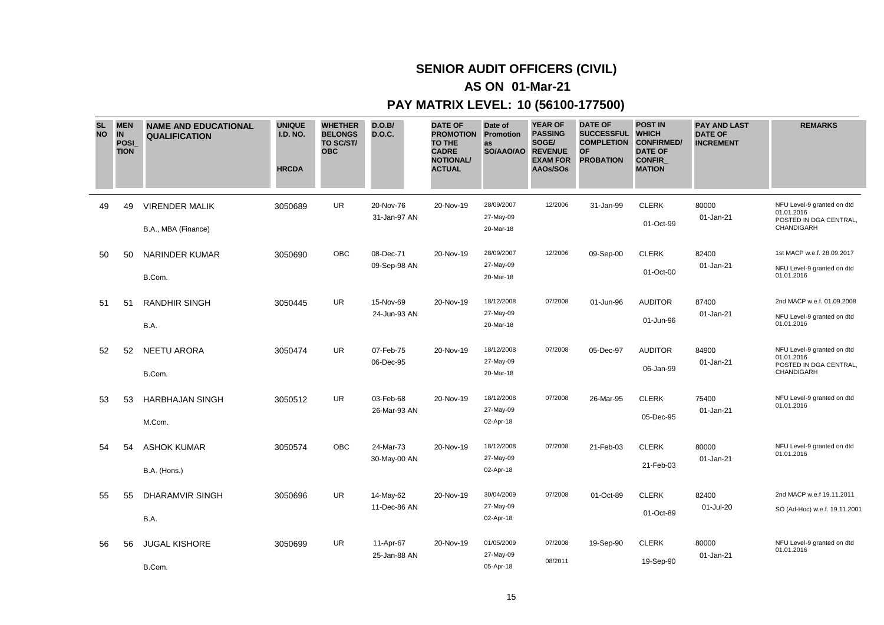# SENIOR AUDIT OFFICERS (CIVIL)

## AS ON 01-Mar-21

## PAY MATRIX LEVEL: 10 (56100-177500)

| SL NO | MEN IN POSI_TION | NAME AND EDUCATIONAL QUALIFICATION | UNIQUE I.D. NO. HRCDA | WHETHER BELONGS TO SC/ST/ OBC | D.O.B/ D.O.C. | DATE OF PROMOTION TO THE CADRE NOTIONAL/ ACTUAL | Date of Promotion as SO/AAO/AO | YEAR OF PASSING SOGE/ REVENUE EXAM FOR AAOs/SOs | DATE OF SUCCESSFUL COMPLETION OF PROBATION | POST IN WHICH CONFIRMED/ DATE OF CONFIR_MATION | PAY AND LAST DATE OF INCREMENT | REMARKS |
|---|---|---|---|---|---|---|---|---|---|---|---|---|
| 49 | 49 | VIRENDER MALIK<br>B.A., MBA (Finance) | 3050689 | UR | 20-Nov-76<br>31-Jan-97 AN | 20-Nov-19 | 28/09/2007<br>27-May-09<br>20-Mar-18 | 12/2006 | 31-Jan-99 | CLERK<br>01-Oct-99 | 80000<br>01-Jan-21 | NFU Level-9 granted on dtd 01.01.2016<br>POSTED IN DGA CENTRAL, CHANDIGARH |
| 50 | 50 | NARINDER KUMAR<br>B.Com. | 3050690 | OBC | 08-Dec-71<br>09-Sep-98 AN | 20-Nov-19 | 28/09/2007<br>27-May-09<br>20-Mar-18 | 12/2006 | 09-Sep-00 | CLERK<br>01-Oct-00 | 82400<br>01-Jan-21 | 1st MACP w.e.f. 28.09.2017<br>NFU Level-9 granted on dtd 01.01.2016 |
| 51 | 51 | RANDHIR SINGH<br>B.A. | 3050445 | UR | 15-Nov-69<br>24-Jun-93 AN | 20-Nov-19 | 18/12/2008<br>27-May-09<br>20-Mar-18 | 07/2008 | 01-Jun-96 | AUDITOR<br>01-Jun-96 | 87400<br>01-Jan-21 | 2nd MACP w.e.f. 01.09.2008<br>NFU Level-9 granted on dtd 01.01.2016 |
| 52 | 52 | NEETU ARORA<br>B.Com. | 3050474 | UR | 07-Feb-75<br>06-Dec-95 | 20-Nov-19 | 18/12/2008<br>27-May-09<br>20-Mar-18 | 07/2008 | 05-Dec-97 | AUDITOR<br>06-Jan-99 | 84900<br>01-Jan-21 | NFU Level-9 granted on dtd 01.01.2016<br>POSTED IN DGA CENTRAL, CHANDIGARH |
| 53 | 53 | HARBHAJAN SINGH<br>M.Com. | 3050512 | UR | 03-Feb-68<br>26-Mar-93 AN | 20-Nov-19 | 18/12/2008<br>27-May-09<br>02-Apr-18 | 07/2008 | 26-Mar-95 | CLERK<br>05-Dec-95 | 75400<br>01-Jan-21 | NFU Level-9 granted on dtd 01.01.2016 |
| 54 | 54 | ASHOK KUMAR<br>B.A. (Hons.) | 3050574 | OBC | 24-Mar-73<br>30-May-00 AN | 20-Nov-19 | 18/12/2008<br>27-May-09<br>02-Apr-18 | 07/2008 | 21-Feb-03 | CLERK<br>21-Feb-03 | 80000<br>01-Jan-21 | NFU Level-9 granted on dtd 01.01.2016 |
| 55 | 55 | DHARAMVIR SINGH<br>B.A. | 3050696 | UR | 14-May-62<br>11-Dec-86 AN | 20-Nov-19 | 30/04/2009<br>27-May-09<br>02-Apr-18 | 07/2008 | 01-Oct-89 | CLERK<br>01-Oct-89 | 82400<br>01-Jul-20 | 2nd MACP w.e.f 19.11.2011<br>SO (Ad-Hoc) w.e.f. 19.11.2001 |
| 56 | 56 | JUGAL KISHORE<br>B.Com. | 3050699 | UR | 11-Apr-67<br>25-Jan-88 AN | 20-Nov-19 | 01/05/2009<br>27-May-09<br>05-Apr-18 | 07/2008<br>08/2011 | 19-Sep-90 | CLERK<br>19-Sep-90 | 80000<br>01-Jan-21 | NFU Level-9 granted on dtd 01.01.2016 |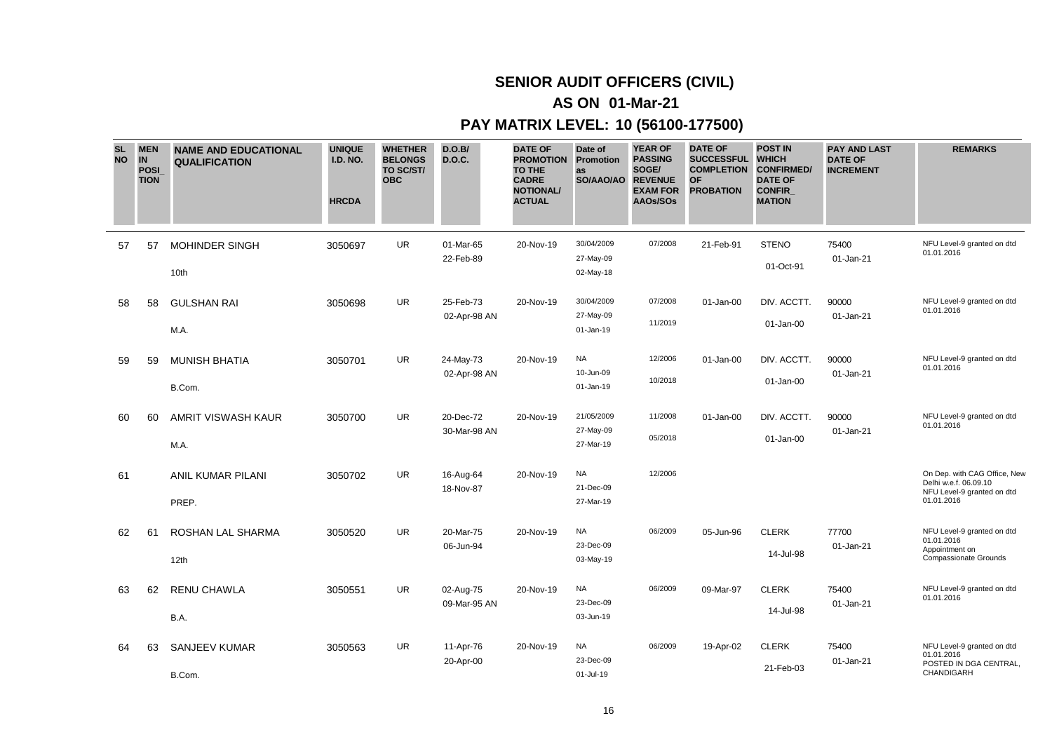# SENIOR AUDIT OFFICERS (CIVIL)

## AS ON 01-Mar-21

## PAY MATRIX LEVEL: 10 (56100-177500)

| SL NO | MEN IN POSI_TION | NAME AND EDUCATIONAL QUALIFICATION | UNIQUE I.D. NO. HRCDA | WHETHER BELONGS TO SC/ST/ OBC | D.O.B/ D.O.C. | DATE OF PROMOTION TO THE CADRE NOTIONAL/ ACTUAL | Date of Promotion as SO/AAO/AO | YEAR OF PASSING SOGE/ REVENUE EXAM FOR AAOs/SOs | DATE OF SUCCESSFUL COMPLETION OF PROBATION | POST IN WHICH CONFIRMED/ DATE OF CONFIR_MATION | PAY AND LAST DATE OF INCREMENT | REMARKS |
|---|---|---|---|---|---|---|---|---|---|---|---|---|
| 57 | 57 | MOHINDER SINGH<br>10th | 3050697 | UR | 01-Mar-65<br>22-Feb-89 | 20-Nov-19 | 30/04/2009<br>27-May-09<br>02-May-18 | 07/2008 | 21-Feb-91 | STENO<br>01-Oct-91 | 75400<br>01-Jan-21 | NFU Level-9 granted on dtd 01.01.2016 |
| 58 | 58 | GULSHAN RAI<br>M.A. | 3050698 | UR | 25-Feb-73<br>02-Apr-98 AN | 20-Nov-19 | 30/04/2009<br>27-May-09<br>01-Jan-19 | 07/2008<br>11/2019 | 01-Jan-00 | DIV. ACCTT.<br>01-Jan-00 | 90000<br>01-Jan-21 | NFU Level-9 granted on dtd 01.01.2016 |
| 59 | 59 | MUNISH BHATIA<br>B.Com. | 3050701 | UR | 24-May-73<br>02-Apr-98 AN | 20-Nov-19 | NA<br>10-Jun-09<br>01-Jan-19 | 12/2006<br>10/2018 | 01-Jan-00 | DIV. ACCTT.<br>01-Jan-00 | 90000<br>01-Jan-21 | NFU Level-9 granted on dtd 01.01.2016 |
| 60 | 60 | AMRIT VISWASH KAUR<br>M.A. | 3050700 | UR | 20-Dec-72<br>30-Mar-98 AN | 20-Nov-19 | 21/05/2009<br>27-May-09<br>27-Mar-19 | 11/2008<br>05/2018 | 01-Jan-00 | DIV. ACCTT.<br>01-Jan-00 | 90000<br>01-Jan-21 | NFU Level-9 granted on dtd 01.01.2016 |
| 61 | | ANIL KUMAR PILANI<br>PREP. | 3050702 | UR | 16-Aug-64<br>18-Nov-87 | 20-Nov-19 | NA<br>21-Dec-09<br>27-Mar-19 | 12/2006 | | | | On Dep. with CAG Office, New Delhi w.e.f. 06.09.10 NFU Level-9 granted on dtd 01.01.2016 |
| 62 | 61 | ROSHAN LAL SHARMA<br>12th | 3050520 | UR | 20-Mar-75<br>06-Jun-94 | 20-Nov-19 | NA<br>23-Dec-09<br>03-May-19 | 06/2009 | 05-Jun-96 | CLERK<br>14-Jul-98 | 77700<br>01-Jan-21 | NFU Level-9 granted on dtd 01.01.2016 Appointment on Compassionate Grounds |
| 63 | 62 | RENU CHAWLA<br>B.A. | 3050551 | UR | 02-Aug-75<br>09-Mar-95 AN | 20-Nov-19 | NA<br>23-Dec-09<br>03-Jun-19 | 06/2009 | 09-Mar-97 | CLERK<br>14-Jul-98 | 75400<br>01-Jan-21 | NFU Level-9 granted on dtd 01.01.2016 |
| 64 | 63 | SANJEEV KUMAR<br>B.Com. | 3050563 | UR | 11-Apr-76<br>20-Apr-00 | 20-Nov-19 | NA<br>23-Dec-09<br>01-Jul-19 | 06/2009 | 19-Apr-02 | CLERK<br>21-Feb-03 | 75400<br>01-Jan-21 | NFU Level-9 granted on dtd 01.01.2016 POSTED IN DGA CENTRAL, CHANDIGARH |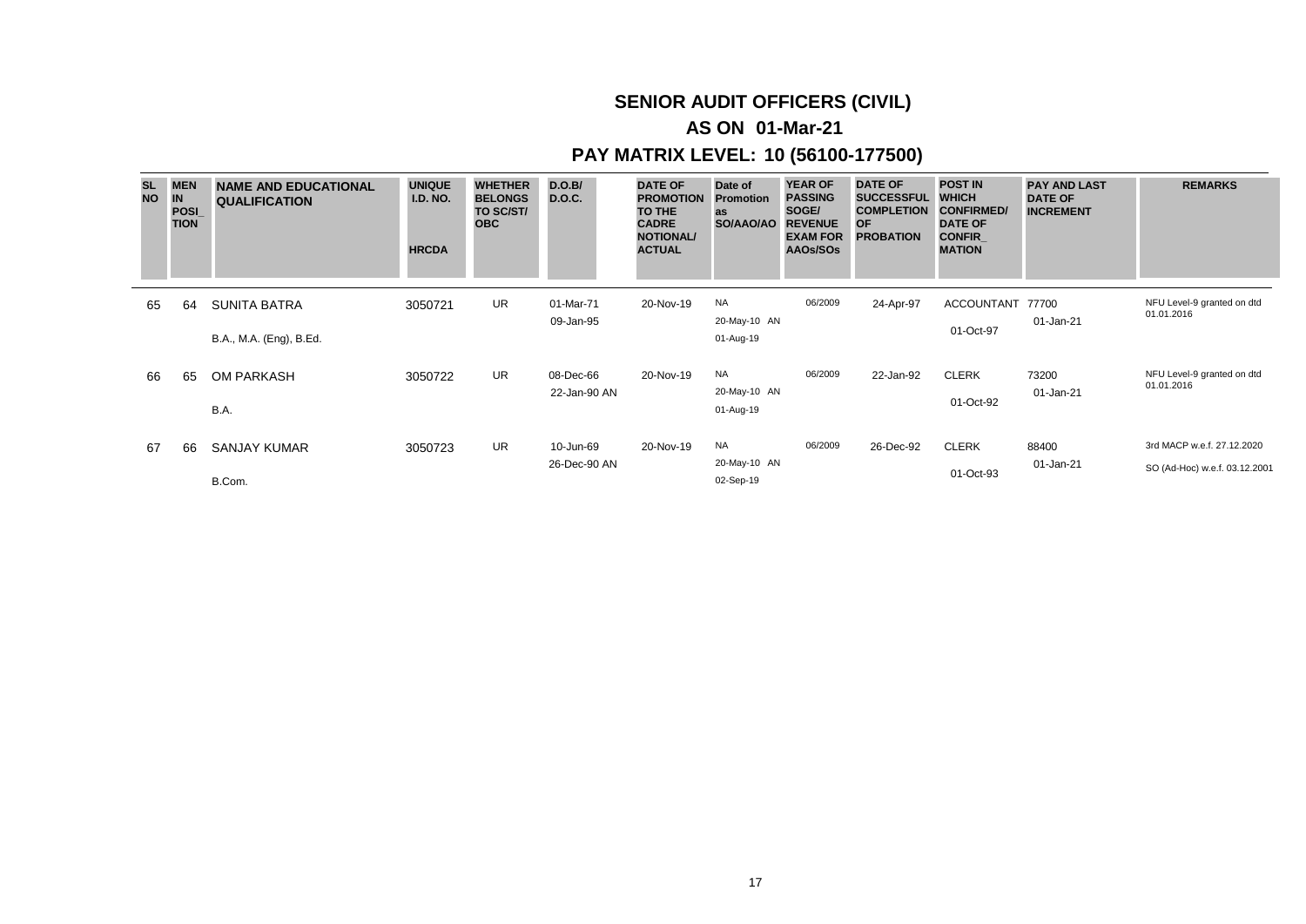# SENIOR AUDIT OFFICERS (CIVIL)

## AS ON 01-Mar-21

## PAY MATRIX LEVEL: 10 (56100-177500)

| SL NO | MEN IN POSI_ TION | NAME AND EDUCATIONAL QUALIFICATION | UNIQUE I.D. NO. HRCDA | WHETHER BELONGS TO SC/ST/ OBC | D.O.B/ D.O.C. | DATE OF PROMOTION TO THE CADRE NOTIONAL/ ACTUAL | Date of Promotion as SO/AAO/AO | YEAR OF PASSING SOGE/ REVENUE EXAM FOR AAOs/SOs | DATE OF SUCCESSFUL COMPLETION OF PROBATION | POST IN WHICH CONFIRMED/ DATE OF CONFIR_ MATION | PAY AND LAST DATE OF INCREMENT | REMARKS |
|---|---|---|---|---|---|---|---|---|---|---|---|---|
| 65 | 64 | SUNITA BATRA<br>B.A., M.A. (Eng), B.Ed. | 3050721 | UR | 01-Mar-71<br>09-Jan-95 | 20-Nov-19 | NA<br>20-May-10 AN<br>01-Aug-19 | 06/2009 | 24-Apr-97 | ACCOUNTANT<br>01-Oct-97 | 77700<br>01-Jan-21 | NFU Level-9 granted on dtd 01.01.2016 |
| 66 | 65 | OM PARKASH<br>B.A. | 3050722 | UR | 08-Dec-66<br>22-Jan-90 AN | 20-Nov-19 | NA<br>20-May-10 AN<br>01-Aug-19 | 06/2009 | 22-Jan-92 | CLERK<br>01-Oct-92 | 73200<br>01-Jan-21 | NFU Level-9 granted on dtd 01.01.2016 |
| 67 | 66 | SANJAY KUMAR<br>B.Com. | 3050723 | UR | 10-Jun-69<br>26-Dec-90 AN | 20-Nov-19 | NA<br>20-May-10 AN<br>02-Sep-19 | 06/2009 | 26-Dec-92 | CLERK<br>01-Oct-93 | 88400<br>01-Jan-21 | 3rd MACP w.e.f. 27.12.2020<br>SO (Ad-Hoc) w.e.f. 03.12.2001 |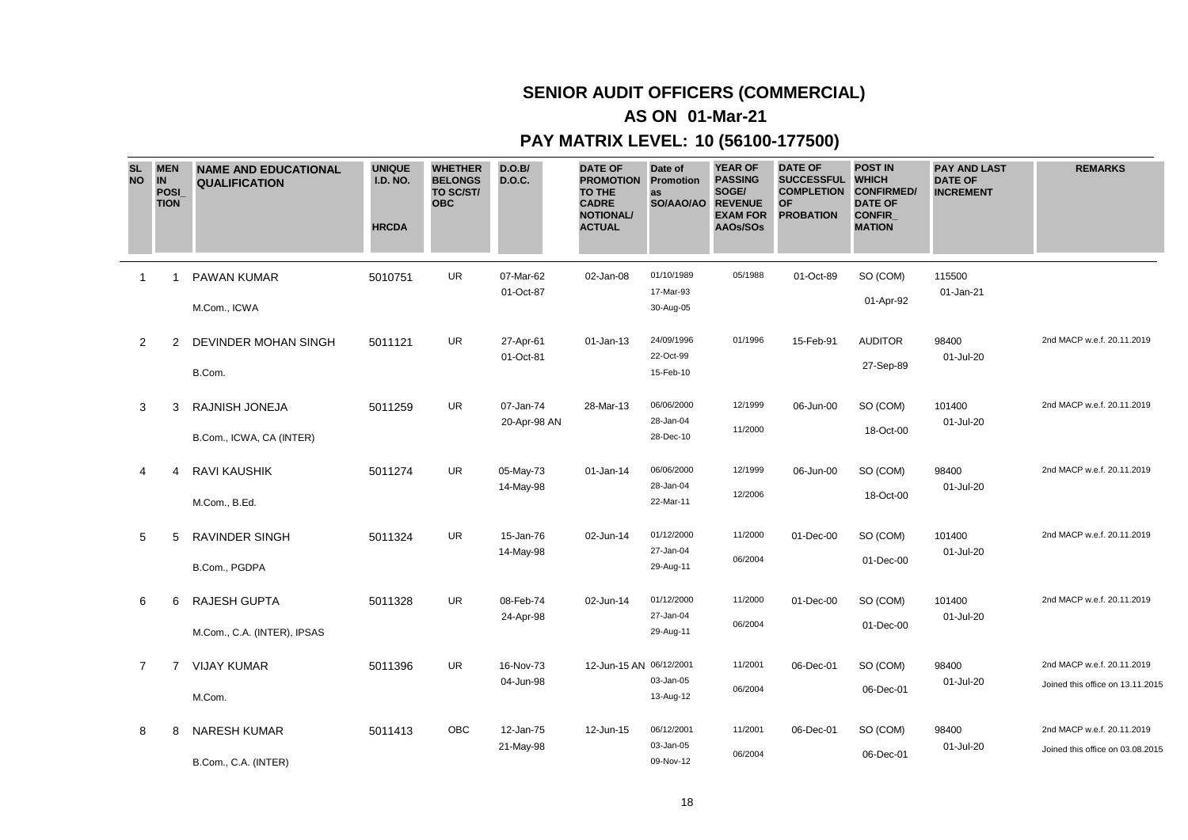# SENIOR AUDIT OFFICERS (COMMERCIAL)

## AS ON 01-Mar-21

## PAY MATRIX LEVEL: 10 (56100-177500)

| SL NO | MEN IN POSI_ TION | NAME AND EDUCATIONAL QUALIFICATION | UNIQUE I.D. NO. HRCDA | WHETHER BELONGS TO SC/ST/ OBC | D.O.B/ D.O.C. | DATE OF PROMOTION TO THE CADRE NOTIONAL/ ACTUAL | Date of Promotion as SO/AAO/AO | YEAR OF PASSING SOGE/ REVENUE EXAM FOR AAOs/SOs | DATE OF SUCCESSFUL COMPLETION OF PROBATION | POST IN WHICH CONFIRMED/ DATE OF CONFIR_ MATION | PAY AND LAST DATE OF INCREMENT | REMARKS |
|---|---|---|---|---|---|---|---|---|---|---|---|---|
| 1 | 1 | PAWAN KUMAR<br>M.Com., ICWA | 5010751 | UR | 07-Mar-62<br>01-Oct-87 | 02-Jan-08 | 01/10/1989<br>17-Mar-93<br>30-Aug-05 | 05/1988 | 01-Oct-89 | SO (COM)<br>01-Apr-92 | 115500<br>01-Jan-21 | |
| 2 | 2 | DEVINDER MOHAN SINGH<br>B.Com. | 5011121 | UR | 27-Apr-61<br>01-Oct-81 | 01-Jan-13 | 24/09/1996<br>22-Oct-99<br>15-Feb-10 | 01/1996 | 15-Feb-91 | AUDITOR<br>27-Sep-89 | 98400<br>01-Jul-20 | 2nd MACP w.e.f. 20.11.2019 |
| 3 | 3 | RAJNISH JONEJA<br>B.Com., ICWA, CA (INTER) | 5011259 | UR | 07-Jan-74<br>20-Apr-98 AN | 28-Mar-13 | 06/06/2000<br>28-Jan-04<br>28-Dec-10 | 12/1999<br>11/2000 | 06-Jun-00 | SO (COM)<br>18-Oct-00 | 101400<br>01-Jul-20 | 2nd MACP w.e.f. 20.11.2019 |
| 4 | 4 | RAVI KAUSHIK<br>M.Com., B.Ed. | 5011274 | UR | 05-May-73<br>14-May-98 | 01-Jan-14 | 06/06/2000<br>28-Jan-04<br>22-Mar-11 | 12/1999<br>12/2006 | 06-Jun-00 | SO (COM)<br>18-Oct-00 | 98400<br>01-Jul-20 | 2nd MACP w.e.f. 20.11.2019 |
| 5 | 5 | RAVINDER SINGH<br>B.Com., PGDPA | 5011324 | UR | 15-Jan-76<br>14-May-98 | 02-Jun-14 | 01/12/2000<br>27-Jan-04<br>29-Aug-11 | 11/2000<br>06/2004 | 01-Dec-00 | SO (COM)<br>01-Dec-00 | 101400<br>01-Jul-20 | 2nd MACP w.e.f. 20.11.2019 |
| 6 | 6 | RAJESH GUPTA<br>M.Com., C.A. (INTER), IPSAS | 5011328 | UR | 08-Feb-74<br>24-Apr-98 | 02-Jun-14 | 01/12/2000<br>27-Jan-04<br>29-Aug-11 | 11/2000<br>06/2004 | 01-Dec-00 | SO (COM)<br>01-Dec-00 | 101400<br>01-Jul-20 | 2nd MACP w.e.f. 20.11.2019 |
| 7 | 7 | VIJAY KUMAR<br>M.Com. | 5011396 | UR | 16-Nov-73<br>04-Jun-98 | 12-Jun-15 AN | 06/12/2001<br>03-Jan-05<br>13-Aug-12 | 11/2001<br>06/2004 | 06-Dec-01 | SO (COM)<br>06-Dec-01 | 98400<br>01-Jul-20 | 2nd MACP w.e.f. 20.11.2019<br>Joined this office on 13.11.2015 |
| 8 | 8 | NARESH KUMAR<br>B.Com., C.A. (INTER) | 5011413 | OBC | 12-Jan-75<br>21-May-98 | 12-Jun-15 | 06/12/2001<br>03-Jan-05<br>09-Nov-12 | 11/2001<br>06/2004 | 06-Dec-01 | SO (COM)<br>06-Dec-01 | 98400<br>01-Jul-20 | 2nd MACP w.e.f. 20.11.2019<br>Joined this office on 03.08.2015 |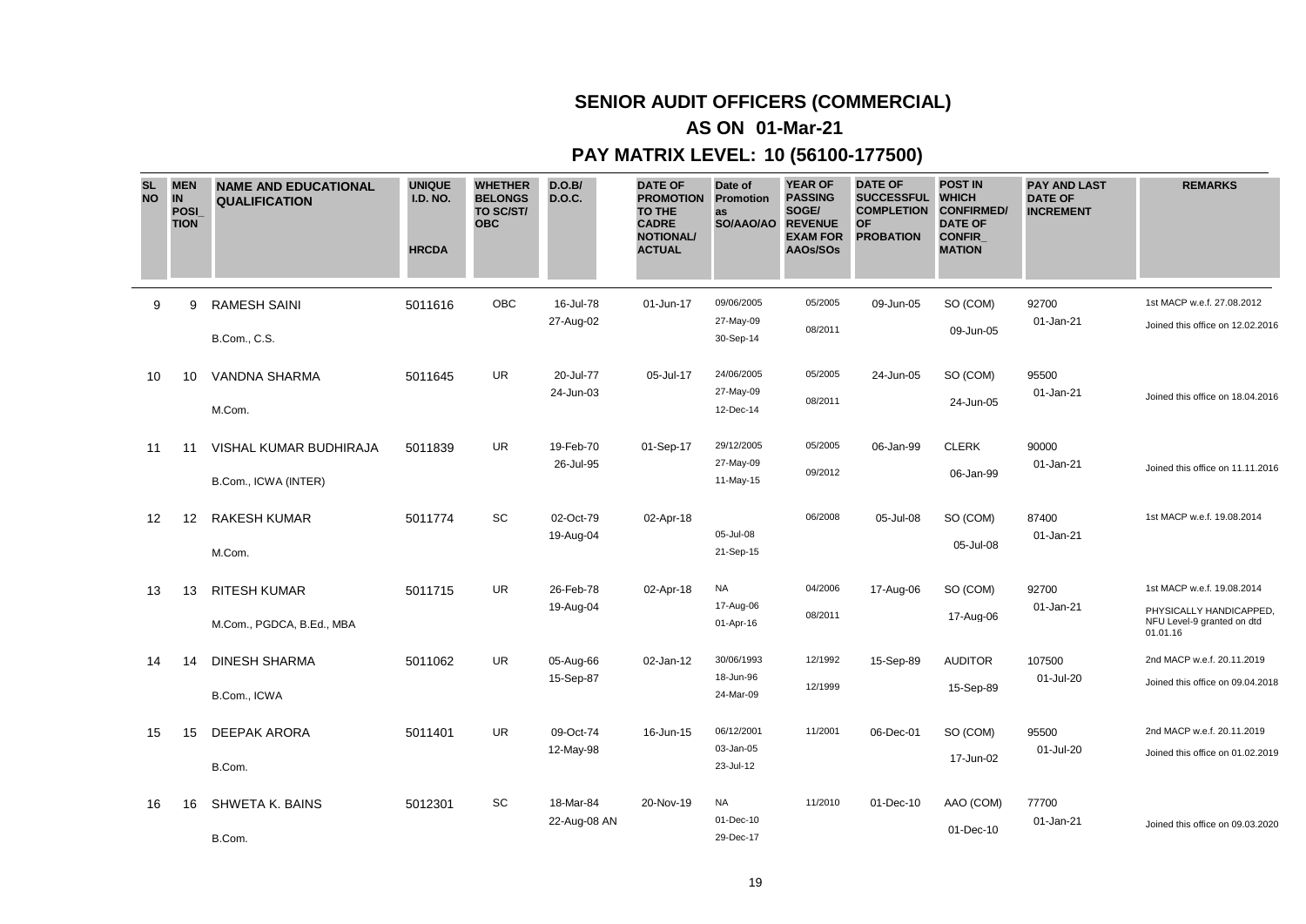# SENIOR AUDIT OFFICERS (COMMERCIAL)

## AS ON 01-Mar-21

## PAY MATRIX LEVEL: 10 (56100-177500)

| SL NO | MEN IN POSI_ TION | NAME AND EDUCATIONAL QUALIFICATION | UNIQUE I.D. NO. HRCDA | WHETHER BELONGS TO SC/ST/ OBC | D.O.B/ D.O.C. | DATE OF PROMOTION TO THE CADRE NOTIONAL/ ACTUAL | Date of Promotion as SO/AAO/AO | YEAR OF PASSING SOGE/ REVENUE EXAM FOR AAOs/SOs | DATE OF SUCCESSFUL COMPLETION OF PROBATION | POST IN WHICH CONFIRMED/ DATE OF CONFIR_ MATION | PAY AND LAST DATE OF INCREMENT | REMARKS |
|---|---|---|---|---|---|---|---|---|---|---|---|---|
| 9 | 9 | RAMESH SAINI<br>B.Com., C.S. | 5011616 | OBC | 16-Jul-78<br>27-Aug-02 | 01-Jun-17 | 09/06/2005<br>27-May-09<br>30-Sep-14 | 05/2005<br>08/2011 | 09-Jun-05 | SO (COM)<br>09-Jun-05 | 92700<br>01-Jan-21 | 1st MACP w.e.f. 27.08.2012<br>Joined this office on 12.02.2016 |
| 10 | 10 | VANDNA SHARMA<br>M.Com. | 5011645 | UR | 20-Jul-77<br>24-Jun-03 | 05-Jul-17 | 24/06/2005<br>27-May-09<br>12-Dec-14 | 05/2005<br>08/2011 | 24-Jun-05 | SO (COM)<br>24-Jun-05 | 95500<br>01-Jan-21 | Joined this office on 18.04.2016 |
| 11 | 11 | VISHAL KUMAR BUDHIRAJA<br>B.Com., ICWA (INTER) | 5011839 | UR | 19-Feb-70<br>26-Jul-95 | 01-Sep-17 | 29/12/2005<br>27-May-09<br>11-May-15 | 05/2005<br>09/2012 | 06-Jan-99 | CLERK<br>06-Jan-99 | 90000<br>01-Jan-21 | Joined this office on 11.11.2016 |
| 12 | 12 | RAKESH KUMAR<br>M.Com. | 5011774 | SC | 02-Oct-79<br>19-Aug-04 | 02-Apr-18 | 05-Jul-08<br>21-Sep-15 | 06/2008 | 05-Jul-08 | SO (COM)<br>05-Jul-08 | 87400<br>01-Jan-21 | 1st MACP w.e.f. 19.08.2014 |
| 13 | 13 | RITESH KUMAR<br>M.Com., PGDCA, B.Ed., MBA | 5011715 | UR | 26-Feb-78<br>19-Aug-04 | 02-Apr-18 | NA<br>17-Aug-06<br>01-Apr-16 | 04/2006<br>08/2011 | 17-Aug-06 | SO (COM)<br>17-Aug-06 | 92700<br>01-Jan-21 | 1st MACP w.e.f. 19.08.2014<br>PHYSICALLY HANDICAPPED, NFU Level-9 granted on dtd 01.01.16 |
| 14 | 14 | DINESH SHARMA<br>B.Com., ICWA | 5011062 | UR | 05-Aug-66<br>15-Sep-87 | 02-Jan-12 | 30/06/1993<br>18-Jun-96<br>24-Mar-09 | 12/1992<br>12/1999 | 15-Sep-89 | AUDITOR<br>15-Sep-89 | 107500<br>01-Jul-20 | 2nd MACP w.e.f. 20.11.2019<br>Joined this office on 09.04.2018 |
| 15 | 15 | DEEPAK ARORA<br>B.Com. | 5011401 | UR | 09-Oct-74<br>12-May-98 | 16-Jun-15 | 06/12/2001<br>03-Jan-05<br>23-Jul-12 | 11/2001 | 06-Dec-01 | SO (COM)<br>17-Jun-02 | 95500<br>01-Jul-20 | 2nd MACP w.e.f. 20.11.2019<br>Joined this office on 01.02.2019 |
| 16 | 16 | SHWETA K. BAINS<br>B.Com. | 5012301 | SC | 18-Mar-84<br>22-Aug-08 AN | 20-Nov-19 | NA<br>01-Dec-10<br>29-Dec-17 | 11/2010 | 01-Dec-10 | AAO (COM)<br>01-Dec-10 | 77700<br>01-Jan-21 | Joined this office on 09.03.2020 |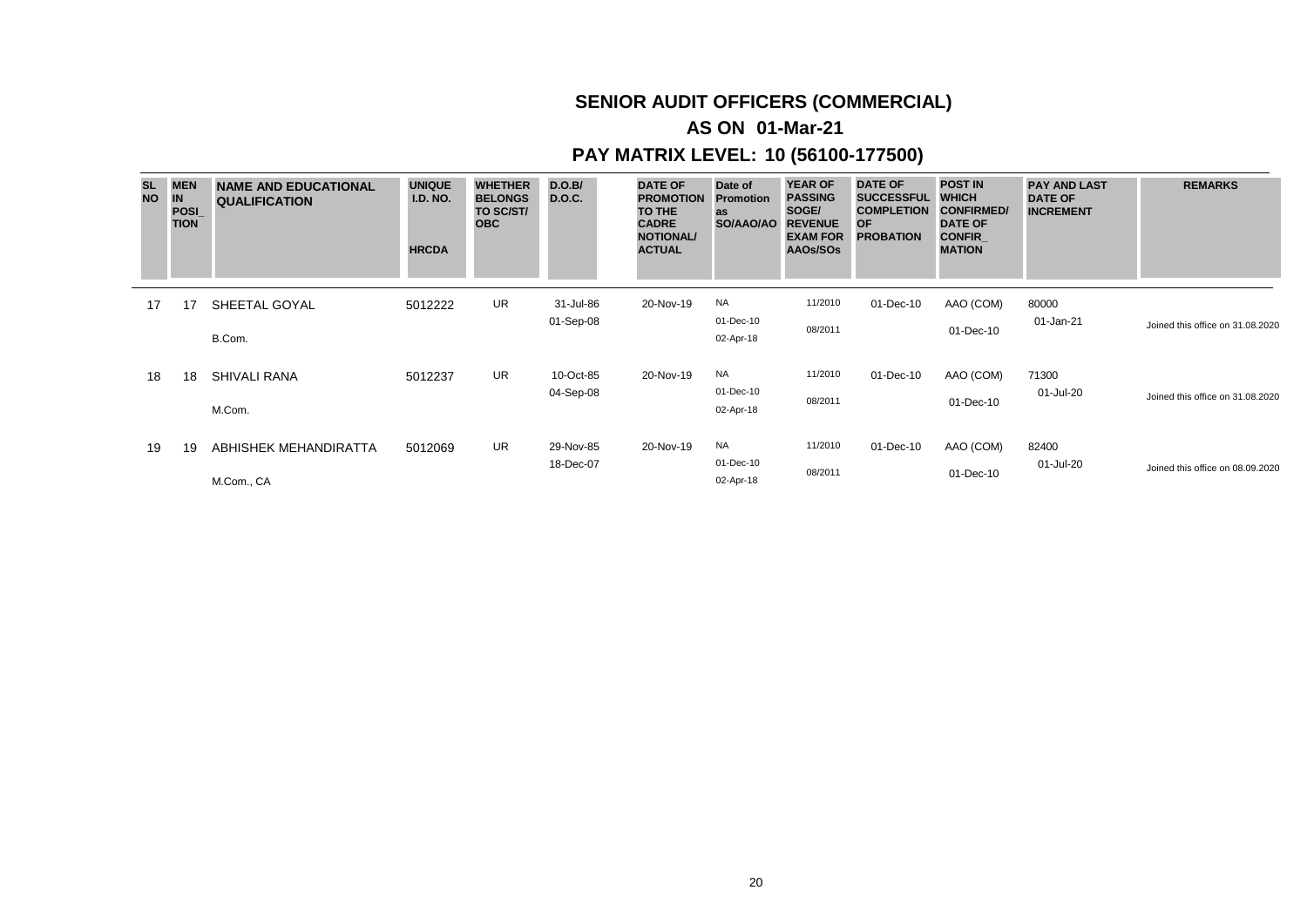## SENIOR AUDIT OFFICERS (COMMERCIAL)

## AS ON 01-Mar-21

## PAY MATRIX LEVEL: 10 (56100-177500)

| SL NO | MEN IN POSI_TION | NAME AND EDUCATIONAL QUALIFICATION | UNIQUE I.D. NO. HRCDA | WHETHER BELONGS TO SC/ST/ OBC | D.O.B/ D.O.C. | DATE OF PROMOTION TO THE CADRE NOTIONAL/ ACTUAL | Date of Promotion as SO/AAO/AO | YEAR OF PASSING SOGE/ REVENUE EXAM FOR AAOs/SOs | DATE OF SUCCESSFUL COMPLETION OF PROBATION | POST IN WHICH CONFIRMED/ DATE OF CONFIR_MATION | PAY AND LAST DATE OF INCREMENT | REMARKS |
|---|---|---|---|---|---|---|---|---|---|---|---|---|
| 17 | 17 | SHEETAL GOYAL<br>B.Com. | 5012222 | UR | 31-Jul-86<br>01-Sep-08 | 20-Nov-19 | NA<br>01-Dec-10<br>02-Apr-18 | 11/2010<br>08/2011 | 01-Dec-10 | AAO (COM)<br>01-Dec-10 | 80000<br>01-Jan-21 | Joined this office on 31.08.2020 |
| 18 | 18 | SHIVALI RANA<br>M.Com. | 5012237 | UR | 10-Oct-85<br>04-Sep-08 | 20-Nov-19 | NA<br>01-Dec-10<br>02-Apr-18 | 11/2010<br>08/2011 | 01-Dec-10 | AAO (COM)<br>01-Dec-10 | 71300<br>01-Jul-20 | Joined this office on 31.08.2020 |
| 19 | 19 | ABHISHEK MEHANDIRATTA<br>M.Com., CA | 5012069 | UR | 29-Nov-85<br>18-Dec-07 | 20-Nov-19 | NA<br>01-Dec-10<br>02-Apr-18 | 11/2010<br>08/2011 | 01-Dec-10 | AAO (COM)<br>01-Dec-10 | 82400<br>01-Jul-20 | Joined this office on 08.09.2020 |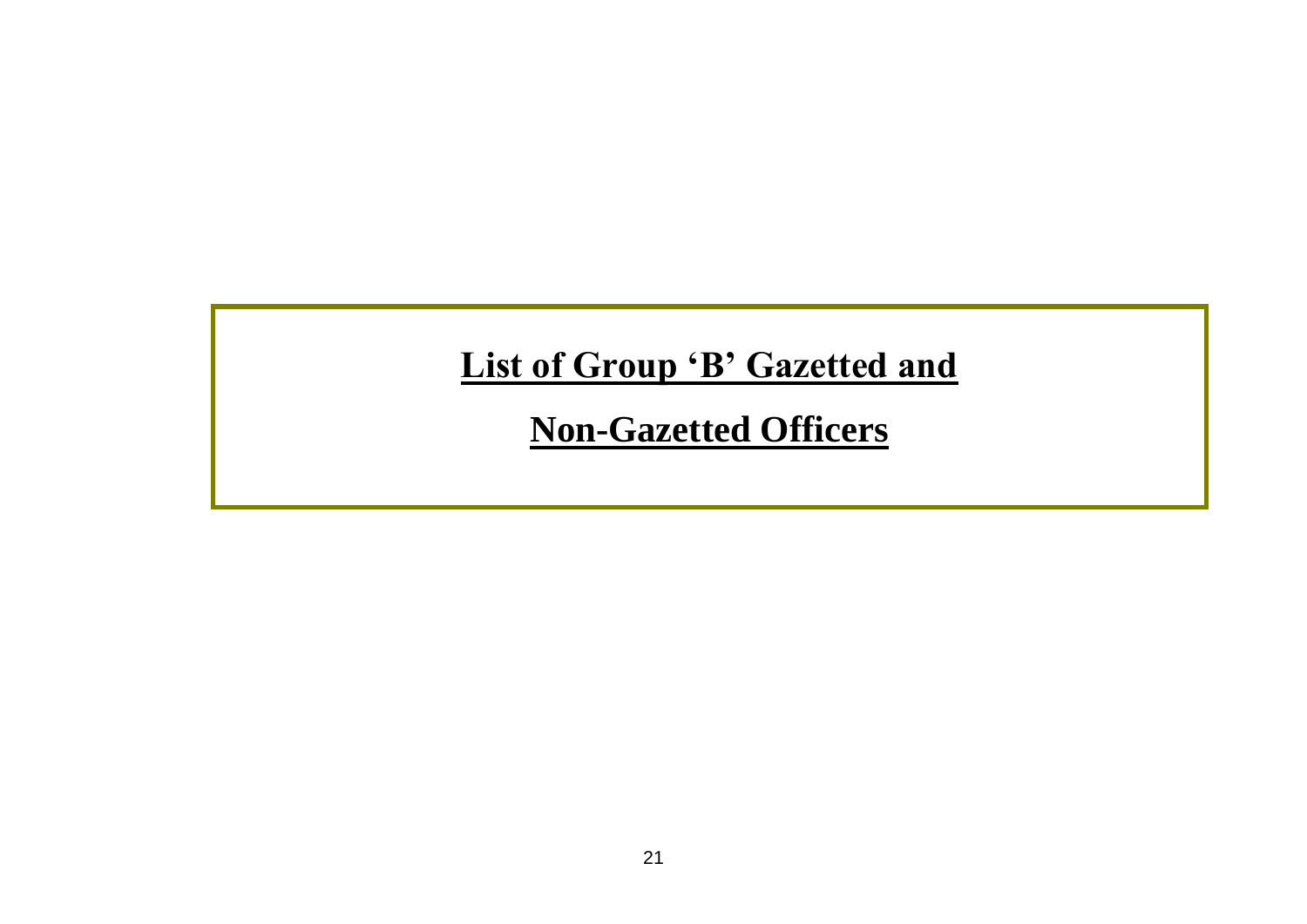# List of Group 'B' Gazetted and Non-Gazetted Officers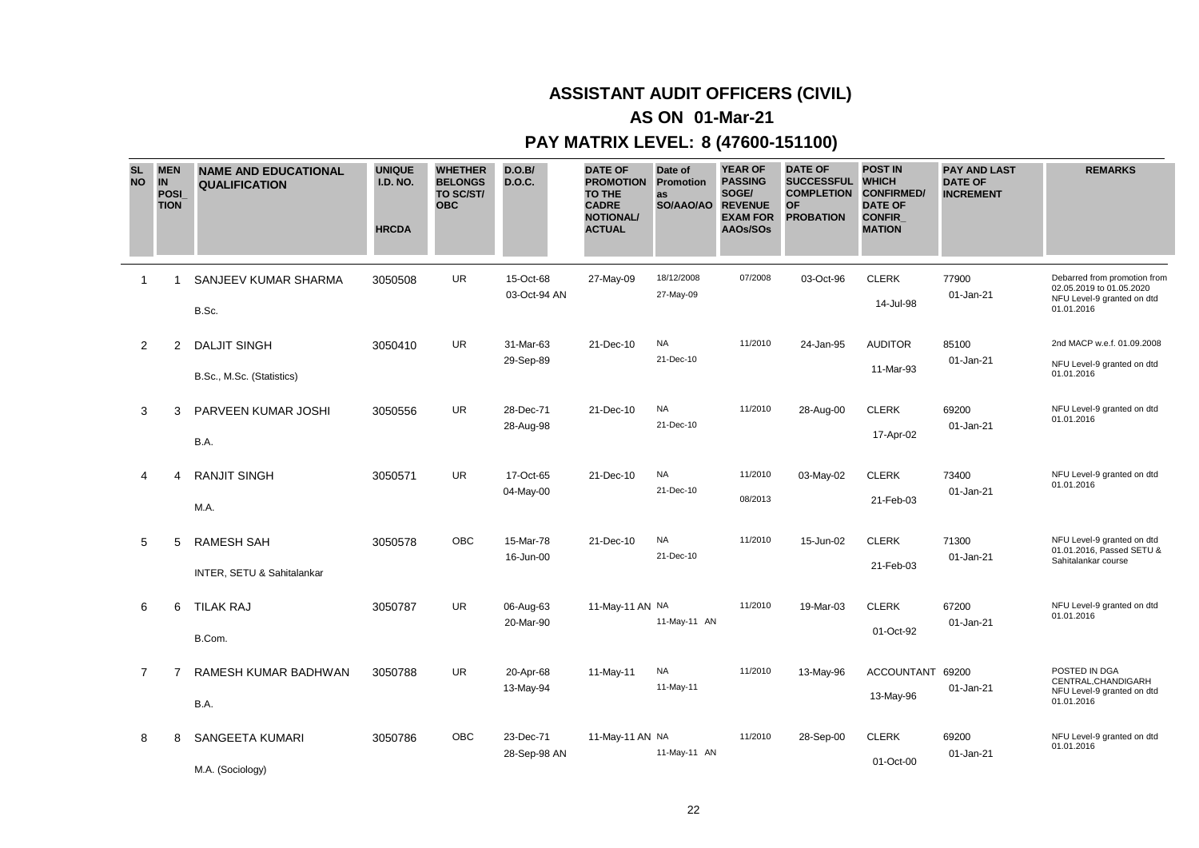# ASSISTANT AUDIT OFFICERS (CIVIL)

## AS ON 01-Mar-21

## PAY MATRIX LEVEL: 8 (47600-151100)

| SL NO | MEN IN POSI_TION | NAME AND EDUCATIONAL QUALIFICATION | UNIQUE I.D. NO. HRCDA | WHETHER BELONGS TO SC/ST/ OBC | D.O.B/ D.O.C. | DATE OF PROMOTION TO THE CADRE NOTIONAL/ ACTUAL | Date of Promotion as SO/AAO/AO | YEAR OF PASSING SOGE/ REVENUE EXAM FOR AAOs/SOs | DATE OF SUCCESSFUL COMPLETION OF PROBATION | POST IN WHICH CONFIRMED/ DATE OF CONFIR_MATION | PAY AND LAST DATE OF INCREMENT | REMARKS |
|---|---|---|---|---|---|---|---|---|---|---|---|---|
| 1 | 1 | SANJEEV KUMAR SHARMA<br>B.Sc. | 3050508 | UR | 15-Oct-68<br>03-Oct-94 AN | 27-May-09 | 18/12/2008<br>27-May-09 | 07/2008 | 03-Oct-96 | CLERK<br>14-Jul-98 | 77900<br>01-Jan-21 | Debarred from promotion from 02.05.2019 to 01.05.2020 NFU Level-9 granted on dtd 01.01.2016 |
| 2 | 2 | DALJIT SINGH<br>B.Sc., M.Sc. (Statistics) | 3050410 | UR | 31-Mar-63<br>29-Sep-89 | 21-Dec-10 | NA<br>21-Dec-10 | 11/2010 | 24-Jan-95 | AUDITOR<br>11-Mar-93 | 85100<br>01-Jan-21 | 2nd MACP w.e.f. 01.09.2008 NFU Level-9 granted on dtd 01.01.2016 |
| 3 | 3 | PARVEEN KUMAR JOSHI<br>B.A. | 3050556 | UR | 28-Dec-71<br>28-Aug-98 | 21-Dec-10 | NA<br>21-Dec-10 | 11/2010 | 28-Aug-00 | CLERK<br>17-Apr-02 | 69200<br>01-Jan-21 | NFU Level-9 granted on dtd 01.01.2016 |
| 4 | 4 | RANJIT SINGH<br>M.A. | 3050571 | UR | 17-Oct-65<br>04-May-00 | 21-Dec-10 | NA<br>21-Dec-10 | 11/2010<br>08/2013 | 03-May-02 | CLERK<br>21-Feb-03 | 73400<br>01-Jan-21 | NFU Level-9 granted on dtd 01.01.2016 |
| 5 | 5 | RAMESH SAH<br>INTER, SETU & Sahitalankar | 3050578 | OBC | 15-Mar-78<br>16-Jun-00 | 21-Dec-10 | NA<br>21-Dec-10 | 11/2010 | 15-Jun-02 | CLERK<br>21-Feb-03 | 71300<br>01-Jan-21 | NFU Level-9 granted on dtd 01.01.2016, Passed SETU & Sahitalankar course |
| 6 | 6 | TILAK RAJ<br>B.Com. | 3050787 | UR | 06-Aug-63<br>20-Mar-90 | 11-May-11 AN | NA<br>11-May-11 AN | 11/2010 | 19-Mar-03 | CLERK<br>01-Oct-92 | 67200<br>01-Jan-21 | NFU Level-9 granted on dtd 01.01.2016 |
| 7 | 7 | RAMESH KUMAR BADHWAN<br>B.A. | 3050788 | UR | 20-Apr-68<br>13-May-94 | 11-May-11 | NA<br>11-May-11 | 11/2010 | 13-May-96 | ACCOUNTANT<br>13-May-96 | 69200<br>01-Jan-21 | POSTED IN DGA CENTRAL,CHANDIGARH NFU Level-9 granted on dtd 01.01.2016 |
| 8 | 8 | SANGEETA KUMARI<br>M.A. (Sociology) | 3050786 | OBC | 23-Dec-71<br>28-Sep-98 AN | 11-May-11 AN | NA<br>11-May-11 AN | 11/2010 | 28-Sep-00 | CLERK<br>01-Oct-00 | 69200<br>01-Jan-21 | NFU Level-9 granted on dtd 01.01.2016 |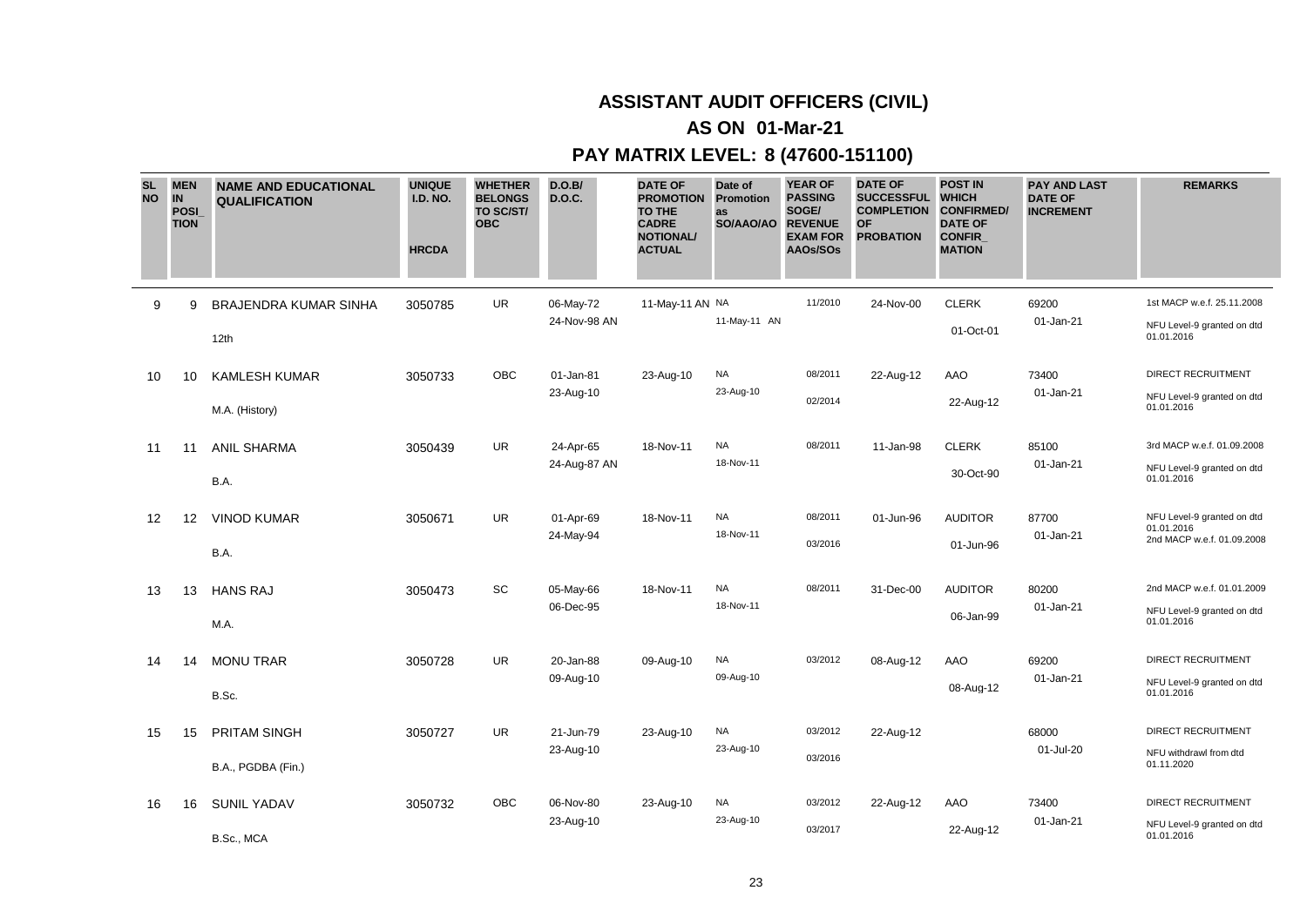# ASSISTANT AUDIT OFFICERS (CIVIL)

## AS ON 01-Mar-21

## PAY MATRIX LEVEL: 8 (47600-151100)

| SL NO | MEN IN POSI_TION | NAME AND EDUCATIONAL QUALIFICATION | UNIQUE I.D. NO. HRCDA | WHETHER BELONGS TO SC/ST/ OBC | D.O.B/ D.O.C. | DATE OF PROMOTION TO THE CADRE NOTIONAL/ ACTUAL | Date of Promotion as SO/AAO/AO | YEAR OF PASSING SOGE/ REVENUE EXAM FOR AAOs/SOs | DATE OF SUCCESSFUL COMPLETION OF PROBATION | POST IN WHICH CONFIRMED/ DATE OF CONFIR_MATION | PAY AND LAST DATE OF INCREMENT | REMARKS |
|---|---|---|---|---|---|---|---|---|---|---|---|---|
| 9 | 9 | BRAJENDRA KUMAR SINHA<br>12th | 3050785 | UR | 06-May-72<br>24-Nov-98 AN | 11-May-11 AN | NA<br>11-May-11 AN | 11/2010 | 24-Nov-00 | CLERK<br>01-Oct-01 | 69200<br>01-Jan-21 | 1st MACP w.e.f. 25.11.2008<br>NFU Level-9 granted on dtd 01.01.2016 |
| 10 | 10 | KAMLESH KUMAR<br>M.A. (History) | 3050733 | OBC | 01-Jan-81<br>23-Aug-10 | 23-Aug-10 | NA<br>23-Aug-10 | 08/2011<br>02/2014 | 22-Aug-12 | AAO<br>22-Aug-12 | 73400<br>01-Jan-21 | DIRECT RECRUITMENT<br>NFU Level-9 granted on dtd 01.01.2016 |
| 11 | 11 | ANIL SHARMA<br>B.A. | 3050439 | UR | 24-Apr-65<br>24-Aug-87 AN | 18-Nov-11 | NA<br>18-Nov-11 | 08/2011 | 11-Jan-98 | CLERK<br>30-Oct-90 | 85100<br>01-Jan-21 | 3rd MACP w.e.f. 01.09.2008<br>NFU Level-9 granted on dtd 01.01.2016 |
| 12 | 12 | VINOD KUMAR<br>B.A. | 3050671 | UR | 01-Apr-69<br>24-May-94 | 18-Nov-11 | NA<br>18-Nov-11 | 08/2011<br>03/2016 | 01-Jun-96 | AUDITOR<br>01-Jun-96 | 87700<br>01-Jan-21 | NFU Level-9 granted on dtd 01.01.2016<br>2nd MACP w.e.f. 01.09.2008 |
| 13 | 13 | HANS RAJ<br>M.A. | 3050473 | SC | 05-May-66<br>06-Dec-95 | 18-Nov-11 | NA<br>18-Nov-11 | 08/2011 | 31-Dec-00 | AUDITOR<br>06-Jan-99 | 80200<br>01-Jan-21 | 2nd MACP w.e.f. 01.01.2009<br>NFU Level-9 granted on dtd 01.01.2016 |
| 14 | 14 | MONU TRAR<br>B.Sc. | 3050728 | UR | 20-Jan-88<br>09-Aug-10 | 09-Aug-10 | NA<br>09-Aug-10 | 03/2012 | 08-Aug-12 | AAO<br>08-Aug-12 | 69200<br>01-Jan-21 | DIRECT RECRUITMENT<br>NFU Level-9 granted on dtd 01.01.2016 |
| 15 | 15 | PRITAM SINGH<br>B.A., PGDBA (Fin.) | 3050727 | UR | 21-Jun-79<br>23-Aug-10 | 23-Aug-10 | NA<br>23-Aug-10 | 03/2012<br>03/2016 | 22-Aug-12 | | 68000<br>01-Jul-20 | DIRECT RECRUITMENT<br>NFU withdrawl from dtd 01.11.2020 |
| 16 | 16 | SUNIL YADAV<br>B.Sc., MCA | 3050732 | OBC | 06-Nov-80<br>23-Aug-10 | 23-Aug-10 | NA<br>23-Aug-10 | 03/2012<br>03/2017 | 22-Aug-12 | AAO<br>22-Aug-12 | 73400<br>01-Jan-21 | DIRECT RECRUITMENT<br>NFU Level-9 granted on dtd 01.01.2016 |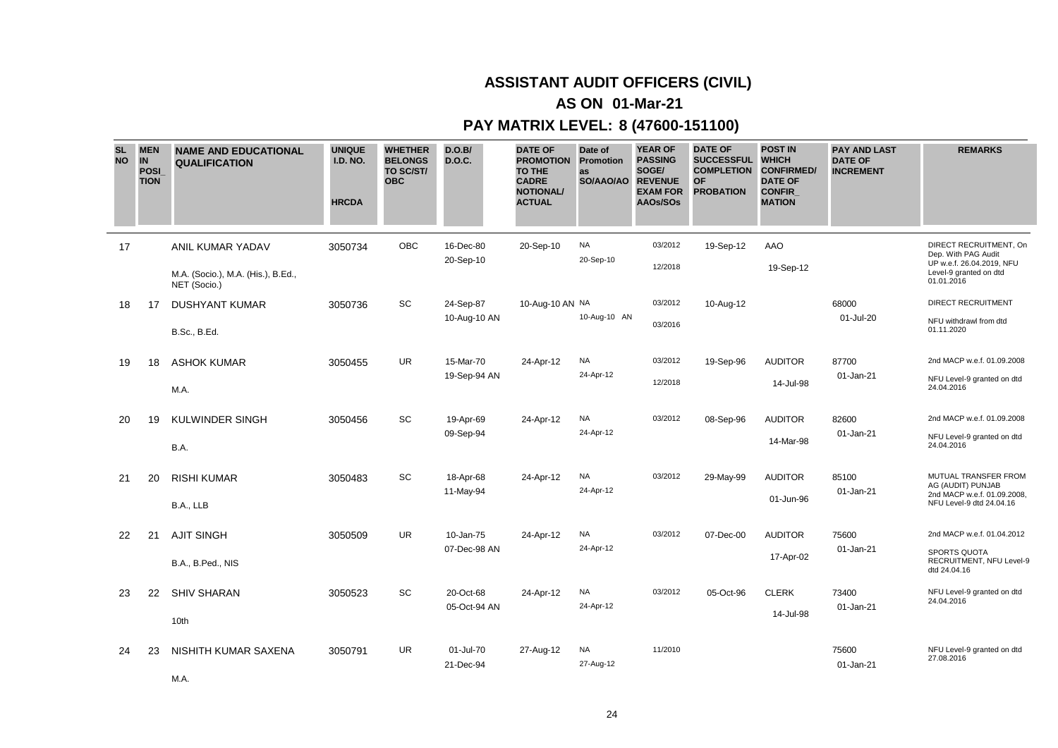# ASSISTANT AUDIT OFFICERS (CIVIL)

## AS ON 01-Mar-21

## PAY MATRIX LEVEL: 8 (47600-151100)

| SL NO | MEN IN POSI_TION | NAME AND EDUCATIONAL QUALIFICATION | UNIQUE I.D. NO. HRCDA | WHETHER BELONGS TO SC/ST/ OBC | D.O.B/ D.O.C. | DATE OF PROMOTION TO THE CADRE NOTIONAL/ ACTUAL | Date of Promotion as SO/AAO/AO | YEAR OF PASSING SOGE/ REVENUE EXAM FOR AAOs/SOs | DATE OF SUCCESSFUL COMPLETION OF PROBATION | POST IN WHICH CONFIRMED/ DATE OF CONFIR_MATION | PAY AND LAST DATE OF INCREMENT | REMARKS |
|---|---|---|---|---|---|---|---|---|---|---|---|---|
| 17 | | ANIL KUMAR YADAV<br>M.A. (Socio.), M.A. (His.), B.Ed., NET (Socio.) | 3050734 | OBC | 16-Dec-80<br>20-Sep-10 | 20-Sep-10 | NA<br>20-Sep-10 | 03/2012<br>12/2018 | 19-Sep-12 | AAO<br>19-Sep-12 | | DIRECT RECRUITMENT, On Dep. With PAG Audit UP w.e.f. 26.04.2019, NFU Level-9 granted on dtd 01.01.2016 |
| 18 | 17 | DUSHYANT KUMAR<br>B.Sc., B.Ed. | 3050736 | SC | 24-Sep-87<br>10-Aug-10 AN | 10-Aug-10 AN | NA<br>10-Aug-10 AN | 03/2012<br>03/2016 | 10-Aug-12 | | 68000<br>01-Jul-20 | DIRECT RECRUITMENT<br>NFU withdrawl from dtd 01.11.2020 |
| 19 | 18 | ASHOK KUMAR<br>M.A. | 3050455 | UR | 15-Mar-70<br>19-Sep-94 AN | 24-Apr-12 | NA<br>24-Apr-12 | 03/2012<br>12/2018 | 19-Sep-96 | AUDITOR<br>14-Jul-98 | 87700<br>01-Jan-21 | 2nd MACP w.e.f. 01.09.2008<br>NFU Level-9 granted on dtd 24.04.2016 |
| 20 | 19 | KULWINDER SINGH<br>B.A. | 3050456 | SC | 19-Apr-69<br>09-Sep-94 | 24-Apr-12 | NA<br>24-Apr-12 | 03/2012 | 08-Sep-96 | AUDITOR<br>14-Mar-98 | 82600<br>01-Jan-21 | 2nd MACP w.e.f. 01.09.2008<br>NFU Level-9 granted on dtd 24.04.2016 |
| 21 | 20 | RISHI KUMAR<br>B.A., LLB | 3050483 | SC | 18-Apr-68<br>11-May-94 | 24-Apr-12 | NA<br>24-Apr-12 | 03/2012 | 29-May-99 | AUDITOR<br>01-Jun-96 | 85100<br>01-Jan-21 | MUTUAL TRANSFER FROM AG (AUDIT) PUNJAB<br>2nd MACP w.e.f. 01.09.2008, NFU Level-9 dtd 24.04.16 |
| 22 | 21 | AJIT SINGH<br>B.A., B.Ped., NIS | 3050509 | UR | 10-Jan-75<br>07-Dec-98 AN | 24-Apr-12 | NA<br>24-Apr-12 | 03/2012 | 07-Dec-00 | AUDITOR<br>17-Apr-02 | 75600<br>01-Jan-21 | 2nd MACP w.e.f. 01.04.2012<br>SPORTS QUOTA RECRUITMENT, NFU Level-9 dtd 24.04.16 |
| 23 | 22 | SHIV SHARAN<br>10th | 3050523 | SC | 20-Oct-68<br>05-Oct-94 AN | 24-Apr-12 | NA<br>24-Apr-12 | 03/2012 | 05-Oct-96 | CLERK<br>14-Jul-98 | 73400<br>01-Jan-21 | NFU Level-9 granted on dtd 24.04.2016 |
| 24 | 23 | NISHITH KUMAR SAXENA<br>M.A. | 3050791 | UR | 01-Jul-70<br>21-Dec-94 | 27-Aug-12 | NA<br>27-Aug-12 | 11/2010 | | | 75600<br>01-Jan-21 | NFU Level-9 granted on dtd 27.08.2016 |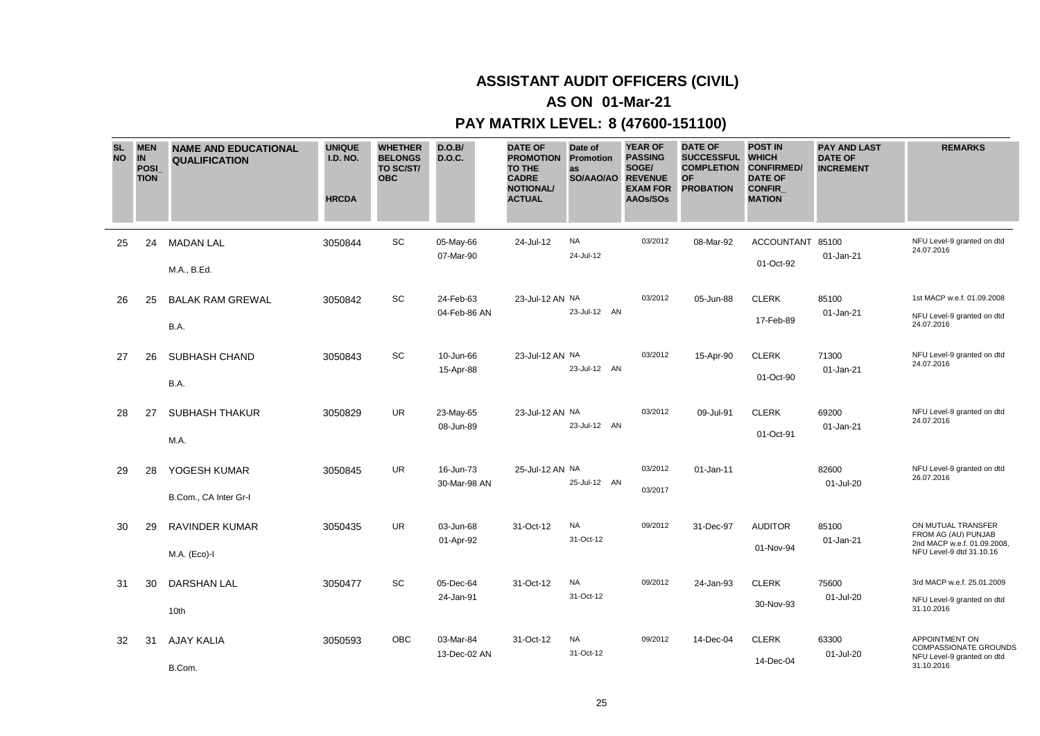# ASSISTANT AUDIT OFFICERS (CIVIL)

## AS ON 01-Mar-21

## PAY MATRIX LEVEL: 8 (47600-151100)

| SL NO | MEN IN POSI_TION | NAME AND EDUCATIONAL QUALIFICATION | UNIQUE I.D. NO. HRCDA | WHETHER BELONGS TO SC/ST/ OBC | D.O.B/ D.O.C. | DATE OF PROMOTION TO THE CADRE NOTIONAL/ ACTUAL | Date of Promotion as SO/AAO/AO | YEAR OF PASSING SOGE/ REVENUE EXAM FOR AAOs/SOs | DATE OF SUCCESSFUL COMPLETION OF PROBATION | POST IN WHICH CONFIRMED/ DATE OF CONFIR_MATION | PAY AND LAST DATE OF INCREMENT | REMARKS |
|---|---|---|---|---|---|---|---|---|---|---|---|---|
| 25 | 24 | MADAN LAL<br>M.A., B.Ed. | 3050844 | SC | 05-May-66<br>07-Mar-90 | 24-Jul-12 | NA<br>24-Jul-12 | 03/2012 | 08-Mar-92 | ACCOUNTANT<br>01-Oct-92 | 85100<br>01-Jan-21 | NFU Level-9 granted on dtd 24.07.2016 |
| 26 | 25 | BALAK RAM GREWAL<br>B.A. | 3050842 | SC | 24-Feb-63<br>04-Feb-86 AN | 23-Jul-12 AN | NA<br>23-Jul-12 AN | 03/2012 | 05-Jun-88 | CLERK<br>17-Feb-89 | 85100<br>01-Jan-21 | 1st MACP w.e.f. 01.09.2008<br>NFU Level-9 granted on dtd 24.07.2016 |
| 27 | 26 | SUBHASH CHAND<br>B.A. | 3050843 | SC | 10-Jun-66<br>15-Apr-88 | 23-Jul-12 AN | NA<br>23-Jul-12 AN | 03/2012 | 15-Apr-90 | CLERK<br>01-Oct-90 | 71300<br>01-Jan-21 | NFU Level-9 granted on dtd 24.07.2016 |
| 28 | 27 | SUBHASH THAKUR<br>M.A. | 3050829 | UR | 23-May-65<br>08-Jun-89 | 23-Jul-12 AN | NA<br>23-Jul-12 AN | 03/2012 | 09-Jul-91 | CLERK<br>01-Oct-91 | 69200<br>01-Jan-21 | NFU Level-9 granted on dtd 24.07.2016 |
| 29 | 28 | YOGESH KUMAR<br>B.Com., CA Inter Gr-I | 3050845 | UR | 16-Jun-73<br>30-Mar-98 AN | 25-Jul-12 AN | NA<br>25-Jul-12 AN | 03/2012<br>03/2017 | 01-Jan-11 | | 82600<br>01-Jul-20 | NFU Level-9 granted on dtd 26.07.2016 |
| 30 | 29 | RAVINDER KUMAR<br>M.A. (Eco)-I | 3050435 | UR | 03-Jun-68<br>01-Apr-92 | 31-Oct-12 | NA<br>31-Oct-12 | 09/2012 | 31-Dec-97 | AUDITOR<br>01-Nov-94 | 85100<br>01-Jan-21 | ON MUTUAL TRANSFER FROM AG (AU) PUNJAB<br>2nd MACP w.e.f. 01.09.2008, NFU Level-9 dtd 31.10.16 |
| 31 | 30 | DARSHAN LAL<br>10th | 3050477 | SC | 05-Dec-64<br>24-Jan-91 | 31-Oct-12 | NA<br>31-Oct-12 | 09/2012 | 24-Jan-93 | CLERK<br>30-Nov-93 | 75600<br>01-Jul-20 | 3rd MACP w.e.f. 25.01.2009<br>NFU Level-9 granted on dtd 31.10.2016 |
| 32 | 31 | AJAY KALIA<br>B.Com. | 3050593 | OBC | 03-Mar-84<br>13-Dec-02 AN | 31-Oct-12 | NA<br>31-Oct-12 | 09/2012 | 14-Dec-04 | CLERK<br>14-Dec-04 | 63300<br>01-Jul-20 | APPOINTMENT ON COMPASSIONATE GROUNDS<br>NFU Level-9 granted on dtd 31.10.2016 |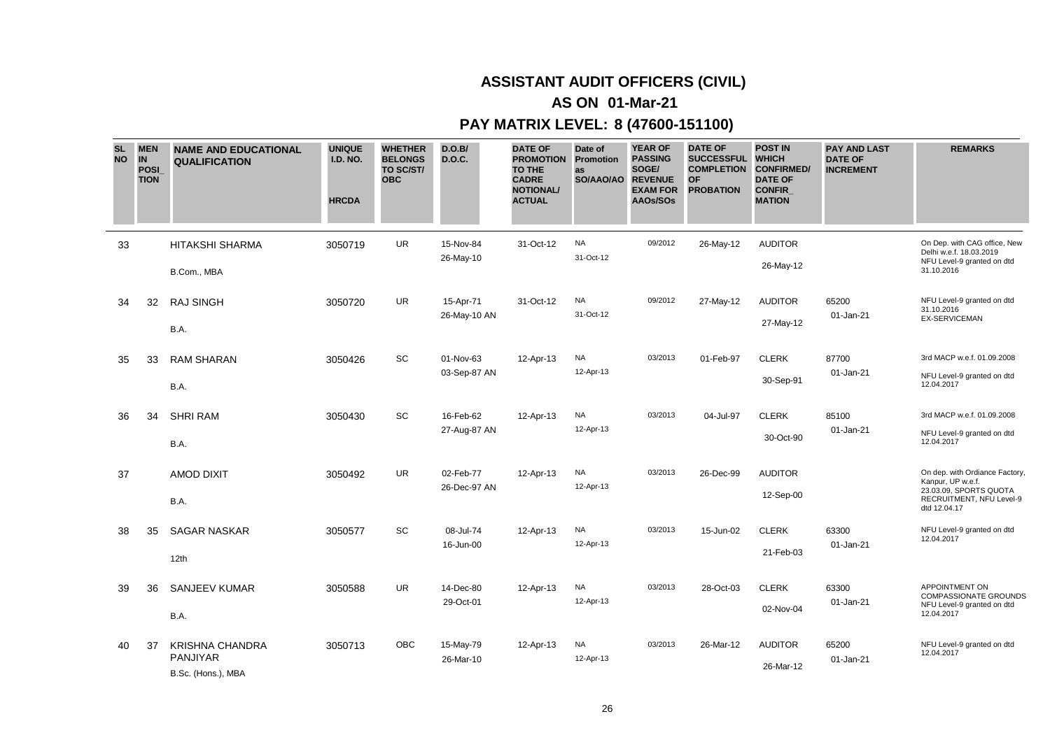# ASSISTANT AUDIT OFFICERS (CIVIL)

## AS ON 01-Mar-21

## PAY MATRIX LEVEL: 8 (47600-151100)

| SL NO | MEN IN POSI_TION | NAME AND EDUCATIONAL QUALIFICATION | UNIQUE I.D. NO. HRCDA | WHETHER BELONGS TO SC/ST/ OBC | D.O.B/ D.O.C. | DATE OF PROMOTION TO THE CADRE NOTIONAL/ ACTUAL | Date of Promotion as SO/AAO/AO | YEAR OF PASSING SOGE/ REVENUE EXAM FOR AAOs/SOs | DATE OF SUCCESSFUL COMPLETION OF PROBATION | POST IN WHICH CONFIRMED/ DATE OF CONFIR_MATION | PAY AND LAST DATE OF INCREMENT | REMARKS |
|---|---|---|---|---|---|---|---|---|---|---|---|---|
| 33 | | HITAKSHI SHARMA<br>B.Com., MBA | 3050719 | UR | 15-Nov-84<br>26-May-10 | 31-Oct-12 | NA<br>31-Oct-12 | 09/2012 | 26-May-12 | AUDITOR<br>26-May-12 | | On Dep. with CAG office, New Delhi w.e.f. 18.03.2019 NFU Level-9 granted on dtd 31.10.2016 |
| 34 | 32 | RAJ SINGH<br>B.A. | 3050720 | UR | 15-Apr-71<br>26-May-10 AN | 31-Oct-12 | NA<br>31-Oct-12 | 09/2012 | 27-May-12 | AUDITOR<br>27-May-12 | 65200<br>01-Jan-21 | NFU Level-9 granted on dtd 31.10.2016 EX-SERVICEMAN |
| 35 | 33 | RAM SHARAN<br>B.A. | 3050426 | SC | 01-Nov-63<br>03-Sep-87 AN | 12-Apr-13 | NA<br>12-Apr-13 | 03/2013 | 01-Feb-97 | CLERK<br>30-Sep-91 | 87700<br>01-Jan-21 | 3rd MACP w.e.f. 01.09.2008 NFU Level-9 granted on dtd 12.04.2017 |
| 36 | 34 | SHRI RAM<br>B.A. | 3050430 | SC | 16-Feb-62<br>27-Aug-87 AN | 12-Apr-13 | NA<br>12-Apr-13 | 03/2013 | 04-Jul-97 | CLERK<br>30-Oct-90 | 85100<br>01-Jan-21 | 3rd MACP w.e.f. 01.09.2008 NFU Level-9 granted on dtd 12.04.2017 |
| 37 | | AMOD DIXIT<br>B.A. | 3050492 | UR | 02-Feb-77<br>26-Dec-97 AN | 12-Apr-13 | NA<br>12-Apr-13 | 03/2013 | 26-Dec-99 | AUDITOR<br>12-Sep-00 | | On dep. with Ordiance Factory, Kanpur, UP w.e.f. 23.03.09, SPORTS QUOTA RECRUITMENT, NFU Level-9 dtd 12.04.17 |
| 38 | 35 | SAGAR NASKAR<br>12th | 3050577 | SC | 08-Jul-74<br>16-Jun-00 | 12-Apr-13 | NA<br>12-Apr-13 | 03/2013 | 15-Jun-02 | CLERK<br>21-Feb-03 | 63300<br>01-Jan-21 | NFU Level-9 granted on dtd 12.04.2017 |
| 39 | 36 | SANJEEV KUMAR<br>B.A. | 3050588 | UR | 14-Dec-80<br>29-Oct-01 | 12-Apr-13 | NA<br>12-Apr-13 | 03/2013 | 28-Oct-03 | CLERK<br>02-Nov-04 | 63300<br>01-Jan-21 | APPOINTMENT ON COMPASSIONATE GROUNDS NFU Level-9 granted on dtd 12.04.2017 |
| 40 | 37 | KRISHNA CHANDRA PANJIYAR<br>B.Sc. (Hons.), MBA | 3050713 | OBC | 15-May-79<br>26-Mar-10 | 12-Apr-13 | NA<br>12-Apr-13 | 03/2013 | 26-Mar-12 | AUDITOR<br>26-Mar-12 | 65200<br>01-Jan-21 | NFU Level-9 granted on dtd 12.04.2017 |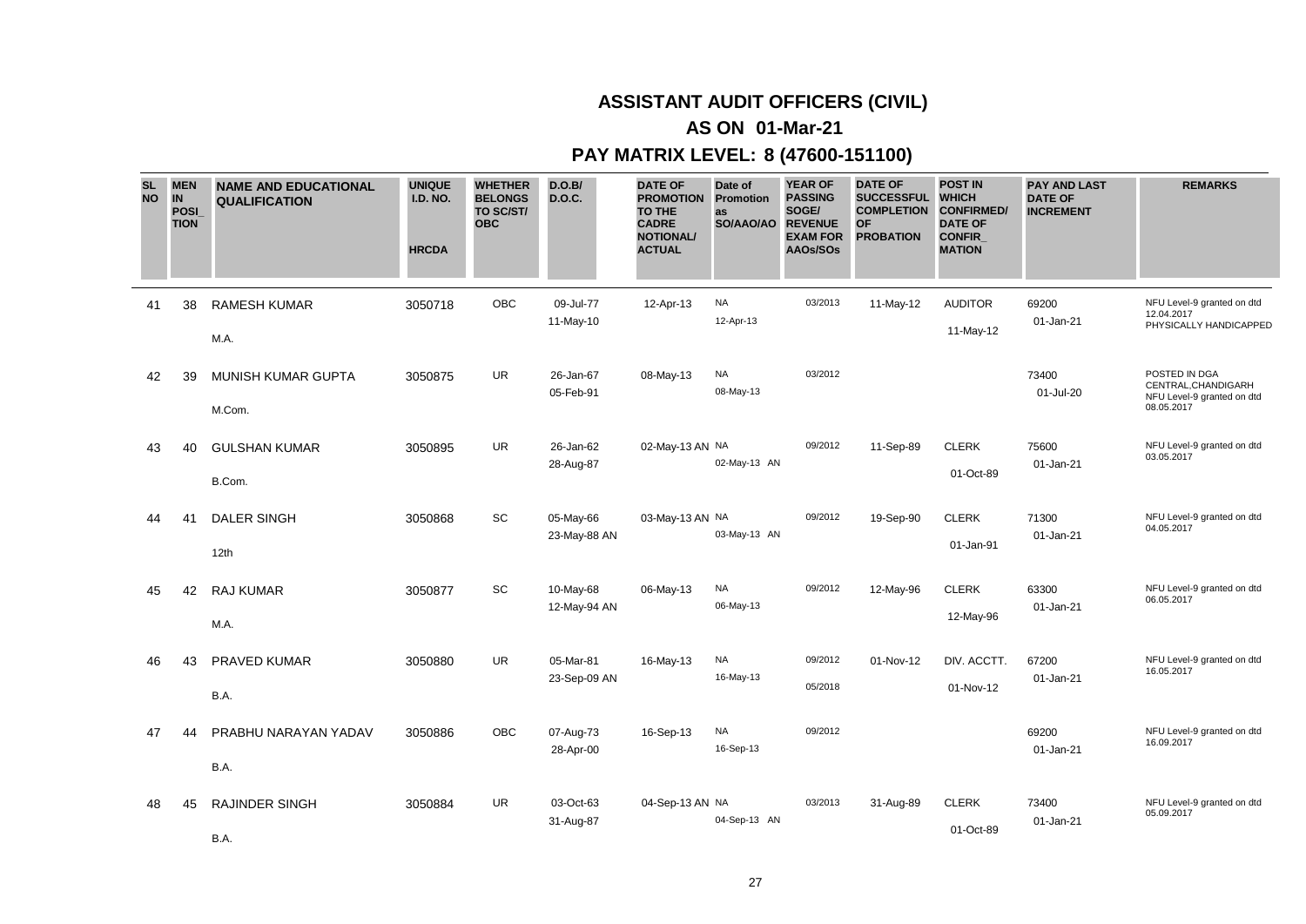# ASSISTANT AUDIT OFFICERS (CIVIL)

## AS ON 01-Mar-21

## PAY MATRIX LEVEL: 8 (47600-151100)

| SL NO | MEN IN POSI_TION | NAME AND EDUCATIONAL QUALIFICATION | UNIQUE I.D. NO. HRCDA | WHETHER BELONGS TO SC/ST/ OBC | D.O.B/ D.O.C. | DATE OF PROMOTION TO THE CADRE NOTIONAL/ ACTUAL | Date of Promotion as SO/AAO/AO | YEAR OF PASSING SOGE/ REVENUE EXAM FOR AAOs/SOs | DATE OF SUCCESSFUL COMPLETION OF PROBATION | POST IN WHICH CONFIRMED/ DATE OF CONFIR_MATION | PAY AND LAST DATE OF INCREMENT | REMARKS |
|---|---|---|---|---|---|---|---|---|---|---|---|---|
| 41 | 38 | RAMESH KUMAR<br>M.A. | 3050718 | OBC | 09-Jul-77<br>11-May-10 | 12-Apr-13 | NA<br>12-Apr-13 | 03/2013 | 11-May-12 | AUDITOR<br>11-May-12 | 69200<br>01-Jan-21 | NFU Level-9 granted on dtd 12.04.2017<br>PHYSICALLY HANDICAPPED |
| 42 | 39 | MUNISH KUMAR GUPTA<br>M.Com. | 3050875 | UR | 26-Jan-67<br>05-Feb-91 | 08-May-13 | NA<br>08-May-13 | 03/2012 | | | 73400<br>01-Jul-20 | POSTED IN DGA CENTRAL,CHANDIGARH<br>NFU Level-9 granted on dtd 08.05.2017 |
| 43 | 40 | GULSHAN KUMAR<br>B.Com. | 3050895 | UR | 26-Jan-62<br>28-Aug-87 | 02-May-13 AN | NA<br>02-May-13 AN | 09/2012 | 11-Sep-89 | CLERK<br>01-Oct-89 | 75600<br>01-Jan-21 | NFU Level-9 granted on dtd 03.05.2017 |
| 44 | 41 | DALER SINGH<br>12th | 3050868 | SC | 05-May-66<br>23-May-88 AN | 03-May-13 AN | NA<br>03-May-13 AN | 09/2012 | 19-Sep-90 | CLERK<br>01-Jan-91 | 71300<br>01-Jan-21 | NFU Level-9 granted on dtd 04.05.2017 |
| 45 | 42 | RAJ KUMAR<br>M.A. | 3050877 | SC | 10-May-68<br>12-May-94 AN | 06-May-13 | NA<br>06-May-13 | 09/2012 | 12-May-96 | CLERK<br>12-May-96 | 63300<br>01-Jan-21 | NFU Level-9 granted on dtd 06.05.2017 |
| 46 | 43 | PRAVED KUMAR<br>B.A. | 3050880 | UR | 05-Mar-81<br>23-Sep-09 AN | 16-May-13 | NA<br>16-May-13 | 09/2012<br>05/2018 | 01-Nov-12 | DIV. ACCTT.<br>01-Nov-12 | 67200<br>01-Jan-21 | NFU Level-9 granted on dtd 16.05.2017 |
| 47 | 44 | PRABHU NARAYAN YADAV<br>B.A. | 3050886 | OBC | 07-Aug-73<br>28-Apr-00 | 16-Sep-13 | NA<br>16-Sep-13 | 09/2012 | | | 69200<br>01-Jan-21 | NFU Level-9 granted on dtd 16.09.2017 |
| 48 | 45 | RAJINDER SINGH<br>B.A. | 3050884 | UR | 03-Oct-63<br>31-Aug-87 | 04-Sep-13 AN | NA<br>04-Sep-13 AN | 03/2013 | 31-Aug-89 | CLERK<br>01-Oct-89 | 73400<br>01-Jan-21 | NFU Level-9 granted on dtd 05.09.2017 |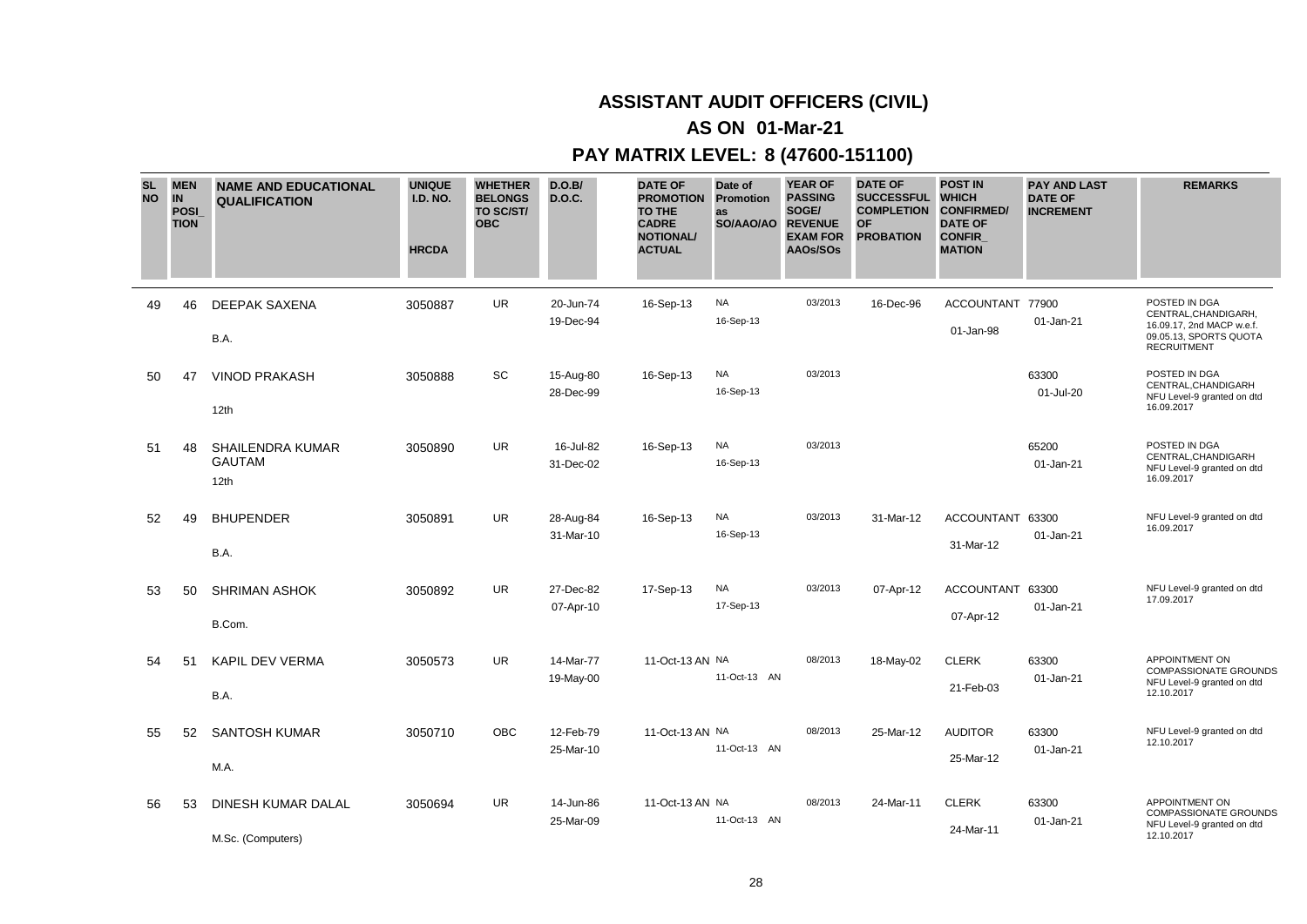# ASSISTANT AUDIT OFFICERS (CIVIL)

## AS ON 01-Mar-21

## PAY MATRIX LEVEL: 8 (47600-151100)

| SL NO | MEN IN POSI_ TION | NAME AND EDUCATIONAL QUALIFICATION | UNIQUE I.D. NO. HRCDA | WHETHER BELONGS TO SC/ST/ OBC | D.O.B/ D.O.C. | DATE OF PROMOTION TO THE CADRE NOTIONAL/ ACTUAL | Date of Promotion as SO/AAO/AO | YEAR OF PASSING SOGE/ REVENUE EXAM FOR AAOs/SOs | DATE OF SUCCESSFUL COMPLETION OF PROBATION | POST IN WHICH CONFIRMED/ DATE OF CONFIR_ MATION | PAY AND LAST DATE OF INCREMENT | REMARKS |
|---|---|---|---|---|---|---|---|---|---|---|---|---|
| 49 | 46 | DEEPAK SAXENA<br>B.A. | 3050887 | UR | 20-Jun-74<br>19-Dec-94 | 16-Sep-13 | NA<br>16-Sep-13 | 03/2013 | 16-Dec-96 | ACCOUNTANT<br>01-Jan-98 | 77900<br>01-Jan-21 | POSTED IN DGA CENTRAL,CHANDIGARH, 16.09.17, 2nd MACP w.e.f. 09.05.13, SPORTS QUOTA RECRUITMENT |
| 50 | 47 | VINOD PRAKASH<br>12th | 3050888 | SC | 15-Aug-80<br>28-Dec-99 | 16-Sep-13 | NA<br>16-Sep-13 | 03/2013 | | | 63300<br>01-Jul-20 | POSTED IN DGA CENTRAL,CHANDIGARH NFU Level-9 granted on dtd 16.09.2017 |
| 51 | 48 | SHAILENDRA KUMAR GAUTAM<br>12th | 3050890 | UR | 16-Jul-82<br>31-Dec-02 | 16-Sep-13 | NA<br>16-Sep-13 | 03/2013 | | | 65200<br>01-Jan-21 | POSTED IN DGA CENTRAL,CHANDIGARH NFU Level-9 granted on dtd 16.09.2017 |
| 52 | 49 | BHUPENDER<br>B.A. | 3050891 | UR | 28-Aug-84<br>31-Mar-10 | 16-Sep-13 | NA<br>16-Sep-13 | 03/2013 | 31-Mar-12 | ACCOUNTANT<br>31-Mar-12 | 63300<br>01-Jan-21 | NFU Level-9 granted on dtd 16.09.2017 |
| 53 | 50 | SHRIMAN ASHOK<br>B.Com. | 3050892 | UR | 27-Dec-82<br>07-Apr-10 | 17-Sep-13 | NA<br>17-Sep-13 | 03/2013 | 07-Apr-12 | ACCOUNTANT<br>07-Apr-12 | 63300<br>01-Jan-21 | NFU Level-9 granted on dtd 17.09.2017 |
| 54 | 51 | KAPIL DEV VERMA<br>B.A. | 3050573 | UR | 14-Mar-77<br>19-May-00 | 11-Oct-13 AN | NA<br>11-Oct-13 AN | 08/2013 | 18-May-02 | CLERK<br>21-Feb-03 | 63300<br>01-Jan-21 | APPOINTMENT ON COMPASSIONATE GROUNDS NFU Level-9 granted on dtd 12.10.2017 |
| 55 | 52 | SANTOSH KUMAR<br>M.A. | 3050710 | OBC | 12-Feb-79<br>25-Mar-10 | 11-Oct-13 AN | NA<br>11-Oct-13 AN | 08/2013 | 25-Mar-12 | AUDITOR<br>25-Mar-12 | 63300<br>01-Jan-21 | NFU Level-9 granted on dtd 12.10.2017 |
| 56 | 53 | DINESH KUMAR DALAL<br>M.Sc. (Computers) | 3050694 | UR | 14-Jun-86<br>25-Mar-09 | 11-Oct-13 AN | NA<br>11-Oct-13 AN | 08/2013 | 24-Mar-11 | CLERK<br>24-Mar-11 | 63300<br>01-Jan-21 | APPOINTMENT ON COMPASSIONATE GROUNDS NFU Level-9 granted on dtd 12.10.2017 |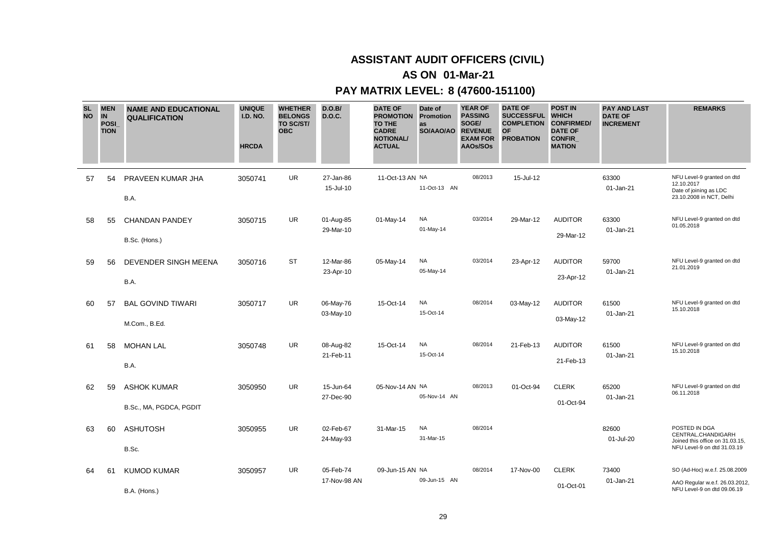# ASSISTANT AUDIT OFFICERS (CIVIL)

## AS ON 01-Mar-21

## PAY MATRIX LEVEL: 8 (47600-151100)

| SL NO | MEN IN POSI_TION | NAME AND EDUCATIONAL QUALIFICATION | UNIQUE I.D. NO. HRCDA | WHETHER BELONGS TO SC/ST/ OBC | D.O.B/ D.O.C. | DATE OF PROMOTION TO THE CADRE NOTIONAL/ ACTUAL | Date of Promotion as SO/AAO/AO | YEAR OF PASSING SOGE/ REVENUE EXAM FOR AAOs/SOs | DATE OF SUCCESSFUL COMPLETION OF PROBATION | POST IN WHICH CONFIRMED/ DATE OF CONFIR_MATION | PAY AND LAST DATE OF INCREMENT | REMARKS |
|---|---|---|---|---|---|---|---|---|---|---|---|---|
| 57 | 54 | PRAVEEN KUMAR JHA<br>B.A. | 3050741 | UR | 27-Jan-86<br>15-Jul-10 | 11-Oct-13 AN | NA<br>11-Oct-13 AN | 08/2013 | 15-Jul-12 | | 63300<br>01-Jan-21 | NFU Level-9 granted on dtd 12.10.2017<br>Date of joining as LDC 23.10.2008 in NCT, Delhi |
| 58 | 55 | CHANDAN PANDEY<br>B.Sc. (Hons.) | 3050715 | UR | 01-Aug-85<br>29-Mar-10 | 01-May-14 | NA<br>01-May-14 | 03/2014 | 29-Mar-12 | AUDITOR<br>29-Mar-12 | 63300<br>01-Jan-21 | NFU Level-9 granted on dtd 01.05.2018 |
| 59 | 56 | DEVENDER SINGH MEENA<br>B.A. | 3050716 | ST | 12-Mar-86<br>23-Apr-10 | 05-May-14 | NA<br>05-May-14 | 03/2014 | 23-Apr-12 | AUDITOR<br>23-Apr-12 | 59700<br>01-Jan-21 | NFU Level-9 granted on dtd 21.01.2019 |
| 60 | 57 | BAL GOVIND TIWARI<br>M.Com., B.Ed. | 3050717 | UR | 06-May-76<br>03-May-10 | 15-Oct-14 | NA<br>15-Oct-14 | 08/2014 | 03-May-12 | AUDITOR<br>03-May-12 | 61500<br>01-Jan-21 | NFU Level-9 granted on dtd 15.10.2018 |
| 61 | 58 | MOHAN LAL<br>B.A. | 3050748 | UR | 08-Aug-82<br>21-Feb-11 | 15-Oct-14 | NA<br>15-Oct-14 | 08/2014 | 21-Feb-13 | AUDITOR<br>21-Feb-13 | 61500<br>01-Jan-21 | NFU Level-9 granted on dtd 15.10.2018 |
| 62 | 59 | ASHOK KUMAR<br>B.Sc., MA, PGDCA, PGDIT | 3050950 | UR | 15-Jun-64<br>27-Dec-90 | 05-Nov-14 AN | NA<br>05-Nov-14 AN | 08/2013 | 01-Oct-94 | CLERK<br>01-Oct-94 | 65200<br>01-Jan-21 | NFU Level-9 granted on dtd 06.11.2018 |
| 63 | 60 | ASHUTOSH<br>B.Sc. | 3050955 | UR | 02-Feb-67<br>24-May-93 | 31-Mar-15 | NA<br>31-Mar-15 | 08/2014 | | | 82600<br>01-Jul-20 | POSTED IN DGA CENTRAL,CHANDIGARH Joined this office on 31.03.15, NFU Level-9 on dtd 31.03.19 |
| 64 | 61 | KUMOD KUMAR<br>B.A. (Hons.) | 3050957 | UR | 05-Feb-74<br>17-Nov-98 AN | 09-Jun-15 AN | NA<br>09-Jun-15 AN | 08/2014 | 17-Nov-00 | CLERK<br>01-Oct-01 | 73400<br>01-Jan-21 | SO (Ad-Hoc) w.e.f. 25.08.2009<br>AAO Regular w.e.f. 26.03.2012, NFU Level-9 on dtd 09.06.19 |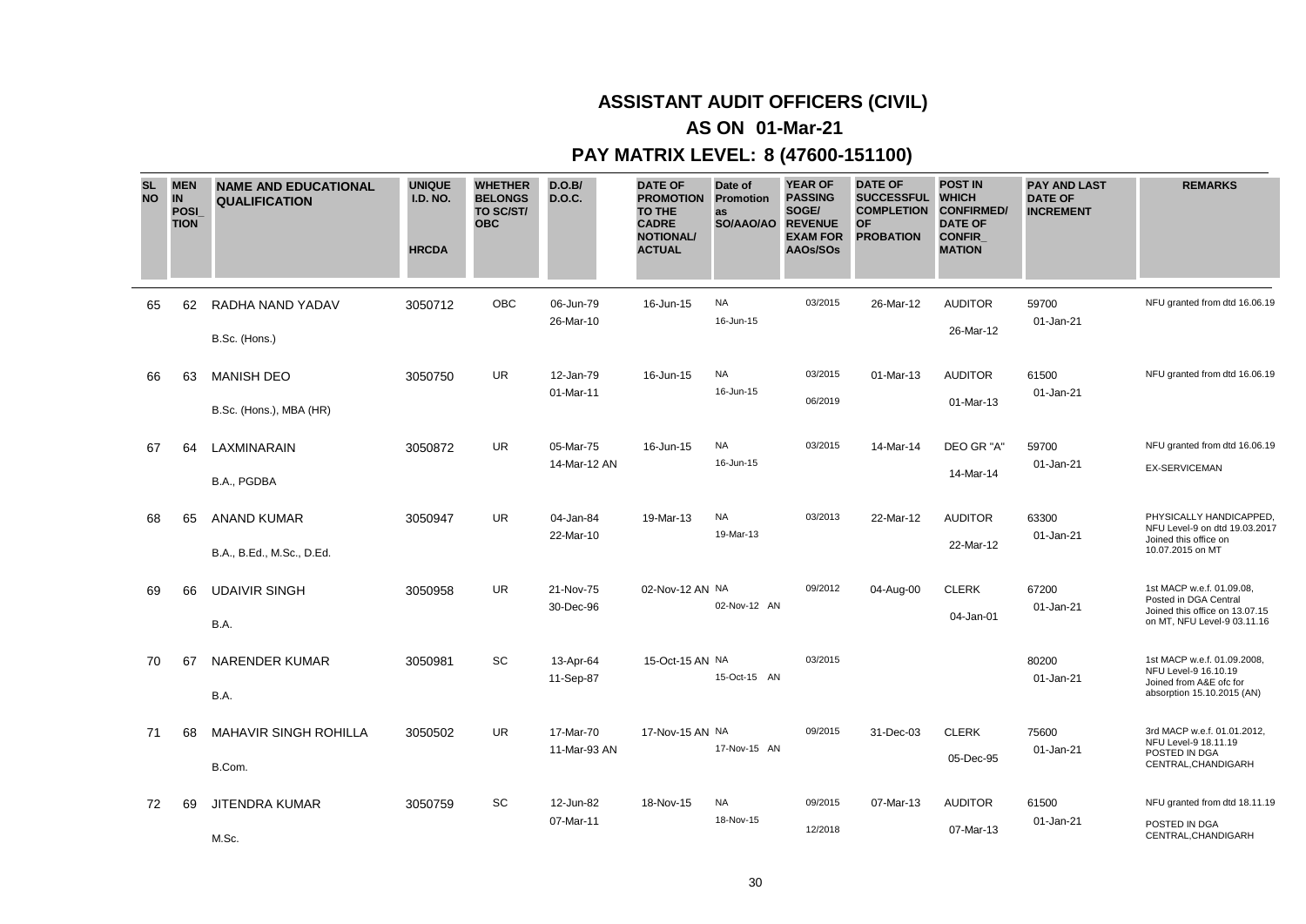## ASSISTANT AUDIT OFFICERS (CIVIL)

## AS ON 01-Mar-21

## PAY MATRIX LEVEL: 8 (47600-151100)

| SL NO | MEN IN POSI_ TION | NAME AND EDUCATIONAL QUALIFICATION | UNIQUE I.D. NO. HRCDA | WHETHER BELONGS TO SC/ST/ OBC | D.O.B/ D.O.C. | DATE OF PROMOTION TO THE CADRE NOTIONAL/ ACTUAL | Date of Promotion as SO/AAO/AO | YEAR OF PASSING SOGE/ REVENUE EXAM FOR AAOs/SOs | DATE OF SUCCESSFUL COMPLETION OF PROBATION | POST IN WHICH CONFIRMED/ DATE OF CONFIR_ MATION | PAY AND LAST DATE OF INCREMENT | REMARKS |
|---|---|---|---|---|---|---|---|---|---|---|---|---|
| 65 | 62 | RADHA NAND YADAV<br>B.Sc. (Hons.) | 3050712 | OBC | 06-Jun-79<br>26-Mar-10 | 16-Jun-15 | NA<br>16-Jun-15 | 03/2015 | 26-Mar-12 | AUDITOR<br>26-Mar-12 | 59700<br>01-Jan-21 | NFU granted from dtd 16.06.19 |
| 66 | 63 | MANISH DEO<br>B.Sc. (Hons.), MBA (HR) | 3050750 | UR | 12-Jan-79<br>01-Mar-11 | 16-Jun-15 | NA<br>16-Jun-15 | 03/2015<br>06/2019 | 01-Mar-13 | AUDITOR<br>01-Mar-13 | 61500<br>01-Jan-21 | NFU granted from dtd 16.06.19 |
| 67 | 64 | LAXMINARAIN<br>B.A., PGDBA | 3050872 | UR | 05-Mar-75<br>14-Mar-12 AN | 16-Jun-15 | NA<br>16-Jun-15 | 03/2015 | 14-Mar-14 | DEO GR "A"<br>14-Mar-14 | 59700<br>01-Jan-21 | NFU granted from dtd 16.06.19<br>EX-SERVICEMAN |
| 68 | 65 | ANAND KUMAR<br>B.A., B.Ed., M.Sc., D.Ed. | 3050947 | UR | 04-Jan-84<br>22-Mar-10 | 19-Mar-13 | NA<br>19-Mar-13 | 03/2013 | 22-Mar-12 | AUDITOR<br>22-Mar-12 | 63300<br>01-Jan-21 | PHYSICALLY HANDICAPPED, NFU Level-9 on dtd 19.03.2017 Joined this office on 10.07.2015 on MT |
| 69 | 66 | UDAIVIR SINGH<br>B.A. | 3050958 | UR | 21-Nov-75<br>30-Dec-96 | 02-Nov-12 AN | NA<br>02-Nov-12 AN | 09/2012 | 04-Aug-00 | CLERK<br>04-Jan-01 | 67200<br>01-Jan-21 | 1st MACP w.e.f. 01.09.08, Posted in DGA Central Joined this office on 13.07.15 on MT, NFU Level-9 03.11.16 |
| 70 | 67 | NARENDER KUMAR<br>B.A. | 3050981 | SC | 13-Apr-64<br>11-Sep-87 | 15-Oct-15 AN | NA<br>15-Oct-15 AN | 03/2015 | | | 80200<br>01-Jan-21 | 1st MACP w.e.f. 01.09.2008, NFU Level-9 16.10.19 Joined from A&E ofc for absorption 15.10.2015 (AN) |
| 71 | 68 | MAHAVIR SINGH ROHILLA<br>B.Com. | 3050502 | UR | 17-Mar-70<br>11-Mar-93 AN | 17-Nov-15 AN | NA<br>17-Nov-15 AN | 09/2015 | 31-Dec-03 | CLERK<br>05-Dec-95 | 75600<br>01-Jan-21 | 3rd MACP w.e.f. 01.01.2012, NFU Level-9 18.11.19 POSTED IN DGA CENTRAL,CHANDIGARH |
| 72 | 69 | JITENDRA KUMAR<br>M.Sc. | 3050759 | SC | 12-Jun-82<br>07-Mar-11 | 18-Nov-15 | NA<br>18-Nov-15 | 09/2015<br>12/2018 | 07-Mar-13 | AUDITOR<br>07-Mar-13 | 61500<br>01-Jan-21 | NFU granted from dtd 18.11.19<br>POSTED IN DGA CENTRAL,CHANDIGARH |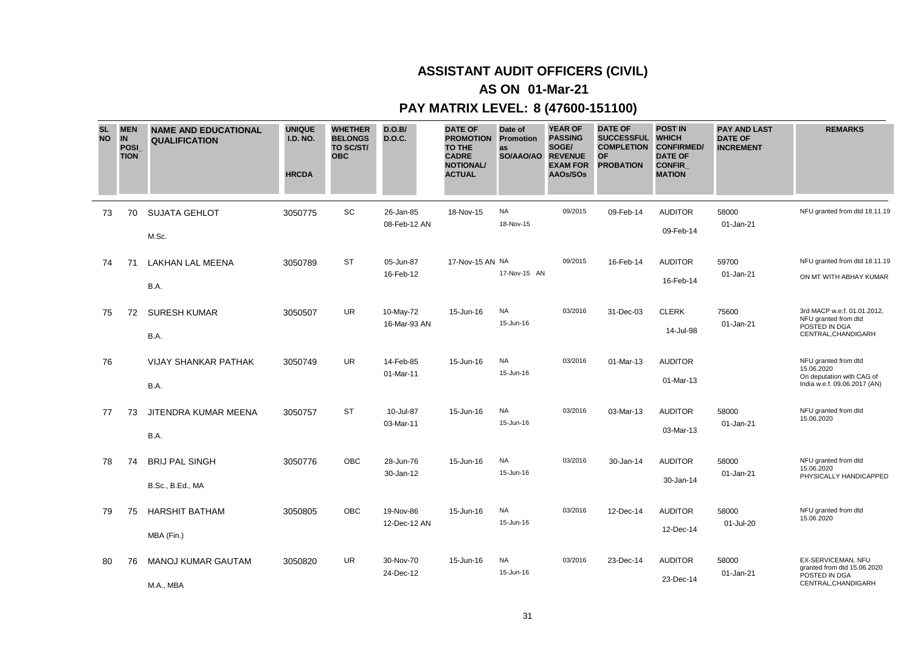# ASSISTANT AUDIT OFFICERS (CIVIL)

## AS ON 01-Mar-21

## PAY MATRIX LEVEL: 8 (47600-151100)

| SL NO | MEN IN POSI_TION | NAME AND EDUCATIONAL QUALIFICATION | UNIQUE I.D. NO. HRCDA | WHETHER BELONGS TO SC/ST/ OBC | D.O.B/ D.O.C. | DATE OF PROMOTION TO THE CADRE NOTIONAL/ ACTUAL | Date of Promotion as SO/AAO/AO | YEAR OF PASSING SOGE/ REVENUE EXAM FOR AAOs/SOs | DATE OF SUCCESSFUL COMPLETION OF PROBATION | POST IN WHICH CONFIRMED/ DATE OF CONFIR_MATION | PAY AND LAST DATE OF INCREMENT | REMARKS |
|---|---|---|---|---|---|---|---|---|---|---|---|---|
| 73 | 70 | SUJATA GEHLOT<br>M.Sc. | 3050775 | SC | 26-Jan-85<br>08-Feb-12 AN | 18-Nov-15 | NA<br>18-Nov-15 | 09/2015 | 09-Feb-14 | AUDITOR<br>09-Feb-14 | 58000<br>01-Jan-21 | NFU granted from dtd 18.11.19 |
| 74 | 71 | LAKHAN LAL MEENA<br>B.A. | 3050789 | ST | 05-Jun-87<br>16-Feb-12 | 17-Nov-15 AN | NA<br>17-Nov-15 AN | 09/2015 | 16-Feb-14 | AUDITOR<br>16-Feb-14 | 59700<br>01-Jan-21 | NFU granted from dtd 18.11.19<br>ON MT WITH ABHAY KUMAR |
| 75 | 72 | SURESH KUMAR<br>B.A. | 3050507 | UR | 10-May-72<br>16-Mar-93 AN | 15-Jun-16 | NA<br>15-Jun-16 | 03/2016 | 31-Dec-03 | CLERK<br>14-Jul-98 | 75600<br>01-Jan-21 | 3rd MACP w.e.f. 01.01.2012, NFU granted from dtd POSTED IN DGA CENTRAL,CHANDIGARH |
| 76 | | VIJAY SHANKAR PATHAK<br>B.A. | 3050749 | UR | 14-Feb-85<br>01-Mar-11 | 15-Jun-16 | NA<br>15-Jun-16 | 03/2016 | 01-Mar-13 | AUDITOR<br>01-Mar-13 | | NFU granted from dtd 15.06.2020<br>On deputation with CAG of India w.e.f. 09.06.2017 (AN) |
| 77 | 73 | JITENDRA KUMAR MEENA<br>B.A. | 3050757 | ST | 10-Jul-87<br>03-Mar-11 | 15-Jun-16 | NA<br>15-Jun-16 | 03/2016 | 03-Mar-13 | AUDITOR<br>03-Mar-13 | 58000<br>01-Jan-21 | NFU granted from dtd 15.06.2020 |
| 78 | 74 | BRIJ PAL SINGH<br>B.Sc., B.Ed., MA | 3050776 | OBC | 28-Jun-76<br>30-Jan-12 | 15-Jun-16 | NA<br>15-Jun-16 | 03/2016 | 30-Jan-14 | AUDITOR<br>30-Jan-14 | 58000<br>01-Jan-21 | NFU granted from dtd 15.06.2020<br>PHYSICALLY HANDICAPPED |
| 79 | 75 | HARSHIT BATHAM<br>MBA (Fin.) | 3050805 | OBC | 19-Nov-86<br>12-Dec-12 AN | 15-Jun-16 | NA<br>15-Jun-16 | 03/2016 | 12-Dec-14 | AUDITOR<br>12-Dec-14 | 58000<br>01-Jul-20 | NFU granted from dtd 15.06.2020 |
| 80 | 76 | MANOJ KUMAR GAUTAM<br>M.A., MBA | 3050820 | UR | 30-Nov-70<br>24-Dec-12 | 15-Jun-16 | NA<br>15-Jun-16 | 03/2016 | 23-Dec-14 | AUDITOR<br>23-Dec-14 | 58000<br>01-Jan-21 | EX-SERVICEMAN, NFU granted from dtd 15.06.2020 POSTED IN DGA CENTRAL,CHANDIGARH |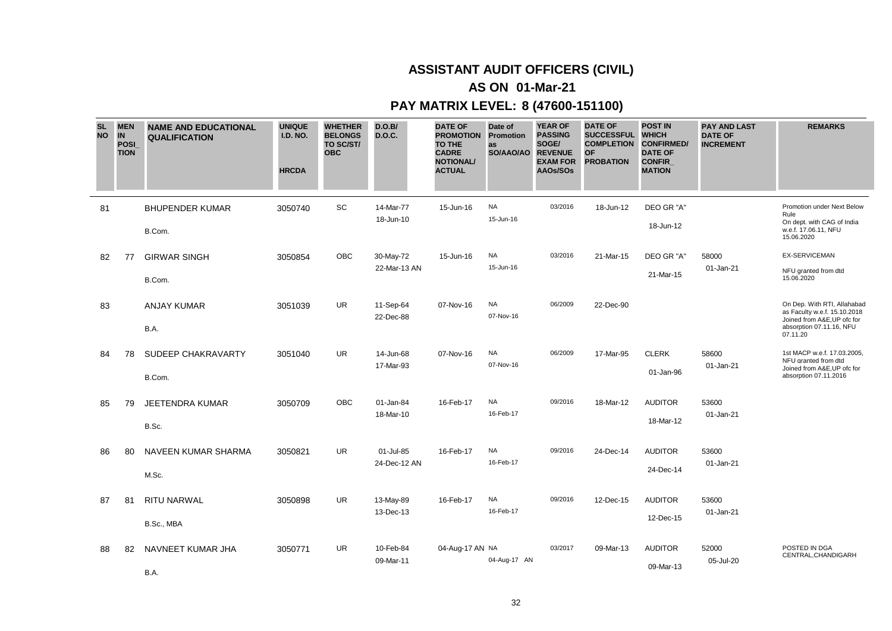# ASSISTANT AUDIT OFFICERS (CIVIL)

## AS ON 01-Mar-21

## PAY MATRIX LEVEL: 8 (47600-151100)

| SL NO | MEN IN POSI_TION | NAME AND EDUCATIONAL QUALIFICATION | UNIQUE I.D. NO. HRCDA | WHETHER BELONGS TO SC/ST/ OBC | D.O.B/ D.O.C. | DATE OF PROMOTION TO THE CADRE NOTIONAL/ ACTUAL | Date of Promotion as SO/AAO/AO | YEAR OF PASSING SOGE/ REVENUE EXAM FOR AAOs/SOs | DATE OF SUCCESSFUL COMPLETION OF PROBATION | POST IN WHICH CONFIRMED/ DATE OF CONFIR_MATION | PAY AND LAST DATE OF INCREMENT | REMARKS |
|---|---|---|---|---|---|---|---|---|---|---|---|---|
| 81 | | BHUPENDER KUMAR<br>B.Com. | 3050740 | SC | 14-Mar-77<br>18-Jun-10 | 15-Jun-16 | NA<br>15-Jun-16 | 03/2016 | 18-Jun-12 | DEO GR "A"<br>18-Jun-12 | | Promotion under Next Below Rule<br>On dept. with CAG of India w.e.f. 17.06.11, NFU 15.06.2020 |
| 82 | 77 | GIRWAR SINGH<br>B.Com. | 3050854 | OBC | 30-May-72<br>22-Mar-13 AN | 15-Jun-16 | NA<br>15-Jun-16 | 03/2016 | 21-Mar-15 | DEO GR "A"<br>21-Mar-15 | 58000<br>01-Jan-21 | EX-SERVICEMAN<br>NFU granted from dtd 15.06.2020 |
| 83 | | ANJAY KUMAR<br>B.A. | 3051039 | UR | 11-Sep-64<br>22-Dec-88 | 07-Nov-16 | NA<br>07-Nov-16 | 06/2009 | 22-Dec-90 | | | On Dep. With RTI, Allahabad as Faculty w.e.f. 15.10.2018 Joined from A&E,UP ofc for absorption 07.11.16, NFU 07.11.20 |
| 84 | 78 | SUDEEP CHAKRAVARTY<br>B.Com. | 3051040 | UR | 14-Jun-68<br>17-Mar-93 | 07-Nov-16 | NA<br>07-Nov-16 | 06/2009 | 17-Mar-95 | CLERK<br>01-Jan-96 | 58600<br>01-Jan-21 | 1st MACP w.e.f. 17.03.2005, NFU granted from dtd Joined from A&E,UP ofc for absorption 07.11.2016 |
| 85 | 79 | JEETENDRA KUMAR<br>B.Sc. | 3050709 | OBC | 01-Jan-84<br>18-Mar-10 | 16-Feb-17 | NA<br>16-Feb-17 | 09/2016 | 18-Mar-12 | AUDITOR<br>18-Mar-12 | 53600<br>01-Jan-21 | |
| 86 | 80 | NAVEEN KUMAR SHARMA<br>M.Sc. | 3050821 | UR | 01-Jul-85<br>24-Dec-12 AN | 16-Feb-17 | NA<br>16-Feb-17 | 09/2016 | 24-Dec-14 | AUDITOR<br>24-Dec-14 | 53600<br>01-Jan-21 | |
| 87 | 81 | RITU NARWAL<br>B.Sc., MBA | 3050898 | UR | 13-May-89<br>13-Dec-13 | 16-Feb-17 | NA<br>16-Feb-17 | 09/2016 | 12-Dec-15 | AUDITOR<br>12-Dec-15 | 53600<br>01-Jan-21 | |
| 88 | 82 | NAVNEET KUMAR JHA<br>B.A. | 3050771 | UR | 10-Feb-84<br>09-Mar-11 | 04-Aug-17 AN | NA<br>04-Aug-17 AN | 03/2017 | 09-Mar-13 | AUDITOR<br>09-Mar-13 | 52000<br>05-Jul-20 | POSTED IN DGA CENTRAL,CHANDIGARH |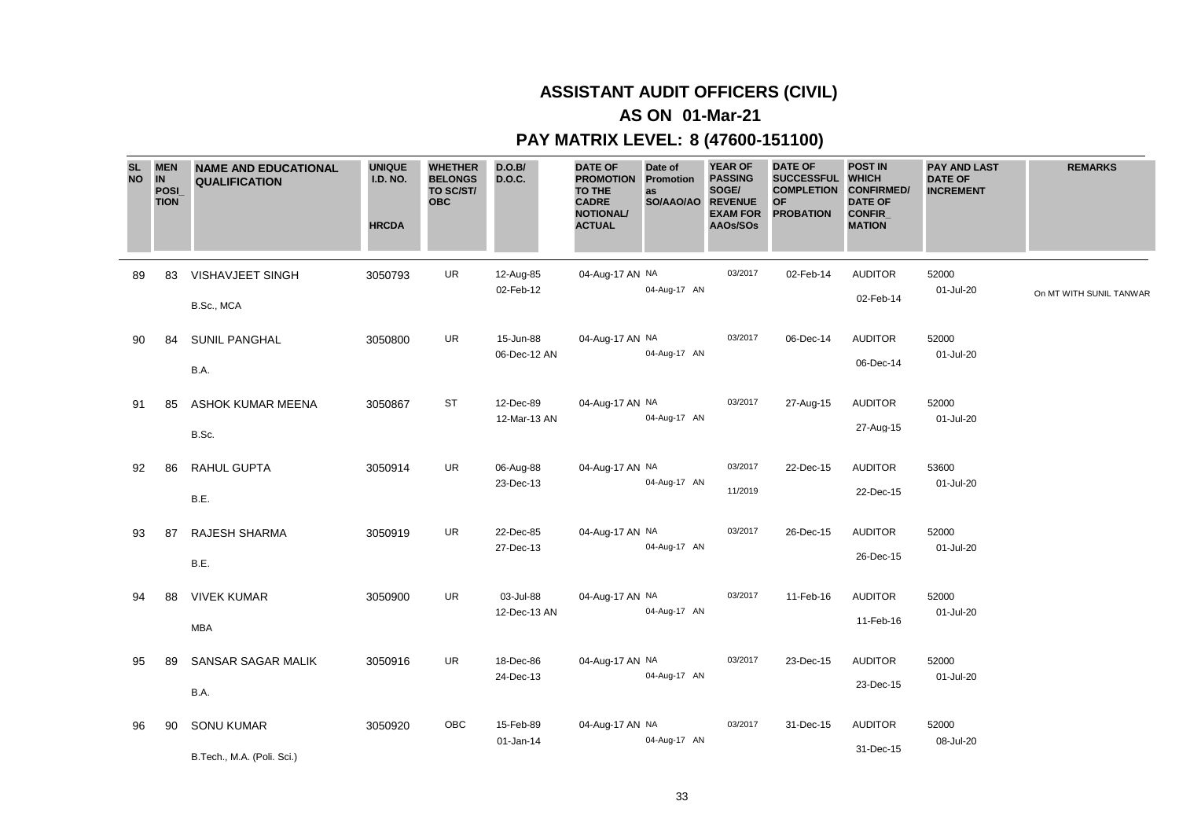# ASSISTANT AUDIT OFFICERS (CIVIL)

## AS ON 01-Mar-21

## PAY MATRIX LEVEL: 8 (47600-151100)

| SL NO | MEN IN POSI_TION | NAME AND EDUCATIONAL QUALIFICATION | UNIQUE I.D. NO. HRCDA | WHETHER BELONGS TO SC/ST/ OBC | D.O.B/ D.O.C. | DATE OF PROMOTION TO THE CADRE NOTIONAL/ ACTUAL | Date of Promotion as SO/AAO/AO | YEAR OF PASSING SOGE/ REVENUE EXAM FOR AAOs/SOs | DATE OF SUCCESSFUL COMPLETION OF PROBATION | POST IN WHICH CONFIRMED/ DATE OF CONFIR_MATION | PAY AND LAST DATE OF INCREMENT | REMARKS |
|---|---|---|---|---|---|---|---|---|---|---|---|---|
| 89 | 83 | VISHAVJEET SINGH<br>B.Sc., MCA | 3050793 | UR | 12-Aug-85<br>02-Feb-12 | 04-Aug-17 AN NA | 04-Aug-17 AN | 03/2017 | 02-Feb-14 | AUDITOR<br>02-Feb-14 | 52000<br>01-Jul-20 | On MT WITH SUNIL TANWAR |
| 90 | 84 | SUNIL PANGHAL<br>B.A. | 3050800 | UR | 15-Jun-88<br>06-Dec-12 AN | 04-Aug-17 AN NA | 04-Aug-17 AN | 03/2017 | 06-Dec-14 | AUDITOR<br>06-Dec-14 | 52000<br>01-Jul-20 | |
| 91 | 85 | ASHOK KUMAR MEENA<br>B.Sc. | 3050867 | ST | 12-Dec-89<br>12-Mar-13 AN | 04-Aug-17 AN NA | 04-Aug-17 AN | 03/2017 | 27-Aug-15 | AUDITOR<br>27-Aug-15 | 52000<br>01-Jul-20 | |
| 92 | 86 | RAHUL GUPTA<br>B.E. | 3050914 | UR | 06-Aug-88<br>23-Dec-13 | 04-Aug-17 AN NA | 04-Aug-17 AN | 03/2017<br>11/2019 | 22-Dec-15 | AUDITOR<br>22-Dec-15 | 53600<br>01-Jul-20 | |
| 93 | 87 | RAJESH SHARMA<br>B.E. | 3050919 | UR | 22-Dec-85<br>27-Dec-13 | 04-Aug-17 AN NA | 04-Aug-17 AN | 03/2017 | 26-Dec-15 | AUDITOR<br>26-Dec-15 | 52000<br>01-Jul-20 | |
| 94 | 88 | VIVEK KUMAR<br>MBA | 3050900 | UR | 03-Jul-88<br>12-Dec-13 AN | 04-Aug-17 AN NA | 04-Aug-17 AN | 03/2017 | 11-Feb-16 | AUDITOR<br>11-Feb-16 | 52000<br>01-Jul-20 | |
| 95 | 89 | SANSAR SAGAR MALIK<br>B.A. | 3050916 | UR | 18-Dec-86<br>24-Dec-13 | 04-Aug-17 AN NA | 04-Aug-17 AN | 03/2017 | 23-Dec-15 | AUDITOR<br>23-Dec-15 | 52000<br>01-Jul-20 | |
| 96 | 90 | SONU KUMAR<br>B.Tech., M.A. (Poli. Sci.) | 3050920 | OBC | 15-Feb-89<br>01-Jan-14 | 04-Aug-17 AN NA | 04-Aug-17 AN | 03/2017 | 31-Dec-15 | AUDITOR<br>31-Dec-15 | 52000<br>08-Jul-20 | |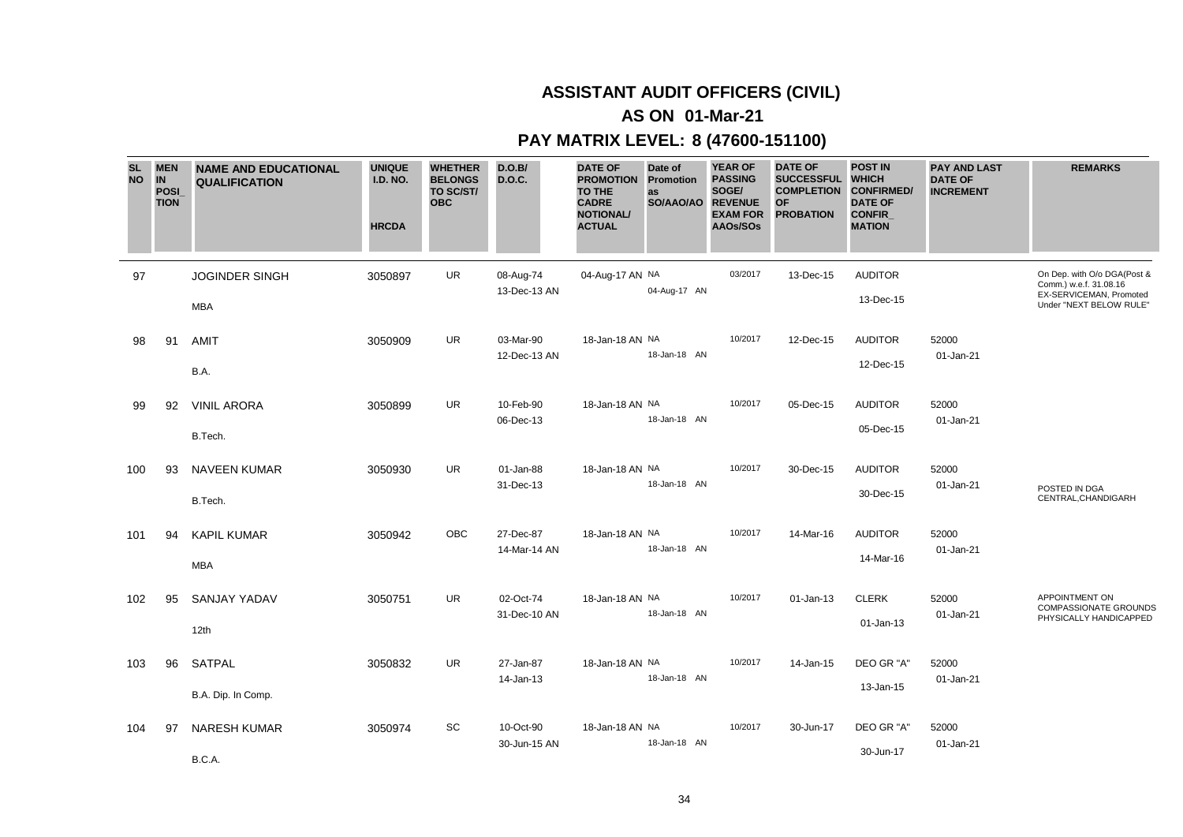# ASSISTANT AUDIT OFFICERS (CIVIL)

## AS ON 01-Mar-21

## PAY MATRIX LEVEL: 8 (47600-151100)

| SL NO | MEN IN POSI_ TION | NAME AND EDUCATIONAL QUALIFICATION | UNIQUE I.D. NO. HRCDA | WHETHER BELONGS TO SC/ST/ OBC | D.O.B/ D.O.C. | DATE OF PROMOTION TO THE CADRE NOTIONAL/ ACTUAL | Date of Promotion as SO/AAO/AO | YEAR OF PASSING SOGE/ REVENUE EXAM FOR AAOs/SOs | DATE OF SUCCESSFUL COMPLETION OF PROBATION | POST IN WHICH CONFIRMED/ DATE OF CONFIR_ MATION | PAY AND LAST DATE OF INCREMENT | REMARKS |
|---|---|---|---|---|---|---|---|---|---|---|---|---|
| 97 | | JOGINDER SINGH<br>MBA | 3050897 | UR | 08-Aug-74<br>13-Dec-13 AN | 04-Aug-17 AN NA | 04-Aug-17 AN | 03/2017 | 13-Dec-15 | AUDITOR<br>13-Dec-15 | | On Dep. with O/o DGA(Post & Comm.) w.e.f. 31.08.16 EX-SERVICEMAN, Promoted Under "NEXT BELOW RULE" |
| 98 | 91 | AMIT<br>B.A. | 3050909 | UR | 03-Mar-90<br>12-Dec-13 AN | 18-Jan-18 AN NA | 18-Jan-18 AN | 10/2017 | 12-Dec-15 | AUDITOR<br>12-Dec-15 | 52000<br>01-Jan-21 | |
| 99 | 92 | VINIL ARORA<br>B.Tech. | 3050899 | UR | 10-Feb-90<br>06-Dec-13 | 18-Jan-18 AN NA | 18-Jan-18 AN | 10/2017 | 05-Dec-15 | AUDITOR<br>05-Dec-15 | 52000<br>01-Jan-21 | |
| 100 | 93 | NAVEEN KUMAR<br>B.Tech. | 3050930 | UR | 01-Jan-88<br>31-Dec-13 | 18-Jan-18 AN NA | 18-Jan-18 AN | 10/2017 | 30-Dec-15 | AUDITOR<br>30-Dec-15 | 52000<br>01-Jan-21 | POSTED IN DGA CENTRAL,CHANDIGARH |
| 101 | 94 | KAPIL KUMAR<br>MBA | 3050942 | OBC | 27-Dec-87<br>14-Mar-14 AN | 18-Jan-18 AN NA | 18-Jan-18 AN | 10/2017 | 14-Mar-16 | AUDITOR<br>14-Mar-16 | 52000<br>01-Jan-21 | |
| 102 | 95 | SANJAY YADAV<br>12th | 3050751 | UR | 02-Oct-74<br>31-Dec-10 AN | 18-Jan-18 AN NA | 18-Jan-18 AN | 10/2017 | 01-Jan-13 | CLERK<br>01-Jan-13 | 52000<br>01-Jan-21 | APPOINTMENT ON COMPASSIONATE GROUNDS PHYSICALLY HANDICAPPED |
| 103 | 96 | SATPAL<br>B.A. Dip. In Comp. | 3050832 | UR | 27-Jan-87<br>14-Jan-13 | 18-Jan-18 AN NA | 18-Jan-18 AN | 10/2017 | 14-Jan-15 | DEO GR "A"<br>13-Jan-15 | 52000<br>01-Jan-21 | |
| 104 | 97 | NARESH KUMAR<br>B.C.A. | 3050974 | SC | 10-Oct-90<br>30-Jun-15 AN | 18-Jan-18 AN NA | 18-Jan-18 AN | 10/2017 | 30-Jun-17 | DEO GR "A"<br>30-Jun-17 | 52000<br>01-Jan-21 | |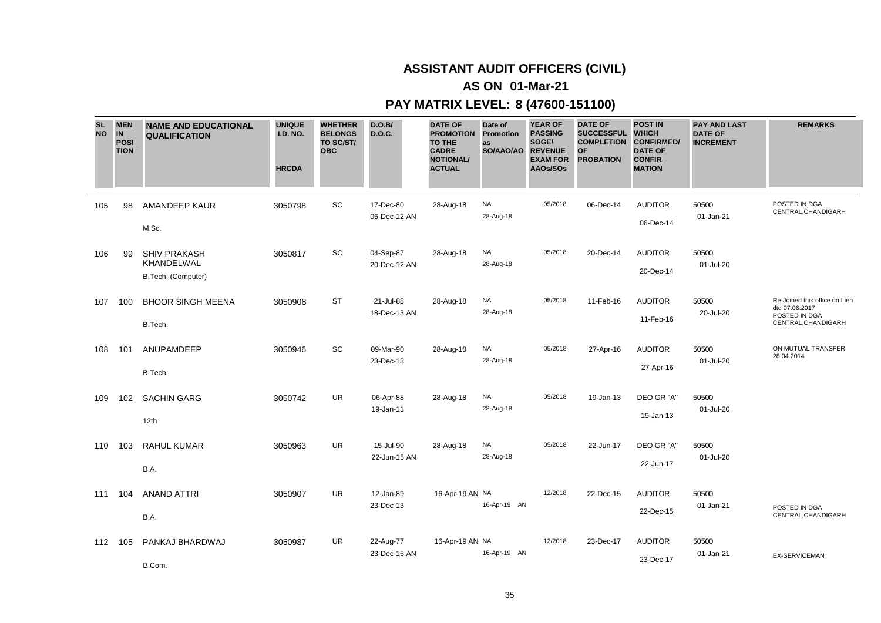# ASSISTANT AUDIT OFFICERS (CIVIL)

## AS ON 01-Mar-21

## PAY MATRIX LEVEL: 8 (47600-151100)

| SL NO | MEN IN POSI_TION | NAME AND EDUCATIONAL QUALIFICATION | UNIQUE I.D. NO. HRCDA | WHETHER BELONGS TO SC/ST/ OBC | D.O.B/ D.O.C. | DATE OF PROMOTION TO THE CADRE NOTIONAL/ ACTUAL | Date of Promotion as SO/AAO/AO | YEAR OF PASSING SOGE/ REVENUE EXAM FOR AAOs/SOs | DATE OF SUCCESSFUL COMPLETION OF PROBATION | POST IN WHICH CONFIRMED/ DATE OF CONFIR_MATION | PAY AND LAST DATE OF INCREMENT | REMARKS |
|---|---|---|---|---|---|---|---|---|---|---|---|---|
| 105 | 98 | AMANDEEP KAUR<br>M.Sc. | 3050798 | SC | 17-Dec-80<br>06-Dec-12 AN | 28-Aug-18 | NA<br>28-Aug-18 | 05/2018 | 06-Dec-14 | AUDITOR<br>06-Dec-14 | 50500<br>01-Jan-21 | POSTED IN DGA CENTRAL,CHANDIGARH |
| 106 | 99 | SHIV PRAKASH KHANDELWAL<br>B.Tech. (Computer) | 3050817 | SC | 04-Sep-87<br>20-Dec-12 AN | 28-Aug-18 | NA<br>28-Aug-18 | 05/2018 | 20-Dec-14 | AUDITOR<br>20-Dec-14 | 50500<br>01-Jul-20 | |
| 107 | 100 | BHOOR SINGH MEENA<br>B.Tech. | 3050908 | ST | 21-Jul-88<br>18-Dec-13 AN | 28-Aug-18 | NA<br>28-Aug-18 | 05/2018 | 11-Feb-16 | AUDITOR<br>11-Feb-16 | 50500<br>20-Jul-20 | Re-Joined this office on Lien dtd 07.06.2017 POSTED IN DGA CENTRAL,CHANDIGARH |
| 108 | 101 | ANUPAMDEEP<br>B.Tech. | 3050946 | SC | 09-Mar-90<br>23-Dec-13 | 28-Aug-18 | NA<br>28-Aug-18 | 05/2018 | 27-Apr-16 | AUDITOR<br>27-Apr-16 | 50500<br>01-Jul-20 | ON MUTUAL TRANSFER 28.04.2014 |
| 109 | 102 | SACHIN GARG<br>12th | 3050742 | UR | 06-Apr-88<br>19-Jan-11 | 28-Aug-18 | NA<br>28-Aug-18 | 05/2018 | 19-Jan-13 | DEO GR "A"<br>19-Jan-13 | 50500<br>01-Jul-20 | |
| 110 | 103 | RAHUL KUMAR<br>B.A. | 3050963 | UR | 15-Jul-90<br>22-Jun-15 AN | 28-Aug-18 | NA<br>28-Aug-18 | 05/2018 | 22-Jun-17 | DEO GR "A"<br>22-Jun-17 | 50500<br>01-Jul-20 | |
| 111 | 104 | ANAND ATTRI<br>B.A. | 3050907 | UR | 12-Jan-89<br>23-Dec-13 | 16-Apr-19 AN | NA<br>16-Apr-19 AN | 12/2018 | 22-Dec-15 | AUDITOR<br>22-Dec-15 | 50500<br>01-Jan-21 | POSTED IN DGA CENTRAL,CHANDIGARH |
| 112 | 105 | PANKAJ BHARDWAJ<br>B.Com. | 3050987 | UR | 22-Aug-77<br>23-Dec-15 AN | 16-Apr-19 AN | NA<br>16-Apr-19 AN | 12/2018 | 23-Dec-17 | AUDITOR<br>23-Dec-17 | 50500<br>01-Jan-21 | EX-SERVICEMAN |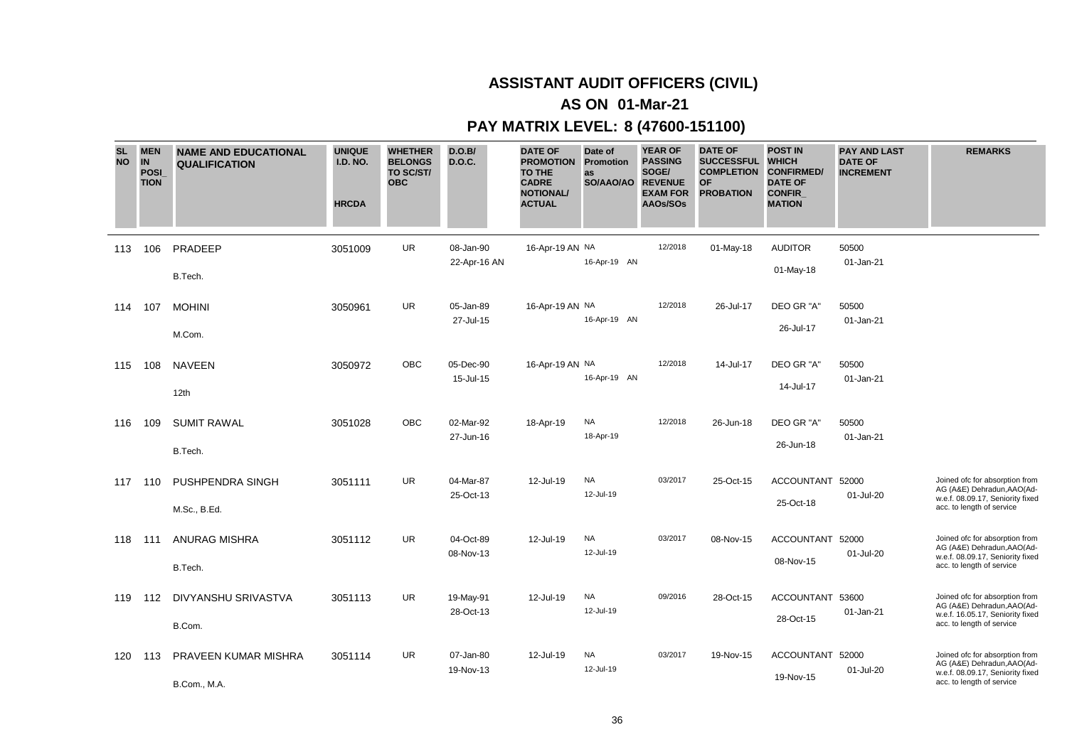# ASSISTANT AUDIT OFFICERS (CIVIL)

## AS ON 01-Mar-21

## PAY MATRIX LEVEL: 8 (47600-151100)

| SL NO | MEN IN POSI_ TION | NAME AND EDUCATIONAL QUALIFICATION | UNIQUE I.D. NO. HRCDA | WHETHER BELONGS TO SC/ST/ OBC | D.O.B/ D.O.C. | DATE OF PROMOTION TO THE CADRE NOTIONAL/ ACTUAL | Date of Promotion as SO/AAO/AO | YEAR OF PASSING SOGE/ REVENUE EXAM FOR AAOs/SOs | DATE OF SUCCESSFUL COMPLETION OF PROBATION | POST IN WHICH CONFIRMED/ DATE OF CONFIR_ MATION | PAY AND LAST DATE OF INCREMENT | REMARKS |
|---|---|---|---|---|---|---|---|---|---|---|---|---|
| 113 | 106 | PRADEEP<br>B.Tech. | 3051009 | UR | 08-Jan-90<br>22-Apr-16 AN | 16-Apr-19 AN | NA<br>16-Apr-19 AN | 12/2018 | 01-May-18 | AUDITOR<br>01-May-18 | 50500<br>01-Jan-21 | |
| 114 | 107 | MOHINI<br>M.Com. | 3050961 | UR | 05-Jan-89<br>27-Jul-15 | 16-Apr-19 AN | NA<br>16-Apr-19 AN | 12/2018 | 26-Jul-17 | DEO GR "A"<br>26-Jul-17 | 50500<br>01-Jan-21 | |
| 115 | 108 | NAVEEN<br>12th | 3050972 | OBC | 05-Dec-90<br>15-Jul-15 | 16-Apr-19 AN | NA<br>16-Apr-19 AN | 12/2018 | 14-Jul-17 | DEO GR "A"<br>14-Jul-17 | 50500<br>01-Jan-21 | |
| 116 | 109 | SUMIT RAWAL<br>B.Tech. | 3051028 | OBC | 02-Mar-92<br>27-Jun-16 | 18-Apr-19 | NA<br>18-Apr-19 | 12/2018 | 26-Jun-18 | DEO GR "A"<br>26-Jun-18 | 50500<br>01-Jan-21 | |
| 117 | 110 | PUSHPENDRA SINGH<br>M.Sc., B.Ed. | 3051111 | UR | 04-Mar-87<br>25-Oct-13 | 12-Jul-19 | NA<br>12-Jul-19 | 03/2017 | 25-Oct-15 | ACCOUNTANT<br>25-Oct-18 | 52000<br>01-Jul-20 | Joined ofc for absorption from AG (A&E) Dehradun,AAO(Ad- w.e.f. 08.09.17, Seniority fixed acc. to length of service |
| 118 | 111 | ANURAG MISHRA<br>B.Tech. | 3051112 | UR | 04-Oct-89<br>08-Nov-13 | 12-Jul-19 | NA<br>12-Jul-19 | 03/2017 | 08-Nov-15 | ACCOUNTANT<br>08-Nov-15 | 52000<br>01-Jul-20 | Joined ofc for absorption from AG (A&E) Dehradun,AAO(Ad- w.e.f. 08.09.17, Seniority fixed acc. to length of service |
| 119 | 112 | DIVYANSHU SRIVASTVA<br>B.Com. | 3051113 | UR | 19-May-91<br>28-Oct-13 | 12-Jul-19 | NA<br>12-Jul-19 | 09/2016 | 28-Oct-15 | ACCOUNTANT<br>28-Oct-15 | 53600<br>01-Jan-21 | Joined ofc for absorption from AG (A&E) Dehradun,AAO(Ad- w.e.f. 16.05.17, Seniority fixed acc. to length of service |
| 120 | 113 | PRAVEEN KUMAR MISHRA<br>B.Com., M.A. | 3051114 | UR | 07-Jan-80<br>19-Nov-13 | 12-Jul-19 | NA<br>12-Jul-19 | 03/2017 | 19-Nov-15 | ACCOUNTANT<br>19-Nov-15 | 52000<br>01-Jul-20 | Joined ofc for absorption from AG (A&E) Dehradun,AAO(Ad- w.e.f. 08.09.17, Seniority fixed acc. to length of service |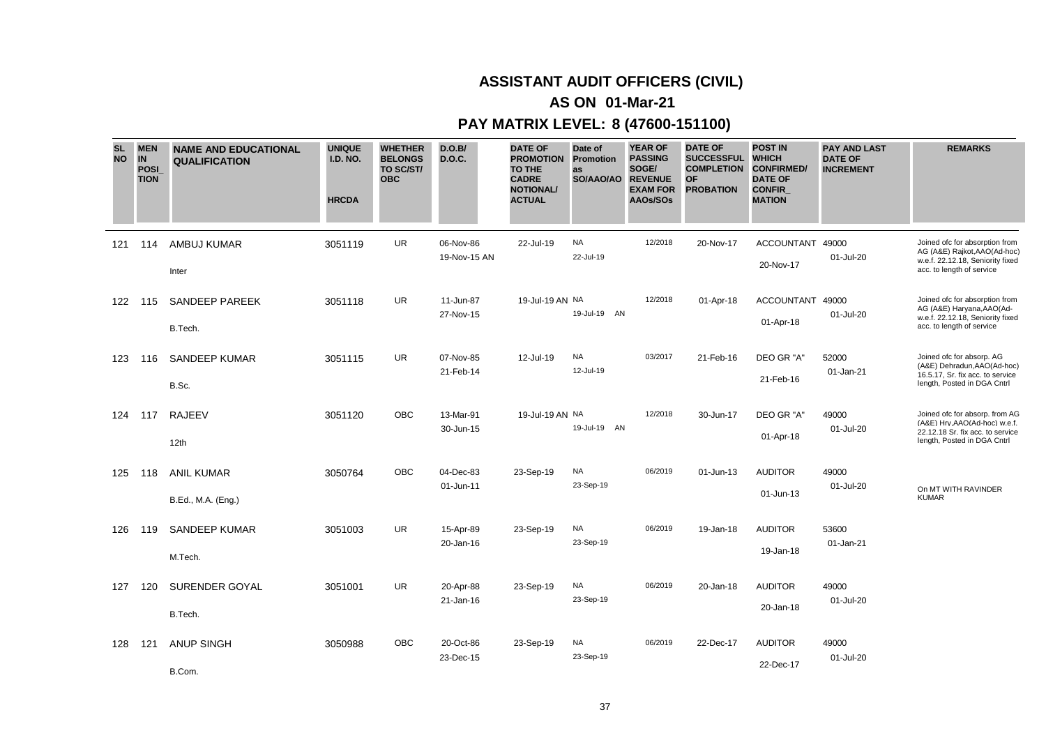# ASSISTANT AUDIT OFFICERS (CIVIL)

## AS ON 01-Mar-21

## PAY MATRIX LEVEL: 8 (47600-151100)

| SL NO | MEN IN POSI_TION | NAME AND EDUCATIONAL QUALIFICATION | UNIQUE I.D. NO. HRCDA | WHETHER BELONGS TO SC/ST/ OBC | D.O.B/ D.O.C. | DATE OF PROMOTION TO THE CADRE NOTIONAL/ ACTUAL | Date of Promotion as SO/AAO/AO | YEAR OF PASSING SOGE/ REVENUE EXAM FOR AAOs/SOs | DATE OF SUCCESSFUL COMPLETION OF PROBATION | POST IN WHICH CONFIRMED/ DATE OF CONFIR_MATION | PAY AND LAST DATE OF INCREMENT | REMARKS |
|---|---|---|---|---|---|---|---|---|---|---|---|---|
| 121 | 114 | AMBUJ KUMAR<br>Inter | 3051119 | UR | 06-Nov-86<br>19-Nov-15 AN | 22-Jul-19 | NA<br>22-Jul-19 | 12/2018 | 20-Nov-17 | ACCOUNTANT<br>20-Nov-17 | 49000<br>01-Jul-20 | Joined ofc for absorption from AG (A&E) Rajkot,AAO(Ad-hoc) w.e.f. 22.12.18, Seniority fixed acc. to length of service |
| 122 | 115 | SANDEEP PAREEK<br>B.Tech. | 3051118 | UR | 11-Jun-87<br>27-Nov-15 | 19-Jul-19 AN | NA<br>19-Jul-19 AN | 12/2018 | 01-Apr-18 | ACCOUNTANT<br>01-Apr-18 | 49000<br>01-Jul-20 | Joined ofc for absorption from AG (A&E) Haryana,AAO(Ad- w.e.f. 22.12.18, Seniority fixed acc. to length of service |
| 123 | 116 | SANDEEP KUMAR<br>B.Sc. | 3051115 | UR | 07-Nov-85<br>21-Feb-14 | 12-Jul-19 | NA<br>12-Jul-19 | 03/2017 | 21-Feb-16 | DEO GR "A"<br>21-Feb-16 | 52000<br>01-Jan-21 | Joined ofc for absorp. AG (A&E) Dehradun,AAO(Ad-hoc) 16.5.17, Sr. fix acc. to service length, Posted in DGA Cntrl |
| 124 | 117 | RAJEEV<br>12th | 3051120 | OBC | 13-Mar-91<br>30-Jun-15 | 19-Jul-19 AN | NA<br>19-Jul-19 AN | 12/2018 | 30-Jun-17 | DEO GR "A"<br>01-Apr-18 | 49000<br>01-Jul-20 | Joined ofc for absorp. from AG (A&E) Hry,AAO(Ad-hoc) w.e.f. 22.12.18 Sr. fix acc. to service length, Posted in DGA Cntrl |
| 125 | 118 | ANIL KUMAR<br>B.Ed., M.A. (Eng.) | 3050764 | OBC | 04-Dec-83<br>01-Jun-11 | 23-Sep-19 | NA<br>23-Sep-19 | 06/2019 | 01-Jun-13 | AUDITOR<br>01-Jun-13 | 49000<br>01-Jul-20 | On MT WITH RAVINDER KUMAR |
| 126 | 119 | SANDEEP KUMAR<br>M.Tech. | 3051003 | UR | 15-Apr-89<br>20-Jan-16 | 23-Sep-19 | NA<br>23-Sep-19 | 06/2019 | 19-Jan-18 | AUDITOR<br>19-Jan-18 | 53600<br>01-Jan-21 | |
| 127 | 120 | SURENDER GOYAL<br>B.Tech. | 3051001 | UR | 20-Apr-88<br>21-Jan-16 | 23-Sep-19 | NA<br>23-Sep-19 | 06/2019 | 20-Jan-18 | AUDITOR<br>20-Jan-18 | 49000<br>01-Jul-20 | |
| 128 | 121 | ANUP SINGH<br>B.Com. | 3050988 | OBC | 20-Oct-86<br>23-Dec-15 | 23-Sep-19 | NA<br>23-Sep-19 | 06/2019 | 22-Dec-17 | AUDITOR<br>22-Dec-17 | 49000<br>01-Jul-20 | |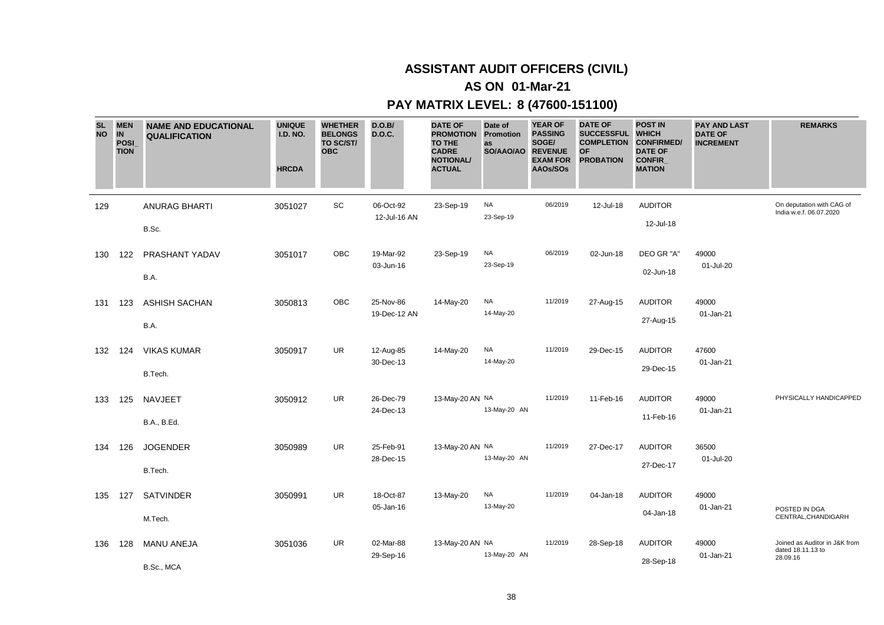# ASSISTANT AUDIT OFFICERS (CIVIL)

## AS ON 01-Mar-21

## PAY MATRIX LEVEL: 8 (47600-151100)

| SL NO | MEN IN POSI_TION | NAME AND EDUCATIONAL QUALIFICATION | UNIQUE I.D. NO. HRCDA | WHETHER BELONGS TO SC/ST/ OBC | D.O.B/ D.O.C. | DATE OF PROMOTION TO THE CADRE NOTIONAL/ ACTUAL | Date of Promotion as SO/AAO/AO | YEAR OF PASSING SOGE/ REVENUE EXAM FOR AAOs/SOs | DATE OF SUCCESSFUL COMPLETION OF PROBATION | POST IN WHICH CONFIRMED/ DATE OF CONFIR_MATION | PAY AND LAST DATE OF INCREMENT | REMARKS |
|---|---|---|---|---|---|---|---|---|---|---|---|---|
| 129 | | ANURAG BHARTI<br>B.Sc. | 3051027 | SC | 06-Oct-92<br>12-Jul-16 AN | 23-Sep-19 | NA<br>23-Sep-19 | 06/2019 | 12-Jul-18 | AUDITOR<br>12-Jul-18 | | On deputation with CAG of India w.e.f. 06.07.2020 |
| 130 | 122 | PRASHANT YADAV<br>B.A. | 3051017 | OBC | 19-Mar-92<br>03-Jun-16 | 23-Sep-19 | NA<br>23-Sep-19 | 06/2019 | 02-Jun-18 | DEO GR "A"<br>02-Jun-18 | 49000<br>01-Jul-20 | |
| 131 | 123 | ASHISH SACHAN<br>B.A. | 3050813 | OBC | 25-Nov-86<br>19-Dec-12 AN | 14-May-20 | NA<br>14-May-20 | 11/2019 | 27-Aug-15 | AUDITOR<br>27-Aug-15 | 49000<br>01-Jan-21 | |
| 132 | 124 | VIKAS KUMAR<br>B.Tech. | 3050917 | UR | 12-Aug-85<br>30-Dec-13 | 14-May-20 | NA<br>14-May-20 | 11/2019 | 29-Dec-15 | AUDITOR<br>29-Dec-15 | 47600<br>01-Jan-21 | |
| 133 | 125 | NAVJEET<br>B.A., B.Ed. | 3050912 | UR | 26-Dec-79<br>24-Dec-13 | 13-May-20 AN | NA<br>13-May-20 AN | 11/2019 | 11-Feb-16 | AUDITOR<br>11-Feb-16 | 49000<br>01-Jan-21 | PHYSICALLY HANDICAPPED |
| 134 | 126 | JOGENDER<br>B.Tech. | 3050989 | UR | 25-Feb-91<br>28-Dec-15 | 13-May-20 AN | NA<br>13-May-20 AN | 11/2019 | 27-Dec-17 | AUDITOR<br>27-Dec-17 | 36500<br>01-Jul-20 | |
| 135 | 127 | SATVINDER<br>M.Tech. | 3050991 | UR | 18-Oct-87<br>05-Jan-16 | 13-May-20 | NA<br>13-May-20 | 11/2019 | 04-Jan-18 | AUDITOR<br>04-Jan-18 | 49000<br>01-Jan-21 | POSTED IN DGA CENTRAL,CHANDIGARH |
| 136 | 128 | MANU ANEJA<br>B.Sc., MCA | 3051036 | UR | 02-Mar-88<br>29-Sep-16 | 13-May-20 AN | NA<br>13-May-20 AN | 11/2019 | 28-Sep-18 | AUDITOR<br>28-Sep-18 | 49000<br>01-Jan-21 | Joined as Auditor in J&K from dated 18.11.13 to 28.09.16 |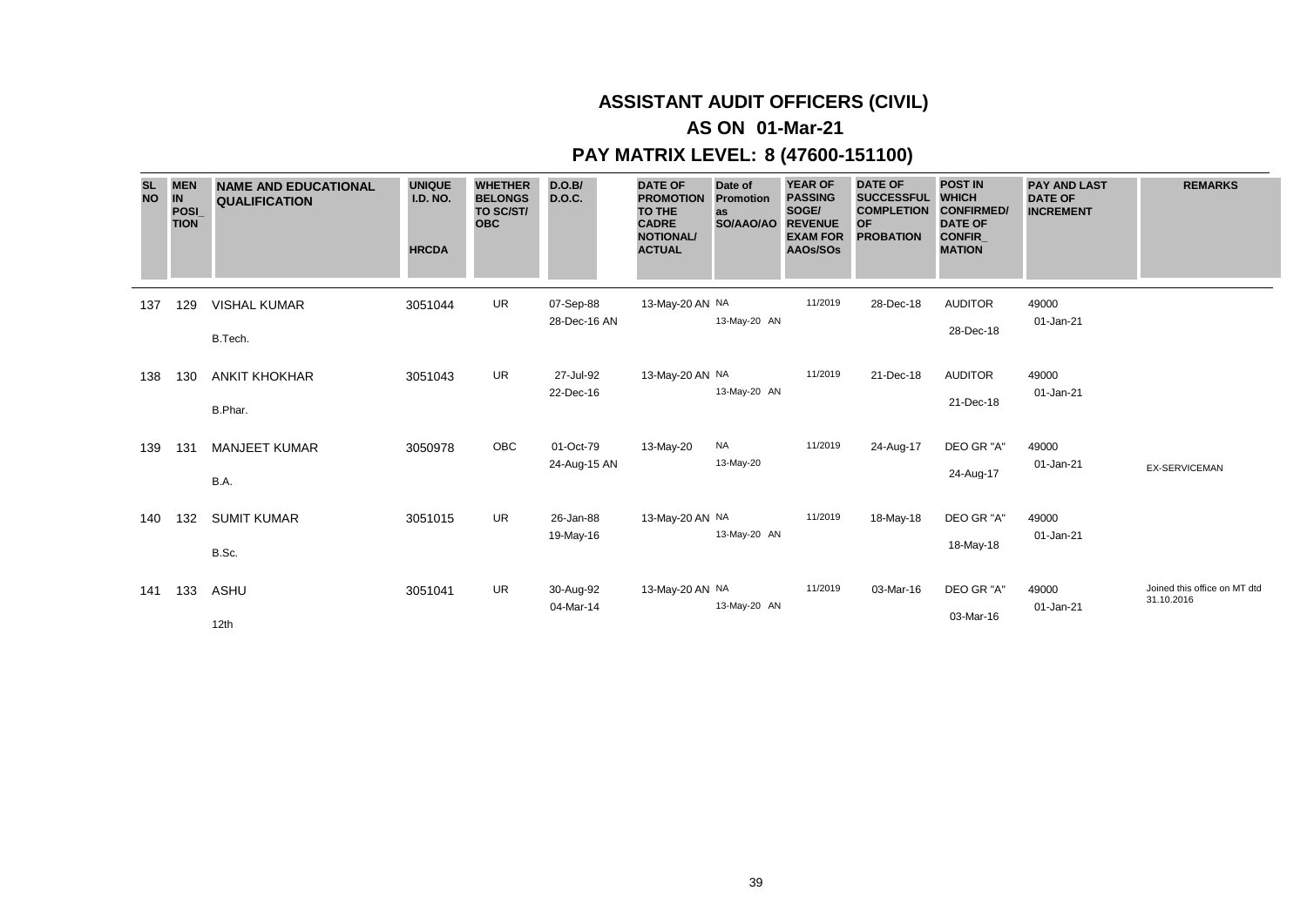# ASSISTANT AUDIT OFFICERS (CIVIL)

## AS ON 01-Mar-21

## PAY MATRIX LEVEL: 8 (47600-151100)

| SL NO | MEN IN POSI_TION | NAME AND EDUCATIONAL QUALIFICATION | UNIQUE I.D. NO. HRCDA | WHETHER BELONGS TO SC/ST/ OBC | D.O.B/ D.O.C. | DATE OF PROMOTION TO THE CADRE NOTIONAL/ ACTUAL | Date of Promotion as SO/AAO/AO | YEAR OF PASSING SOGE/ REVENUE EXAM FOR AAOs/SOs | DATE OF SUCCESSFUL COMPLETION OF PROBATION | POST IN WHICH CONFIRMED/ DATE OF CONFIR_MATION | PAY AND LAST DATE OF INCREMENT | REMARKS |
|---|---|---|---|---|---|---|---|---|---|---|---|---|
| 137 | 129 | VISHAL KUMAR<br>B.Tech. | 3051044 | UR | 07-Sep-88<br>28-Dec-16 AN | 13-May-20 AN | NA<br>13-May-20 AN | 11/2019 | 28-Dec-18 | AUDITOR<br>28-Dec-18 | 49000<br>01-Jan-21 | |
| 138 | 130 | ANKIT KHOKHAR<br>B.Phar. | 3051043 | UR | 27-Jul-92<br>22-Dec-16 | 13-May-20 AN | NA<br>13-May-20 AN | 11/2019 | 21-Dec-18 | AUDITOR<br>21-Dec-18 | 49000<br>01-Jan-21 | |
| 139 | 131 | MANJEET KUMAR<br>B.A. | 3050978 | OBC | 01-Oct-79<br>24-Aug-15 AN | 13-May-20 | NA<br>13-May-20 | 11/2019 | 24-Aug-17 | DEO GR "A"<br>24-Aug-17 | 49000<br>01-Jan-21 | EX-SERVICEMAN |
| 140 | 132 | SUMIT KUMAR<br>B.Sc. | 3051015 | UR | 26-Jan-88<br>19-May-16 | 13-May-20 AN | NA<br>13-May-20 AN | 11/2019 | 18-May-18 | DEO GR "A"<br>18-May-18 | 49000<br>01-Jan-21 | |
| 141 | 133 | ASHU<br>12th | 3051041 | UR | 30-Aug-92<br>04-Mar-14 | 13-May-20 AN | NA<br>13-May-20 AN | 11/2019 | 03-Mar-16 | DEO GR "A"<br>03-Mar-16 | 49000<br>01-Jan-21 | Joined this office on MT dtd 31.10.2016 |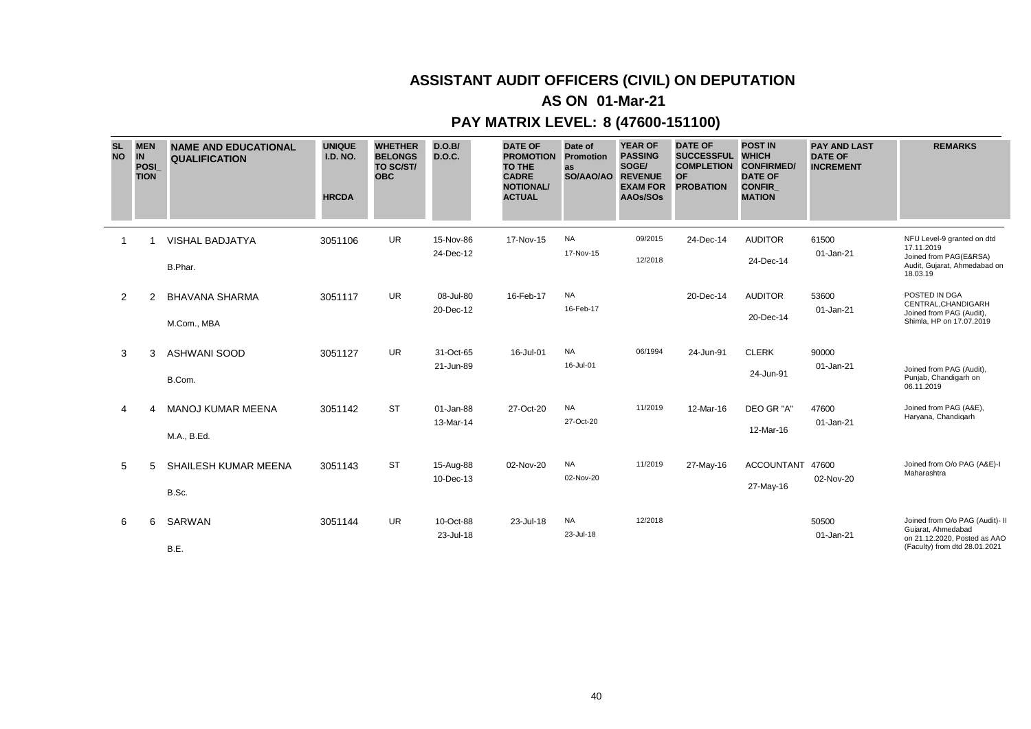# ASSISTANT AUDIT OFFICERS (CIVIL) ON DEPUTATION

## AS ON 01-Mar-21

## PAY MATRIX LEVEL: 8 (47600-151100)

| SL NO | MEN IN POSI_TION | NAME AND EDUCATIONAL QUALIFICATION | UNIQUE I.D. NO. HRCDA | WHETHER BELONGS TO SC/ST/ OBC | D.O.B/ D.O.C. | DATE OF PROMOTION TO THE CADRE NOTIONAL/ ACTUAL | Date of Promotion as SO/AAO/AO | YEAR OF PASSING SOGE/ REVENUE EXAM FOR AAOs/SOs | DATE OF SUCCESSFUL COMPLETION OF PROBATION | POST IN WHICH CONFIRMED/ DATE OF CONFIR_MATION | PAY AND LAST DATE OF INCREMENT | REMARKS |
|---|---|---|---|---|---|---|---|---|---|---|---|---|
| 1 | 1 | VISHAL BADJATYA<br>B.Phar. | 3051106 | UR | 15-Nov-86<br>24-Dec-12 | 17-Nov-15 | NA<br>17-Nov-15 | 09/2015<br>12/2018 | 24-Dec-14 | AUDITOR<br>24-Dec-14 | 61500<br>01-Jan-21 | NFU Level-9 granted on dtd 17.11.2019 Joined from PAG(E&RSA) Audit, Gujarat, Ahmedabad on 18.03.19 |
| 2 | 2 | BHAVANA SHARMA<br>M.Com., MBA | 3051117 | UR | 08-Jul-80<br>20-Dec-12 | 16-Feb-17 | NA<br>16-Feb-17 | | 20-Dec-14 | AUDITOR<br>20-Dec-14 | 53600<br>01-Jan-21 | POSTED IN DGA CENTRAL,CHANDIGARH Joined from PAG (Audit), Shimla, HP on 17.07.2019 |
| 3 | 3 | ASHWANI SOOD<br>B.Com. | 3051127 | UR | 31-Oct-65<br>21-Jun-89 | 16-Jul-01 | NA<br>16-Jul-01 | 06/1994 | 24-Jun-91 | CLERK<br>24-Jun-91 | 90000<br>01-Jan-21 | Joined from PAG (Audit), Punjab, Chandigarh on 06.11.2019 |
| 4 | 4 | MANOJ KUMAR MEENA<br>M.A., B.Ed. | 3051142 | ST | 01-Jan-88<br>13-Mar-14 | 27-Oct-20 | NA<br>27-Oct-20 | 11/2019 | 12-Mar-16 | DEO GR "A"<br>12-Mar-16 | 47600<br>01-Jan-21 | Joined from PAG (A&E), Haryana, Chandigarh |
| 5 | 5 | SHAILESH KUMAR MEENA<br>B.Sc. | 3051143 | ST | 15-Aug-88<br>10-Dec-13 | 02-Nov-20 | NA<br>02-Nov-20 | 11/2019 | 27-May-16 | ACCOUNTANT<br>27-May-16 | 47600<br>02-Nov-20 | Joined from O/o PAG (A&E)-I Maharashtra |
| 6 | 6 | SARWAN<br>B.E. | 3051144 | UR | 10-Oct-88<br>23-Jul-18 | 23-Jul-18 | NA<br>23-Jul-18 | 12/2018 | | | 50500<br>01-Jan-21 | Joined from O/o PAG (Audit)- II Gujarat, Ahmedabad on 21.12.2020, Posted as AAO (Faculty) from dtd 28.01.2021 |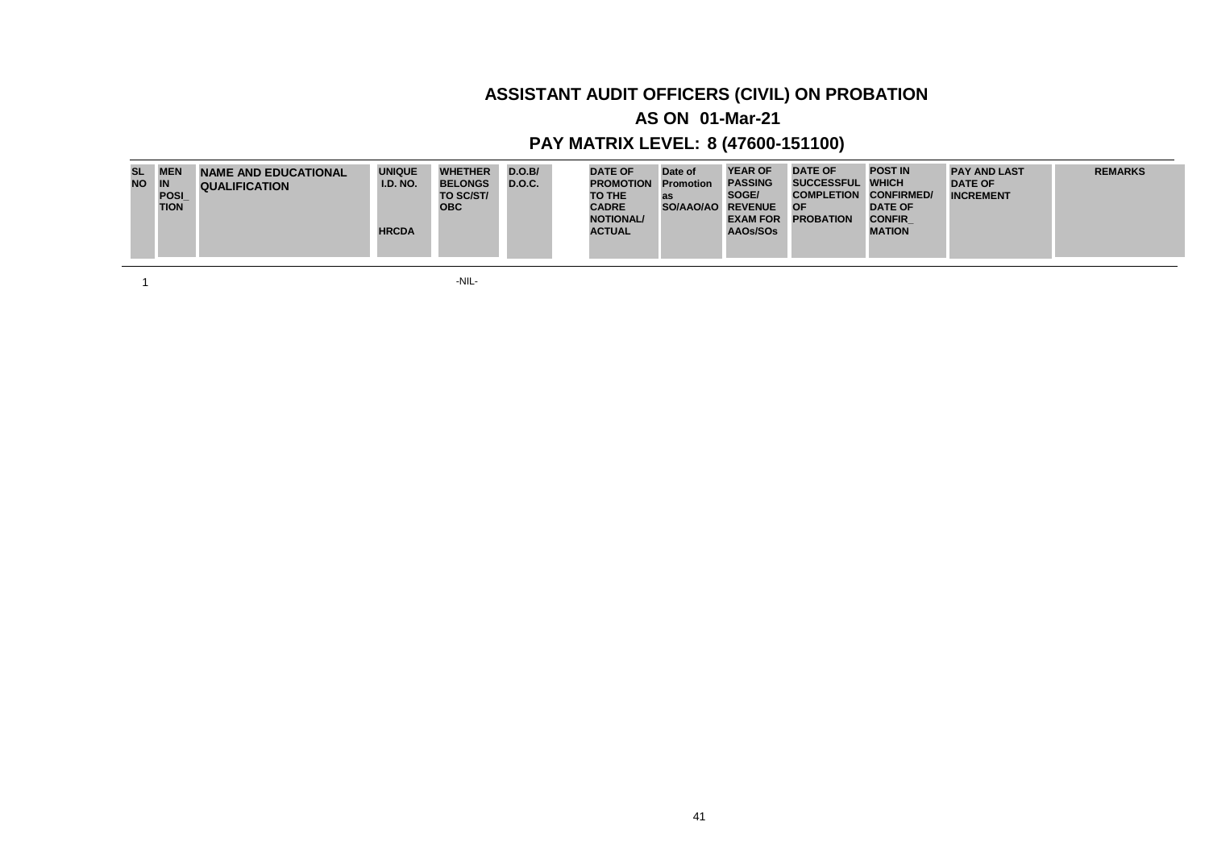# ASSISTANT AUDIT OFFICERS (CIVIL) ON PROBATION

## AS ON 01-Mar-21

## PAY MATRIX LEVEL: 8 (47600-151100)

| SL NO | MEN IN POSI_ TION | NAME AND EDUCATIONAL QUALIFICATION | UNIQUE I.D. NO. HRCDA | WHETHER BELONGS TO SC/ST/ OBC | D.O.B/ D.O.C. | DATE OF PROMOTION TO THE CADRE NOTIONAL/ ACTUAL | Date of Promotion as SO/AAO/AO | YEAR OF PASSING SOGE/ REVENUE EXAM FOR AAOs/SOs | DATE OF SUCCESSFUL COMPLETION OF PROBATION | POST IN WHICH CONFIRMED/ DATE OF CONFIR_ MATION | PAY AND LAST DATE OF INCREMENT | REMARKS |
|---|---|---|---|---|---|---|---|---|---|---|---|---|
| 1 | | | | -NIL- | | | | | | | | |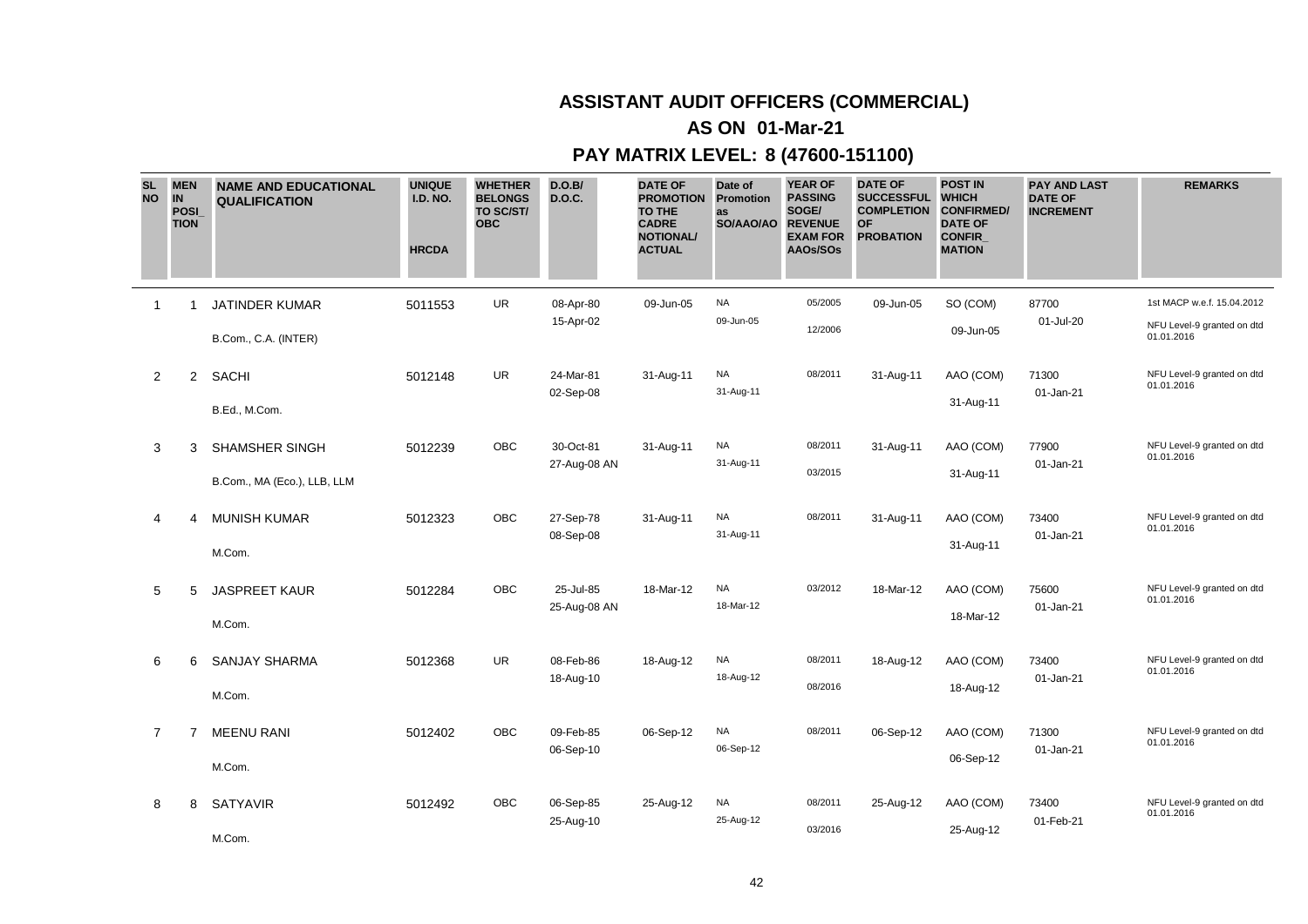## ASSISTANT AUDIT OFFICERS (COMMERCIAL)

## AS ON 01-Mar-21

## PAY MATRIX LEVEL: 8 (47600-151100)

| SL NO | MEN IN POSI_ TION | NAME AND EDUCATIONAL QUALIFICATION | UNIQUE I.D. NO. HRCDA | WHETHER BELONGS TO SC/ST/ OBC | D.O.B/ D.O.C. | DATE OF PROMOTION TO THE CADRE NOTIONAL/ ACTUAL | Date of Promotion as SO/AAO/AO | YEAR OF PASSING SOGE/ REVENUE EXAM FOR AAOs/SOs | DATE OF SUCCESSFUL COMPLETION OF PROBATION | POST IN WHICH CONFIRMED/ DATE OF CONFIR_ MATION | PAY AND LAST DATE OF INCREMENT | REMARKS |
|---|---|---|---|---|---|---|---|---|---|---|---|---|
| 1 | 1 | JATINDER KUMAR<br>B.Com., C.A. (INTER) | 5011553 | UR | 08-Apr-80<br>15-Apr-02 | 09-Jun-05 | NA<br>09-Jun-05 | 05/2005<br>12/2006 | 09-Jun-05 | SO (COM)<br>09-Jun-05 | 87700<br>01-Jul-20 | 1st MACP w.e.f. 15.04.2012<br>NFU Level-9 granted on dtd 01.01.2016 |
| 2 | 2 | SACHI<br>B.Ed., M.Com. | 5012148 | UR | 24-Mar-81<br>02-Sep-08 | 31-Aug-11 | NA<br>31-Aug-11 | 08/2011 | 31-Aug-11 | AAO (COM)<br>31-Aug-11 | 71300<br>01-Jan-21 | NFU Level-9 granted on dtd 01.01.2016 |
| 3 | 3 | SHAMSHER SINGH<br>B.Com., MA (Eco.), LLB, LLM | 5012239 | OBC | 30-Oct-81<br>27-Aug-08 AN | 31-Aug-11 | NA<br>31-Aug-11 | 08/2011<br>03/2015 | 31-Aug-11 | AAO (COM)<br>31-Aug-11 | 77900<br>01-Jan-21 | NFU Level-9 granted on dtd 01.01.2016 |
| 4 | 4 | MUNISH KUMAR<br>M.Com. | 5012323 | OBC | 27-Sep-78<br>08-Sep-08 | 31-Aug-11 | NA<br>31-Aug-11 | 08/2011 | 31-Aug-11 | AAO (COM)<br>31-Aug-11 | 73400<br>01-Jan-21 | NFU Level-9 granted on dtd 01.01.2016 |
| 5 | 5 | JASPREET KAUR<br>M.Com. | 5012284 | OBC | 25-Jul-85<br>25-Aug-08 AN | 18-Mar-12 | NA<br>18-Mar-12 | 03/2012 | 18-Mar-12 | AAO (COM)<br>18-Mar-12 | 75600<br>01-Jan-21 | NFU Level-9 granted on dtd 01.01.2016 |
| 6 | 6 | SANJAY SHARMA<br>M.Com. | 5012368 | UR | 08-Feb-86<br>18-Aug-10 | 18-Aug-12 | NA<br>18-Aug-12 | 08/2011<br>08/2016 | 18-Aug-12 | AAO (COM)<br>18-Aug-12 | 73400<br>01-Jan-21 | NFU Level-9 granted on dtd 01.01.2016 |
| 7 | 7 | MEENU RANI<br>M.Com. | 5012402 | OBC | 09-Feb-85<br>06-Sep-10 | 06-Sep-12 | NA<br>06-Sep-12 | 08/2011 | 06-Sep-12 | AAO (COM)<br>06-Sep-12 | 71300<br>01-Jan-21 | NFU Level-9 granted on dtd 01.01.2016 |
| 8 | 8 | SATYAVIR<br>M.Com. | 5012492 | OBC | 06-Sep-85<br>25-Aug-10 | 25-Aug-12 | NA<br>25-Aug-12 | 08/2011<br>03/2016 | 25-Aug-12 | AAO (COM)<br>25-Aug-12 | 73400<br>01-Feb-21 | NFU Level-9 granted on dtd 01.01.2016 |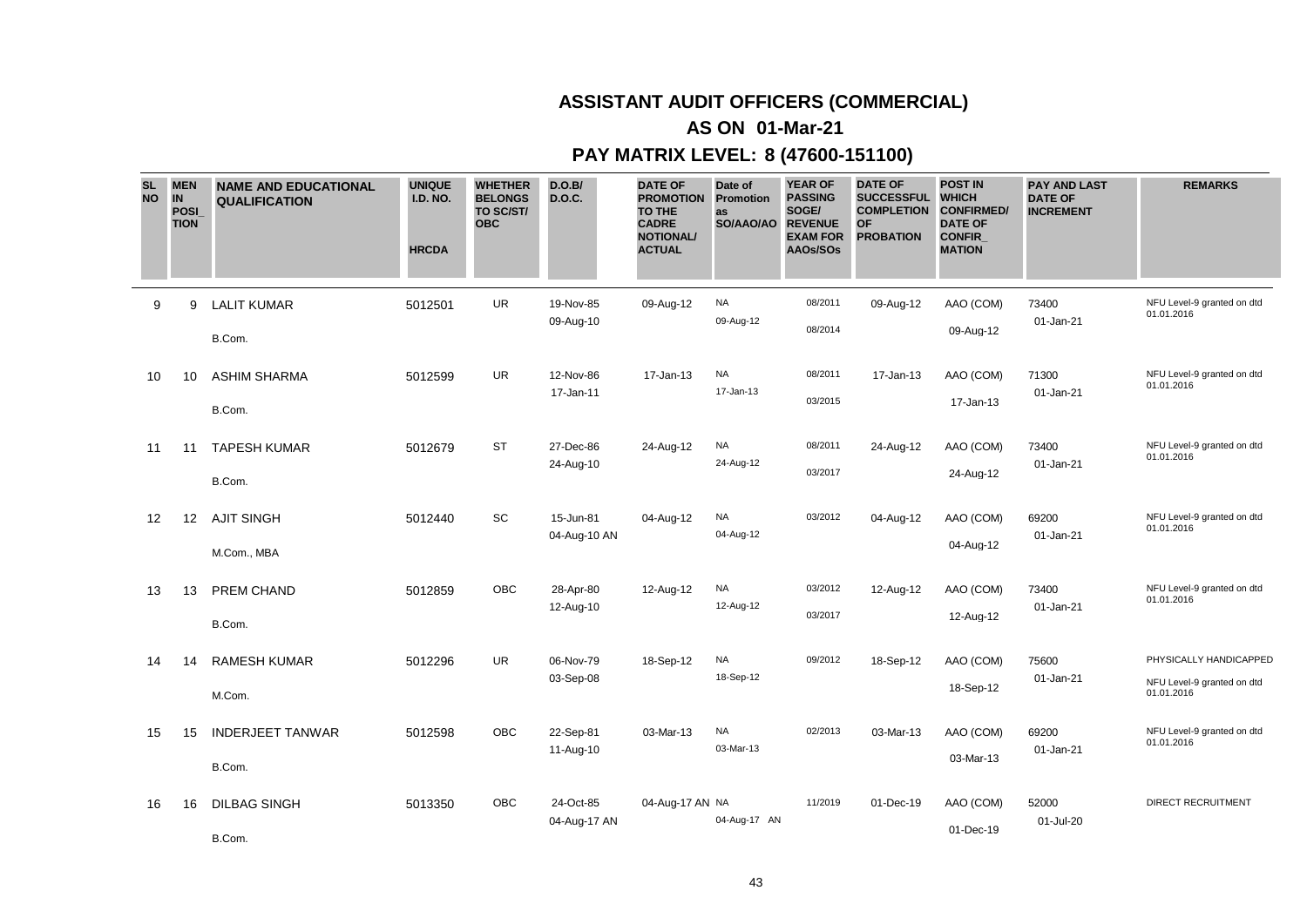# ASSISTANT AUDIT OFFICERS (COMMERCIAL)

## AS ON 01-Mar-21

## PAY MATRIX LEVEL: 8 (47600-151100)

| SL NO | MEN IN POSI_TION | NAME AND EDUCATIONAL QUALIFICATION | UNIQUE I.D. NO. HRCDA | WHETHER BELONGS TO SC/ST/ OBC | D.O.B/ D.O.C. | DATE OF PROMOTION TO THE CADRE NOTIONAL/ ACTUAL | Date of Promotion as SO/AAO/AO | YEAR OF PASSING SOGE/ REVENUE EXAM FOR AAOs/SOs | DATE OF SUCCESSFUL COMPLETION OF PROBATION | POST IN WHICH CONFIRMED/ DATE OF CONFIR_MATION | PAY AND LAST DATE OF INCREMENT | REMARKS |
|---|---|---|---|---|---|---|---|---|---|---|---|---|
| 9 | 9 | LALIT KUMAR<br>B.Com. | 5012501 | UR | 19-Nov-85<br>09-Aug-10 | 09-Aug-12 | NA<br>09-Aug-12 | 08/2011<br>08/2014 | 09-Aug-12 | AAO (COM)<br>09-Aug-12 | 73400<br>01-Jan-21 | NFU Level-9 granted on dtd 01.01.2016 |
| 10 | 10 | ASHIM SHARMA<br>B.Com. | 5012599 | UR | 12-Nov-86<br>17-Jan-11 | 17-Jan-13 | NA<br>17-Jan-13 | 08/2011<br>03/2015 | 17-Jan-13 | AAO (COM)<br>17-Jan-13 | 71300<br>01-Jan-21 | NFU Level-9 granted on dtd 01.01.2016 |
| 11 | 11 | TAPESH KUMAR<br>B.Com. | 5012679 | ST | 27-Dec-86<br>24-Aug-10 | 24-Aug-12 | NA<br>24-Aug-12 | 08/2011<br>03/2017 | 24-Aug-12 | AAO (COM)<br>24-Aug-12 | 73400<br>01-Jan-21 | NFU Level-9 granted on dtd 01.01.2016 |
| 12 | 12 | AJIT SINGH<br>M.Com., MBA | 5012440 | SC | 15-Jun-81<br>04-Aug-10 AN | 04-Aug-12 | NA<br>04-Aug-12 | 03/2012 | 04-Aug-12 | AAO (COM)<br>04-Aug-12 | 69200<br>01-Jan-21 | NFU Level-9 granted on dtd 01.01.2016 |
| 13 | 13 | PREM CHAND<br>B.Com. | 5012859 | OBC | 28-Apr-80<br>12-Aug-10 | 12-Aug-12 | NA<br>12-Aug-12 | 03/2012<br>03/2017 | 12-Aug-12 | AAO (COM)<br>12-Aug-12 | 73400<br>01-Jan-21 | NFU Level-9 granted on dtd 01.01.2016 |
| 14 | 14 | RAMESH KUMAR<br>M.Com. | 5012296 | UR | 06-Nov-79<br>03-Sep-08 | 18-Sep-12 | NA<br>18-Sep-12 | 09/2012 | 18-Sep-12 | AAO (COM)<br>18-Sep-12 | 75600<br>01-Jan-21 | PHYSICALLY HANDICAPPED<br>NFU Level-9 granted on dtd 01.01.2016 |
| 15 | 15 | INDERJEET TANWAR<br>B.Com. | 5012598 | OBC | 22-Sep-81<br>11-Aug-10 | 03-Mar-13 | NA<br>03-Mar-13 | 02/2013 | 03-Mar-13 | AAO (COM)<br>03-Mar-13 | 69200<br>01-Jan-21 | NFU Level-9 granted on dtd 01.01.2016 |
| 16 | 16 | DILBAG SINGH<br>B.Com. | 5013350 | OBC | 24-Oct-85<br>04-Aug-17 AN | 04-Aug-17 AN | NA<br>04-Aug-17 AN | 11/2019 | 01-Dec-19 | AAO (COM)<br>01-Dec-19 | 52000<br>01-Jul-20 | DIRECT RECRUITMENT |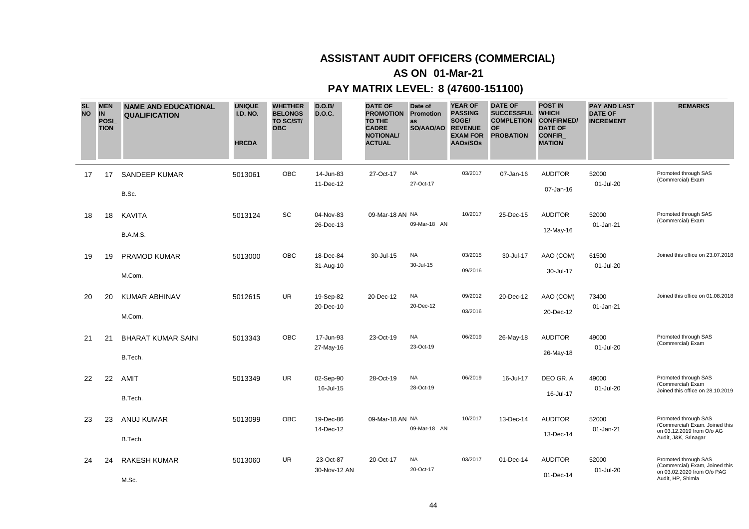# ASSISTANT AUDIT OFFICERS (COMMERCIAL)

## AS ON 01-Mar-21

## PAY MATRIX LEVEL: 8 (47600-151100)

| SL NO | MEN IN POSI_ TION | NAME AND EDUCATIONAL QUALIFICATION | UNIQUE I.D. NO. HRCDA | WHETHER BELONGS TO SC/ST/ OBC | D.O.B/ D.O.C. | DATE OF PROMOTION TO THE CADRE NOTIONAL/ ACTUAL | Date of Promotion as SO/AAO/AO | YEAR OF PASSING SOGE/ REVENUE EXAM FOR AAOs/SOs | DATE OF SUCCESSFUL COMPLETION OF PROBATION | POST IN WHICH CONFIRMED/ DATE OF CONFIR_ MATION | PAY AND LAST DATE OF INCREMENT | REMARKS |
|---|---|---|---|---|---|---|---|---|---|---|---|---|
| 17 | 17 | SANDEEP KUMAR<br>B.Sc. | 5013061 | OBC | 14-Jun-83<br>11-Dec-12 | 27-Oct-17 | NA<br>27-Oct-17 | 03/2017 | 07-Jan-16 | AUDITOR<br>07-Jan-16 | 52000<br>01-Jul-20 | Promoted through SAS (Commercial) Exam |
| 18 | 18 | KAVITA<br>B.A.M.S. | 5013124 | SC | 04-Nov-83<br>26-Dec-13 | 09-Mar-18 AN | NA<br>09-Mar-18 AN | 10/2017 | 25-Dec-15 | AUDITOR<br>12-May-16 | 52000<br>01-Jan-21 | Promoted through SAS (Commercial) Exam |
| 19 | 19 | PRAMOD KUMAR<br>M.Com. | 5013000 | OBC | 18-Dec-84<br>31-Aug-10 | 30-Jul-15 | NA<br>30-Jul-15 | 03/2015<br>09/2016 | 30-Jul-17 | AAO (COM)<br>30-Jul-17 | 61500<br>01-Jul-20 | Joined this office on 23.07.2018 |
| 20 | 20 | KUMAR ABHINAV<br>M.Com. | 5012615 | UR | 19-Sep-82<br>20-Dec-10 | 20-Dec-12 | NA<br>20-Dec-12 | 09/2012<br>03/2016 | 20-Dec-12 | AAO (COM)<br>20-Dec-12 | 73400<br>01-Jan-21 | Joined this office on 01.08.2018 |
| 21 | 21 | BHARAT KUMAR SAINI<br>B.Tech. | 5013343 | OBC | 17-Jun-93<br>27-May-16 | 23-Oct-19 | NA<br>23-Oct-19 | 06/2019 | 26-May-18 | AUDITOR<br>26-May-18 | 49000<br>01-Jul-20 | Promoted through SAS (Commercial) Exam |
| 22 | 22 | AMIT<br>B.Tech. | 5013349 | UR | 02-Sep-90<br>16-Jul-15 | 28-Oct-19 | NA<br>28-Oct-19 | 06/2019 | 16-Jul-17 | DEO GR. A<br>16-Jul-17 | 49000<br>01-Jul-20 | Promoted through SAS (Commercial) Exam Joined this office on 28.10.2019 |
| 23 | 23 | ANUJ KUMAR<br>B.Tech. | 5013099 | OBC | 19-Dec-86<br>14-Dec-12 | 09-Mar-18 AN | NA<br>09-Mar-18 AN | 10/2017 | 13-Dec-14 | AUDITOR<br>13-Dec-14 | 52000<br>01-Jan-21 | Promoted through SAS (Commercial) Exam, Joined this on 03.12.2019 from O/o AG Audit, J&K, Srinagar |
| 24 | 24 | RAKESH KUMAR<br>M.Sc. | 5013060 | UR | 23-Oct-87<br>30-Nov-12 AN | 20-Oct-17 | NA<br>20-Oct-17 | 03/2017 | 01-Dec-14 | AUDITOR<br>01-Dec-14 | 52000<br>01-Jul-20 | Promoted through SAS (Commercial) Exam, Joined this on 03.02.2020 from O/o PAG Audit, HP, Shimla |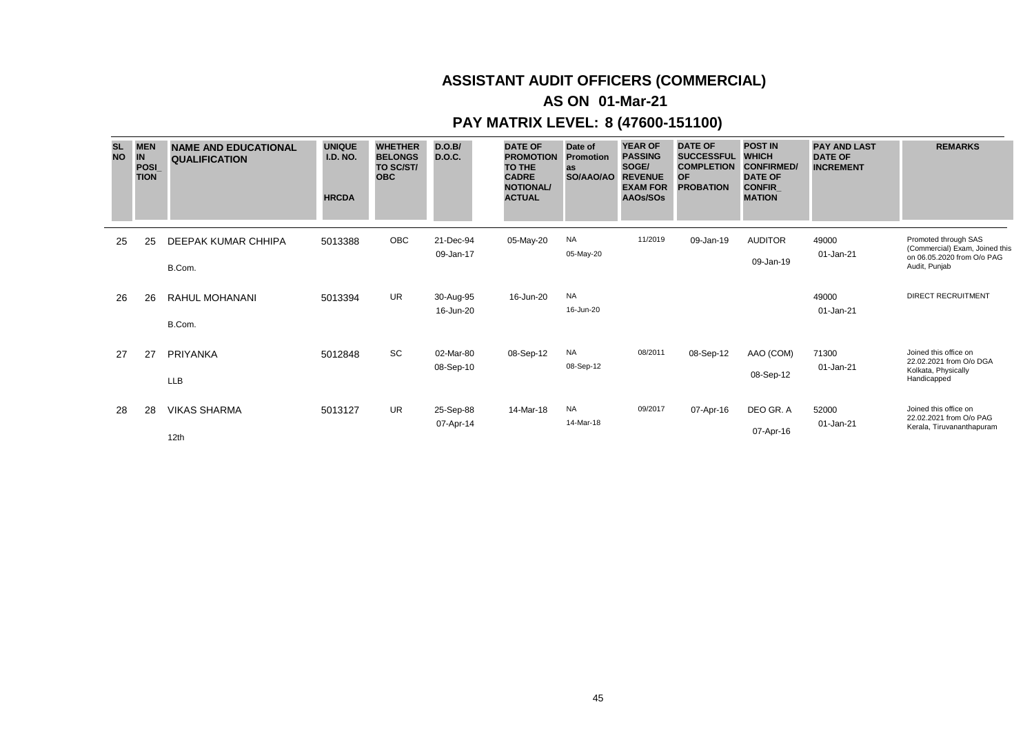# ASSISTANT AUDIT OFFICERS (COMMERCIAL)

## AS ON 01-Mar-21

## PAY MATRIX LEVEL: 8 (47600-151100)

| SL NO | MEN IN POSI_TION | NAME AND EDUCATIONAL QUALIFICATION | UNIQUE I.D. NO. HRCDA | WHETHER BELONGS TO SC/ST/ OBC | D.O.B/ D.O.C. | DATE OF PROMOTION TO THE CADRE NOTIONAL/ ACTUAL | Date of Promotion as SO/AAO/AO | YEAR OF PASSING SOGE/ REVENUE EXAM FOR AAOs/SOs | DATE OF SUCCESSFUL COMPLETION OF PROBATION | POST IN WHICH CONFIRMED/ DATE OF CONFIR_MATION | PAY AND LAST DATE OF INCREMENT | REMARKS |
|---|---|---|---|---|---|---|---|---|---|---|---|---|
| 25 | 25 | DEEPAK KUMAR CHHIPA<br>B.Com. | 5013388 | OBC | 21-Dec-94<br>09-Jan-17 | 05-May-20 | NA<br>05-May-20 | 11/2019 | 09-Jan-19 | AUDITOR<br>09-Jan-19 | 49000<br>01-Jan-21 | Promoted through SAS (Commercial) Exam, Joined this on 06.05.2020 from O/o PAG Audit, Punjab |
| 26 | 26 | RAHUL MOHANANI<br>B.Com. | 5013394 | UR | 30-Aug-95<br>16-Jun-20 | 16-Jun-20 | NA<br>16-Jun-20 | | | | 49000<br>01-Jan-21 | DIRECT RECRUITMENT |
| 27 | 27 | PRIYANKA<br>LLB | 5012848 | SC | 02-Mar-80<br>08-Sep-10 | 08-Sep-12 | NA<br>08-Sep-12 | 08/2011 | 08-Sep-12 | AAO (COM)<br>08-Sep-12 | 71300<br>01-Jan-21 | Joined this office on 22.02.2021 from O/o DGA Kolkata, Physically Handicapped |
| 28 | 28 | VIKAS SHARMA<br>12th | 5013127 | UR | 25-Sep-88<br>07-Apr-14 | 14-Mar-18 | NA<br>14-Mar-18 | 09/2017 | 07-Apr-16 | DEO GR. A<br>07-Apr-16 | 52000<br>01-Jan-21 | Joined this office on 22.02.2021 from O/o PAG Kerala, Tiruvananthapuram |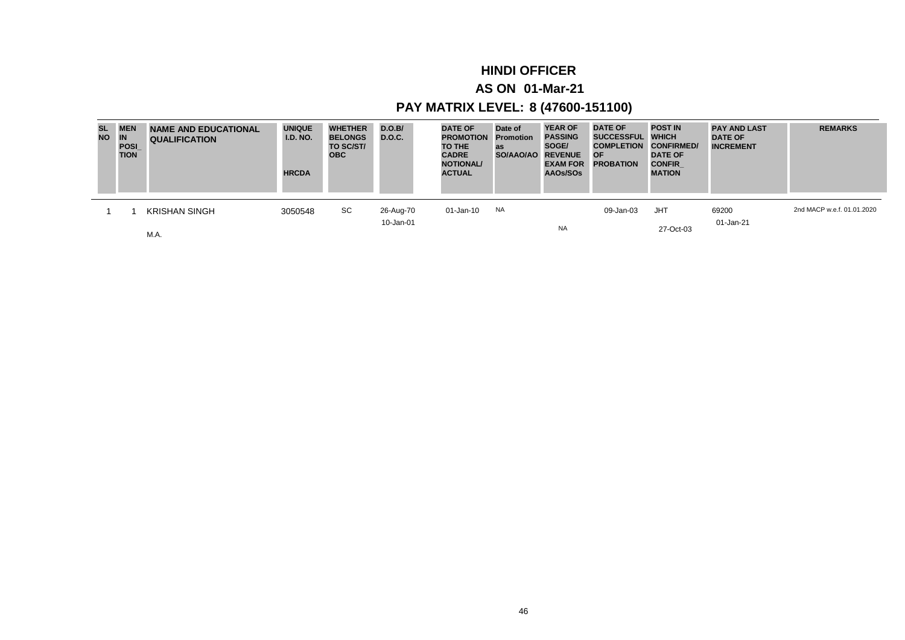# HINDI OFFICER

## AS ON 01-Mar-21

## PAY MATRIX LEVEL: 8 (47600-151100)

| SL NO | MEN IN POSI_ TION | NAME AND EDUCATIONAL QUALIFICATION | UNIQUE I.D. NO. HRCDA | WHETHER BELONGS TO SC/ST/ OBC | D.O.B/ D.O.C. | DATE OF PROMOTION TO THE CADRE NOTIONAL/ ACTUAL | Date of Promotion as SO/AAO/AO | YEAR OF PASSING SOGE/ REVENUE EXAM FOR AAOs/SOs | DATE OF SUCCESSFUL COMPLETION OF PROBATION | POST IN WHICH CONFIRMED/ DATE OF CONFIR_ MATION | PAY AND LAST DATE OF INCREMENT | REMARKS |
|---|---|---|---|---|---|---|---|---|---|---|---|---|
| 1 | 1 | KRISHAN SINGH<br>M.A. | 3050548 | SC | 26-Aug-70<br>10-Jan-01 | 01-Jan-10 | NA | NA | 09-Jan-03 | JHT<br>27-Oct-03 | 69200<br>01-Jan-21 | 2nd MACP w.e.f. 01.01.2020 |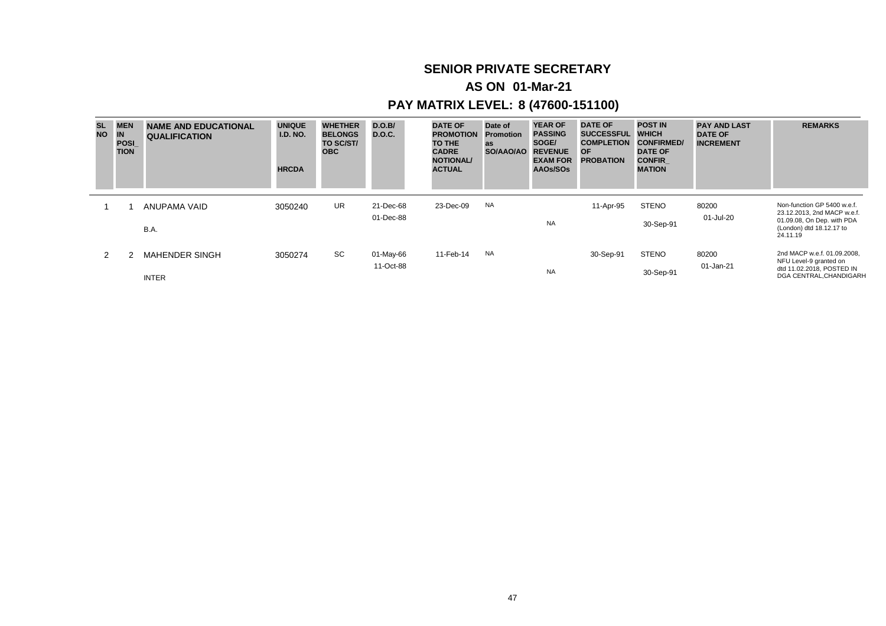# SENIOR PRIVATE SECRETARY

## AS ON 01-Mar-21

## PAY MATRIX LEVEL: 8 (47600-151100)

| SL NO | MEN IN POSI_ TION | NAME AND EDUCATIONAL QUALIFICATION | UNIQUE I.D. NO. HRCDA | WHETHER BELONGS TO SC/ST/ OBC | D.O.B/ D.O.C. | DATE OF PROMOTION TO THE CADRE NOTIONAL/ ACTUAL | Date of Promotion as SO/AAO/AO | YEAR OF PASSING SOGE/ REVENUE EXAM FOR AAOs/SOs | DATE OF SUCCESSFUL COMPLETION OF PROBATION | POST IN WHICH CONFIRMED/ DATE OF CONFIR_ MATION | PAY AND LAST DATE OF INCREMENT | REMARKS |
|---|---|---|---|---|---|---|---|---|---|---|---|---|
| 1 | 1 | ANUPAMA VAID<br>B.A. | 3050240 | UR | 21-Dec-68<br>01-Dec-88 | 23-Dec-09 | NA | NA | 11-Apr-95 | STENO<br>30-Sep-91 | 80200<br>01-Jul-20 | Non-function GP 5400 w.e.f. 23.12.2013, 2nd MACP w.e.f. 01.09.08, On Dep. with PDA (London) dtd 18.12.17 to 24.11.19 |
| 2 | 2 | MAHENDER SINGH<br>INTER | 3050274 | SC | 01-May-66<br>11-Oct-88 | 11-Feb-14 | NA | NA | 30-Sep-91 | STENO<br>30-Sep-91 | 80200<br>01-Jan-21 | 2nd MACP w.e.f. 01.09.2008, NFU Level-9 granted on dtd 11.02.2018, POSTED IN DGA CENTRAL,CHANDIGARH |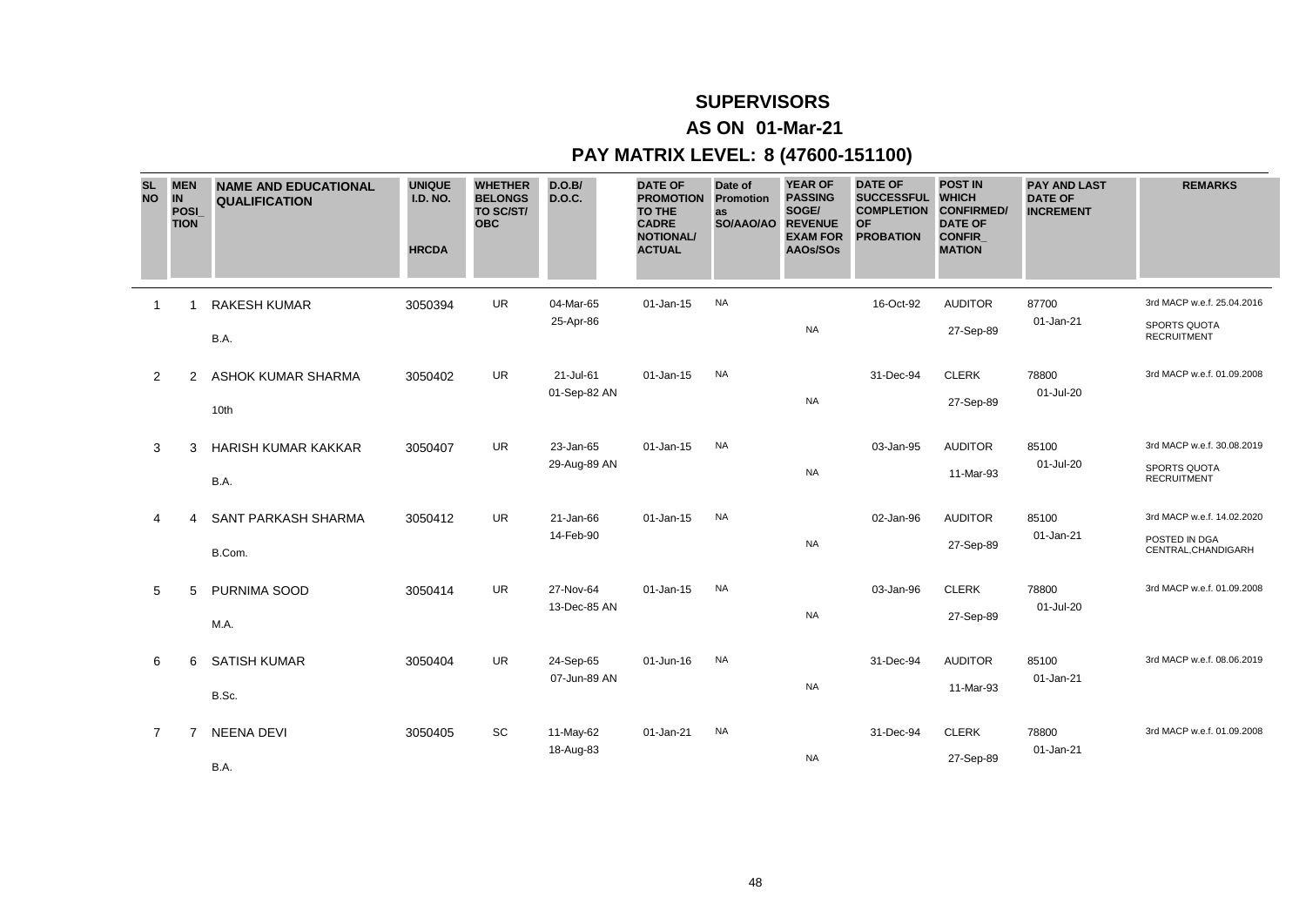# SUPERVISORS

## AS ON 01-Mar-21

## PAY MATRIX LEVEL: 8 (47600-151100)

| SL NO | MEN IN POSI_TION | NAME AND EDUCATIONAL QUALIFICATION | UNIQUE I.D. NO. HRCDA | WHETHER BELONGS TO SC/ST/ OBC | D.O.B/ D.O.C. | DATE OF PROMOTION TO THE CADRE NOTIONAL/ ACTUAL | Date of Promotion as SO/AAO/AO | YEAR OF PASSING SOGE/ REVENUE EXAM FOR AAOs/SOs | DATE OF SUCCESSFUL COMPLETION OF PROBATION | POST IN WHICH CONFIRMED/ DATE OF CONFIR_MATION | PAY AND LAST DATE OF INCREMENT | REMARKS |
|---|---|---|---|---|---|---|---|---|---|---|---|---|
| 1 | 1 | RAKESH KUMAR<br>B.A. | 3050394 | UR | 04-Mar-65<br>25-Apr-86 | 01-Jan-15 | NA | NA | 16-Oct-92 | AUDITOR<br>27-Sep-89 | 87700<br>01-Jan-21 | 3rd MACP w.e.f. 25.04.2016<br>SPORTS QUOTA RECRUITMENT |
| 2 | 2 | ASHOK KUMAR SHARMA<br>10th | 3050402 | UR | 21-Jul-61<br>01-Sep-82 AN | 01-Jan-15 | NA | NA | 31-Dec-94 | CLERK<br>27-Sep-89 | 78800<br>01-Jul-20 | 3rd MACP w.e.f. 01.09.2008 |
| 3 | 3 | HARISH KUMAR KAKKAR<br>B.A. | 3050407 | UR | 23-Jan-65<br>29-Aug-89 AN | 01-Jan-15 | NA | NA | 03-Jan-95 | AUDITOR<br>11-Mar-93 | 85100<br>01-Jul-20 | 3rd MACP w.e.f. 30.08.2019<br>SPORTS QUOTA RECRUITMENT |
| 4 | 4 | SANT PARKASH SHARMA<br>B.Com. | 3050412 | UR | 21-Jan-66<br>14-Feb-90 | 01-Jan-15 | NA | NA | 02-Jan-96 | AUDITOR<br>27-Sep-89 | 85100<br>01-Jan-21 | 3rd MACP w.e.f. 14.02.2020<br>POSTED IN DGA CENTRAL,CHANDIGARH |
| 5 | 5 | PURNIMA SOOD<br>M.A. | 3050414 | UR | 27-Nov-64<br>13-Dec-85 AN | 01-Jan-15 | NA | NA | 03-Jan-96 | CLERK<br>27-Sep-89 | 78800<br>01-Jul-20 | 3rd MACP w.e.f. 01.09.2008 |
| 6 | 6 | SATISH KUMAR<br>B.Sc. | 3050404 | UR | 24-Sep-65<br>07-Jun-89 AN | 01-Jun-16 | NA | NA | 31-Dec-94 | AUDITOR<br>11-Mar-93 | 85100<br>01-Jan-21 | 3rd MACP w.e.f. 08.06.2019 |
| 7 | 7 | NEENA DEVI<br>B.A. | 3050405 | SC | 11-May-62<br>18-Aug-83 | 01-Jan-21 | NA | NA | 31-Dec-94 | CLERK<br>27-Sep-89 | 78800<br>01-Jan-21 | 3rd MACP w.e.f. 01.09.2008 |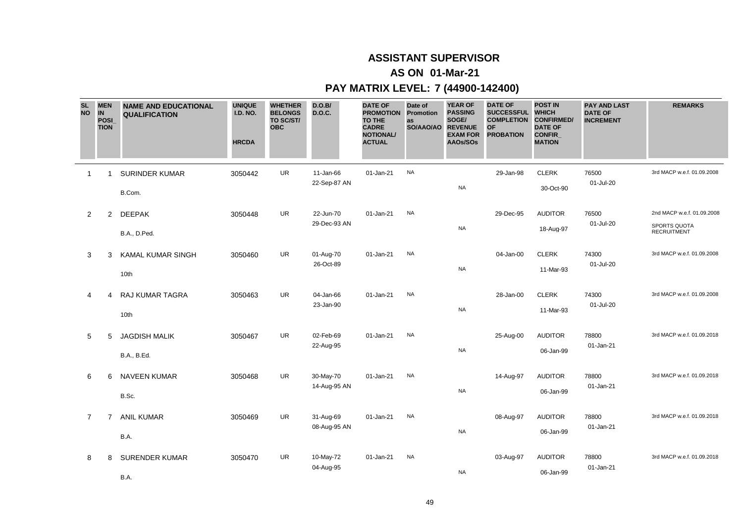# ASSISTANT SUPERVISOR

## AS ON 01-Mar-21

## PAY MATRIX LEVEL: 7 (44900-142400)

| SL NO | MEN IN POSI_TION | NAME AND EDUCATIONAL QUALIFICATION | UNIQUE I.D. NO. HRCDA | WHETHER BELONGS TO SC/ST/ OBC | D.O.B/ D.O.C. | DATE OF PROMOTION TO THE CADRE NOTIONAL/ ACTUAL | Date of Promotion as SO/AAO/AO | YEAR OF PASSING SOGE/ REVENUE EXAM FOR AAOs/SOs | DATE OF SUCCESSFUL COMPLETION OF PROBATION | POST IN WHICH CONFIRMED/ DATE OF CONFIR_MATION | PAY AND LAST DATE OF INCREMENT | REMARKS |
|---|---|---|---|---|---|---|---|---|---|---|---|---|
| 1 | 1 | SURINDER KUMAR<br>B.Com. | 3050442 | UR | 11-Jan-66<br>22-Sep-87 AN | 01-Jan-21 | NA | NA | 29-Jan-98 | CLERK<br>30-Oct-90 | 76500<br>01-Jul-20 | 3rd MACP w.e.f. 01.09.2008 |
| 2 | 2 | DEEPAK<br>B.A., D.Ped. | 3050448 | UR | 22-Jun-70<br>29-Dec-93 AN | 01-Jan-21 | NA | NA | 29-Dec-95 | AUDITOR<br>18-Aug-97 | 76500<br>01-Jul-20 | 2nd MACP w.e.f. 01.09.2008<br>SPORTS QUOTA RECRUITMENT |
| 3 | 3 | KAMAL KUMAR SINGH<br>10th | 3050460 | UR | 01-Aug-70<br>26-Oct-89 | 01-Jan-21 | NA | NA | 04-Jan-00 | CLERK<br>11-Mar-93 | 74300<br>01-Jul-20 | 3rd MACP w.e.f. 01.09.2008 |
| 4 | 4 | RAJ KUMAR TAGRA<br>10th | 3050463 | UR | 04-Jan-66<br>23-Jan-90 | 01-Jan-21 | NA | NA | 28-Jan-00 | CLERK<br>11-Mar-93 | 74300<br>01-Jul-20 | 3rd MACP w.e.f. 01.09.2008 |
| 5 | 5 | JAGDISH MALIK<br>B.A., B.Ed. | 3050467 | UR | 02-Feb-69<br>22-Aug-95 | 01-Jan-21 | NA | NA | 25-Aug-00 | AUDITOR<br>06-Jan-99 | 78800<br>01-Jan-21 | 3rd MACP w.e.f. 01.09.2018 |
| 6 | 6 | NAVEEN KUMAR<br>B.Sc. | 3050468 | UR | 30-May-70<br>14-Aug-95 AN | 01-Jan-21 | NA | NA | 14-Aug-97 | AUDITOR<br>06-Jan-99 | 78800<br>01-Jan-21 | 3rd MACP w.e.f. 01.09.2018 |
| 7 | 7 | ANIL KUMAR<br>B.A. | 3050469 | UR | 31-Aug-69<br>08-Aug-95 AN | 01-Jan-21 | NA | NA | 08-Aug-97 | AUDITOR<br>06-Jan-99 | 78800<br>01-Jan-21 | 3rd MACP w.e.f. 01.09.2018 |
| 8 | 8 | SURENDER KUMAR<br>B.A. | 3050470 | UR | 10-May-72<br>04-Aug-95 | 01-Jan-21 | NA | NA | 03-Aug-97 | AUDITOR<br>06-Jan-99 | 78800<br>01-Jan-21 | 3rd MACP w.e.f. 01.09.2018 |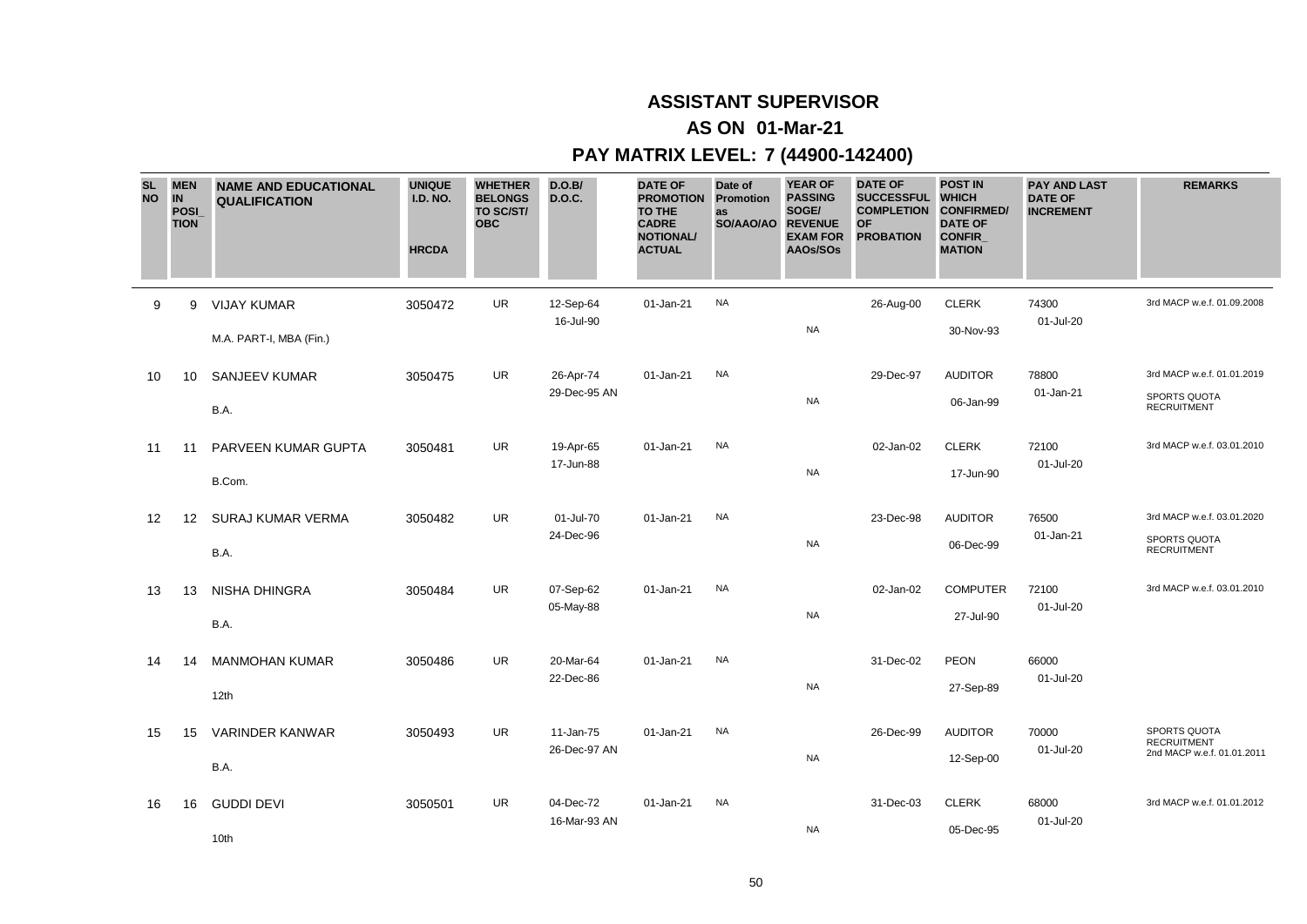# ASSISTANT SUPERVISOR

## AS ON 01-Mar-21

## PAY MATRIX LEVEL: 7 (44900-142400)

| SL NO | MEN IN POSI_TION | NAME AND EDUCATIONAL QUALIFICATION | UNIQUE I.D. NO. HRCDA | WHETHER BELONGS TO SC/ST/ OBC | D.O.B/ D.O.C. | DATE OF PROMOTION TO THE CADRE NOTIONAL/ ACTUAL | Date of Promotion as SO/AAO/AO | YEAR OF PASSING SOGE/ REVENUE EXAM FOR AAOs/SOs | DATE OF SUCCESSFUL COMPLETION OF PROBATION | POST IN WHICH CONFIRMED/ DATE OF CONFIR_MATION | PAY AND LAST DATE OF INCREMENT | REMARKS |
|---|---|---|---|---|---|---|---|---|---|---|---|---|
| 9 | 9 | VIJAY KUMAR<br>M.A. PART-I, MBA (Fin.) | 3050472 | UR | 12-Sep-64<br>16-Jul-90 | 01-Jan-21 | NA | NA | 26-Aug-00 | CLERK<br>30-Nov-93 | 74300<br>01-Jul-20 | 3rd MACP w.e.f. 01.09.2008 |
| 10 | 10 | SANJEEV KUMAR<br>B.A. | 3050475 | UR | 26-Apr-74<br>29-Dec-95 AN | 01-Jan-21 | NA | NA | 29-Dec-97 | AUDITOR<br>06-Jan-99 | 78800<br>01-Jan-21 | 3rd MACP w.e.f. 01.01.2019<br>SPORTS QUOTA RECRUITMENT |
| 11 | 11 | PARVEEN KUMAR GUPTA<br>B.Com. | 3050481 | UR | 19-Apr-65<br>17-Jun-88 | 01-Jan-21 | NA | NA | 02-Jan-02 | CLERK<br>17-Jun-90 | 72100<br>01-Jul-20 | 3rd MACP w.e.f. 03.01.2010 |
| 12 | 12 | SURAJ KUMAR VERMA<br>B.A. | 3050482 | UR | 01-Jul-70<br>24-Dec-96 | 01-Jan-21 | NA | NA | 23-Dec-98 | AUDITOR<br>06-Dec-99 | 76500<br>01-Jan-21 | 3rd MACP w.e.f. 03.01.2020<br>SPORTS QUOTA RECRUITMENT |
| 13 | 13 | NISHA DHINGRA<br>B.A. | 3050484 | UR | 07-Sep-62<br>05-May-88 | 01-Jan-21 | NA | NA | 02-Jan-02 | COMPUTER<br>27-Jul-90 | 72100<br>01-Jul-20 | 3rd MACP w.e.f. 03.01.2010 |
| 14 | 14 | MANMOHAN KUMAR<br>12th | 3050486 | UR | 20-Mar-64<br>22-Dec-86 | 01-Jan-21 | NA | NA | 31-Dec-02 | PEON<br>27-Sep-89 | 66000<br>01-Jul-20 | |
| 15 | 15 | VARINDER KANWAR<br>B.A. | 3050493 | UR | 11-Jan-75<br>26-Dec-97 AN | 01-Jan-21 | NA | NA | 26-Dec-99 | AUDITOR<br>12-Sep-00 | 70000<br>01-Jul-20 | SPORTS QUOTA RECRUITMENT<br>2nd MACP w.e.f. 01.01.2011 |
| 16 | 16 | GUDDI DEVI<br>10th | 3050501 | UR | 04-Dec-72<br>16-Mar-93 AN | 01-Jan-21 | NA | NA | 31-Dec-03 | CLERK<br>05-Dec-95 | 68000<br>01-Jul-20 | 3rd MACP w.e.f. 01.01.2012 |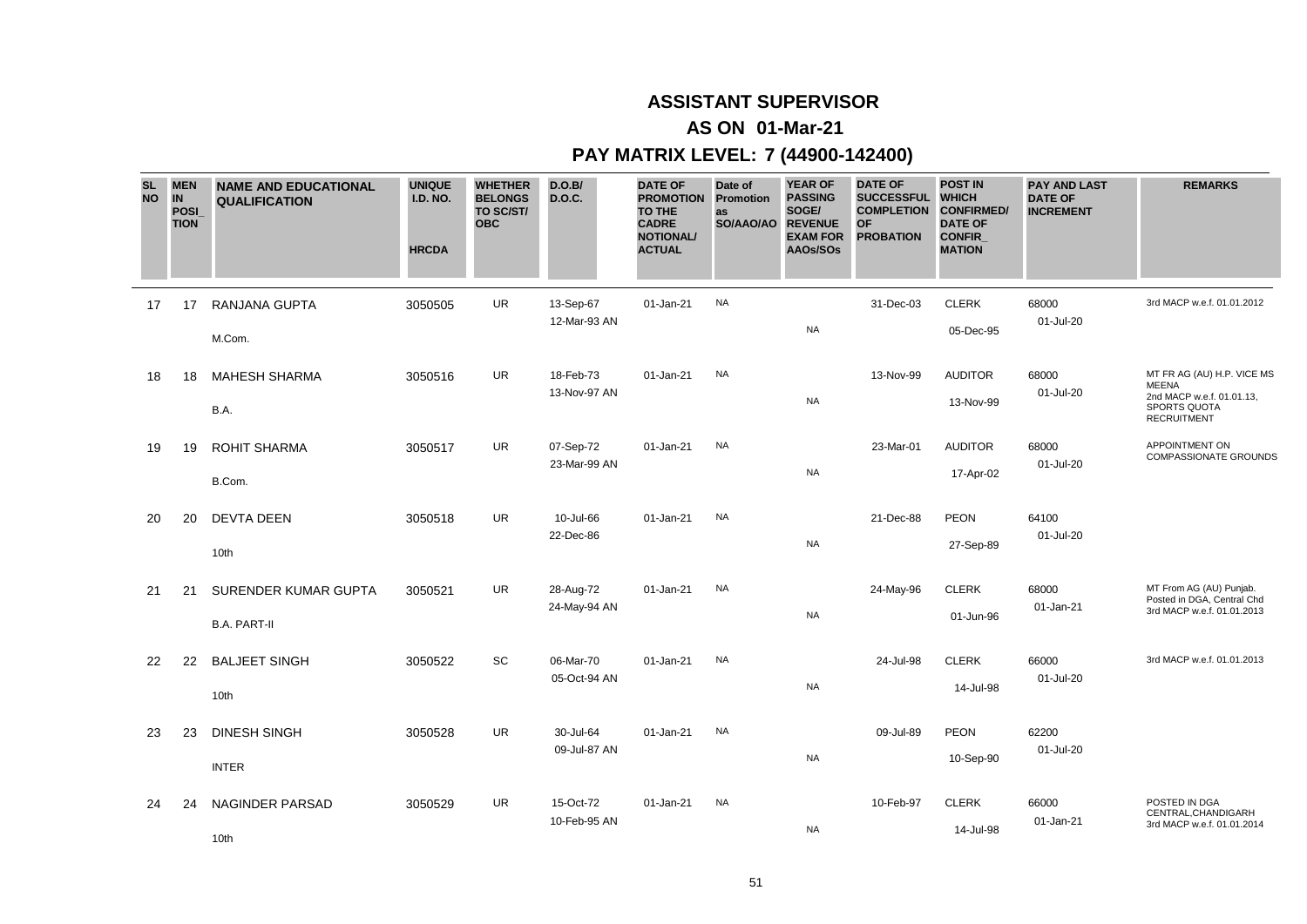# ASSISTANT SUPERVISOR

## AS ON 01-Mar-21

## PAY MATRIX LEVEL: 7 (44900-142400)

| SL NO | MEN IN POSI_ TION | NAME AND EDUCATIONAL QUALIFICATION | UNIQUE I.D. NO. HRCDA | WHETHER BELONGS TO SC/ST/ OBC | D.O.B/ D.O.C. | DATE OF PROMOTION TO THE CADRE NOTIONAL/ ACTUAL | Date of Promotion as SO/AAO/AO | YEAR OF PASSING SOGE/ REVENUE EXAM FOR AAOs/SOs | DATE OF SUCCESSFUL COMPLETION OF PROBATION | POST IN WHICH CONFIRMED/ DATE OF CONFIR_ MATION | PAY AND LAST DATE OF INCREMENT | REMARKS |
|---|---|---|---|---|---|---|---|---|---|---|---|---|
| 17 | 17 | RANJANA GUPTA<br>M.Com. | 3050505 | UR | 13-Sep-67<br>12-Mar-93 AN | 01-Jan-21 | NA | NA | 31-Dec-03 | CLERK<br>05-Dec-95 | 68000<br>01-Jul-20 | 3rd MACP w.e.f. 01.01.2012 |
| 18 | 18 | MAHESH SHARMA<br>B.A. | 3050516 | UR | 18-Feb-73<br>13-Nov-97 AN | 01-Jan-21 | NA | NA | 13-Nov-99 | AUDITOR<br>13-Nov-99 | 68000<br>01-Jul-20 | MT FR AG (AU) H.P. VICE MS MEENA<br>2nd MACP w.e.f. 01.01.13, SPORTS QUOTA RECRUITMENT |
| 19 | 19 | ROHIT SHARMA<br>B.Com. | 3050517 | UR | 07-Sep-72<br>23-Mar-99 AN | 01-Jan-21 | NA | NA | 23-Mar-01 | AUDITOR<br>17-Apr-02 | 68000<br>01-Jul-20 | APPOINTMENT ON COMPASSIONATE GROUNDS |
| 20 | 20 | DEVTA DEEN<br>10th | 3050518 | UR | 10-Jul-66<br>22-Dec-86 | 01-Jan-21 | NA | NA | 21-Dec-88 | PEON<br>27-Sep-89 | 64100<br>01-Jul-20 | |
| 21 | 21 | SURENDER KUMAR GUPTA<br>B.A. PART-II | 3050521 | UR | 28-Aug-72<br>24-May-94 AN | 01-Jan-21 | NA | NA | 24-May-96 | CLERK<br>01-Jun-96 | 68000<br>01-Jan-21 | MT From AG (AU) Punjab. Posted in DGA, Central Chd<br>3rd MACP w.e.f. 01.01.2013 |
| 22 | 22 | BALJEET SINGH<br>10th | 3050522 | SC | 06-Mar-70<br>05-Oct-94 AN | 01-Jan-21 | NA | NA | 24-Jul-98 | CLERK<br>14-Jul-98 | 66000<br>01-Jul-20 | 3rd MACP w.e.f. 01.01.2013 |
| 23 | 23 | DINESH SINGH<br>INTER | 3050528 | UR | 30-Jul-64<br>09-Jul-87 AN | 01-Jan-21 | NA | NA | 09-Jul-89 | PEON<br>10-Sep-90 | 62200<br>01-Jul-20 | |
| 24 | 24 | NAGINDER PARSAD<br>10th | 3050529 | UR | 15-Oct-72<br>10-Feb-95 AN | 01-Jan-21 | NA | NA | 10-Feb-97 | CLERK<br>14-Jul-98 | 66000<br>01-Jan-21 | POSTED IN DGA CENTRAL,CHANDIGARH<br>3rd MACP w.e.f. 01.01.2014 |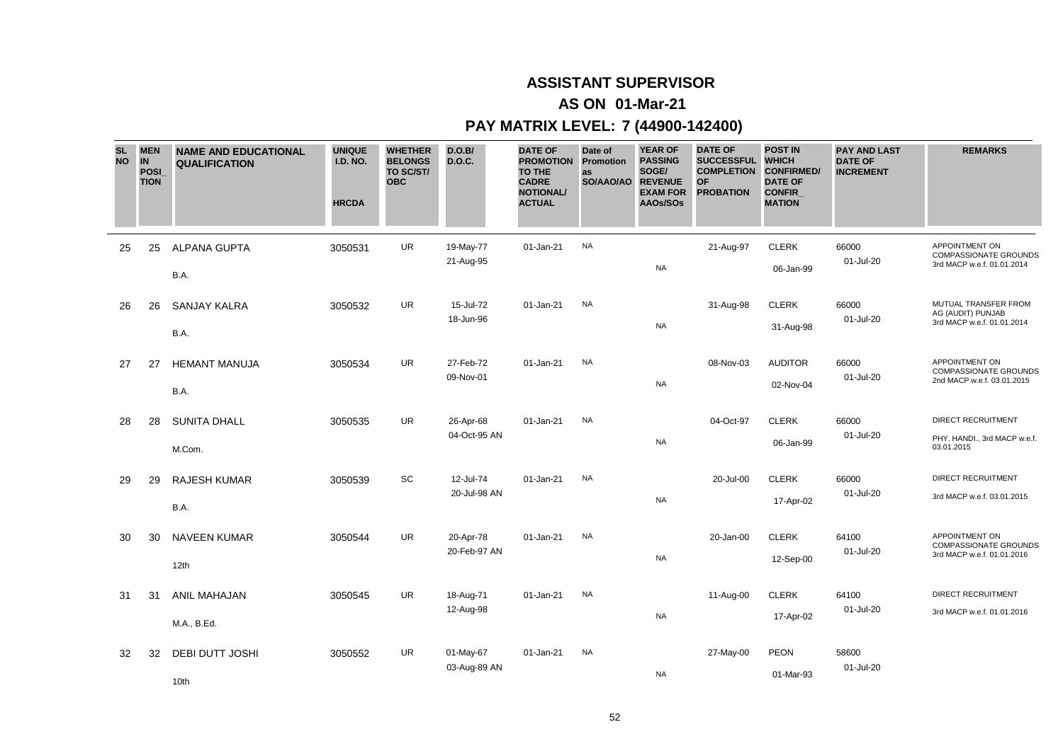# ASSISTANT SUPERVISOR

## AS ON 01-Mar-21

## PAY MATRIX LEVEL: 7 (44900-142400)

| SL NO | MEN IN POSI_TION | NAME AND EDUCATIONAL QUALIFICATION | UNIQUE I.D. NO. HRCDA | WHETHER BELONGS TO SC/ST/ OBC | D.O.B/ D.O.C. | DATE OF PROMOTION TO THE CADRE NOTIONAL/ ACTUAL | Date of Promotion as SO/AAO/AO | YEAR OF PASSING SOGE/ REVENUE EXAM FOR AAOs/SOs | DATE OF SUCCESSFUL COMPLETION OF PROBATION | POST IN WHICH CONFIRMED/ DATE OF CONFIR_MATION | PAY AND LAST DATE OF INCREMENT | REMARKS |
|---|---|---|---|---|---|---|---|---|---|---|---|---|
| 25 | 25 | ALPANA GUPTA<br>B.A. | 3050531 | UR | 19-May-77<br>21-Aug-95 | 01-Jan-21 | NA | NA | 21-Aug-97 | CLERK<br>06-Jan-99 | 66000<br>01-Jul-20 | APPOINTMENT ON COMPASSIONATE GROUNDS<br>3rd MACP w.e.f. 01.01.2014 |
| 26 | 26 | SANJAY KALRA<br>B.A. | 3050532 | UR | 15-Jul-72<br>18-Jun-96 | 01-Jan-21 | NA | NA | 31-Aug-98 | CLERK<br>31-Aug-98 | 66000<br>01-Jul-20 | MUTUAL TRANSFER FROM AG (AUDIT) PUNJAB<br>3rd MACP w.e.f. 01.01.2014 |
| 27 | 27 | HEMANT MANUJA<br>B.A. | 3050534 | UR | 27-Feb-72<br>09-Nov-01 | 01-Jan-21 | NA | NA | 08-Nov-03 | AUDITOR<br>02-Nov-04 | 66000<br>01-Jul-20 | APPOINTMENT ON COMPASSIONATE GROUNDS<br>2nd MACP w.e.f. 03.01.2015 |
| 28 | 28 | SUNITA DHALL<br>M.Com. | 3050535 | UR | 26-Apr-68<br>04-Oct-95 AN | 01-Jan-21 | NA | NA | 04-Oct-97 | CLERK<br>06-Jan-99 | 66000<br>01-Jul-20 | DIRECT RECRUITMENT<br>PHY. HANDI., 3rd MACP w.e.f. 03.01.2015 |
| 29 | 29 | RAJESH KUMAR<br>B.A. | 3050539 | SC | 12-Jul-74<br>20-Jul-98 AN | 01-Jan-21 | NA | NA | 20-Jul-00 | CLERK<br>17-Apr-02 | 66000<br>01-Jul-20 | DIRECT RECRUITMENT<br>3rd MACP w.e.f. 03.01.2015 |
| 30 | 30 | NAVEEN KUMAR<br>12th | 3050544 | UR | 20-Apr-78<br>20-Feb-97 AN | 01-Jan-21 | NA | NA | 20-Jan-00 | CLERK<br>12-Sep-00 | 64100<br>01-Jul-20 | APPOINTMENT ON COMPASSIONATE GROUNDS<br>3rd MACP w.e.f. 01.01.2016 |
| 31 | 31 | ANIL MAHAJAN<br>M.A., B.Ed. | 3050545 | UR | 18-Aug-71<br>12-Aug-98 | 01-Jan-21 | NA | NA | 11-Aug-00 | CLERK<br>17-Apr-02 | 64100<br>01-Jul-20 | DIRECT RECRUITMENT<br>3rd MACP w.e.f. 01.01.2016 |
| 32 | 32 | DEBI DUTT JOSHI<br>10th | 3050552 | UR | 01-May-67<br>03-Aug-89 AN | 01-Jan-21 | NA | NA | 27-May-00 | PEON<br>01-Mar-93 | 58600<br>01-Jul-20 | |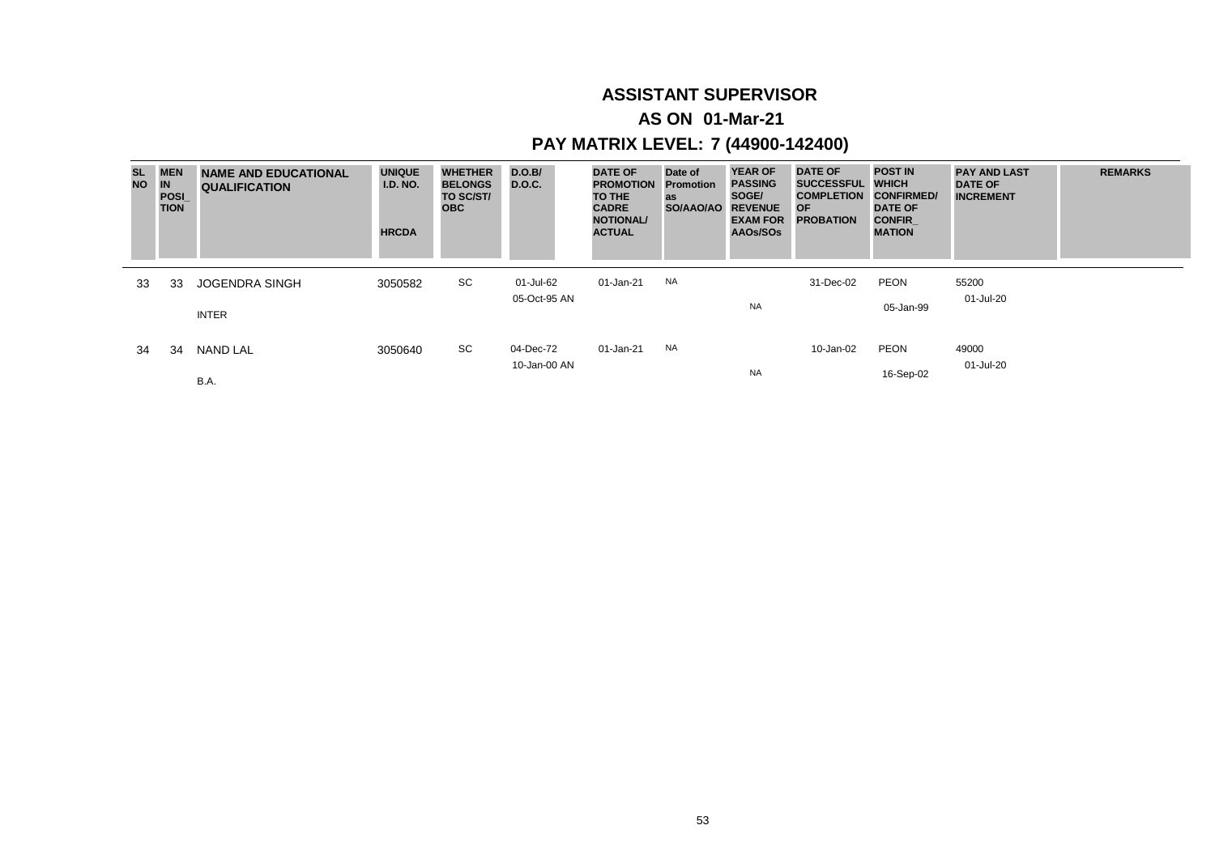# ASSISTANT SUPERVISOR

## AS ON 01-Mar-21

## PAY MATRIX LEVEL: 7 (44900-142400)

| SL NO | MEN IN POSI_ TION | NAME AND EDUCATIONAL QUALIFICATION | UNIQUE I.D. NO. HRCDA | WHETHER BELONGS TO SC/ST/ OBC | D.O.B/ D.O.C. | DATE OF PROMOTION TO THE CADRE NOTIONAL/ ACTUAL | Date of Promotion as SO/AAO/AO | YEAR OF PASSING SOGE/ REVENUE EXAM FOR AAOs/SOs | DATE OF SUCCESSFUL COMPLETION OF PROBATION | POST IN WHICH CONFIRMED/ DATE OF CONFIR_ MATION | PAY AND LAST DATE OF INCREMENT | REMARKS |
|---|---|---|---|---|---|---|---|---|---|---|---|---|
| 33 | 33 | JOGENDRA SINGH<br>INTER | 3050582 | SC | 01-Jul-62<br>05-Oct-95 AN | 01-Jan-21 | NA | NA | 31-Dec-02 | PEON<br>05-Jan-99 | 55200<br>01-Jul-20 | |
| 34 | 34 | NAND LAL<br>B.A. | 3050640 | SC | 04-Dec-72<br>10-Jan-00 AN | 01-Jan-21 | NA | NA | 10-Jan-02 | PEON<br>16-Sep-02 | 49000<br>01-Jul-20 | |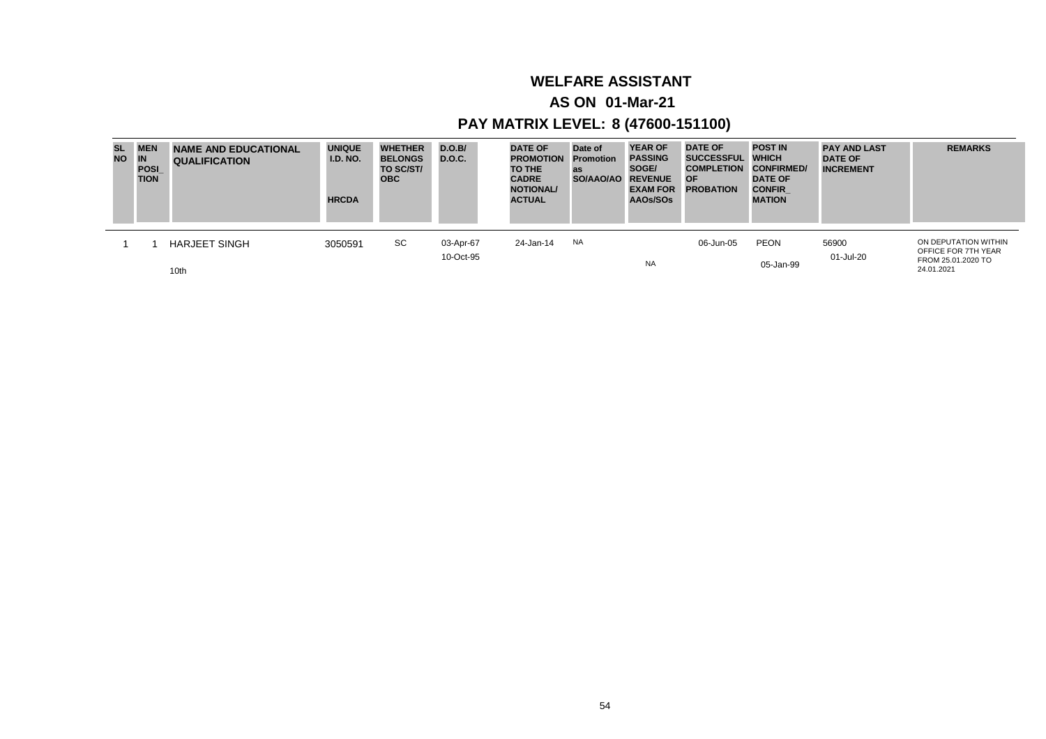# WELFARE ASSISTANT

## AS ON 01-Mar-21

## PAY MATRIX LEVEL: 8 (47600-151100)

| SL NO | MEN IN POSI_ TION | NAME AND EDUCATIONAL QUALIFICATION | UNIQUE I.D. NO. HRCDA | WHETHER BELONGS TO SC/ST/ OBC | D.O.B/ D.O.C. | DATE OF PROMOTION TO THE CADRE NOTIONAL/ ACTUAL | Date of Promotion as SO/AAO/AO | YEAR OF PASSING SOGE/ REVENUE EXAM FOR AAOs/SOs | DATE OF SUCCESSFUL COMPLETION OF PROBATION | POST IN WHICH CONFIRMED/ DATE OF CONFIR_ MATION | PAY AND LAST DATE OF INCREMENT | REMARKS |
|---|---|---|---|---|---|---|---|---|---|---|---|---|
| 1 | 1 | HARJEET SINGH<br>10th | 3050591 | SC | 03-Apr-67<br>10-Oct-95 | 24-Jan-14 | NA | NA | 06-Jun-05 | PEON<br>05-Jan-99 | 56900<br>01-Jul-20 | ON DEPUTATION WITHIN OFFICE FOR 7TH YEAR FROM 25.01.2020 TO 24.01.2021 |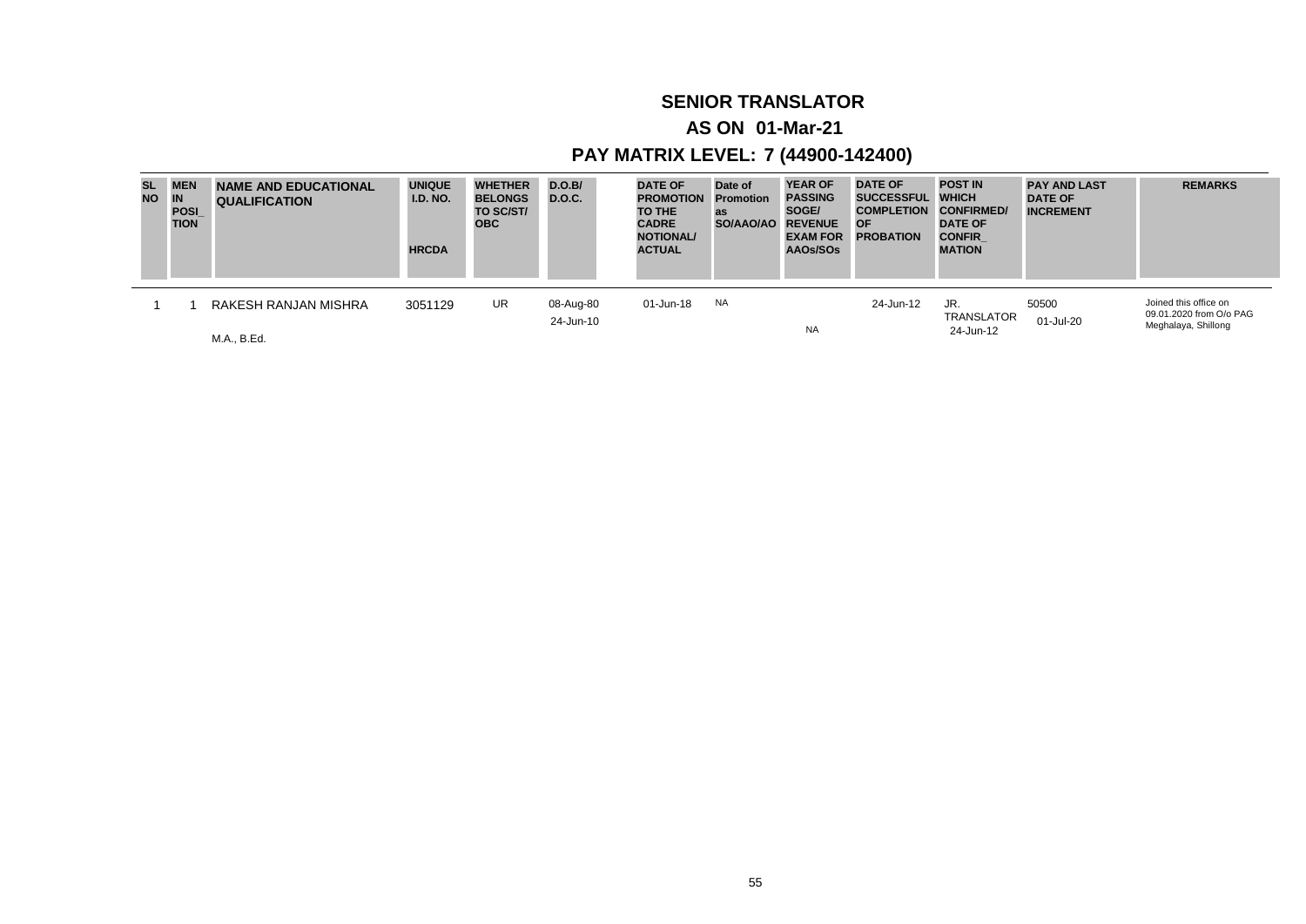# SENIOR TRANSLATOR

## AS ON 01-Mar-21

## PAY MATRIX LEVEL: 7 (44900-142400)

| SL NO | MEN IN POSI_TION | NAME AND EDUCATIONAL QUALIFICATION | UNIQUE I.D. NO. HRCDA | WHETHER BELONGS TO SC/ST/ OBC | D.O.B/ D.O.C. | DATE OF PROMOTION TO THE CADRE NOTIONAL/ ACTUAL | Date of Promotion as SO/AAO/AO | YEAR OF PASSING SOGE/ REVENUE EXAM FOR AAOs/SOs | DATE OF SUCCESSFUL COMPLETION OF PROBATION | POST IN WHICH CONFIRMED/ DATE OF CONFIR_MATION | PAY AND LAST DATE OF INCREMENT | REMARKS |
|---|---|---|---|---|---|---|---|---|---|---|---|---|
| 1 | 1 | RAKESH RANJAN MISHRA<br>M.A., B.Ed. | 3051129 | UR | 08-Aug-80<br>24-Jun-10 | 01-Jun-18 | NA | NA | 24-Jun-12 | JR. TRANSLATOR<br>24-Jun-12 | 50500<br>01-Jul-20 | Joined this office on 09.01.2020 from O/o PAG Meghalaya, Shillong |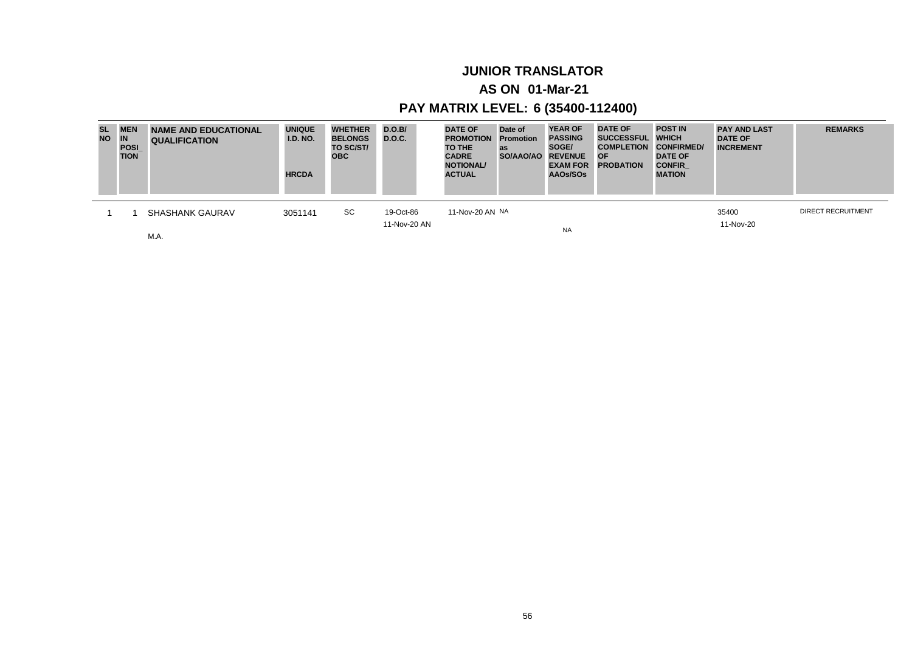# JUNIOR TRANSLATOR

## AS ON 01-Mar-21

## PAY MATRIX LEVEL: 6 (35400-112400)

| SL NO | MEN IN POSI_ TION | NAME AND EDUCATIONAL QUALIFICATION | UNIQUE I.D. NO. HRCDA | WHETHER BELONGS TO SC/ST/ OBC | D.O.B/ D.O.C. | DATE OF PROMOTION TO THE CADRE NOTIONAL/ ACTUAL | Date of Promotion as SO/AAO/AO | YEAR OF PASSING SOGE/ REVENUE EXAM FOR AAOs/SOs | DATE OF SUCCESSFUL COMPLETION OF PROBATION | POST IN WHICH CONFIRMED/ DATE OF CONFIR_ MATION | PAY AND LAST DATE OF INCREMENT | REMARKS |
|---|---|---|---|---|---|---|---|---|---|---|---|---|
| 1 | 1 | SHASHANK GAURAV<br>M.A. | 3051141 | SC | 19-Oct-86<br>11-Nov-20 AN | 11-Nov-20 AN | NA | NA | | | 35400<br>11-Nov-20 | DIRECT RECRUITMENT |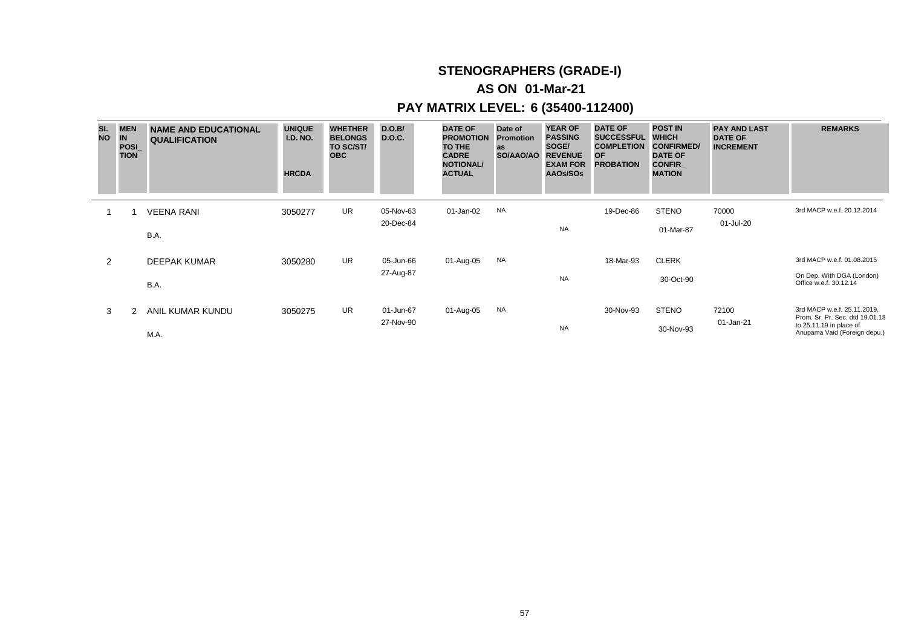# STENOGRAPHERS (GRADE-I)

## AS ON 01-Mar-21

## PAY MATRIX LEVEL: 6 (35400-112400)

| SL NO | MEN IN POSI_ TION | NAME AND EDUCATIONAL QUALIFICATION | UNIQUE I.D. NO. HRCDA | WHETHER BELONGS TO SC/ST/ OBC | D.O.B/ D.O.C. | DATE OF PROMOTION TO THE CADRE NOTIONAL/ ACTUAL | Date of Promotion as SO/AAO/AO | YEAR OF PASSING SOGE/ REVENUE EXAM FOR AAOs/SOs | DATE OF SUCCESSFUL COMPLETION OF PROBATION | POST IN WHICH CONFIRMED/ DATE OF CONFIR_ MATION | PAY AND LAST DATE OF INCREMENT | REMARKS |
|---|---|---|---|---|---|---|---|---|---|---|---|---|
| 1 | 1 | VEENA RANI<br>B.A. | 3050277 | UR | 05-Nov-63<br>20-Dec-84 | 01-Jan-02 | NA | NA | 19-Dec-86 | STENO<br>01-Mar-87 | 70000<br>01-Jul-20 | 3rd MACP w.e.f. 20.12.2014 |
| 2 | | DEEPAK KUMAR<br>B.A. | 3050280 | UR | 05-Jun-66<br>27-Aug-87 | 01-Aug-05 | NA | NA | 18-Mar-93 | CLERK<br>30-Oct-90 | | 3rd MACP w.e.f. 01.08.2015<br>On Dep. With DGA (London) Office w.e.f. 30.12.14 |
| 3 | 2 | ANIL KUMAR KUNDU<br>M.A. | 3050275 | UR | 01-Jun-67<br>27-Nov-90 | 01-Aug-05 | NA | NA | 30-Nov-93 | STENO<br>30-Nov-93 | 72100<br>01-Jan-21 | 3rd MACP w.e.f. 25.11.2019, Prom. Sr. Pr. Sec. dtd 19.01.18 to 25.11.19 in place of Anupama Vaid (Foreign depu.) |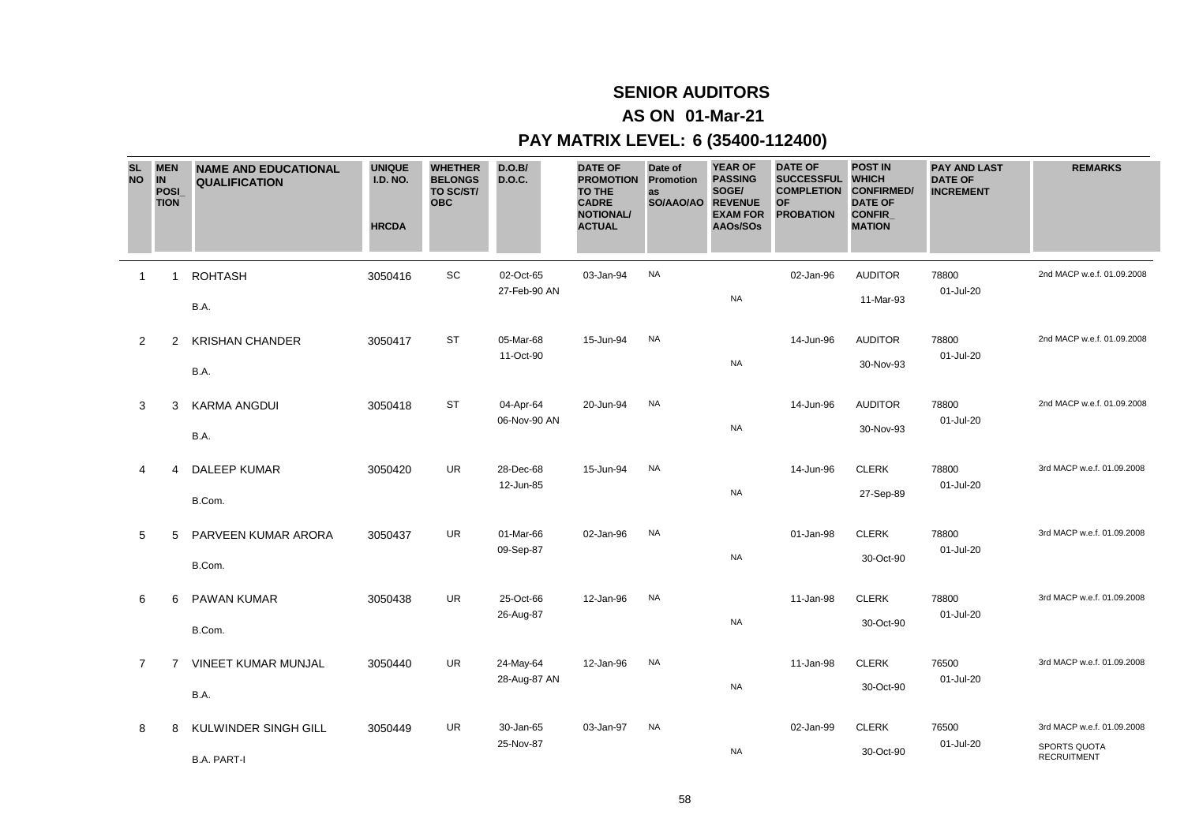# SENIOR AUDITORS

## AS ON 01-Mar-21

## PAY MATRIX LEVEL: 6 (35400-112400)

| SL NO | MEN IN POSI_TION | NAME AND EDUCATIONAL QUALIFICATION | UNIQUE I.D. NO. HRCDA | WHETHER BELONGS TO SC/ST/ OBC | D.O.B/ D.O.C. | DATE OF PROMOTION TO THE CADRE NOTIONAL/ ACTUAL | Date of Promotion as SO/AAO/AO | YEAR OF PASSING SOGE/ REVENUE EXAM FOR AAOs/SOs | DATE OF SUCCESSFUL COMPLETION OF PROBATION | POST IN WHICH CONFIRMED/ DATE OF CONFIR_MATION | PAY AND LAST DATE OF INCREMENT | REMARKS |
|---|---|---|---|---|---|---|---|---|---|---|---|---|
| 1 | 1 | ROHTASH<br>B.A. | 3050416 | SC | 02-Oct-65<br>27-Feb-90 AN | 03-Jan-94 | NA | NA | 02-Jan-96 | AUDITOR<br>11-Mar-93 | 78800<br>01-Jul-20 | 2nd MACP w.e.f. 01.09.2008 |
| 2 | 2 | KRISHAN CHANDER<br>B.A. | 3050417 | ST | 05-Mar-68<br>11-Oct-90 | 15-Jun-94 | NA | NA | 14-Jun-96 | AUDITOR<br>30-Nov-93 | 78800<br>01-Jul-20 | 2nd MACP w.e.f. 01.09.2008 |
| 3 | 3 | KARMA ANGDUI<br>B.A. | 3050418 | ST | 04-Apr-64<br>06-Nov-90 AN | 20-Jun-94 | NA | NA | 14-Jun-96 | AUDITOR<br>30-Nov-93 | 78800<br>01-Jul-20 | 2nd MACP w.e.f. 01.09.2008 |
| 4 | 4 | DALEEP KUMAR<br>B.Com. | 3050420 | UR | 28-Dec-68<br>12-Jun-85 | 15-Jun-94 | NA | NA | 14-Jun-96 | CLERK<br>27-Sep-89 | 78800<br>01-Jul-20 | 3rd MACP w.e.f. 01.09.2008 |
| 5 | 5 | PARVEEN KUMAR ARORA<br>B.Com. | 3050437 | UR | 01-Mar-66<br>09-Sep-87 | 02-Jan-96 | NA | NA | 01-Jan-98 | CLERK<br>30-Oct-90 | 78800<br>01-Jul-20 | 3rd MACP w.e.f. 01.09.2008 |
| 6 | 6 | PAWAN KUMAR<br>B.Com. | 3050438 | UR | 25-Oct-66<br>26-Aug-87 | 12-Jan-96 | NA | NA | 11-Jan-98 | CLERK<br>30-Oct-90 | 78800<br>01-Jul-20 | 3rd MACP w.e.f. 01.09.2008 |
| 7 | 7 | VINEET KUMAR MUNJAL<br>B.A. | 3050440 | UR | 24-May-64<br>28-Aug-87 AN | 12-Jan-96 | NA | NA | 11-Jan-98 | CLERK<br>30-Oct-90 | 76500<br>01-Jul-20 | 3rd MACP w.e.f. 01.09.2008 |
| 8 | 8 | KULWINDER SINGH GILL<br>B.A. PART-I | 3050449 | UR | 30-Jan-65<br>25-Nov-87 | 03-Jan-97 | NA | NA | 02-Jan-99 | CLERK<br>30-Oct-90 | 76500<br>01-Jul-20 | 3rd MACP w.e.f. 01.09.2008<br>SPORTS QUOTA RECRUITMENT |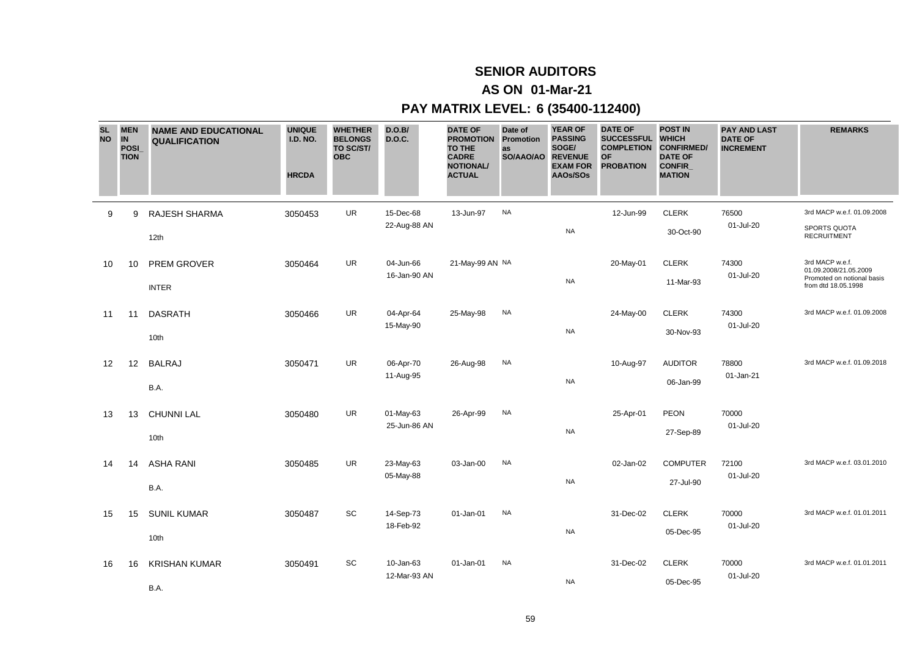# SENIOR AUDITORS

## AS ON 01-Mar-21

## PAY MATRIX LEVEL: 6 (35400-112400)

| SL NO | MEN IN POSI_ TION | NAME AND EDUCATIONAL QUALIFICATION | UNIQUE I.D. NO. HRCDA | WHETHER BELONGS TO SC/ST/ OBC | D.O.B/ D.O.C. | DATE OF PROMOTION TO THE CADRE NOTIONAL/ ACTUAL | Date of Promotion as SO/AAO/AO | YEAR OF PASSING SOGE/ REVENUE EXAM FOR AAOs/SOs | DATE OF SUCCESSFUL COMPLETION OF PROBATION | POST IN WHICH CONFIRMED/ DATE OF CONFIR_ MATION | PAY AND LAST DATE OF INCREMENT | REMARKS |
|---|---|---|---|---|---|---|---|---|---|---|---|---|
| 9 | 9 | RAJESH SHARMA<br>12th | 3050453 | UR | 15-Dec-68<br>22-Aug-88 AN | 13-Jun-97 | NA | NA | 12-Jun-99 | CLERK<br>30-Oct-90 | 76500<br>01-Jul-20 | 3rd MACP w.e.f. 01.09.2008<br>SPORTS QUOTA RECRUITMENT |
| 10 | 10 | PREM GROVER<br>INTER | 3050464 | UR | 04-Jun-66<br>16-Jan-90 AN | 21-May-99 AN | NA | NA | 20-May-01 | CLERK<br>11-Mar-93 | 74300<br>01-Jul-20 | 3rd MACP w.e.f. 01.09.2008/21.05.2009<br>Promoted on notional basis from dtd 18.05.1998 |
| 11 | 11 | DASRATH<br>10th | 3050466 | UR | 04-Apr-64<br>15-May-90 | 25-May-98 | NA | NA | 24-May-00 | CLERK<br>30-Nov-93 | 74300<br>01-Jul-20 | 3rd MACP w.e.f. 01.09.2008 |
| 12 | 12 | BALRAJ<br>B.A. | 3050471 | UR | 06-Apr-70<br>11-Aug-95 | 26-Aug-98 | NA | NA | 10-Aug-97 | AUDITOR<br>06-Jan-99 | 78800<br>01-Jan-21 | 3rd MACP w.e.f. 01.09.2018 |
| 13 | 13 | CHUNNI LAL<br>10th | 3050480 | UR | 01-May-63<br>25-Jun-86 AN | 26-Apr-99 | NA | NA | 25-Apr-01 | PEON<br>27-Sep-89 | 70000<br>01-Jul-20 | |
| 14 | 14 | ASHA RANI<br>B.A. | 3050485 | UR | 23-May-63<br>05-May-88 | 03-Jan-00 | NA | NA | 02-Jan-02 | COMPUTER<br>27-Jul-90 | 72100<br>01-Jul-20 | 3rd MACP w.e.f. 03.01.2010 |
| 15 | 15 | SUNIL KUMAR<br>10th | 3050487 | SC | 14-Sep-73<br>18-Feb-92 | 01-Jan-01 | NA | NA | 31-Dec-02 | CLERK<br>05-Dec-95 | 70000<br>01-Jul-20 | 3rd MACP w.e.f. 01.01.2011 |
| 16 | 16 | KRISHAN KUMAR<br>B.A. | 3050491 | SC | 10-Jan-63<br>12-Mar-93 AN | 01-Jan-01 | NA | NA | 31-Dec-02 | CLERK<br>05-Dec-95 | 70000<br>01-Jul-20 | 3rd MACP w.e.f. 01.01.2011 |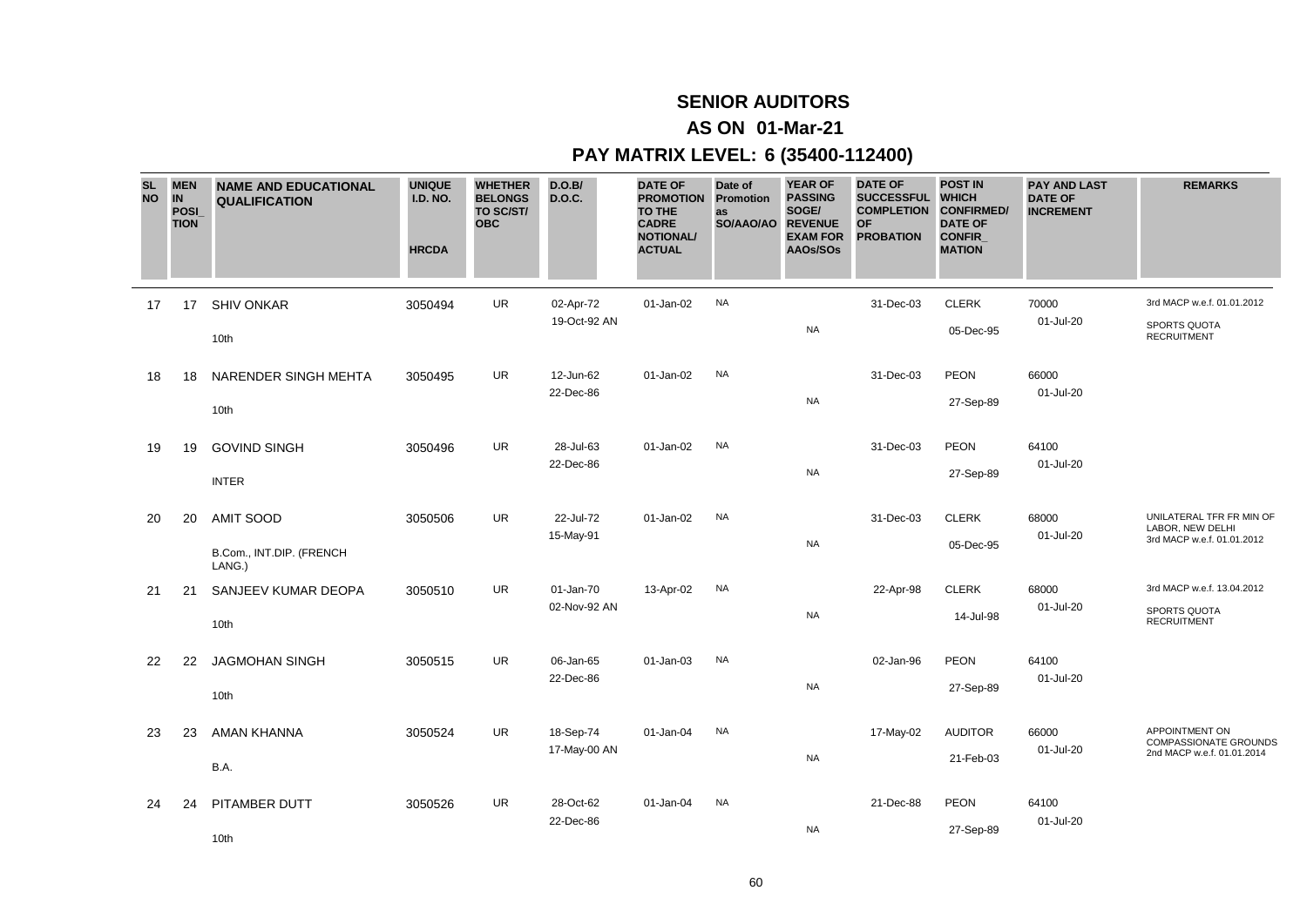# SENIOR AUDITORS

## AS ON 01-Mar-21

## PAY MATRIX LEVEL: 6 (35400-112400)

| SL NO | MEN IN POSI_ TION | NAME AND EDUCATIONAL QUALIFICATION | UNIQUE I.D. NO. HRCDA | WHETHER BELONGS TO SC/ST/ OBC | D.O.B/ D.O.C. | DATE OF PROMOTION TO THE CADRE NOTIONAL/ ACTUAL | Date of Promotion as SO/AAO/AO | YEAR OF PASSING SOGE/ REVENUE EXAM FOR AAOs/SOs | DATE OF SUCCESSFUL COMPLETION OF PROBATION | POST IN WHICH CONFIRMED/ DATE OF CONFIR_ MATION | PAY AND LAST DATE OF INCREMENT | REMARKS |
|---|---|---|---|---|---|---|---|---|---|---|---|---|
| 17 | 17 | SHIV ONKAR<br>10th | 3050494 | UR | 02-Apr-72<br>19-Oct-92 AN | 01-Jan-02 | NA | NA | 31-Dec-03 | CLERK<br>05-Dec-95 | 70000<br>01-Jul-20 | 3rd MACP w.e.f. 01.01.2012<br>SPORTS QUOTA RECRUITMENT |
| 18 | 18 | NARENDER SINGH MEHTA<br>10th | 3050495 | UR | 12-Jun-62<br>22-Dec-86 | 01-Jan-02 | NA | NA | 31-Dec-03 | PEON<br>27-Sep-89 | 66000<br>01-Jul-20 | |
| 19 | 19 | GOVIND SINGH<br>INTER | 3050496 | UR | 28-Jul-63<br>22-Dec-86 | 01-Jan-02 | NA | NA | 31-Dec-03 | PEON<br>27-Sep-89 | 64100<br>01-Jul-20 | |
| 20 | 20 | AMIT SOOD<br>B.Com., INT.DIP. (FRENCH LANG.) | 3050506 | UR | 22-Jul-72<br>15-May-91 | 01-Jan-02 | NA | NA | 31-Dec-03 | CLERK<br>05-Dec-95 | 68000<br>01-Jul-20 | UNILATERAL TFR FR MIN OF LABOR, NEW DELHI<br>3rd MACP w.e.f. 01.01.2012 |
| 21 | 21 | SANJEEV KUMAR DEOPA<br>10th | 3050510 | UR | 01-Jan-70<br>02-Nov-92 AN | 13-Apr-02 | NA | NA | 22-Apr-98 | CLERK<br>14-Jul-98 | 68000<br>01-Jul-20 | 3rd MACP w.e.f. 13.04.2012<br>SPORTS QUOTA RECRUITMENT |
| 22 | 22 | JAGMOHAN SINGH<br>10th | 3050515 | UR | 06-Jan-65<br>22-Dec-86 | 01-Jan-03 | NA | NA | 02-Jan-96 | PEON<br>27-Sep-89 | 64100<br>01-Jul-20 | |
| 23 | 23 | AMAN KHANNA<br>B.A. | 3050524 | UR | 18-Sep-74<br>17-May-00 AN | 01-Jan-04 | NA | NA | 17-May-02 | AUDITOR<br>21-Feb-03 | 66000<br>01-Jul-20 | APPOINTMENT ON COMPASSIONATE GROUNDS<br>2nd MACP w.e.f. 01.01.2014 |
| 24 | 24 | PITAMBER DUTT<br>10th | 3050526 | UR | 28-Oct-62<br>22-Dec-86 | 01-Jan-04 | NA | NA | 21-Dec-88 | PEON<br>27-Sep-89 | 64100<br>01-Jul-20 | |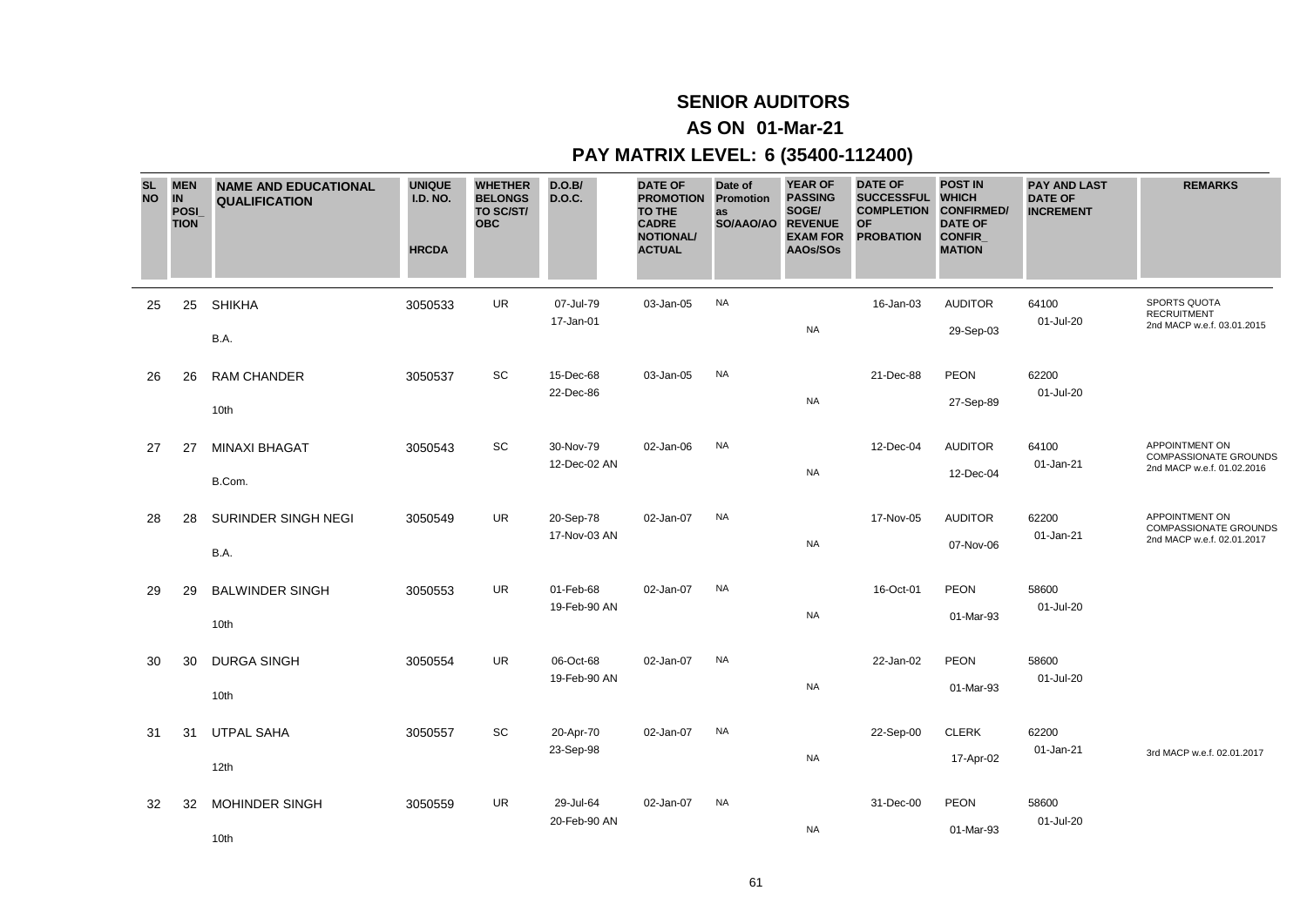# SENIOR AUDITORS

## AS ON 01-Mar-21

## PAY MATRIX LEVEL: 6 (35400-112400)

| SL NO | MEN IN POSI_TION | NAME AND EDUCATIONAL QUALIFICATION | UNIQUE I.D. NO. HRCDA | WHETHER BELONGS TO SC/ST/ OBC | D.O.B/ D.O.C. | DATE OF PROMOTION TO THE CADRE NOTIONAL/ ACTUAL | Date of Promotion as SO/AAO/AO | YEAR OF PASSING SOGE/ REVENUE EXAM FOR AAOs/SOs | DATE OF SUCCESSFUL COMPLETION OF PROBATION | POST IN WHICH CONFIRMED/ DATE OF CONFIR_MATION | PAY AND LAST DATE OF INCREMENT | REMARKS |
|---|---|---|---|---|---|---|---|---|---|---|---|---|
| 25 | 25 | SHIKHA<br>B.A. | 3050533 | UR | 07-Jul-79<br>17-Jan-01 | 03-Jan-05 | NA | NA | 16-Jan-03 | AUDITOR<br>29-Sep-03 | 64100<br>01-Jul-20 | SPORTS QUOTA RECRUITMENT<br>2nd MACP w.e.f. 03.01.2015 |
| 26 | 26 | RAM CHANDER<br>10th | 3050537 | SC | 15-Dec-68<br>22-Dec-86 | 03-Jan-05 | NA | NA | 21-Dec-88 | PEON<br>27-Sep-89 | 62200<br>01-Jul-20 | |
| 27 | 27 | MINAXI BHAGAT<br>B.Com. | 3050543 | SC | 30-Nov-79<br>12-Dec-02 AN | 02-Jan-06 | NA | NA | 12-Dec-04 | AUDITOR<br>12-Dec-04 | 64100<br>01-Jan-21 | APPOINTMENT ON COMPASSIONATE GROUNDS<br>2nd MACP w.e.f. 01.02.2016 |
| 28 | 28 | SURINDER SINGH NEGI<br>B.A. | 3050549 | UR | 20-Sep-78<br>17-Nov-03 AN | 02-Jan-07 | NA | NA | 17-Nov-05 | AUDITOR<br>07-Nov-06 | 62200<br>01-Jan-21 | APPOINTMENT ON COMPASSIONATE GROUNDS<br>2nd MACP w.e.f. 02.01.2017 |
| 29 | 29 | BALWINDER SINGH<br>10th | 3050553 | UR | 01-Feb-68<br>19-Feb-90 AN | 02-Jan-07 | NA | NA | 16-Oct-01 | PEON<br>01-Mar-93 | 58600<br>01-Jul-20 | |
| 30 | 30 | DURGA SINGH<br>10th | 3050554 | UR | 06-Oct-68<br>19-Feb-90 AN | 02-Jan-07 | NA | NA | 22-Jan-02 | PEON<br>01-Mar-93 | 58600<br>01-Jul-20 | |
| 31 | 31 | UTPAL SAHA<br>12th | 3050557 | SC | 20-Apr-70<br>23-Sep-98 | 02-Jan-07 | NA | NA | 22-Sep-00 | CLERK<br>17-Apr-02 | 62200<br>01-Jan-21 | 3rd MACP w.e.f. 02.01.2017 |
| 32 | 32 | MOHINDER SINGH<br>10th | 3050559 | UR | 29-Jul-64<br>20-Feb-90 AN | 02-Jan-07 | NA | NA | 31-Dec-00 | PEON<br>01-Mar-93 | 58600<br>01-Jul-20 | |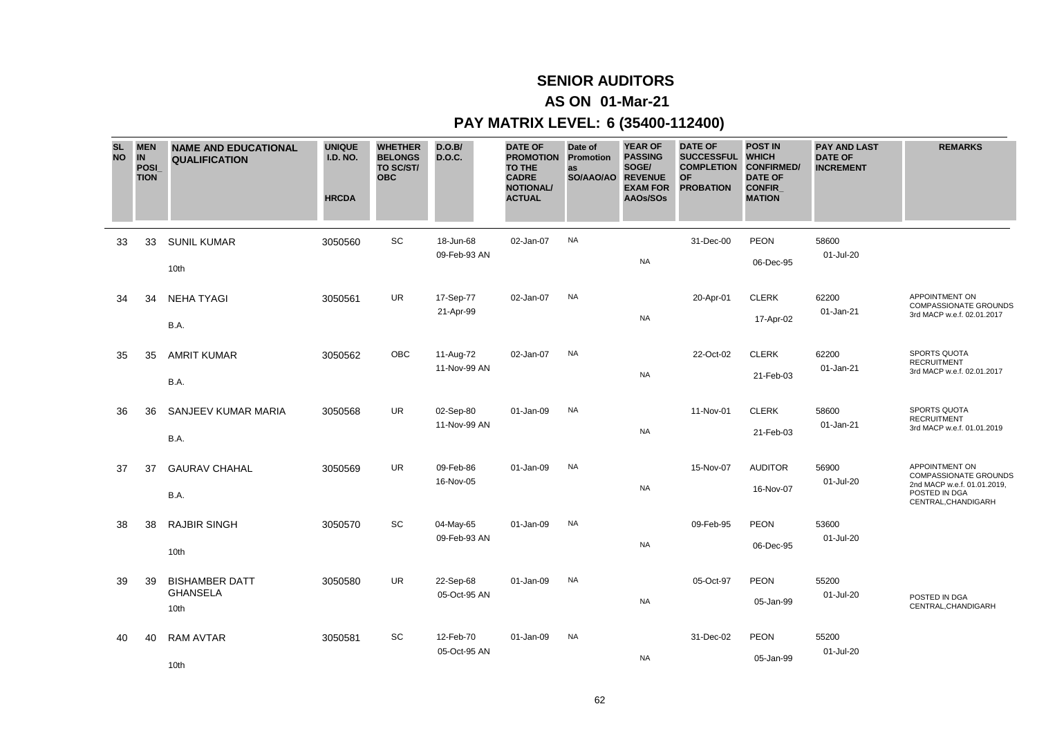# SENIOR AUDITORS

## AS ON 01-Mar-21

## PAY MATRIX LEVEL: 6 (35400-112400)

| SL NO | MEN IN POSI_TION | NAME AND EDUCATIONAL QUALIFICATION | UNIQUE I.D. NO. HRCDA | WHETHER BELONGS TO SC/ST/ OBC | D.O.B/ D.O.C. | DATE OF PROMOTION TO THE CADRE NOTIONAL/ ACTUAL | Date of Promotion as SO/AAO/AO | YEAR OF PASSING SOGE/ REVENUE EXAM FOR AAOs/SOs | DATE OF SUCCESSFUL COMPLETION OF PROBATION | POST IN WHICH CONFIRMED/ DATE OF CONFIR_MATION | PAY AND LAST DATE OF INCREMENT | REMARKS |
|---|---|---|---|---|---|---|---|---|---|---|---|---|
| 33 | 33 | SUNIL KUMAR<br>10th | 3050560 | SC | 18-Jun-68<br>09-Feb-93 AN | 02-Jan-07 | NA | NA | 31-Dec-00 | PEON<br>06-Dec-95 | 58600<br>01-Jul-20 | |
| 34 | 34 | NEHA TYAGI<br>B.A. | 3050561 | UR | 17-Sep-77<br>21-Apr-99 | 02-Jan-07 | NA | NA | 20-Apr-01 | CLERK<br>17-Apr-02 | 62200<br>01-Jan-21 | APPOINTMENT ON COMPASSIONATE GROUNDS 3rd MACP w.e.f. 02.01.2017 |
| 35 | 35 | AMRIT KUMAR<br>B.A. | 3050562 | OBC | 11-Aug-72<br>11-Nov-99 AN | 02-Jan-07 | NA | NA | 22-Oct-02 | CLERK<br>21-Feb-03 | 62200<br>01-Jan-21 | SPORTS QUOTA RECRUITMENT 3rd MACP w.e.f. 02.01.2017 |
| 36 | 36 | SANJEEV KUMAR MARIA<br>B.A. | 3050568 | UR | 02-Sep-80<br>11-Nov-99 AN | 01-Jan-09 | NA | NA | 11-Nov-01 | CLERK<br>21-Feb-03 | 58600<br>01-Jan-21 | SPORTS QUOTA RECRUITMENT 3rd MACP w.e.f. 01.01.2019 |
| 37 | 37 | GAURAV CHAHAL<br>B.A. | 3050569 | UR | 09-Feb-86<br>16-Nov-05 | 01-Jan-09 | NA | NA | 15-Nov-07 | AUDITOR<br>16-Nov-07 | 56900<br>01-Jul-20 | APPOINTMENT ON COMPASSIONATE GROUNDS 2nd MACP w.e.f. 01.01.2019, POSTED IN DGA CENTRAL,CHANDIGARH |
| 38 | 38 | RAJBIR SINGH<br>10th | 3050570 | SC | 04-May-65<br>09-Feb-93 AN | 01-Jan-09 | NA | NA | 09-Feb-95 | PEON<br>06-Dec-95 | 53600<br>01-Jul-20 | |
| 39 | 39 | BISHAMBER DATT GHANSELA<br>10th | 3050580 | UR | 22-Sep-68<br>05-Oct-95 AN | 01-Jan-09 | NA | NA | 05-Oct-97 | PEON<br>05-Jan-99 | 55200<br>01-Jul-20 | POSTED IN DGA CENTRAL,CHANDIGARH |
| 40 | 40 | RAM AVTAR<br>10th | 3050581 | SC | 12-Feb-70<br>05-Oct-95 AN | 01-Jan-09 | NA | NA | 31-Dec-02 | PEON<br>05-Jan-99 | 55200<br>01-Jul-20 | |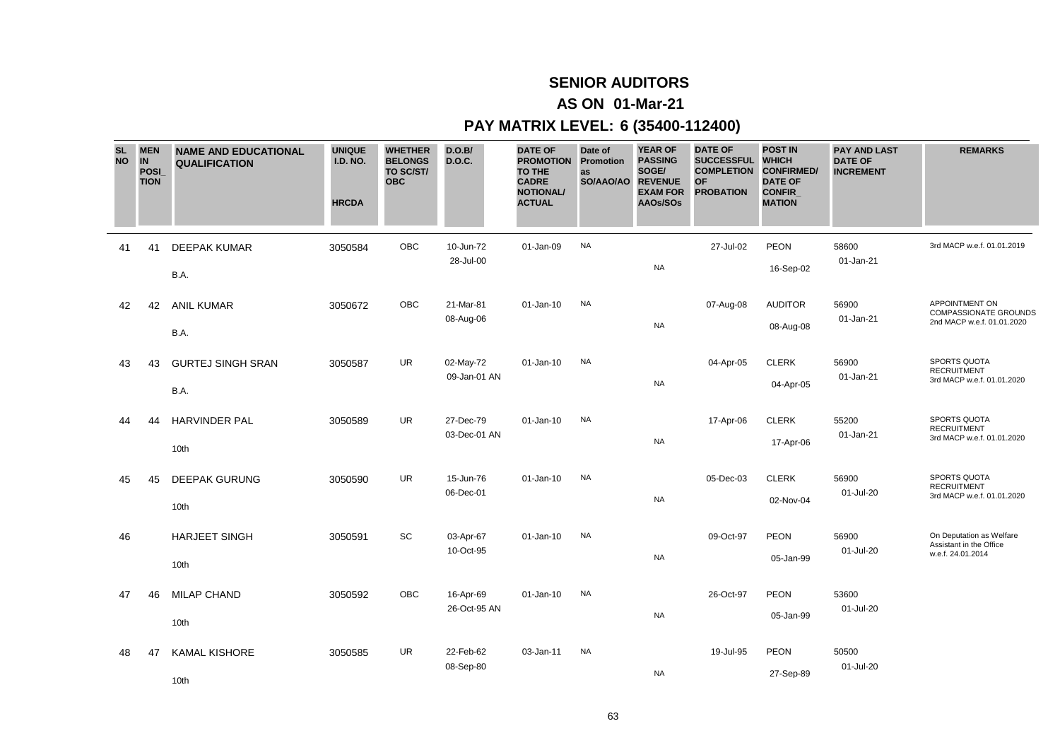# SENIOR AUDITORS

## AS ON 01-Mar-21

## PAY MATRIX LEVEL: 6 (35400-112400)

| SL NO | MEN IN POSI_ TION | NAME AND EDUCATIONAL QUALIFICATION | UNIQUE I.D. NO. HRCDA | WHETHER BELONGS TO SC/ST/ OBC | D.O.B/ D.O.C. | DATE OF PROMOTION TO THE CADRE NOTIONAL/ ACTUAL | Date of Promotion as SO/AAO/AO | YEAR OF PASSING SOGE/ REVENUE EXAM FOR AAOs/SOs | DATE OF SUCCESSFUL COMPLETION OF PROBATION | POST IN WHICH CONFIRMED/ DATE OF CONFIR_ MATION | PAY AND LAST DATE OF INCREMENT | REMARKS |
|---|---|---|---|---|---|---|---|---|---|---|---|---|
| 41 | 41 | DEEPAK KUMAR<br>B.A. | 3050584 | OBC | 10-Jun-72<br>28-Jul-00 | 01-Jan-09 | NA | NA | 27-Jul-02 | PEON<br>16-Sep-02 | 58600<br>01-Jan-21 | 3rd MACP w.e.f. 01.01.2019 |
| 42 | 42 | ANIL KUMAR<br>B.A. | 3050672 | OBC | 21-Mar-81<br>08-Aug-06 | 01-Jan-10 | NA | NA | 07-Aug-08 | AUDITOR<br>08-Aug-08 | 56900<br>01-Jan-21 | APPOINTMENT ON COMPASSIONATE GROUNDS 2nd MACP w.e.f. 01.01.2020 |
| 43 | 43 | GURTEJ SINGH SRAN<br>B.A. | 3050587 | UR | 02-May-72<br>09-Jan-01 AN | 01-Jan-10 | NA | NA | 04-Apr-05 | CLERK<br>04-Apr-05 | 56900<br>01-Jan-21 | SPORTS QUOTA RECRUITMENT 3rd MACP w.e.f. 01.01.2020 |
| 44 | 44 | HARVINDER PAL<br>10th | 3050589 | UR | 27-Dec-79<br>03-Dec-01 AN | 01-Jan-10 | NA | NA | 17-Apr-06 | CLERK<br>17-Apr-06 | 55200<br>01-Jan-21 | SPORTS QUOTA RECRUITMENT 3rd MACP w.e.f. 01.01.2020 |
| 45 | 45 | DEEPAK GURUNG<br>10th | 3050590 | UR | 15-Jun-76<br>06-Dec-01 | 01-Jan-10 | NA | NA | 05-Dec-03 | CLERK<br>02-Nov-04 | 56900<br>01-Jul-20 | SPORTS QUOTA RECRUITMENT 3rd MACP w.e.f. 01.01.2020 |
| 46 | | HARJEET SINGH<br>10th | 3050591 | SC | 03-Apr-67<br>10-Oct-95 | 01-Jan-10 | NA | NA | 09-Oct-97 | PEON<br>05-Jan-99 | 56900<br>01-Jul-20 | On Deputation as Welfare Assistant in the Office w.e.f. 24.01.2014 |
| 47 | 46 | MILAP CHAND<br>10th | 3050592 | OBC | 16-Apr-69<br>26-Oct-95 AN | 01-Jan-10 | NA | NA | 26-Oct-97 | PEON<br>05-Jan-99 | 53600<br>01-Jul-20 | |
| 48 | 47 | KAMAL KISHORE<br>10th | 3050585 | UR | 22-Feb-62<br>08-Sep-80 | 03-Jan-11 | NA | NA | 19-Jul-95 | PEON<br>27-Sep-89 | 50500<br>01-Jul-20 | |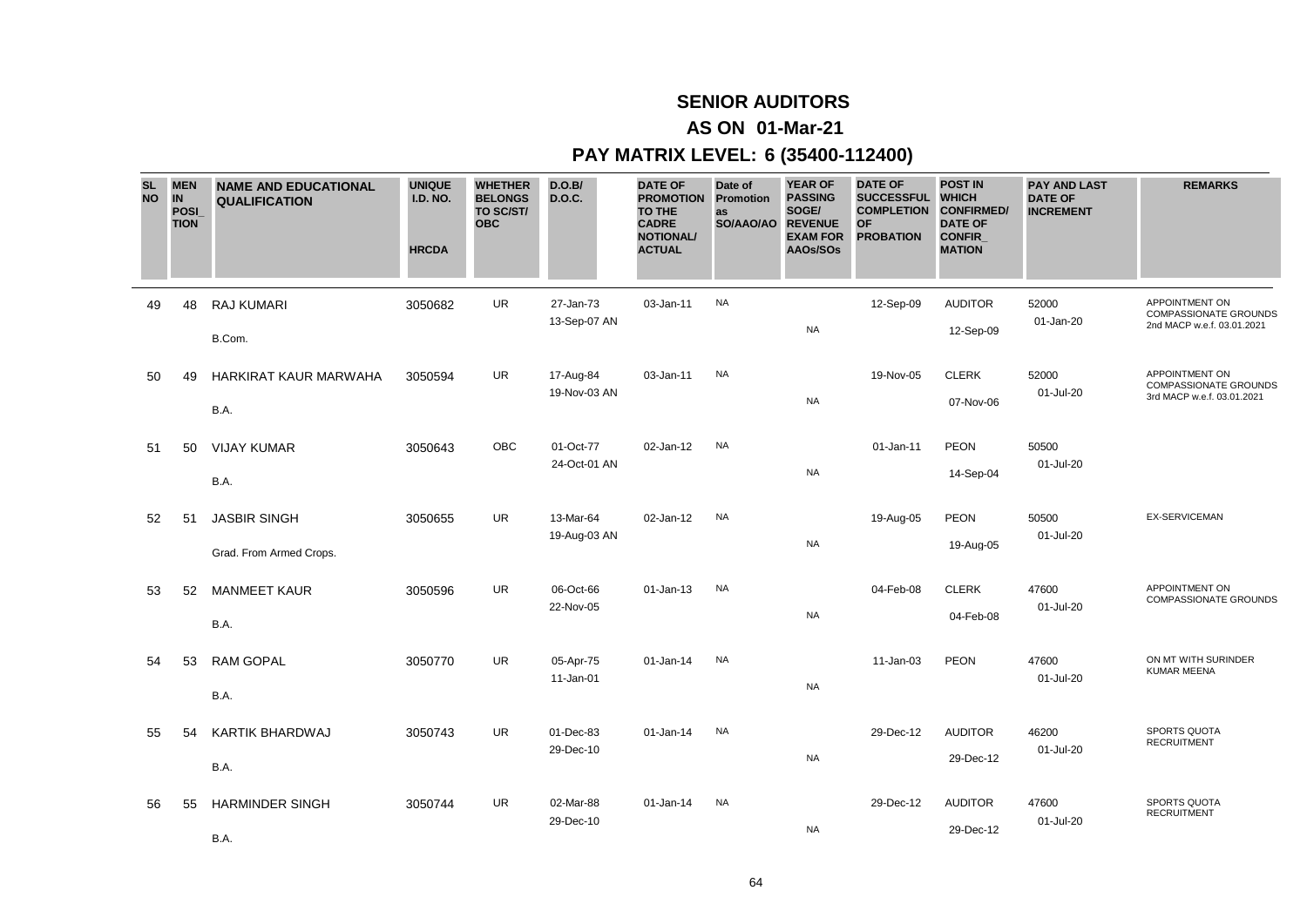# SENIOR AUDITORS

## AS ON 01-Mar-21

## PAY MATRIX LEVEL: 6 (35400-112400)

| SL NO | MEN IN POSI_TION | NAME AND EDUCATIONAL QUALIFICATION | UNIQUE I.D. NO. HRCDA | WHETHER BELONGS TO SC/ST/ OBC | D.O.B/ D.O.C. | DATE OF PROMOTION TO THE CADRE NOTIONAL/ ACTUAL | Date of Promotion as SO/AAO/AO | YEAR OF PASSING SOGE/ REVENUE EXAM FOR AAOs/SOs | DATE OF SUCCESSFUL COMPLETION OF PROBATION | POST IN WHICH CONFIRMED/ DATE OF CONFIR_MATION | PAY AND LAST DATE OF INCREMENT | REMARKS |
|---|---|---|---|---|---|---|---|---|---|---|---|---|
| 49 | 48 | RAJ KUMARI<br>B.Com. | 3050682 | UR | 27-Jan-73<br>13-Sep-07 AN | 03-Jan-11 | NA | NA | 12-Sep-09 | AUDITOR<br>12-Sep-09 | 52000<br>01-Jan-20 | APPOINTMENT ON COMPASSIONATE GROUNDS 2nd MACP w.e.f. 03.01.2021 |
| 50 | 49 | HARKIRAT KAUR MARWAHA<br>B.A. | 3050594 | UR | 17-Aug-84<br>19-Nov-03 AN | 03-Jan-11 | NA | NA | 19-Nov-05 | CLERK<br>07-Nov-06 | 52000<br>01-Jul-20 | APPOINTMENT ON COMPASSIONATE GROUNDS 3rd MACP w.e.f. 03.01.2021 |
| 51 | 50 | VIJAY KUMAR<br>B.A. | 3050643 | OBC | 01-Oct-77<br>24-Oct-01 AN | 02-Jan-12 | NA | NA | 01-Jan-11 | PEON<br>14-Sep-04 | 50500<br>01-Jul-20 | |
| 52 | 51 | JASBIR SINGH<br>Grad. From Armed Crops. | 3050655 | UR | 13-Mar-64<br>19-Aug-03 AN | 02-Jan-12 | NA | NA | 19-Aug-05 | PEON<br>19-Aug-05 | 50500<br>01-Jul-20 | EX-SERVICEMAN |
| 53 | 52 | MANMEET KAUR<br>B.A. | 3050596 | UR | 06-Oct-66<br>22-Nov-05 | 01-Jan-13 | NA | NA | 04-Feb-08 | CLERK<br>04-Feb-08 | 47600<br>01-Jul-20 | APPOINTMENT ON COMPASSIONATE GROUNDS |
| 54 | 53 | RAM GOPAL<br>B.A. | 3050770 | UR | 05-Apr-75<br>11-Jan-01 | 01-Jan-14 | NA | NA | 11-Jan-03 | PEON | 47600<br>01-Jul-20 | ON MT WITH SURINDER KUMAR MEENA |
| 55 | 54 | KARTIK BHARDWAJ<br>B.A. | 3050743 | UR | 01-Dec-83<br>29-Dec-10 | 01-Jan-14 | NA | NA | 29-Dec-12 | AUDITOR<br>29-Dec-12 | 46200<br>01-Jul-20 | SPORTS QUOTA RECRUITMENT |
| 56 | 55 | HARMINDER SINGH<br>B.A. | 3050744 | UR | 02-Mar-88<br>29-Dec-10 | 01-Jan-14 | NA | NA | 29-Dec-12 | AUDITOR<br>29-Dec-12 | 47600<br>01-Jul-20 | SPORTS QUOTA RECRUITMENT |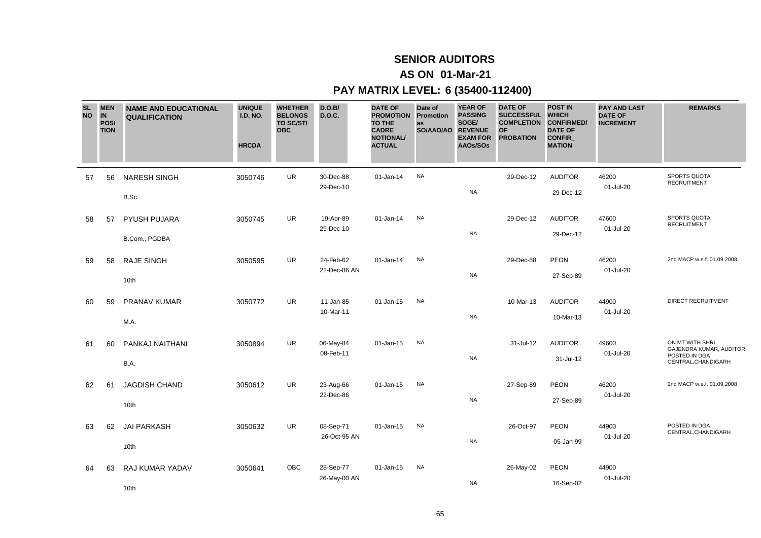# SENIOR AUDITORS

## AS ON 01-Mar-21

## PAY MATRIX LEVEL: 6 (35400-112400)

| SL NO | MEN IN POSI_TION | NAME AND EDUCATIONAL QUALIFICATION | UNIQUE I.D. NO. HRCDA | WHETHER BELONGS TO SC/ST/ OBC | D.O.B/ D.O.C. | DATE OF PROMOTION TO THE CADRE NOTIONAL/ ACTUAL | Date of Promotion as SO/AAO/AO | YEAR OF PASSING SOGE/ REVENUE EXAM FOR AAOs/SOs | DATE OF SUCCESSFUL COMPLETION OF PROBATION | POST IN WHICH CONFIRMED/ DATE OF CONFIR_MATION | PAY AND LAST DATE OF INCREMENT | REMARKS |
|---|---|---|---|---|---|---|---|---|---|---|---|---|
| 57 | 56 | NARESH SINGH<br>B.Sc. | 3050746 | UR | 30-Dec-88<br>29-Dec-10 | 01-Jan-14 | NA | NA | 29-Dec-12 | AUDITOR<br>29-Dec-12 | 46200<br>01-Jul-20 | SPORTS QUOTA RECRUITMENT |
| 58 | 57 | PYUSH PUJARA<br>B.Com., PGDBA | 3050745 | UR | 19-Apr-89<br>29-Dec-10 | 01-Jan-14 | NA | NA | 29-Dec-12 | AUDITOR<br>29-Dec-12 | 47600<br>01-Jul-20 | SPORTS QUOTA RECRUITMENT |
| 59 | 58 | RAJE SINGH<br>10th | 3050595 | UR | 24-Feb-62<br>22-Dec-86 AN | 01-Jan-14 | NA | NA | 29-Dec-88 | PEON<br>27-Sep-89 | 46200<br>01-Jul-20 | 2nd MACP w.e.f. 01.09.2008 |
| 60 | 59 | PRANAV KUMAR<br>M.A. | 3050772 | UR | 11-Jan-85<br>10-Mar-11 | 01-Jan-15 | NA | NA | 10-Mar-13 | AUDITOR<br>10-Mar-13 | 44900<br>01-Jul-20 | DIRECT RECRUITMENT |
| 61 | 60 | PANKAJ NAITHANI<br>B.A. | 3050894 | UR | 06-May-84<br>08-Feb-11 | 01-Jan-15 | NA | NA | 31-Jul-12 | AUDITOR<br>31-Jul-12 | 49600<br>01-Jul-20 | ON MT WITH SHRI GAJENDRA KUMAR, AUDITOR POSTED IN DGA CENTRAL,CHANDIGARH |
| 62 | 61 | JAGDISH CHAND<br>10th | 3050612 | UR | 23-Aug-66<br>22-Dec-86 | 01-Jan-15 | NA | NA | 27-Sep-89 | PEON<br>27-Sep-89 | 46200<br>01-Jul-20 | 2nd MACP w.e.f. 01.09.2008 |
| 63 | 62 | JAI PARKASH<br>10th | 3050632 | UR | 08-Sep-71<br>26-Oct-95 AN | 01-Jan-15 | NA | NA | 26-Oct-97 | PEON<br>05-Jan-99 | 44900<br>01-Jul-20 | POSTED IN DGA CENTRAL,CHANDIGARH |
| 64 | 63 | RAJ KUMAR YADAV<br>10th | 3050641 | OBC | 28-Sep-77<br>26-May-00 AN | 01-Jan-15 | NA | NA | 26-May-02 | PEON<br>16-Sep-02 | 44900<br>01-Jul-20 | |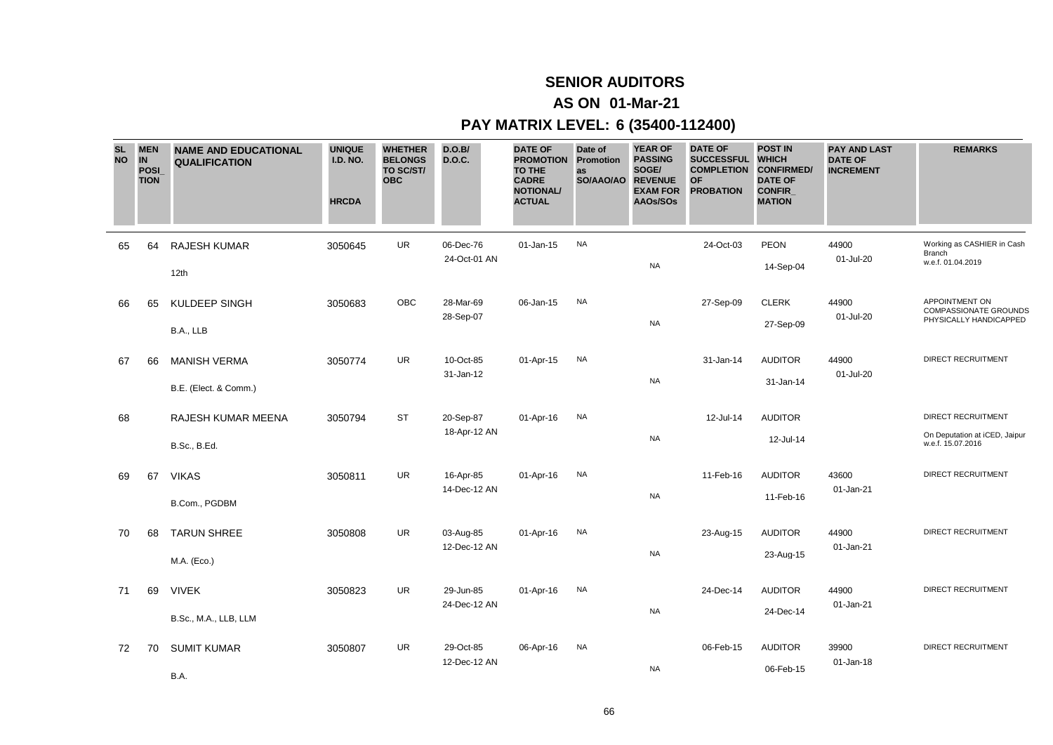# SENIOR AUDITORS

## AS ON 01-Mar-21

## PAY MATRIX LEVEL: 6 (35400-112400)

| SL NO | MEN IN POSI_TION | NAME AND EDUCATIONAL QUALIFICATION | UNIQUE I.D. NO. HRCDA | WHETHER BELONGS TO SC/ST/ OBC | D.O.B/ D.O.C. | DATE OF PROMOTION TO THE CADRE NOTIONAL/ ACTUAL | Date of Promotion as SO/AAO/AO | YEAR OF PASSING SOGE/ REVENUE EXAM FOR AAOs/SOs | DATE OF SUCCESSFUL COMPLETION OF PROBATION | POST IN WHICH CONFIRMED/ DATE OF CONFIR_MATION | PAY AND LAST DATE OF INCREMENT | REMARKS |
|---|---|---|---|---|---|---|---|---|---|---|---|---|
| 65 | 64 | RAJESH KUMAR<br>12th | 3050645 | UR | 06-Dec-76<br>24-Oct-01 AN | 01-Jan-15 | NA | NA | 24-Oct-03 | PEON<br>14-Sep-04 | 44900<br>01-Jul-20 | Working as CASHIER in Cash Branch w.e.f. 01.04.2019 |
| 66 | 65 | KULDEEP SINGH<br>B.A., LLB | 3050683 | OBC | 28-Mar-69<br>28-Sep-07 | 06-Jan-15 | NA | NA | 27-Sep-09 | CLERK<br>27-Sep-09 | 44900<br>01-Jul-20 | APPOINTMENT ON COMPASSIONATE GROUNDS PHYSICALLY HANDICAPPED |
| 67 | 66 | MANISH VERMA<br>B.E. (Elect. & Comm.) | 3050774 | UR | 10-Oct-85<br>31-Jan-12 | 01-Apr-15 | NA | NA | 31-Jan-14 | AUDITOR<br>31-Jan-14 | 44900<br>01-Jul-20 | DIRECT RECRUITMENT |
| 68 | | RAJESH KUMAR MEENA<br>B.Sc., B.Ed. | 3050794 | ST | 20-Sep-87<br>18-Apr-12 AN | 01-Apr-16 | NA | NA | 12-Jul-14 | AUDITOR<br>12-Jul-14 | | DIRECT RECRUITMENT<br>On Deputation at iCED, Jaipur w.e.f. 15.07.2016 |
| 69 | 67 | VIKAS<br>B.Com., PGDBM | 3050811 | UR | 16-Apr-85<br>14-Dec-12 AN | 01-Apr-16 | NA | NA | 11-Feb-16 | AUDITOR<br>11-Feb-16 | 43600<br>01-Jan-21 | DIRECT RECRUITMENT |
| 70 | 68 | TARUN SHREE<br>M.A. (Eco.) | 3050808 | UR | 03-Aug-85<br>12-Dec-12 AN | 01-Apr-16 | NA | NA | 23-Aug-15 | AUDITOR<br>23-Aug-15 | 44900<br>01-Jan-21 | DIRECT RECRUITMENT |
| 71 | 69 | VIVEK<br>B.Sc., M.A., LLB, LLM | 3050823 | UR | 29-Jun-85<br>24-Dec-12 AN | 01-Apr-16 | NA | NA | 24-Dec-14 | AUDITOR<br>24-Dec-14 | 44900<br>01-Jan-21 | DIRECT RECRUITMENT |
| 72 | 70 | SUMIT KUMAR<br>B.A. | 3050807 | UR | 29-Oct-85<br>12-Dec-12 AN | 06-Apr-16 | NA | NA | 06-Feb-15 | AUDITOR<br>06-Feb-15 | 39900<br>01-Jan-18 | DIRECT RECRUITMENT |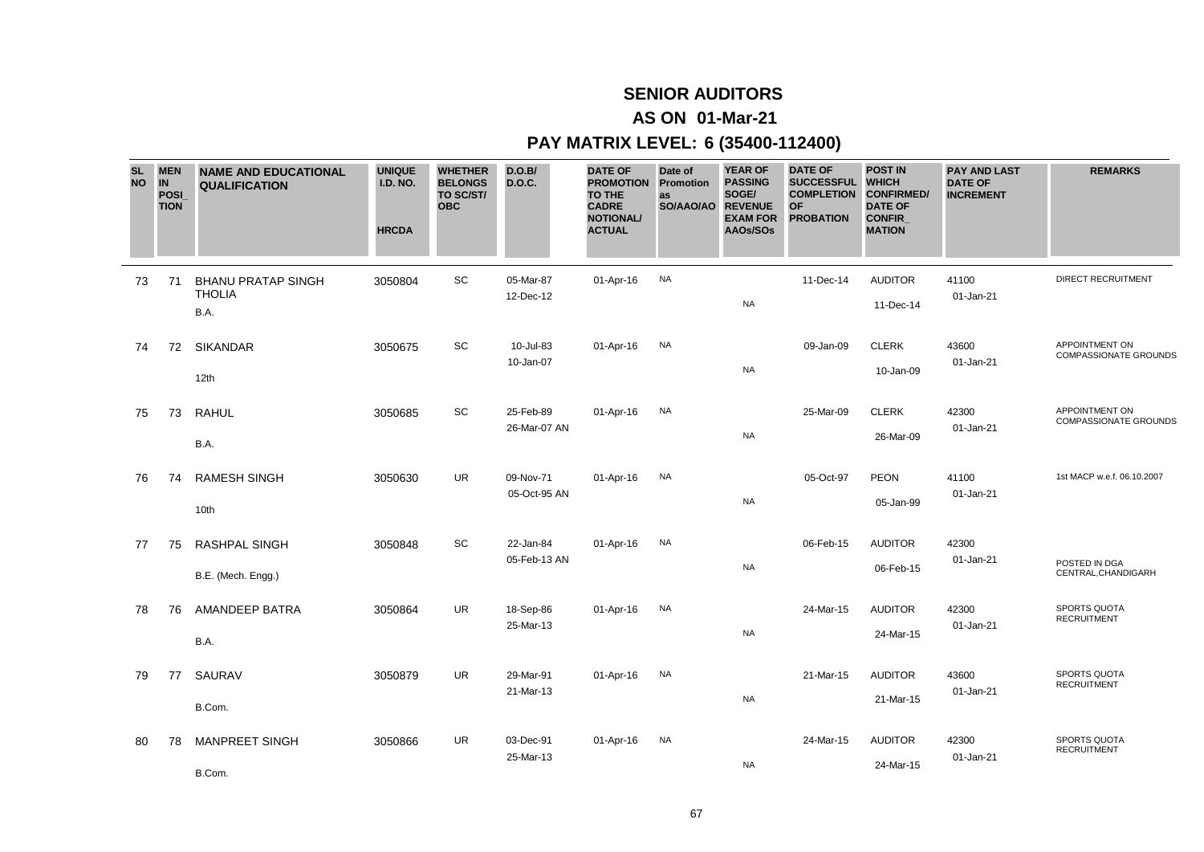# SENIOR AUDITORS

## AS ON 01-Mar-21

## PAY MATRIX LEVEL: 6 (35400-112400)

| SL NO | MEN IN POSI_TION | NAME AND EDUCATIONAL QUALIFICATION | UNIQUE I.D. NO. HRCDA | WHETHER BELONGS TO SC/ST/ OBC | D.O.B/ D.O.C. | DATE OF PROMOTION TO THE CADRE NOTIONAL/ ACTUAL | Date of Promotion as SO/AAO/AO | YEAR OF PASSING SOGE/ REVENUE EXAM FOR AAOs/SOs | DATE OF SUCCESSFUL COMPLETION OF PROBATION | POST IN WHICH CONFIRMED/ DATE OF CONFIR_MATION | PAY AND LAST DATE OF INCREMENT | REMARKS |
|---|---|---|---|---|---|---|---|---|---|---|---|---|
| 73 | 71 | BHANU PRATAP SINGH THOLIA<br>B.A. | 3050804 | SC | 05-Mar-87<br>12-Dec-12 | 01-Apr-16 | NA | NA | 11-Dec-14 | AUDITOR<br>11-Dec-14 | 41100<br>01-Jan-21 | DIRECT RECRUITMENT |
| 74 | 72 | SIKANDAR<br>12th | 3050675 | SC | 10-Jul-83<br>10-Jan-07 | 01-Apr-16 | NA | NA | 09-Jan-09 | CLERK<br>10-Jan-09 | 43600<br>01-Jan-21 | APPOINTMENT ON COMPASSIONATE GROUNDS |
| 75 | 73 | RAHUL<br>B.A. | 3050685 | SC | 25-Feb-89<br>26-Mar-07 AN | 01-Apr-16 | NA | NA | 25-Mar-09 | CLERK<br>26-Mar-09 | 42300<br>01-Jan-21 | APPOINTMENT ON COMPASSIONATE GROUNDS |
| 76 | 74 | RAMESH SINGH<br>10th | 3050630 | UR | 09-Nov-71<br>05-Oct-95 AN | 01-Apr-16 | NA | NA | 05-Oct-97 | PEON<br>05-Jan-99 | 41100<br>01-Jan-21 | 1st MACP w.e.f. 06.10.2007 |
| 77 | 75 | RASHPAL SINGH<br>B.E. (Mech. Engg.) | 3050848 | SC | 22-Jan-84<br>05-Feb-13 AN | 01-Apr-16 | NA | NA | 06-Feb-15 | AUDITOR<br>06-Feb-15 | 42300<br>01-Jan-21 | POSTED IN DGA CENTRAL,CHANDIGARH |
| 78 | 76 | AMANDEEP BATRA<br>B.A. | 3050864 | UR | 18-Sep-86<br>25-Mar-13 | 01-Apr-16 | NA | NA | 24-Mar-15 | AUDITOR<br>24-Mar-15 | 42300<br>01-Jan-21 | SPORTS QUOTA RECRUITMENT |
| 79 | 77 | SAURAV<br>B.Com. | 3050879 | UR | 29-Mar-91<br>21-Mar-13 | 01-Apr-16 | NA | NA | 21-Mar-15 | AUDITOR<br>21-Mar-15 | 43600<br>01-Jan-21 | SPORTS QUOTA RECRUITMENT |
| 80 | 78 | MANPREET SINGH<br>B.Com. | 3050866 | UR | 03-Dec-91<br>25-Mar-13 | 01-Apr-16 | NA | NA | 24-Mar-15 | AUDITOR<br>24-Mar-15 | 42300<br>01-Jan-21 | SPORTS QUOTA RECRUITMENT |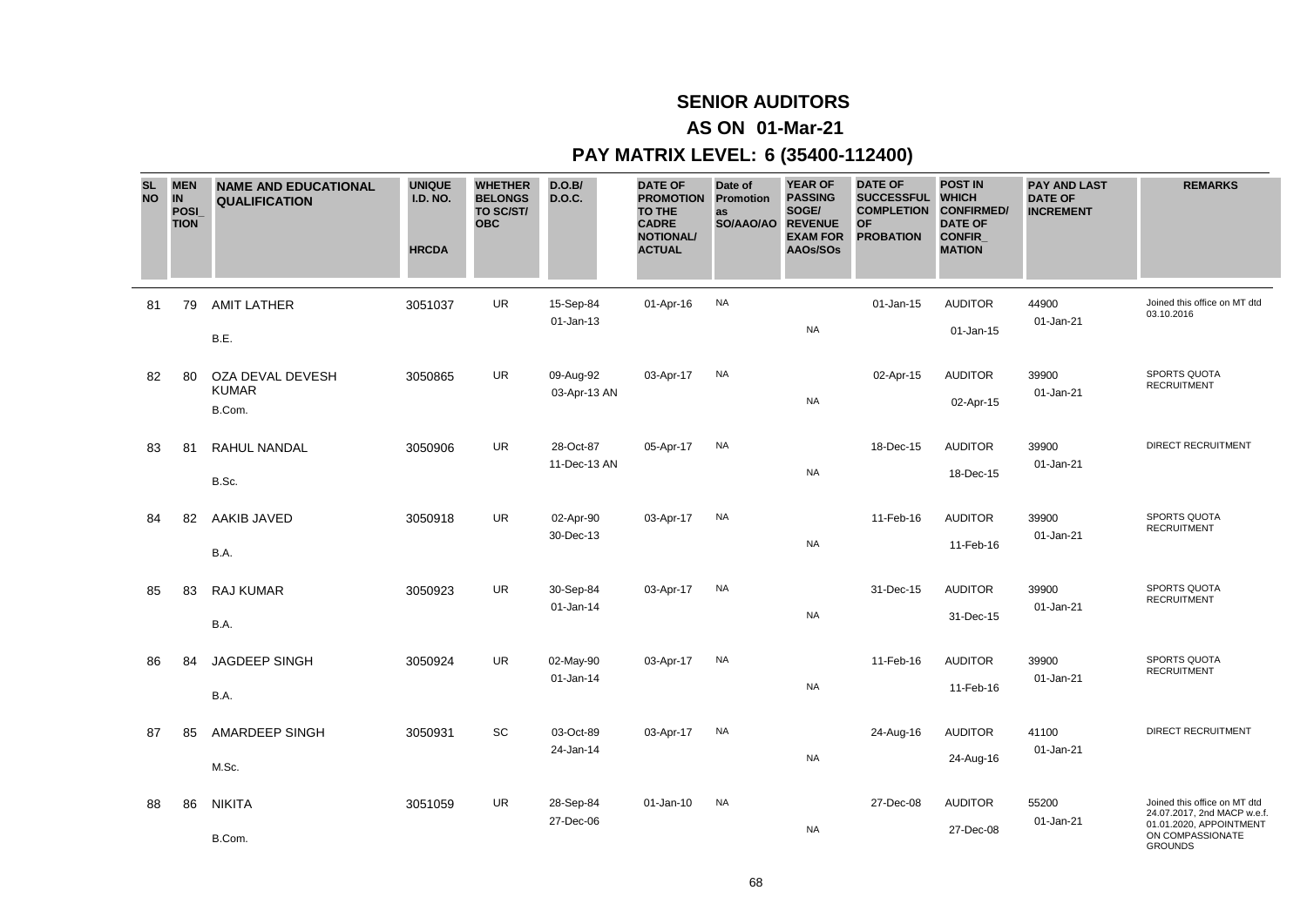# SENIOR AUDITORS

## AS ON 01-Mar-21

## PAY MATRIX LEVEL: 6 (35400-112400)

| SL NO | MEN IN POSI_TION | NAME AND EDUCATIONAL QUALIFICATION | UNIQUE I.D. NO. HRCDA | WHETHER BELONGS TO SC/ST/ OBC | D.O.B/ D.O.C. | DATE OF PROMOTION TO THE CADRE NOTIONAL/ ACTUAL | Date of Promotion as SO/AAO/AO | YEAR OF PASSING SOGE/ REVENUE EXAM FOR AAOs/SOs | DATE OF SUCCESSFUL COMPLETION OF PROBATION | POST IN WHICH CONFIRMED/ DATE OF CONFIR_MATION | PAY AND LAST DATE OF INCREMENT | REMARKS |
|---|---|---|---|---|---|---|---|---|---|---|---|---|
| 81 | 79 | AMIT LATHER<br>B.E. | 3051037 | UR | 15-Sep-84<br>01-Jan-13 | 01-Apr-16 | NA | NA | 01-Jan-15 | AUDITOR<br>01-Jan-15 | 44900<br>01-Jan-21 | Joined this office on MT dtd 03.10.2016 |
| 82 | 80 | OZA DEVAL DEVESH KUMAR<br>B.Com. | 3050865 | UR | 09-Aug-92<br>03-Apr-13 AN | 03-Apr-17 | NA | NA | 02-Apr-15 | AUDITOR<br>02-Apr-15 | 39900<br>01-Jan-21 | SPORTS QUOTA RECRUITMENT |
| 83 | 81 | RAHUL NANDAL<br>B.Sc. | 3050906 | UR | 28-Oct-87<br>11-Dec-13 AN | 05-Apr-17 | NA | NA | 18-Dec-15 | AUDITOR<br>18-Dec-15 | 39900<br>01-Jan-21 | DIRECT RECRUITMENT |
| 84 | 82 | AAKIB JAVED<br>B.A. | 3050918 | UR | 02-Apr-90<br>30-Dec-13 | 03-Apr-17 | NA | NA | 11-Feb-16 | AUDITOR<br>11-Feb-16 | 39900<br>01-Jan-21 | SPORTS QUOTA RECRUITMENT |
| 85 | 83 | RAJ KUMAR<br>B.A. | 3050923 | UR | 30-Sep-84<br>01-Jan-14 | 03-Apr-17 | NA | NA | 31-Dec-15 | AUDITOR<br>31-Dec-15 | 39900<br>01-Jan-21 | SPORTS QUOTA RECRUITMENT |
| 86 | 84 | JAGDEEP SINGH<br>B.A. | 3050924 | UR | 02-May-90<br>01-Jan-14 | 03-Apr-17 | NA | NA | 11-Feb-16 | AUDITOR<br>11-Feb-16 | 39900<br>01-Jan-21 | SPORTS QUOTA RECRUITMENT |
| 87 | 85 | AMARDEEP SINGH<br>M.Sc. | 3050931 | SC | 03-Oct-89<br>24-Jan-14 | 03-Apr-17 | NA | NA | 24-Aug-16 | AUDITOR<br>24-Aug-16 | 41100<br>01-Jan-21 | DIRECT RECRUITMENT |
| 88 | 86 | NIKITA<br>B.Com. | 3051059 | UR | 28-Sep-84<br>27-Dec-06 | 01-Jan-10 | NA | NA | 27-Dec-08 | AUDITOR<br>27-Dec-08 | 55200<br>01-Jan-21 | Joined this office on MT dtd 24.07.2017, 2nd MACP w.e.f. 01.01.2020, APPOINTMENT ON COMPASSIONATE GROUNDS |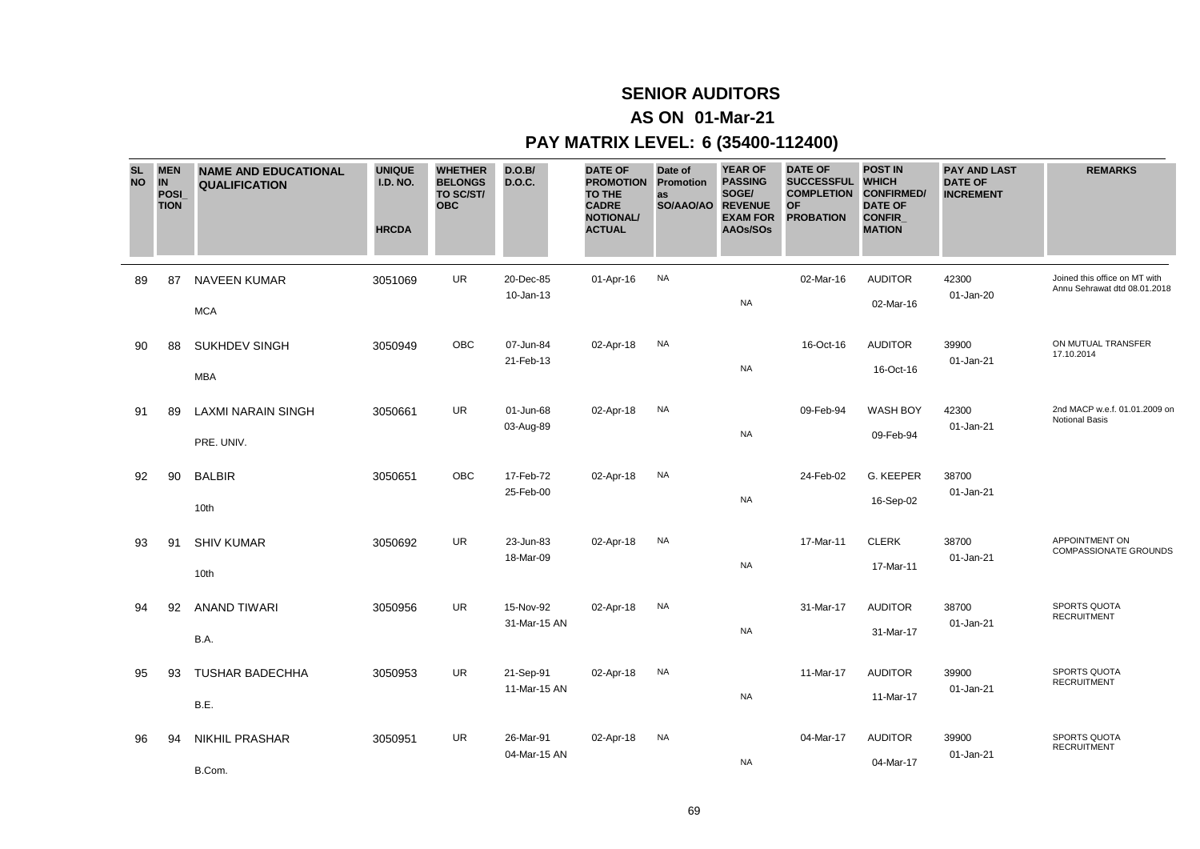# SENIOR AUDITORS

## AS ON 01-Mar-21

## PAY MATRIX LEVEL: 6 (35400-112400)

| SL NO | MEN IN POSI_TION | NAME AND EDUCATIONAL QUALIFICATION | UNIQUE I.D. NO. HRCDA | WHETHER BELONGS TO SC/ST/ OBC | D.O.B/ D.O.C. | DATE OF PROMOTION TO THE CADRE NOTIONAL/ ACTUAL | Date of Promotion as SO/AAO/AO | YEAR OF PASSING SOGE/ REVENUE EXAM FOR AAOs/SOs | DATE OF SUCCESSFUL COMPLETION OF PROBATION | POST IN WHICH CONFIRMED/ DATE OF CONFIR_MATION | PAY AND LAST DATE OF INCREMENT | REMARKS |
|---|---|---|---|---|---|---|---|---|---|---|---|---|
| 89 | 87 | NAVEEN KUMAR<br>MCA | 3051069 | UR | 20-Dec-85<br>10-Jan-13 | 01-Apr-16 | NA | NA | 02-Mar-16 | AUDITOR<br>02-Mar-16 | 42300<br>01-Jan-20 | Joined this office on MT with Annu Sehrawat dtd 08.01.2018 |
| 90 | 88 | SUKHDEV SINGH<br>MBA | 3050949 | OBC | 07-Jun-84<br>21-Feb-13 | 02-Apr-18 | NA | NA | 16-Oct-16 | AUDITOR<br>16-Oct-16 | 39900<br>01-Jan-21 | ON MUTUAL TRANSFER 17.10.2014 |
| 91 | 89 | LAXMI NARAIN SINGH<br>PRE. UNIV. | 3050661 | UR | 01-Jun-68<br>03-Aug-89 | 02-Apr-18 | NA | NA | 09-Feb-94 | WASH BOY<br>09-Feb-94 | 42300<br>01-Jan-21 | 2nd MACP w.e.f. 01.01.2009 on Notional Basis |
| 92 | 90 | BALBIR<br>10th | 3050651 | OBC | 17-Feb-72<br>25-Feb-00 | 02-Apr-18 | NA | NA | 24-Feb-02 | G. KEEPER<br>16-Sep-02 | 38700<br>01-Jan-21 | |
| 93 | 91 | SHIV KUMAR<br>10th | 3050692 | UR | 23-Jun-83<br>18-Mar-09 | 02-Apr-18 | NA | NA | 17-Mar-11 | CLERK<br>17-Mar-11 | 38700<br>01-Jan-21 | APPOINTMENT ON COMPASSIONATE GROUNDS |
| 94 | 92 | ANAND TIWARI<br>B.A. | 3050956 | UR | 15-Nov-92<br>31-Mar-15 AN | 02-Apr-18 | NA | NA | 31-Mar-17 | AUDITOR<br>31-Mar-17 | 38700<br>01-Jan-21 | SPORTS QUOTA RECRUITMENT |
| 95 | 93 | TUSHAR BADECHHA<br>B.E. | 3050953 | UR | 21-Sep-91<br>11-Mar-15 AN | 02-Apr-18 | NA | NA | 11-Mar-17 | AUDITOR<br>11-Mar-17 | 39900<br>01-Jan-21 | SPORTS QUOTA RECRUITMENT |
| 96 | 94 | NIKHIL PRASHAR<br>B.Com. | 3050951 | UR | 26-Mar-91<br>04-Mar-15 AN | 02-Apr-18 | NA | NA | 04-Mar-17 | AUDITOR<br>04-Mar-17 | 39900<br>01-Jan-21 | SPORTS QUOTA RECRUITMENT |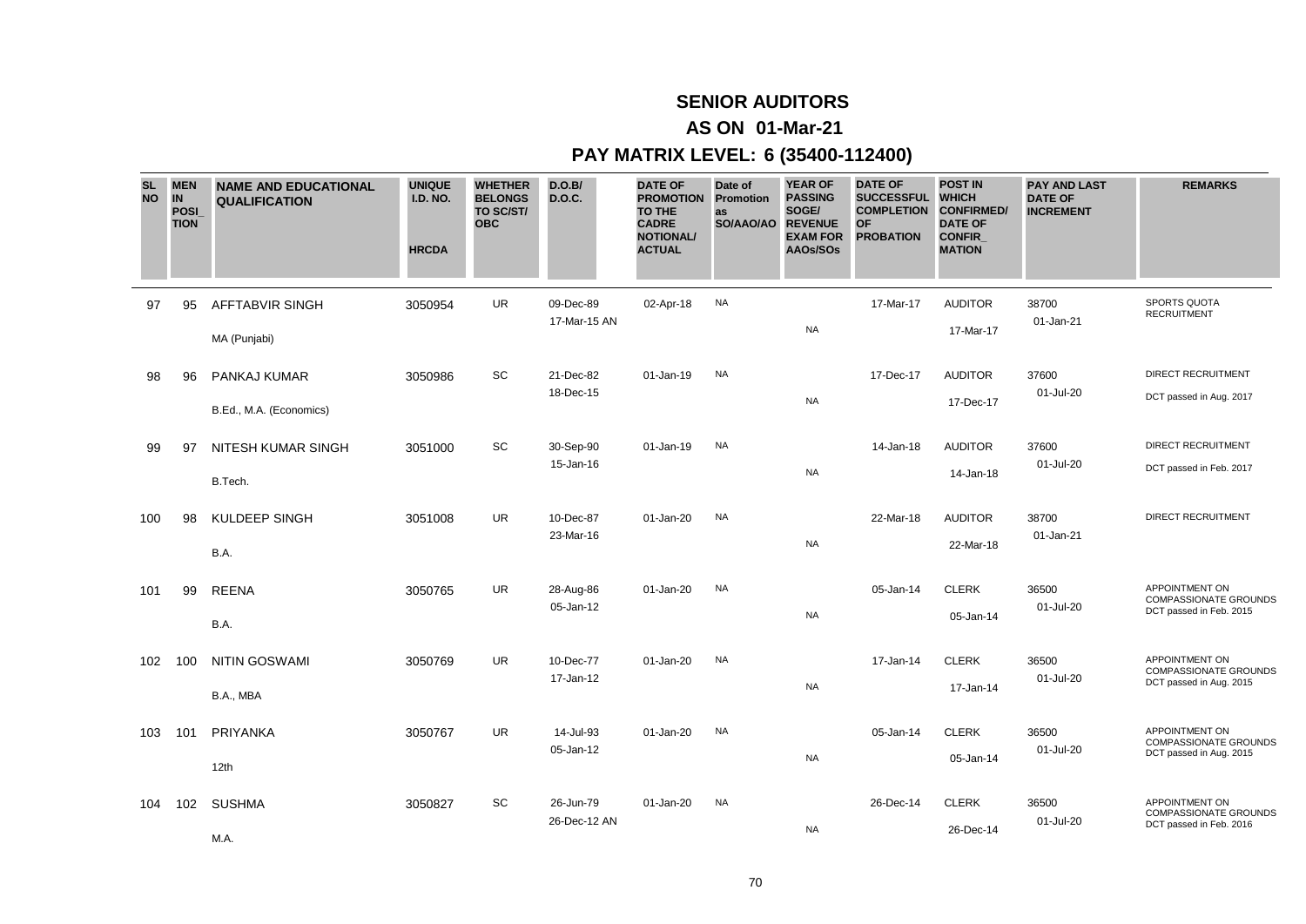# SENIOR AUDITORS

## AS ON 01-Mar-21

## PAY MATRIX LEVEL: 6 (35400-112400)

| SL NO | MEN IN POSI_TION | NAME AND EDUCATIONAL QUALIFICATION | UNIQUE I.D. NO. HRCDA | WHETHER BELONGS TO SC/ST/ OBC | D.O.B/ D.O.C. | DATE OF PROMOTION TO THE CADRE NOTIONAL/ ACTUAL | Date of Promotion as SO/AAO/AO | YEAR OF PASSING SOGE/ REVENUE EXAM FOR AAOs/SOs | DATE OF SUCCESSFUL COMPLETION OF PROBATION | POST IN WHICH CONFIRMED/ DATE OF CONFIR_MATION | PAY AND LAST DATE OF INCREMENT | REMARKS |
|---|---|---|---|---|---|---|---|---|---|---|---|---|
| 97 | 95 | AFFTABVIR SINGH<br>MA (Punjabi) | 3050954 | UR | 09-Dec-89<br>17-Mar-15 AN | 02-Apr-18 | NA | NA | 17-Mar-17 | AUDITOR<br>17-Mar-17 | 38700<br>01-Jan-21 | SPORTS QUOTA RECRUITMENT |
| 98 | 96 | PANKAJ KUMAR<br>B.Ed., M.A. (Economics) | 3050986 | SC | 21-Dec-82<br>18-Dec-15 | 01-Jan-19 | NA | NA | 17-Dec-17 | AUDITOR<br>17-Dec-17 | 37600<br>01-Jul-20 | DIRECT RECRUITMENT<br>DCT passed in Aug. 2017 |
| 99 | 97 | NITESH KUMAR SINGH<br>B.Tech. | 3051000 | SC | 30-Sep-90<br>15-Jan-16 | 01-Jan-19 | NA | NA | 14-Jan-18 | AUDITOR<br>14-Jan-18 | 37600<br>01-Jul-20 | DIRECT RECRUITMENT<br>DCT passed in Feb. 2017 |
| 100 | 98 | KULDEEP SINGH<br>B.A. | 3051008 | UR | 10-Dec-87<br>23-Mar-16 | 01-Jan-20 | NA | NA | 22-Mar-18 | AUDITOR<br>22-Mar-18 | 38700<br>01-Jan-21 | DIRECT RECRUITMENT |
| 101 | 99 | REENA<br>B.A. | 3050765 | UR | 28-Aug-86<br>05-Jan-12 | 01-Jan-20 | NA | NA | 05-Jan-14 | CLERK<br>05-Jan-14 | 36500<br>01-Jul-20 | APPOINTMENT ON COMPASSIONATE GROUNDS<br>DCT passed in Feb. 2015 |
| 102 | 100 | NITIN GOSWAMI<br>B.A., MBA | 3050769 | UR | 10-Dec-77<br>17-Jan-12 | 01-Jan-20 | NA | NA | 17-Jan-14 | CLERK<br>17-Jan-14 | 36500<br>01-Jul-20 | APPOINTMENT ON COMPASSIONATE GROUNDS<br>DCT passed in Aug. 2015 |
| 103 | 101 | PRIYANKA<br>12th | 3050767 | UR | 14-Jul-93<br>05-Jan-12 | 01-Jan-20 | NA | NA | 05-Jan-14 | CLERK<br>05-Jan-14 | 36500<br>01-Jul-20 | APPOINTMENT ON COMPASSIONATE GROUNDS<br>DCT passed in Aug. 2015 |
| 104 | 102 | SUSHMA<br>M.A. | 3050827 | SC | 26-Jun-79<br>26-Dec-12 AN | 01-Jan-20 | NA | NA | 26-Dec-14 | CLERK<br>26-Dec-14 | 36500<br>01-Jul-20 | APPOINTMENT ON COMPASSIONATE GROUNDS<br>DCT passed in Feb. 2016 |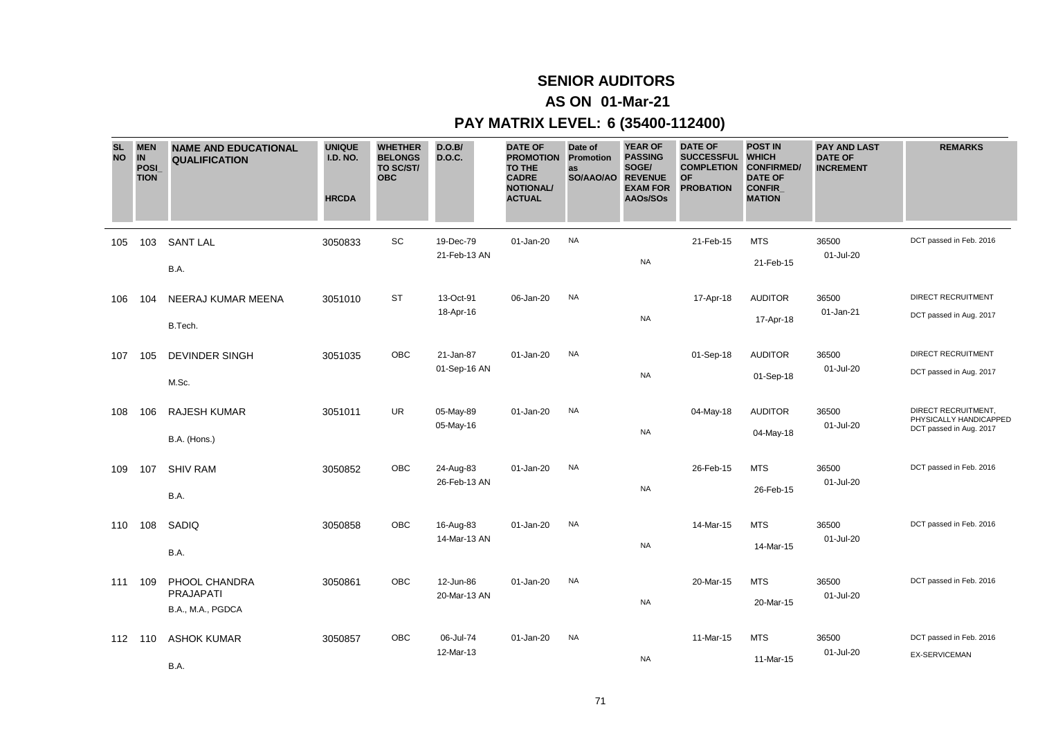# SENIOR AUDITORS

## AS ON 01-Mar-21

## PAY MATRIX LEVEL: 6 (35400-112400)

| SL NO | MEN IN POSI_TION | NAME AND EDUCATIONAL QUALIFICATION | UNIQUE I.D. NO. HRCDA | WHETHER BELONGS TO SC/ST/ OBC | D.O.B/ D.O.C. | DATE OF PROMOTION TO THE CADRE NOTIONAL/ ACTUAL | Date of Promotion as SO/AAO/AO | YEAR OF PASSING SOGE/ REVENUE EXAM FOR AAOs/SOs | DATE OF SUCCESSFUL COMPLETION OF PROBATION | POST IN WHICH CONFIRMED/ DATE OF CONFIR_MATION | PAY AND LAST DATE OF INCREMENT | REMARKS |
|---|---|---|---|---|---|---|---|---|---|---|---|---|
| 105 | 103 | SANT LAL<br>B.A. | 3050833 | SC | 19-Dec-79<br>21-Feb-13 AN | 01-Jan-20 | NA | NA | 21-Feb-15 | MTS<br>21-Feb-15 | 36500<br>01-Jul-20 | DCT passed in Feb. 2016 |
| 106 | 104 | NEERAJ KUMAR MEENA<br>B.Tech. | 3051010 | ST | 13-Oct-91<br>18-Apr-16 | 06-Jan-20 | NA | NA | 17-Apr-18 | AUDITOR<br>17-Apr-18 | 36500<br>01-Jan-21 | DIRECT RECRUITMENT<br>DCT passed in Aug. 2017 |
| 107 | 105 | DEVINDER SINGH<br>M.Sc. | 3051035 | OBC | 21-Jan-87<br>01-Sep-16 AN | 01-Jan-20 | NA | NA | 01-Sep-18 | AUDITOR<br>01-Sep-18 | 36500<br>01-Jul-20 | DIRECT RECRUITMENT<br>DCT passed in Aug. 2017 |
| 108 | 106 | RAJESH KUMAR<br>B.A. (Hons.) | 3051011 | UR | 05-May-89<br>05-May-16 | 01-Jan-20 | NA | NA | 04-May-18 | AUDITOR<br>04-May-18 | 36500<br>01-Jul-20 | DIRECT RECRUITMENT, PHYSICALLY HANDICAPPED DCT passed in Aug. 2017 |
| 109 | 107 | SHIV RAM<br>B.A. | 3050852 | OBC | 24-Aug-83<br>26-Feb-13 AN | 01-Jan-20 | NA | NA | 26-Feb-15 | MTS<br>26-Feb-15 | 36500<br>01-Jul-20 | DCT passed in Feb. 2016 |
| 110 | 108 | SADIQ<br>B.A. | 3050858 | OBC | 16-Aug-83<br>14-Mar-13 AN | 01-Jan-20 | NA | NA | 14-Mar-15 | MTS<br>14-Mar-15 | 36500<br>01-Jul-20 | DCT passed in Feb. 2016 |
| 111 | 109 | PHOOL CHANDRA PRAJAPATI<br>B.A., M.A., PGDCA | 3050861 | OBC | 12-Jun-86<br>20-Mar-13 AN | 01-Jan-20 | NA | NA | 20-Mar-15 | MTS<br>20-Mar-15 | 36500<br>01-Jul-20 | DCT passed in Feb. 2016 |
| 112 | 110 | ASHOK KUMAR<br>B.A. | 3050857 | OBC | 06-Jul-74<br>12-Mar-13 | 01-Jan-20 | NA | NA | 11-Mar-15 | MTS<br>11-Mar-15 | 36500<br>01-Jul-20 | DCT passed in Feb. 2016<br>EX-SERVICEMAN |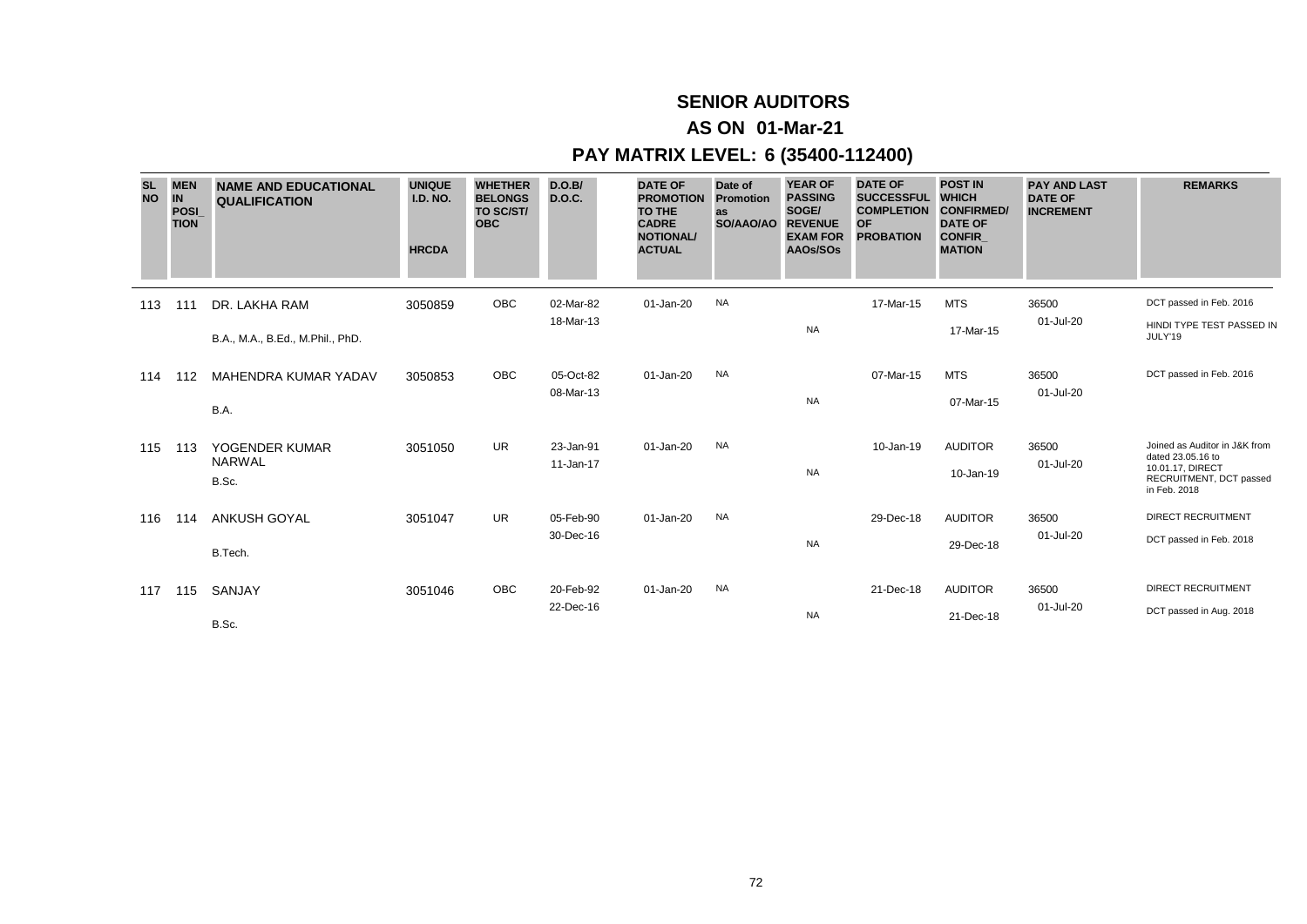# SENIOR AUDITORS

## AS ON 01-Mar-21

## PAY MATRIX LEVEL: 6 (35400-112400)

| SL NO | MEN IN POSI_ TION | NAME AND EDUCATIONAL QUALIFICATION | UNIQUE I.D. NO. HRCDA | WHETHER BELONGS TO SC/ST/ OBC | D.O.B/ D.O.C. | DATE OF PROMOTION TO THE CADRE NOTIONAL/ ACTUAL | Date of Promotion as SO/AAO/AO | YEAR OF PASSING SOGE/ REVENUE EXAM FOR AAOs/SOs | DATE OF SUCCESSFUL COMPLETION OF PROBATION | POST IN WHICH CONFIRMED/ DATE OF CONFIR_ MATION | PAY AND LAST DATE OF INCREMENT | REMARKS |
|---|---|---|---|---|---|---|---|---|---|---|---|---|
| 113 | 111 | DR. LAKHA RAM<br>B.A., M.A., B.Ed., M.Phil., PhD. | 3050859 | OBC | 02-Mar-82<br>18-Mar-13 | 01-Jan-20 | NA | NA | 17-Mar-15 | MTS<br>17-Mar-15 | 36500<br>01-Jul-20 | DCT passed in Feb. 2016<br>HINDI TYPE TEST PASSED IN JULY'19 |
| 114 | 112 | MAHENDRA KUMAR YADAV<br>B.A. | 3050853 | OBC | 05-Oct-82<br>08-Mar-13 | 01-Jan-20 | NA | NA | 07-Mar-15 | MTS<br>07-Mar-15 | 36500<br>01-Jul-20 | DCT passed in Feb. 2016 |
| 115 | 113 | YOGENDER KUMAR NARWAL<br>B.Sc. | 3051050 | UR | 23-Jan-91<br>11-Jan-17 | 01-Jan-20 | NA | NA | 10-Jan-19 | AUDITOR<br>10-Jan-19 | 36500<br>01-Jul-20 | Joined as Auditor in J&K from dated 23.05.16 to 10.01.17, DIRECT RECRUITMENT, DCT passed in Feb. 2018 |
| 116 | 114 | ANKUSH GOYAL<br>B.Tech. | 3051047 | UR | 05-Feb-90<br>30-Dec-16 | 01-Jan-20 | NA | NA | 29-Dec-18 | AUDITOR<br>29-Dec-18 | 36500<br>01-Jul-20 | DIRECT RECRUITMENT<br>DCT passed in Feb. 2018 |
| 117 | 115 | SANJAY<br>B.Sc. | 3051046 | OBC | 20-Feb-92<br>22-Dec-16 | 01-Jan-20 | NA | NA | 21-Dec-18 | AUDITOR<br>21-Dec-18 | 36500<br>01-Jul-20 | DIRECT RECRUITMENT<br>DCT passed in Aug. 2018 |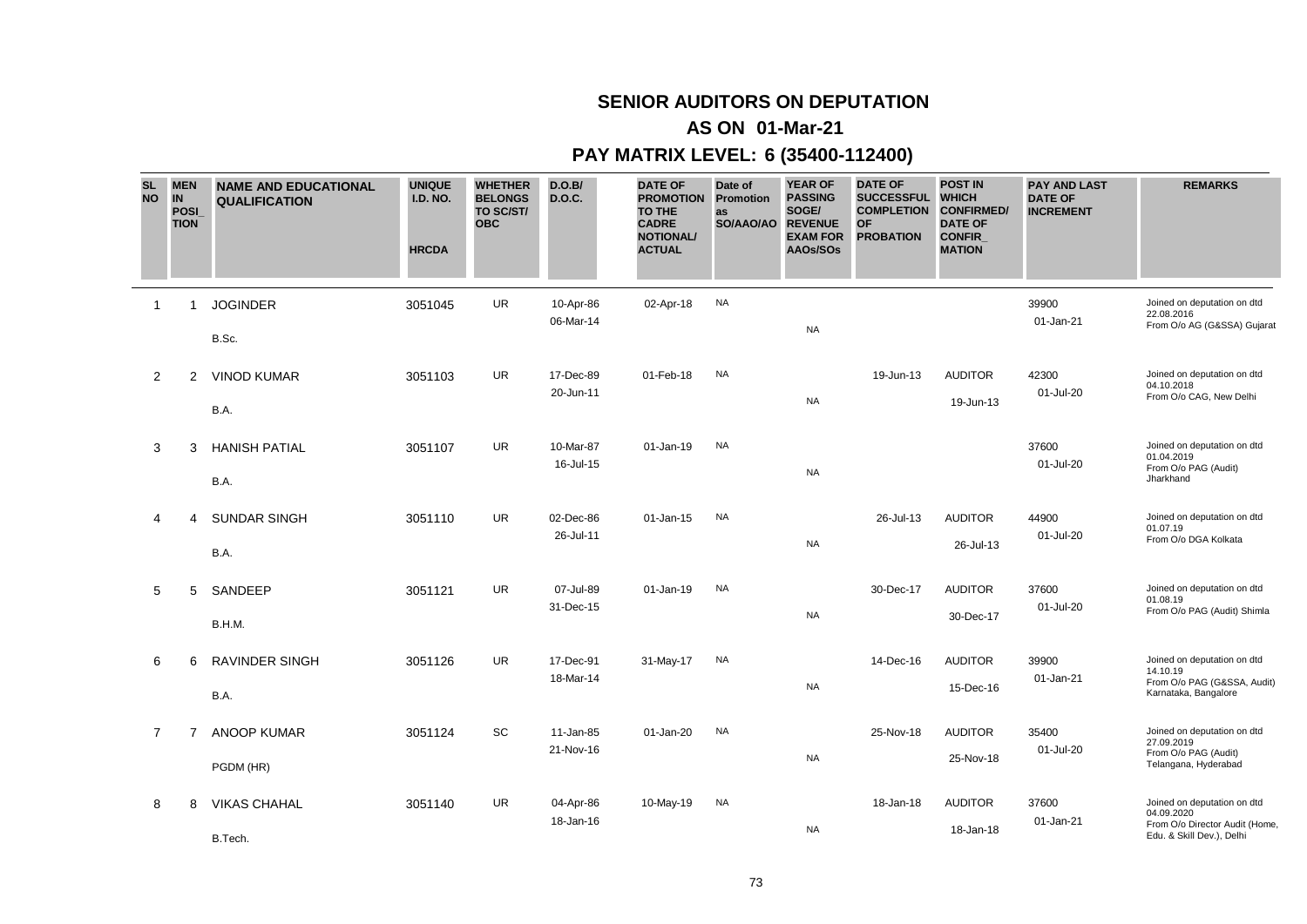# SENIOR AUDITORS ON DEPUTATION

## AS ON 01-Mar-21

## PAY MATRIX LEVEL: 6 (35400-112400)

| SL NO | MEN IN POSI_TION | NAME AND EDUCATIONAL QUALIFICATION | UNIQUE I.D. NO. HRCDA | WHETHER BELONGS TO SC/ST/ OBC | D.O.B/ D.O.C. | DATE OF PROMOTION TO THE CADRE NOTIONAL/ ACTUAL | Date of Promotion as SO/AAO/AO | YEAR OF PASSING SOGE/ REVENUE EXAM FOR AAOs/SOs | DATE OF SUCCESSFUL COMPLETION OF PROBATION | POST IN WHICH CONFIRMED/ DATE OF CONFIR_MATION | PAY AND LAST DATE OF INCREMENT | REMARKS |
|---|---|---|---|---|---|---|---|---|---|---|---|---|
| 1 | 1 | JOGINDER<br>B.Sc. | 3051045 | UR | 10-Apr-86<br>06-Mar-14 | 02-Apr-18 | NA | NA | | | 39900<br>01-Jan-21 | Joined on deputation on dtd 22.08.2016 From O/o AG (G&SSA) Gujarat |
| 2 | 2 | VINOD KUMAR<br>B.A. | 3051103 | UR | 17-Dec-89<br>20-Jun-11 | 01-Feb-18 | NA | NA | 19-Jun-13 | AUDITOR<br>19-Jun-13 | 42300<br>01-Jul-20 | Joined on deputation on dtd 04.10.2018 From O/o CAG, New Delhi |
| 3 | 3 | HANISH PATIAL<br>B.A. | 3051107 | UR | 10-Mar-87<br>16-Jul-15 | 01-Jan-19 | NA | NA | | | 37600<br>01-Jul-20 | Joined on deputation on dtd 01.04.2019 From O/o PAG (Audit) Jharkhand |
| 4 | 4 | SUNDAR SINGH<br>B.A. | 3051110 | UR | 02-Dec-86<br>26-Jul-11 | 01-Jan-15 | NA | NA | 26-Jul-13 | AUDITOR<br>26-Jul-13 | 44900<br>01-Jul-20 | Joined on deputation on dtd 01.07.19 From O/o DGA Kolkata |
| 5 | 5 | SANDEEP<br>B.H.M. | 3051121 | UR | 07-Jul-89<br>31-Dec-15 | 01-Jan-19 | NA | NA | 30-Dec-17 | AUDITOR<br>30-Dec-17 | 37600<br>01-Jul-20 | Joined on deputation on dtd 01.08.19 From O/o PAG (Audit) Shimla |
| 6 | 6 | RAVINDER SINGH<br>B.A. | 3051126 | UR | 17-Dec-91<br>18-Mar-14 | 31-May-17 | NA | NA | 14-Dec-16 | AUDITOR<br>15-Dec-16 | 39900<br>01-Jan-21 | Joined on deputation on dtd 14.10.19 From O/o PAG (G&SSA, Audit) Karnataka, Bangalore |
| 7 | 7 | ANOOP KUMAR<br>PGDM (HR) | 3051124 | SC | 11-Jan-85<br>21-Nov-16 | 01-Jan-20 | NA | NA | 25-Nov-18 | AUDITOR<br>25-Nov-18 | 35400<br>01-Jul-20 | Joined on deputation on dtd 27.09.2019 From O/o PAG (Audit) Telangana, Hyderabad |
| 8 | 8 | VIKAS CHAHAL<br>B.Tech. | 3051140 | UR | 04-Apr-86<br>18-Jan-16 | 10-May-19 | NA | NA | 18-Jan-18 | AUDITOR<br>18-Jan-18 | 37600<br>01-Jan-21 | Joined on deputation on dtd 04.09.2020 From O/o Director Audit (Home, Edu. & Skill Dev.), Delhi |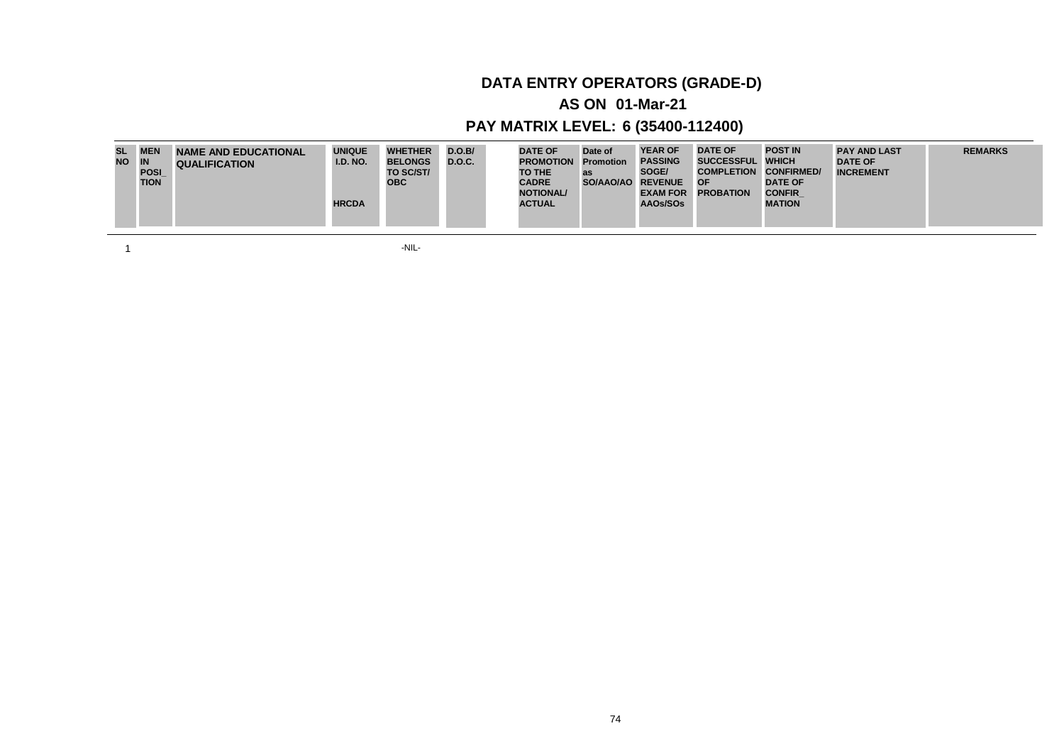# DATA ENTRY OPERATORS (GRADE-D)

## AS ON 01-Mar-21

## PAY MATRIX LEVEL: 6 (35400-112400)

| SL NO | MEN IN POSI_ TION | NAME AND EDUCATIONAL QUALIFICATION | UNIQUE I.D. NO. HRCDA | WHETHER BELONGS TO SC/ST/ OBC | D.O.B/ D.O.C. | DATE OF PROMOTION TO THE CADRE NOTIONAL/ ACTUAL | Date of Promotion as SO/AAO/AO | YEAR OF PASSING SOGE/ REVENUE EXAM FOR AAOs/SOs | DATE OF SUCCESSFUL COMPLETION OF PROBATION | POST IN WHICH CONFIRMED/ DATE OF CONFIR_ MATION | PAY AND LAST DATE OF INCREMENT | REMARKS |
|---|---|---|---|---|---|---|---|---|---|---|---|---|
| 1 | | | | -NIL- | | | | | | | | |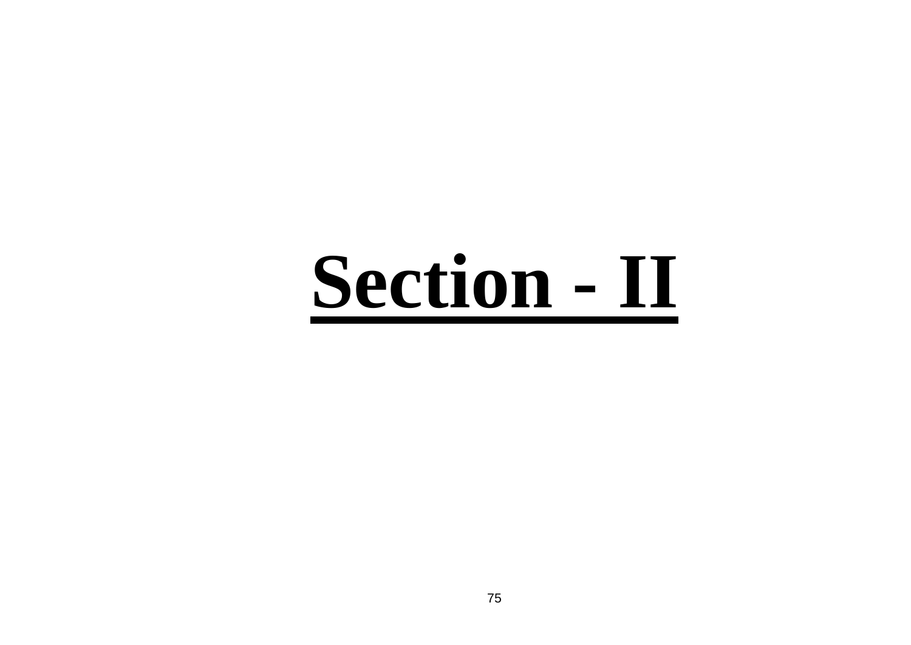# Section - II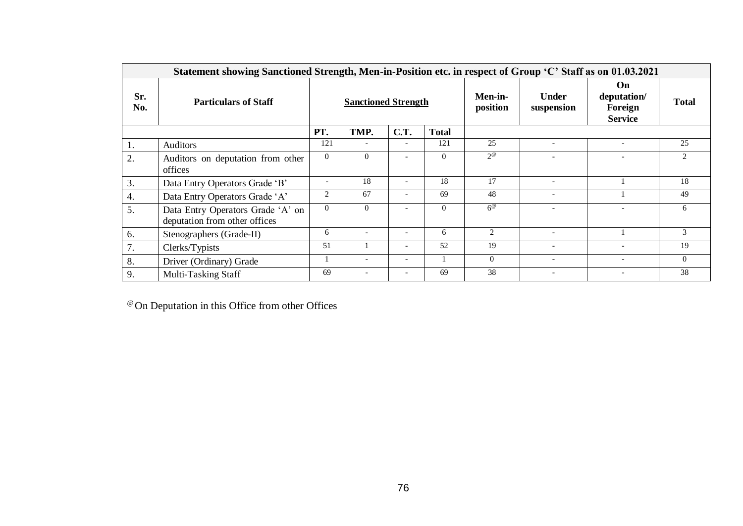| Statement showing Sanctioned Strength, Men-in-Position etc. in respect of Group 'C' Staff as on 01.03.2021 | | | | | | | | | |
|---|---|---|---|---|---|---|---|---|---|
| **Sr. No.** | **Particulars of Staff** | **Sanctioned Strength** | | | | **Men-in-position** | **Under suspension** | **On deputation/ Foreign Service** | **Total** |
| | | **PT.** | **TMP.** | **C.T.** | **Total** | | | | |
| 1. | Auditors | 121 | - | - | 121 | 25 | - | - | 25 |
| 2. | Auditors on deputation from other offices | 0 | 0 | - | 0 | 2@ | - | - | 2 |
| 3. | Data Entry Operators Grade 'B' | - | 18 | - | 18 | 17 | - | 1 | 18 |
| 4. | Data Entry Operators Grade 'A' | 2 | 67 | - | 69 | 48 | - | 1 | 49 |
| 5. | Data Entry Operators Grade 'A' on deputation from other offices | 0 | 0 | - | 0 | 6@ | - | - | 6 |
| 6. | Stenographers (Grade-II) | 6 | - | - | 6 | 2 | - | 1 | 3 |
| 7. | Clerks/Typists | 51 | 1 | - | 52 | 19 | - | - | 19 |
| 8. | Driver (Ordinary) Grade | 1 | - | - | 1 | 0 | - | - | 0 |
| 9. | Multi-Tasking Staff | 69 | - | - | 69 | 38 | - | - | 38 |

@ On Deputation in this Office from other Offices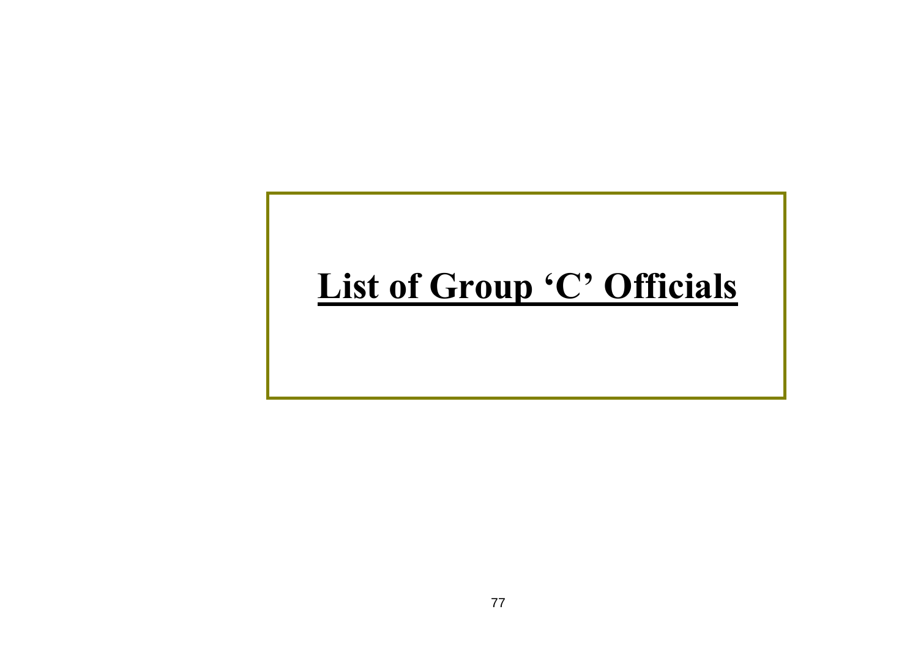# List of Group ‘C’ Officials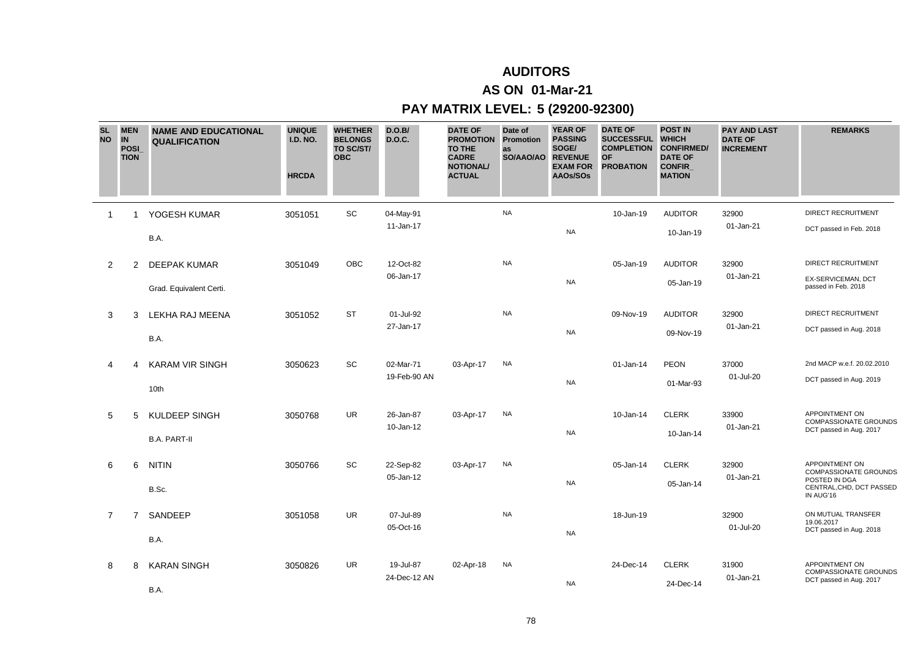# AUDITORS

## AS ON 01-Mar-21

## PAY MATRIX LEVEL: 5 (29200-92300)

| SL NO | MEN IN POSI_ TION | NAME AND EDUCATIONAL QUALIFICATION | UNIQUE I.D. NO. HRCDA | WHETHER BELONGS TO SC/ST/ OBC | D.O.B/ D.O.C. | DATE OF PROMOTION TO THE CADRE NOTIONAL/ ACTUAL | Date of Promotion as SO/AAO/AO | YEAR OF PASSING SOGE/ REVENUE EXAM FOR AAOs/SOs | DATE OF SUCCESSFUL COMPLETION OF PROBATION | POST IN WHICH CONFIRMED/ DATE OF CONFIR_ MATION | PAY AND LAST DATE OF INCREMENT | REMARKS |
|---|---|---|---|---|---|---|---|---|---|---|---|---|
| 1 | 1 | YOGESH KUMAR<br>B.A. | 3051051 | SC | 04-May-91<br>11-Jan-17 | | NA | NA | 10-Jan-19 | AUDITOR<br>10-Jan-19 | 32900<br>01-Jan-21 | DIRECT RECRUITMENT<br>DCT passed in Feb. 2018 |
| 2 | 2 | DEEPAK KUMAR<br>Grad. Equivalent Certi. | 3051049 | OBC | 12-Oct-82<br>06-Jan-17 | | NA | NA | 05-Jan-19 | AUDITOR<br>05-Jan-19 | 32900<br>01-Jan-21 | DIRECT RECRUITMENT<br>EX-SERVICEMAN, DCT passed in Feb. 2018 |
| 3 | 3 | LEKHA RAJ MEENA<br>B.A. | 3051052 | ST | 01-Jul-92<br>27-Jan-17 | | NA | NA | 09-Nov-19 | AUDITOR<br>09-Nov-19 | 32900<br>01-Jan-21 | DIRECT RECRUITMENT<br>DCT passed in Aug. 2018 |
| 4 | 4 | KARAM VIR SINGH<br>10th | 3050623 | SC | 02-Mar-71<br>19-Feb-90 AN | 03-Apr-17 | NA | NA | 01-Jan-14 | PEON<br>01-Mar-93 | 37000<br>01-Jul-20 | 2nd MACP w.e.f. 20.02.2010<br>DCT passed in Aug. 2019 |
| 5 | 5 | KULDEEP SINGH<br>B.A. PART-II | 3050768 | UR | 26-Jan-87<br>10-Jan-12 | 03-Apr-17 | NA | NA | 10-Jan-14 | CLERK<br>10-Jan-14 | 33900<br>01-Jan-21 | APPOINTMENT ON COMPASSIONATE GROUNDS DCT passed in Aug. 2017 |
| 6 | 6 | NITIN<br>B.Sc. | 3050766 | SC | 22-Sep-82<br>05-Jan-12 | 03-Apr-17 | NA | NA | 05-Jan-14 | CLERK<br>05-Jan-14 | 32900<br>01-Jan-21 | APPOINTMENT ON COMPASSIONATE GROUNDS POSTED IN DGA CENTRAL,CHD, DCT PASSED IN AUG'16 |
| 7 | 7 | SANDEEP<br>B.A. | 3051058 | UR | 07-Jul-89<br>05-Oct-16 | | NA | NA | 18-Jun-19 | | 32900<br>01-Jul-20 | ON MUTUAL TRANSFER 19.06.2017<br>DCT passed in Aug. 2018 |
| 8 | 8 | KARAN SINGH<br>B.A. | 3050826 | UR | 19-Jul-87<br>24-Dec-12 AN | 02-Apr-18 | NA | NA | 24-Dec-14 | CLERK<br>24-Dec-14 | 31900<br>01-Jan-21 | APPOINTMENT ON COMPASSIONATE GROUNDS DCT passed in Aug. 2017 |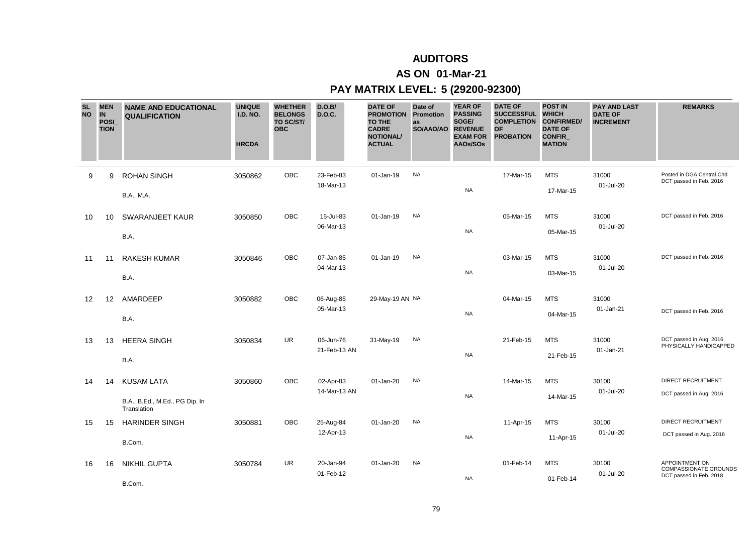# AUDITORS

## AS ON 01-Mar-21

## PAY MATRIX LEVEL: 5 (29200-92300)

| SL NO | MEN IN POSI_ TION | NAME AND EDUCATIONAL QUALIFICATION | UNIQUE I.D. NO. HRCDA | WHETHER BELONGS TO SC/ST/ OBC | D.O.B/ D.O.C. | DATE OF PROMOTION TO THE CADRE NOTIONAL/ ACTUAL | Date of Promotion as SO/AAO/AO | YEAR OF PASSING SOGE/ REVENUE EXAM FOR AAOs/SOs | DATE OF SUCCESSFUL COMPLETION OF PROBATION | POST IN WHICH CONFIRMED/ DATE OF CONFIR_ MATION | PAY AND LAST DATE OF INCREMENT | REMARKS |
|---|---|---|---|---|---|---|---|---|---|---|---|---|
| 9 | 9 | ROHAN SINGH<br>B.A., M.A. | 3050862 | OBC | 23-Feb-83<br>18-Mar-13 | 01-Jan-19 | NA | NA | 17-Mar-15 | MTS<br>17-Mar-15 | 31000<br>01-Jul-20 | Posted in DGA Central,Chd. DCT passed in Feb. 2016 |
| 10 | 10 | SWARANJEET KAUR<br>B.A. | 3050850 | OBC | 15-Jul-83<br>06-Mar-13 | 01-Jan-19 | NA | NA | 05-Mar-15 | MTS<br>05-Mar-15 | 31000<br>01-Jul-20 | DCT passed in Feb. 2016 |
| 11 | 11 | RAKESH KUMAR<br>B.A. | 3050846 | OBC | 07-Jan-85<br>04-Mar-13 | 01-Jan-19 | NA | NA | 03-Mar-15 | MTS<br>03-Mar-15 | 31000<br>01-Jul-20 | DCT passed in Feb. 2016 |
| 12 | 12 | AMARDEEP<br>B.A. | 3050882 | OBC | 06-Aug-85<br>05-Mar-13 | 29-May-19 AN | NA | NA | 04-Mar-15 | MTS<br>04-Mar-15 | 31000<br>01-Jan-21 | DCT passed in Feb. 2016 |
| 13 | 13 | HEERA SINGH<br>B.A. | 3050834 | UR | 06-Jun-76<br>21-Feb-13 AN | 31-May-19 | NA | NA | 21-Feb-15 | MTS<br>21-Feb-15 | 31000<br>01-Jan-21 | DCT passed in Aug. 2016, PHYSICALLY HANDICAPPED |
| 14 | 14 | KUSAM LATA<br>B.A., B.Ed., M.Ed., PG Dip. In Translation | 3050860 | OBC | 02-Apr-83<br>14-Mar-13 AN | 01-Jan-20 | NA | NA | 14-Mar-15 | MTS<br>14-Mar-15 | 30100<br>01-Jul-20 | DIRECT RECRUITMENT<br>DCT passed in Aug. 2016 |
| 15 | 15 | HARINDER SINGH<br>B.Com. | 3050881 | OBC | 25-Aug-84<br>12-Apr-13 | 01-Jan-20 | NA | NA | 11-Apr-15 | MTS<br>11-Apr-15 | 30100<br>01-Jul-20 | DIRECT RECRUITMENT<br>DCT passed in Aug. 2016 |
| 16 | 16 | NIKHIL GUPTA<br>B.Com. | 3050784 | UR | 20-Jan-94<br>01-Feb-12 | 01-Jan-20 | NA | NA | 01-Feb-14 | MTS<br>01-Feb-14 | 30100<br>01-Jul-20 | APPOINTMENT ON COMPASSIONATE GROUNDS DCT passed in Feb. 2018 |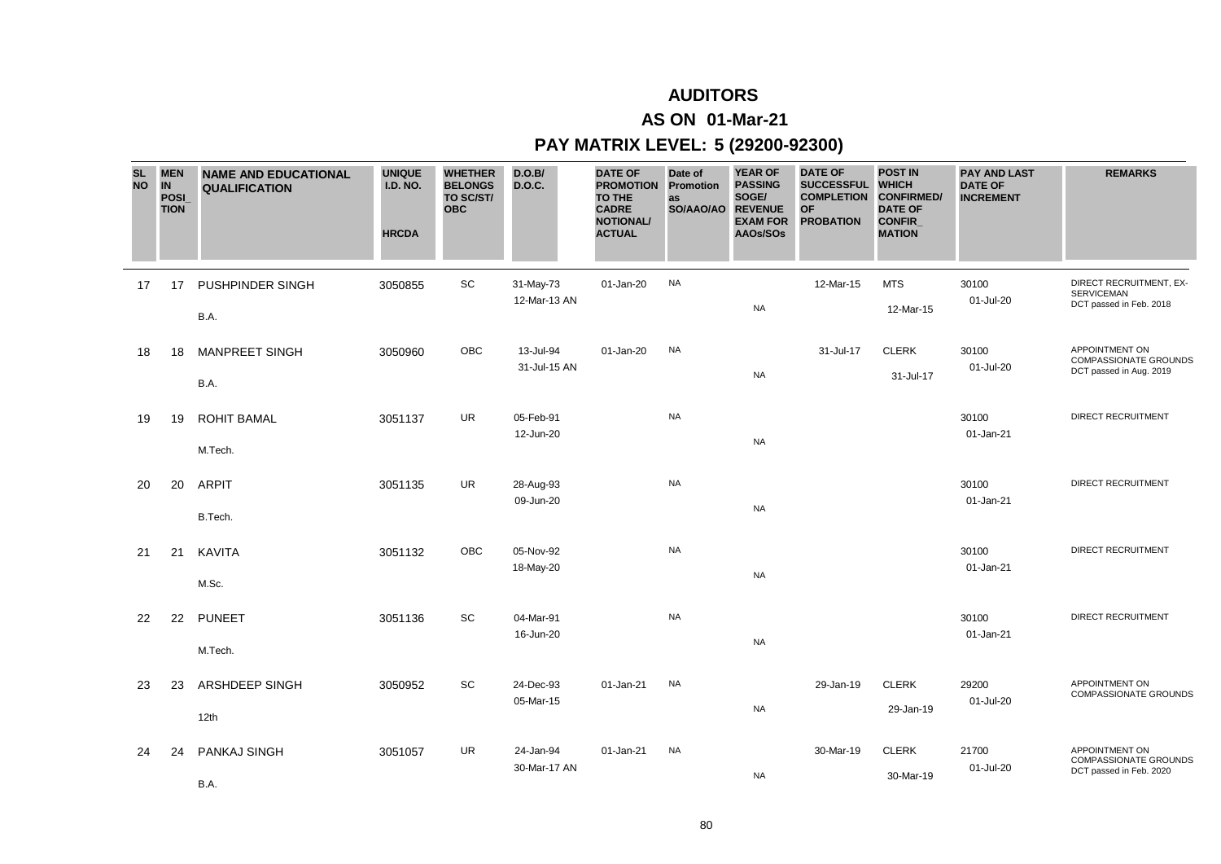# AUDITORS

## AS ON 01-Mar-21

## PAY MATRIX LEVEL: 5 (29200-92300)

| SL NO | MEN IN POSI_TION | NAME AND EDUCATIONAL QUALIFICATION | UNIQUE I.D. NO. HRCDA | WHETHER BELONGS TO SC/ST/ OBC | D.O.B/ D.O.C. | DATE OF PROMOTION TO THE CADRE NOTIONAL/ ACTUAL | Date of Promotion as SO/AAO/AO | YEAR OF PASSING SOGE/ REVENUE EXAM FOR AAOs/SOs | DATE OF SUCCESSFUL COMPLETION OF PROBATION | POST IN WHICH CONFIRMED/ DATE OF CONFIR_MATION | PAY AND LAST DATE OF INCREMENT | REMARKS |
|---|---|---|---|---|---|---|---|---|---|---|---|---|
| 17 | 17 | PUSHPINDER SINGH<br>B.A. | 3050855 | SC | 31-May-73<br>12-Mar-13 AN | 01-Jan-20 | NA | NA | 12-Mar-15 | MTS<br>12-Mar-15 | 30100<br>01-Jul-20 | DIRECT RECRUITMENT, EX-SERVICEMAN<br>DCT passed in Feb. 2018 |
| 18 | 18 | MANPREET SINGH<br>B.A. | 3050960 | OBC | 13-Jul-94<br>31-Jul-15 AN | 01-Jan-20 | NA | NA | 31-Jul-17 | CLERK<br>31-Jul-17 | 30100<br>01-Jul-20 | APPOINTMENT ON COMPASSIONATE GROUNDS<br>DCT passed in Aug. 2019 |
| 19 | 19 | ROHIT BAMAL<br>M.Tech. | 3051137 | UR | 05-Feb-91<br>12-Jun-20 | | NA | NA | | | 30100<br>01-Jan-21 | DIRECT RECRUITMENT |
| 20 | 20 | ARPIT<br>B.Tech. | 3051135 | UR | 28-Aug-93<br>09-Jun-20 | | NA | NA | | | 30100<br>01-Jan-21 | DIRECT RECRUITMENT |
| 21 | 21 | KAVITA<br>M.Sc. | 3051132 | OBC | 05-Nov-92<br>18-May-20 | | NA | NA | | | 30100<br>01-Jan-21 | DIRECT RECRUITMENT |
| 22 | 22 | PUNEET<br>M.Tech. | 3051136 | SC | 04-Mar-91<br>16-Jun-20 | | NA | NA | | | 30100<br>01-Jan-21 | DIRECT RECRUITMENT |
| 23 | 23 | ARSHDEEP SINGH<br>12th | 3050952 | SC | 24-Dec-93<br>05-Mar-15 | 01-Jan-21 | NA | NA | 29-Jan-19 | CLERK<br>29-Jan-19 | 29200<br>01-Jul-20 | APPOINTMENT ON COMPASSIONATE GROUNDS |
| 24 | 24 | PANKAJ SINGH<br>B.A. | 3051057 | UR | 24-Jan-94<br>30-Mar-17 AN | 01-Jan-21 | NA | NA | 30-Mar-19 | CLERK<br>30-Mar-19 | 21700<br>01-Jul-20 | APPOINTMENT ON COMPASSIONATE GROUNDS<br>DCT passed in Feb. 2020 |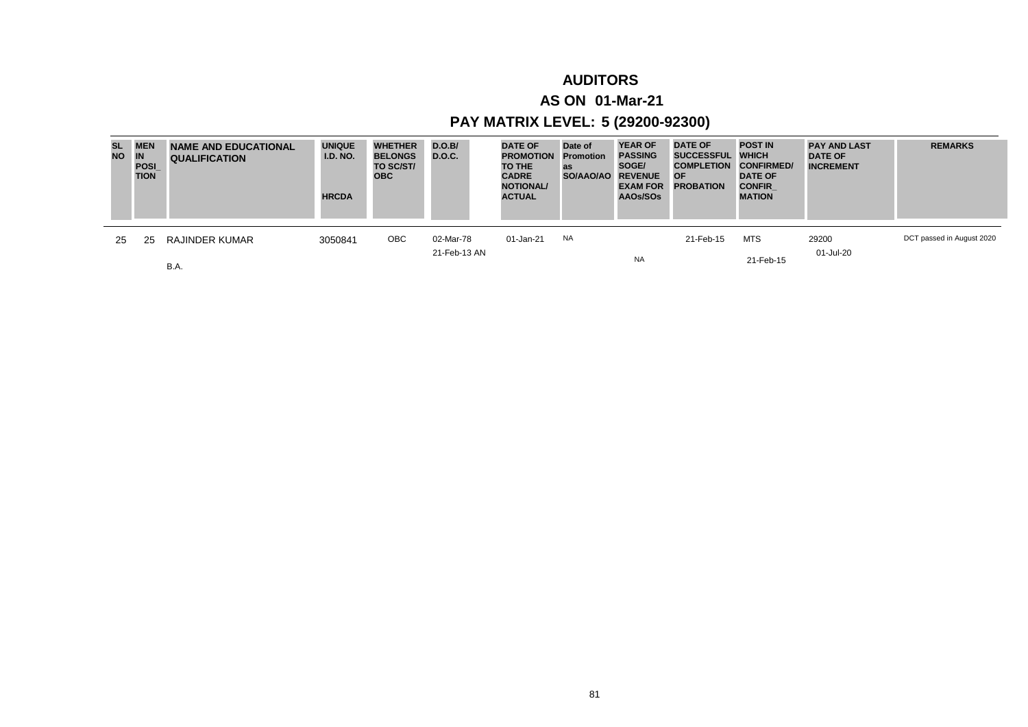# AUDITORS

## AS ON 01-Mar-21

## PAY MATRIX LEVEL: 5 (29200-92300)

| SL NO | MEN IN POSI_ TION | NAME AND EDUCATIONAL QUALIFICATION | UNIQUE I.D. NO. HRCDA | WHETHER BELONGS TO SC/ST/ OBC | D.O.B/ D.O.C. | DATE OF PROMOTION TO THE CADRE NOTIONAL/ ACTUAL | Date of Promotion as SO/AAO/AO | YEAR OF PASSING SOGE/ REVENUE EXAM FOR AAOs/SOs | DATE OF SUCCESSFUL COMPLETION OF PROBATION | POST IN WHICH CONFIRMED/ DATE OF CONFIR_ MATION | PAY AND LAST DATE OF INCREMENT | REMARKS |
|---|---|---|---|---|---|---|---|---|---|---|---|---|
| 25 | 25 | RAJINDER KUMAR<br>B.A. | 3050841 | OBC | 02-Mar-78<br>21-Feb-13 AN | 01-Jan-21 | NA | NA | 21-Feb-15 | MTS<br>21-Feb-15 | 29200<br>01-Jul-20 | DCT passed in August 2020 |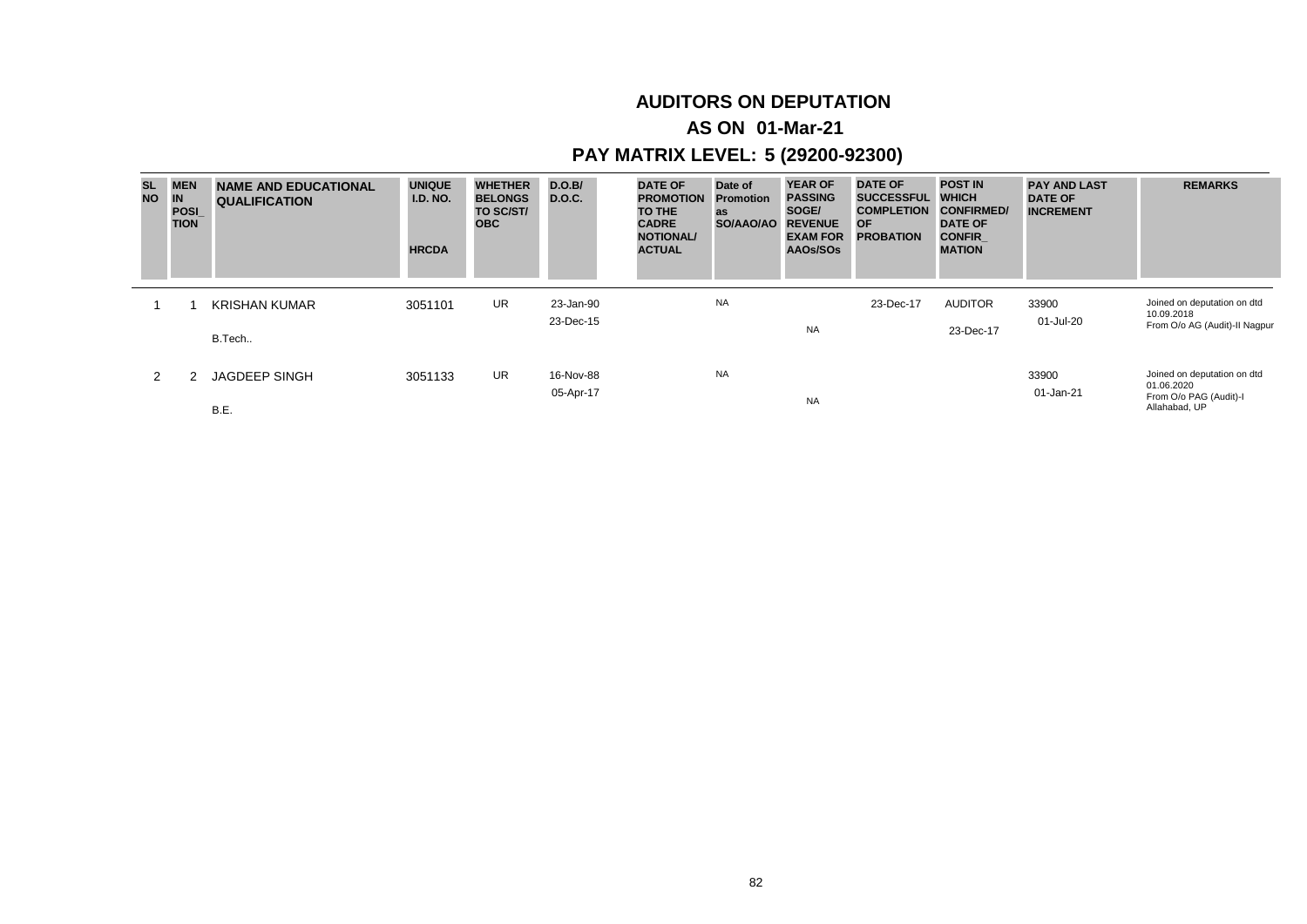# AUDITORS ON DEPUTATION

## AS ON 01-Mar-21

## PAY MATRIX LEVEL: 5 (29200-92300)

| SL NO | MEN IN POSI_ TION | NAME AND EDUCATIONAL QUALIFICATION | UNIQUE I.D. NO. HRCDA | WHETHER BELONGS TO SC/ST/ OBC | D.O.B/ D.O.C. | DATE OF PROMOTION TO THE CADRE NOTIONAL/ ACTUAL | Date of Promotion as SO/AAO/AO | YEAR OF PASSING SOGE/ REVENUE EXAM FOR AAOs/SOs | DATE OF SUCCESSFUL COMPLETION OF PROBATION | POST IN WHICH CONFIRMED/ DATE OF CONFIR_ MATION | PAY AND LAST DATE OF INCREMENT | REMARKS |
|---|---|---|---|---|---|---|---|---|---|---|---|---|
| 1 | 1 | KRISHAN KUMAR B.Tech.. | 3051101 | UR | 23-Jan-90 23-Dec-15 | | NA | NA | 23-Dec-17 | AUDITOR 23-Dec-17 | 33900 01-Jul-20 | Joined on deputation on dtd 10.09.2018 From O/o AG (Audit)-II Nagpur |
| 2 | 2 | JAGDEEP SINGH B.E. | 3051133 | UR | 16-Nov-88 05-Apr-17 | | NA | NA | | | 33900 01-Jan-21 | Joined on deputation on dtd 01.06.2020 From O/o PAG (Audit)-I Allahabad, UP |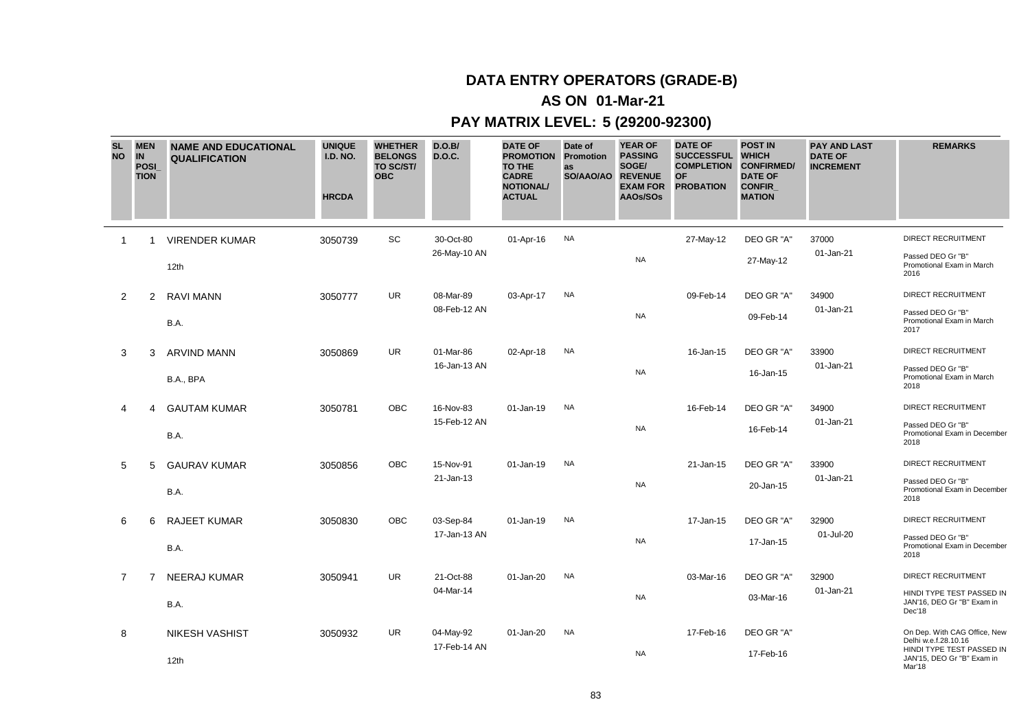# DATA ENTRY OPERATORS (GRADE-B)

## AS ON 01-Mar-21

## PAY MATRIX LEVEL: 5 (29200-92300)

| SL NO | MEN IN POSI_ TION | NAME AND EDUCATIONAL QUALIFICATION | UNIQUE I.D. NO. HRCDA | WHETHER BELONGS TO SC/ST/ OBC | D.O.B/ D.O.C. | DATE OF PROMOTION TO THE CADRE NOTIONAL/ ACTUAL | Date of Promotion as SO/AAO/AO | YEAR OF PASSING SOGE/ REVENUE EXAM FOR AAOs/SOs | DATE OF SUCCESSFUL COMPLETION OF PROBATION | POST IN WHICH CONFIRMED/ DATE OF CONFIR_ MATION | PAY AND LAST DATE OF INCREMENT | REMARKS |
|---|---|---|---|---|---|---|---|---|---|---|---|---|
| 1 | 1 | VIRENDER KUMAR<br>12th | 3050739 | SC | 30-Oct-80<br>26-May-10 AN | 01-Apr-16 | NA | NA | 27-May-12 | DEO GR "A"<br>27-May-12 | 37000<br>01-Jan-21 | DIRECT RECRUITMENT<br>Passed DEO Gr "B" Promotional Exam in March 2016 |
| 2 | 2 | RAVI MANN<br>B.A. | 3050777 | UR | 08-Mar-89<br>08-Feb-12 AN | 03-Apr-17 | NA | NA | 09-Feb-14 | DEO GR "A"<br>09-Feb-14 | 34900<br>01-Jan-21 | DIRECT RECRUITMENT<br>Passed DEO Gr "B" Promotional Exam in March 2017 |
| 3 | 3 | ARVIND MANN<br>B.A., BPA | 3050869 | UR | 01-Mar-86<br>16-Jan-13 AN | 02-Apr-18 | NA | NA | 16-Jan-15 | DEO GR "A"<br>16-Jan-15 | 33900<br>01-Jan-21 | DIRECT RECRUITMENT<br>Passed DEO Gr "B" Promotional Exam in March 2018 |
| 4 | 4 | GAUTAM KUMAR<br>B.A. | 3050781 | OBC | 16-Nov-83<br>15-Feb-12 AN | 01-Jan-19 | NA | NA | 16-Feb-14 | DEO GR "A"<br>16-Feb-14 | 34900<br>01-Jan-21 | DIRECT RECRUITMENT<br>Passed DEO Gr "B" Promotional Exam in December 2018 |
| 5 | 5 | GAURAV KUMAR<br>B.A. | 3050856 | OBC | 15-Nov-91<br>21-Jan-13 | 01-Jan-19 | NA | NA | 21-Jan-15 | DEO GR "A"<br>20-Jan-15 | 33900<br>01-Jan-21 | DIRECT RECRUITMENT<br>Passed DEO Gr "B" Promotional Exam in December 2018 |
| 6 | 6 | RAJEET KUMAR<br>B.A. | 3050830 | OBC | 03-Sep-84<br>17-Jan-13 AN | 01-Jan-19 | NA | NA | 17-Jan-15 | DEO GR "A"<br>17-Jan-15 | 32900<br>01-Jul-20 | DIRECT RECRUITMENT<br>Passed DEO Gr "B" Promotional Exam in December 2018 |
| 7 | 7 | NEERAJ KUMAR<br>B.A. | 3050941 | UR | 21-Oct-88<br>04-Mar-14 | 01-Jan-20 | NA | NA | 03-Mar-16 | DEO GR "A"<br>03-Mar-16 | 32900<br>01-Jan-21 | DIRECT RECRUITMENT<br>HINDI TYPE TEST PASSED IN JAN'16, DEO GR "B" Exam in Dec'18 |
| 8 | | NIKESH VASHIST<br>12th | 3050932 | UR | 04-May-92<br>17-Feb-14 AN | 01-Jan-20 | NA | NA | 17-Feb-16 | DEO GR "A"<br>17-Feb-16 | | On Dep. With CAG Office, New Delhi w.e.f.28.10.16<br>HINDI TYPE TEST PASSED IN JAN'15, DEO Gr "B" Exam in Mar'18 |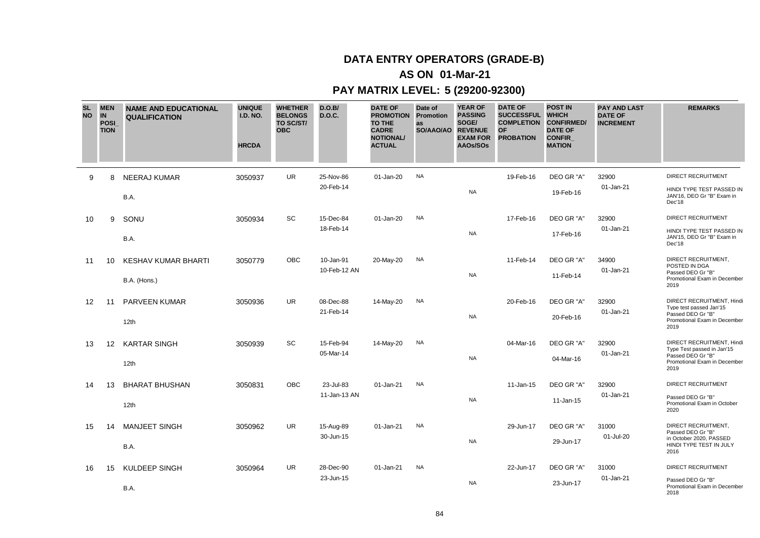# DATA ENTRY OPERATORS (GRADE-B)

## AS ON 01-Mar-21

## PAY MATRIX LEVEL: 5 (29200-92300)

| SL NO | MEN IN POSI_TION | NAME AND EDUCATIONAL QUALIFICATION | UNIQUE I.D. NO. HRCDA | WHETHER BELONGS TO SC/ST/ OBC | D.O.B/ D.O.C. | DATE OF PROMOTION TO THE CADRE NOTIONAL/ ACTUAL | Date of Promotion as SO/AAO/AO | YEAR OF PASSING SOGE/ REVENUE EXAM FOR AAOs/SOs | DATE OF SUCCESSFUL COMPLETION OF PROBATION | POST IN WHICH CONFIRMED/ DATE OF CONFIR_MATION | PAY AND LAST DATE OF INCREMENT | REMARKS |
|---|---|---|---|---|---|---|---|---|---|---|---|---|
| 9 | 8 | NEERAJ KUMAR<br>B.A. | 3050937 | UR | 25-Nov-86<br>20-Feb-14 | 01-Jan-20 | NA | NA | 19-Feb-16 | DEO GR "A"<br>19-Feb-16 | 32900<br>01-Jan-21 | DIRECT RECRUITMENT<br>HINDI TYPE TEST PASSED IN JAN'16, DEO Gr "B" Exam in Dec'18 |
| 10 | 9 | SONU<br>B.A. | 3050934 | SC | 15-Dec-84<br>18-Feb-14 | 01-Jan-20 | NA | NA | 17-Feb-16 | DEO GR "A"<br>17-Feb-16 | 32900<br>01-Jan-21 | DIRECT RECRUITMENT<br>HINDI TYPE TEST PASSED IN JAN'15, DEO Gr "B" Exam in Dec'18 |
| 11 | 10 | KESHAV KUMAR BHARTI<br>B.A. (Hons.) | 3050779 | OBC | 10-Jan-91<br>10-Feb-12 AN | 20-May-20 | NA | NA | 11-Feb-14 | DEO GR "A"<br>11-Feb-14 | 34900<br>01-Jan-21 | DIRECT RECRUITMENT, POSTED IN DGA<br>Passed DEO Gr "B" Promotional Exam in December 2019 |
| 12 | 11 | PARVEEN KUMAR<br>12th | 3050936 | UR | 08-Dec-88<br>21-Feb-14 | 14-May-20 | NA | NA | 20-Feb-16 | DEO GR "A"<br>20-Feb-16 | 32900<br>01-Jan-21 | DIRECT RECRUITMENT, Hindi Type test passed Jan'15<br>Passed DEO Gr "B" Promotional Exam in December 2019 |
| 13 | 12 | KARTAR SINGH<br>12th | 3050939 | SC | 15-Feb-94<br>05-Mar-14 | 14-May-20 | NA | NA | 04-Mar-16 | DEO GR "A"<br>04-Mar-16 | 32900<br>01-Jan-21 | DIRECT RECRUITMENT, Hindi Type Test passed in Jan'15<br>Passed DEO Gr "B" Promotional Exam in December 2019 |
| 14 | 13 | BHARAT BHUSHAN<br>12th | 3050831 | OBC | 23-Jul-83<br>11-Jan-13 AN | 01-Jan-21 | NA | NA | 11-Jan-15 | DEO GR "A"<br>11-Jan-15 | 32900<br>01-Jan-21 | DIRECT RECRUITMENT<br>Passed DEO Gr "B" Promotional Exam in October 2020 |
| 15 | 14 | MANJEET SINGH<br>B.A. | 3050962 | UR | 15-Aug-89<br>30-Jun-15 | 01-Jan-21 | NA | NA | 29-Jun-17 | DEO GR "A"<br>29-Jun-17 | 31000<br>01-Jul-20 | DIRECT RECRUITMENT, Passed DEO Gr "B" in October 2020, PASSED HINDI TYPE TEST IN JULY 2016 |
| 16 | 15 | KULDEEP SINGH<br>B.A. | 3050964 | UR | 28-Dec-90<br>23-Jun-15 | 01-Jan-21 | NA | NA | 22-Jun-17 | DEO GR "A"<br>23-Jun-17 | 31000<br>01-Jan-21 | DIRECT RECRUITMENT<br>Passed DEO Gr "B" Promotional Exam in December 2018 |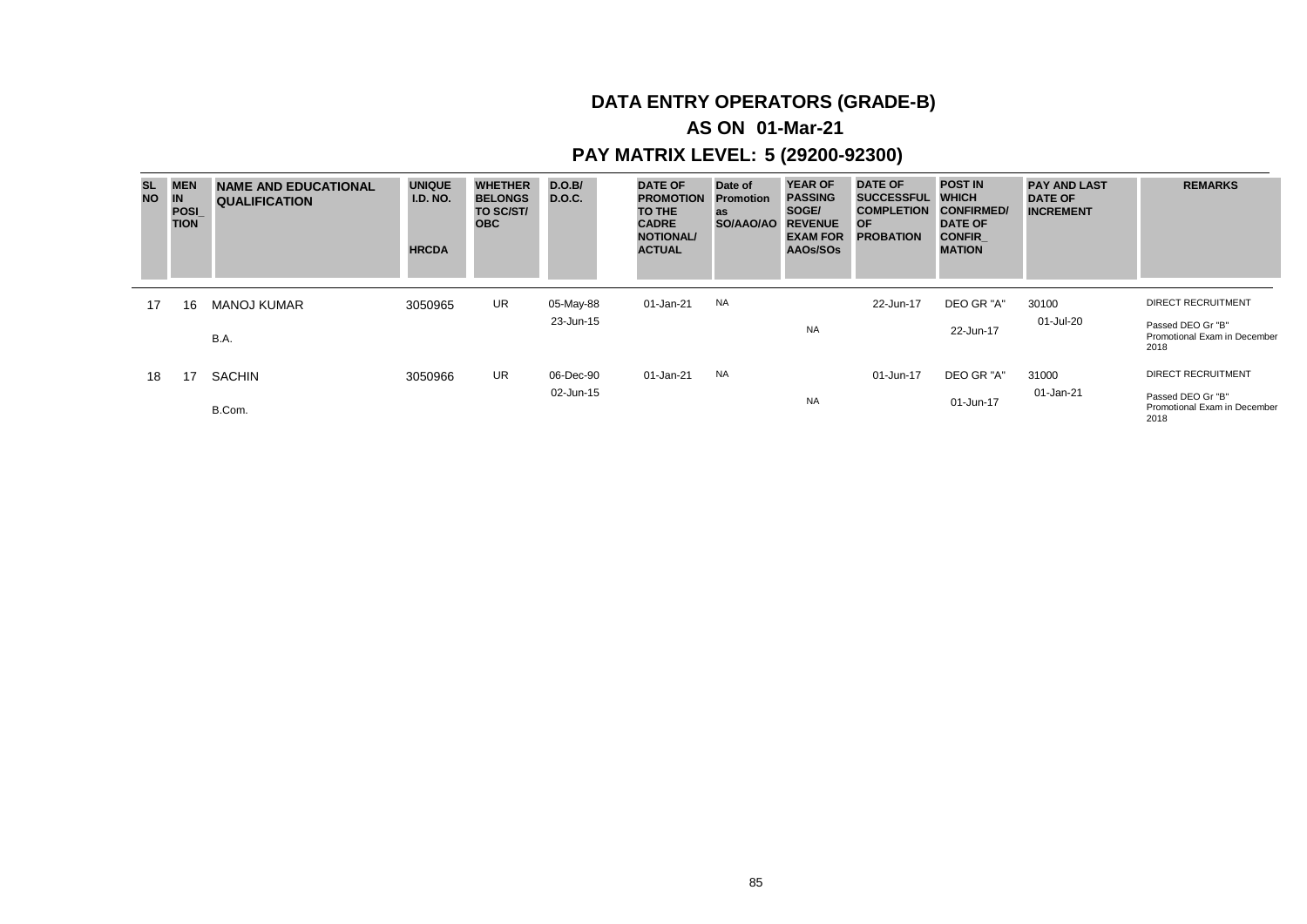# DATA ENTRY OPERATORS (GRADE-B)

## AS ON 01-Mar-21

## PAY MATRIX LEVEL: 5 (29200-92300)

| SL NO | MEN IN POSI_ TION | NAME AND EDUCATIONAL QUALIFICATION | UNIQUE I.D. NO. HRCDA | WHETHER BELONGS TO SC/ST/ OBC | D.O.B/ D.O.C. | DATE OF PROMOTION TO THE CADRE NOTIONAL/ ACTUAL | Date of Promotion as SO/AAO/AO | YEAR OF PASSING SOGE/ REVENUE EXAM FOR AAOs/SOs | DATE OF SUCCESSFUL COMPLETION OF PROBATION | POST IN WHICH CONFIRMED/ DATE OF CONFIR_ MATION | PAY AND LAST DATE OF INCREMENT | REMARKS |
|---|---|---|---|---|---|---|---|---|---|---|---|---|
| 17 | 16 | MANOJ KUMAR<br>B.A. | 3050965 | UR | 05-May-88<br>23-Jun-15 | 01-Jan-21 | NA | NA | 22-Jun-17 | DEO GR "A"<br>22-Jun-17 | 30100<br>01-Jul-20 | DIRECT RECRUITMENT<br>Passed DEO Gr "B" Promotional Exam in December 2018 |
| 18 | 17 | SACHIN<br>B.Com. | 3050966 | UR | 06-Dec-90<br>02-Jun-15 | 01-Jan-21 | NA | NA | 01-Jun-17 | DEO GR "A"<br>01-Jun-17 | 31000<br>01-Jan-21 | DIRECT RECRUITMENT<br>Passed DEO Gr "B" Promotional Exam in December 2018 |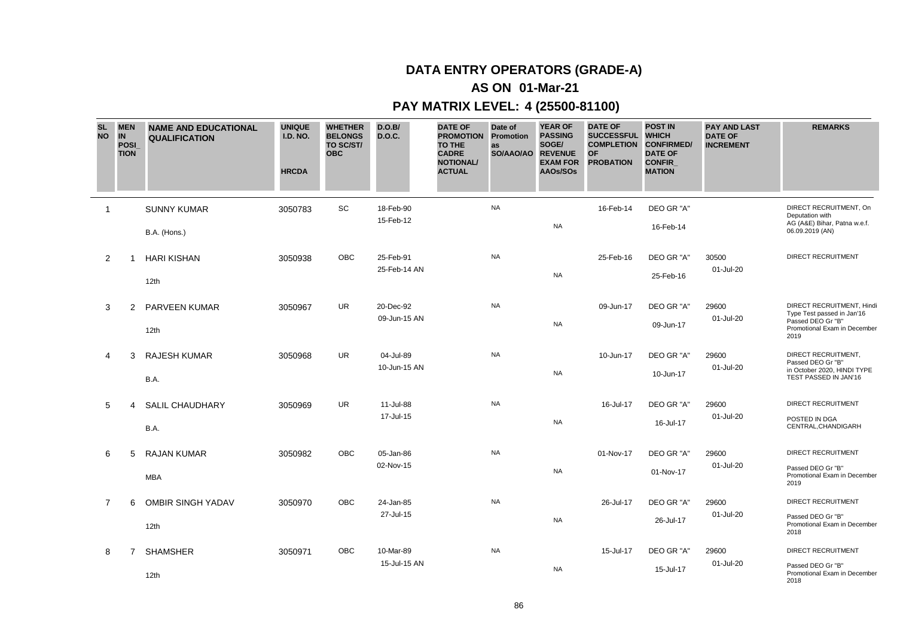## DATA ENTRY OPERATORS (GRADE-A)

## AS ON 01-Mar-21

## PAY MATRIX LEVEL: 4 (25500-81100)

| SL NO | MEN IN POSI_TION | NAME AND EDUCATIONAL QUALIFICATION | UNIQUE I.D. NO. HRCDA | WHETHER BELONGS TO SC/ST/ OBC | D.O.B/ D.O.C. | DATE OF PROMOTION TO THE CADRE NOTIONAL/ ACTUAL | Date of Promotion as SO/AAO/AO | YEAR OF PASSING SOGE/ REVENUE EXAM FOR AAOs/SOs | DATE OF SUCCESSFUL COMPLETION OF PROBATION | POST IN WHICH CONFIRMED/ DATE OF CONFIR_MATION | PAY AND LAST DATE OF INCREMENT | REMARKS |
|---|---|---|---|---|---|---|---|---|---|---|---|---|
| 1 | | SUNNY KUMAR<br>B.A. (Hons.) | 3050783 | SC | 18-Feb-90<br>15-Feb-12 | | NA | NA | 16-Feb-14 | DEO GR "A"<br>16-Feb-14 | | DIRECT RECRUITMENT, On Deputation with AG (A&E) Bihar, Patna w.e.f. 06.09.2019 (AN) |
| 2 | 1 | HARI KISHAN<br>12th | 3050938 | OBC | 25-Feb-91<br>25-Feb-14 AN | | NA | NA | 25-Feb-16 | DEO GR "A"<br>25-Feb-16 | 30500<br>01-Jul-20 | DIRECT RECRUITMENT |
| 3 | 2 | PARVEEN KUMAR<br>12th | 3050967 | UR | 20-Dec-92<br>09-Jun-15 AN | | NA | NA | 09-Jun-17 | DEO GR "A"<br>09-Jun-17 | 29600<br>01-Jul-20 | DIRECT RECRUITMENT, Hindi Type Test passed in Jan'16 Passed DEO Gr "B" Promotional Exam in December 2019 |
| 4 | 3 | RAJESH KUMAR<br>B.A. | 3050968 | UR | 04-Jul-89<br>10-Jun-15 AN | | NA | NA | 10-Jun-17 | DEO GR "A"<br>10-Jun-17 | 29600<br>01-Jul-20 | DIRECT RECRUITMENT, Passed DEO Gr "B" in October 2020, HINDI TYPE TEST PASSED IN JAN'16 |
| 5 | 4 | SALIL CHAUDHARY<br>B.A. | 3050969 | UR | 11-Jul-88<br>17-Jul-15 | | NA | NA | 16-Jul-17 | DEO GR "A"<br>16-Jul-17 | 29600<br>01-Jul-20 | DIRECT RECRUITMENT<br>POSTED IN DGA CENTRAL,CHANDIGARH |
| 6 | 5 | RAJAN KUMAR<br>MBA | 3050982 | OBC | 05-Jan-86<br>02-Nov-15 | | NA | NA | 01-Nov-17 | DEO GR "A"<br>01-Nov-17 | 29600<br>01-Jul-20 | DIRECT RECRUITMENT<br>Passed DEO Gr "B" Promotional Exam in December 2019 |
| 7 | 6 | OMBIR SINGH YADAV<br>12th | 3050970 | OBC | 24-Jan-85<br>27-Jul-15 | | NA | NA | 26-Jul-17 | DEO GR "A"<br>26-Jul-17 | 29600<br>01-Jul-20 | DIRECT RECRUITMENT<br>Passed DEO Gr "B" Promotional Exam in December 2018 |
| 8 | 7 | SHAMSHER<br>12th | 3050971 | OBC | 10-Mar-89<br>15-Jul-15 AN | | NA | NA | 15-Jul-17 | DEO GR "A"<br>15-Jul-17 | 29600<br>01-Jul-20 | DIRECT RECRUITMENT<br>Passed DEO Gr "B" Promotional Exam in December 2018 |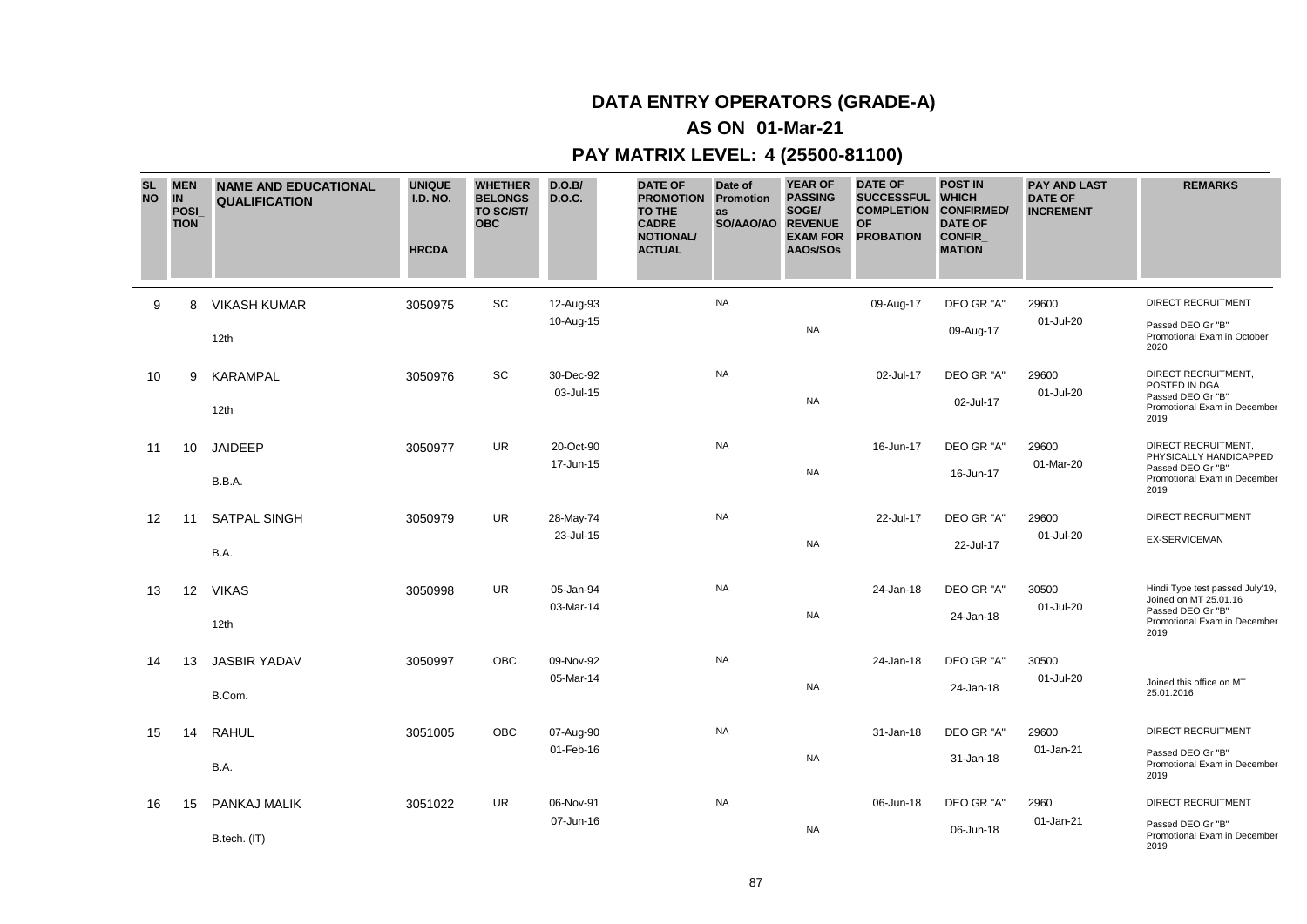# DATA ENTRY OPERATORS (GRADE-A)

## AS ON 01-Mar-21

## PAY MATRIX LEVEL: 4 (25500-81100)

| SL NO | MEN IN POSI_TION | NAME AND EDUCATIONAL QUALIFICATION | UNIQUE I.D. NO. HRCDA | WHETHER BELONGS TO SC/ST/ OBC | D.O.B/ D.O.C. | DATE OF PROMOTION TO THE CADRE NOTIONAL/ ACTUAL | Date of Promotion as SO/AAO/AO | YEAR OF PASSING SOGE/ REVENUE EXAM FOR AAOs/SOs | DATE OF SUCCESSFUL COMPLETION OF PROBATION | POST IN WHICH CONFIRMED/ DATE OF CONFIR_MATION | PAY AND LAST DATE OF INCREMENT | REMARKS |
|---|---|---|---|---|---|---|---|---|---|---|---|---|
| 9 | 8 | VIKASH KUMAR<br>12th | 3050975 | SC | 12-Aug-93<br>10-Aug-15 | | NA | NA | 09-Aug-17 | DEO GR "A"<br>09-Aug-17 | 29600<br>01-Jul-20 | DIRECT RECRUITMENT<br>Passed DEO Gr "B" Promotional Exam in October 2020 |
| 10 | 9 | KARAMPAL<br>12th | 3050976 | SC | 30-Dec-92<br>03-Jul-15 | | NA | NA | 02-Jul-17 | DEO GR "A"<br>02-Jul-17 | 29600<br>01-Jul-20 | DIRECT RECRUITMENT, POSTED IN DGA<br>Passed DEO Gr "B" Promotional Exam in December 2019 |
| 11 | 10 | JAIDEEP<br>B.B.A. | 3050977 | UR | 20-Oct-90<br>17-Jun-15 | | NA | NA | 16-Jun-17 | DEO GR "A"<br>16-Jun-17 | 29600<br>01-Mar-20 | DIRECT RECRUITMENT, PHYSICALLY HANDICAPPED<br>Passed DEO Gr "B" Promotional Exam in December 2019 |
| 12 | 11 | SATPAL SINGH<br>B.A. | 3050979 | UR | 28-May-74<br>23-Jul-15 | | NA | NA | 22-Jul-17 | DEO GR "A"<br>22-Jul-17 | 29600<br>01-Jul-20 | DIRECT RECRUITMENT<br>EX-SERVICEMAN |
| 13 | 12 | VIKAS<br>12th | 3050998 | UR | 05-Jan-94<br>03-Mar-14 | | NA | NA | 24-Jan-18 | DEO GR "A"<br>24-Jan-18 | 30500<br>01-Jul-20 | Hindi Type test passed July'19, Joined on MT 25.01.16<br>Passed DEO Gr "B" Promotional Exam in December 2019 |
| 14 | 13 | JASBIR YADAV<br>B.Com. | 3050997 | OBC | 09-Nov-92<br>05-Mar-14 | | NA | NA | 24-Jan-18 | DEO GR "A"<br>24-Jan-18 | 30500<br>01-Jul-20 | Joined this office on MT 25.01.2016 |
| 15 | 14 | RAHUL<br>B.A. | 3051005 | OBC | 07-Aug-90<br>01-Feb-16 | | NA | NA | 31-Jan-18 | DEO GR "A"<br>31-Jan-18 | 29600<br>01-Jan-21 | DIRECT RECRUITMENT<br>Passed DEO Gr "B" Promotional Exam in December 2019 |
| 16 | 15 | PANKAJ MALIK<br>B.tech. (IT) | 3051022 | UR | 06-Nov-91<br>07-Jun-16 | | NA | NA | 06-Jun-18 | DEO GR "A"<br>06-Jun-18 | 2960<br>01-Jan-21 | DIRECT RECRUITMENT<br>Passed DEO Gr "B" Promotional Exam in December 2019 |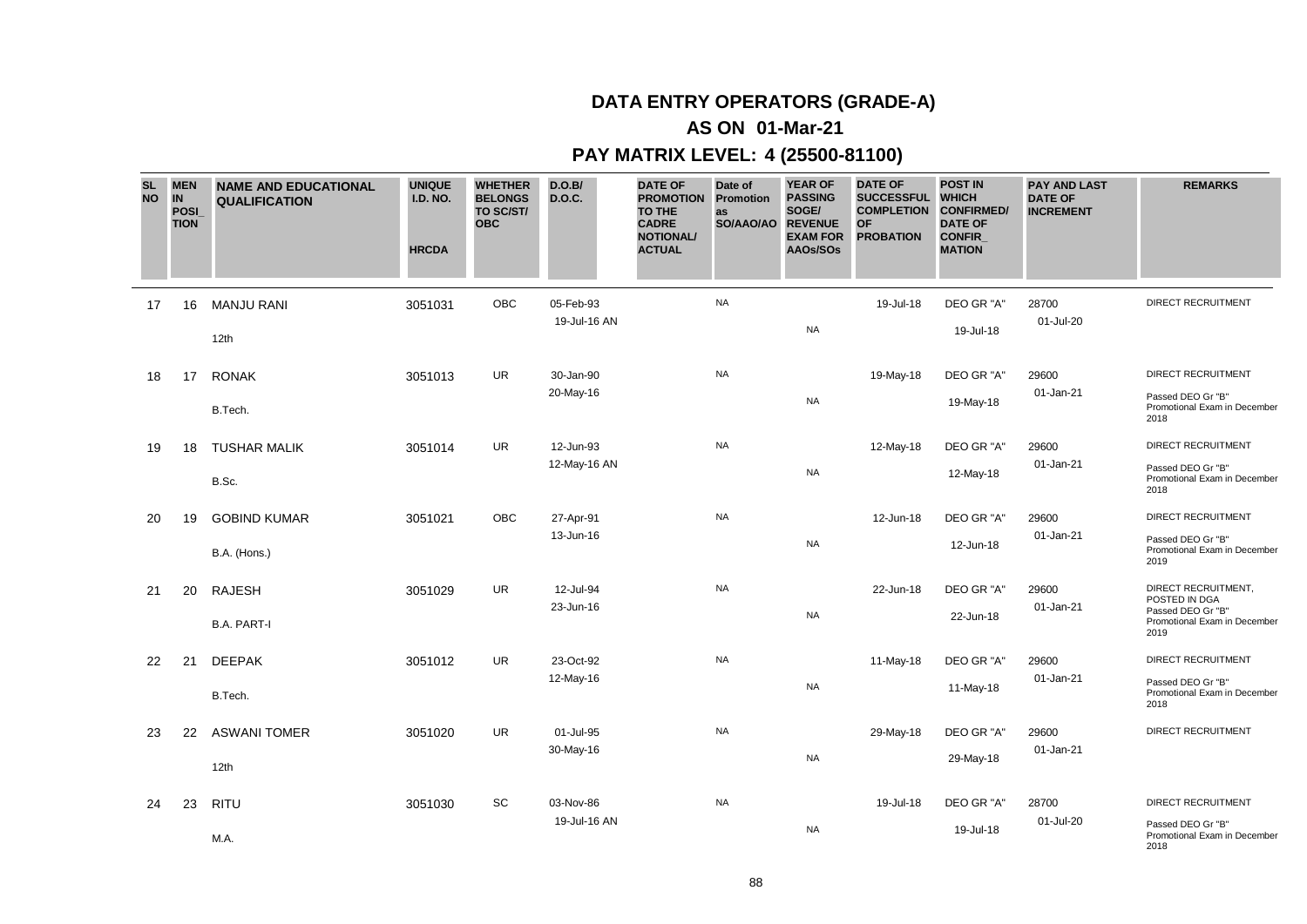# DATA ENTRY OPERATORS (GRADE-A)

## AS ON 01-Mar-21

## PAY MATRIX LEVEL: 4 (25500-81100)

| SL NO | MEN IN POSI_TION | NAME AND EDUCATIONAL QUALIFICATION | UNIQUE I.D. NO. HRCDA | WHETHER BELONGS TO SC/ST/ OBC | D.O.B/ D.O.C. | DATE OF PROMOTION TO THE CADRE NOTIONAL/ ACTUAL | Date of Promotion as SO/AAO/AO | YEAR OF PASSING SOGE/ REVENUE EXAM FOR AAOs/SOs | DATE OF SUCCESSFUL COMPLETION OF PROBATION | POST IN WHICH CONFIRMED/ DATE OF CONFIR_MATION | PAY AND LAST DATE OF INCREMENT | REMARKS |
|---|---|---|---|---|---|---|---|---|---|---|---|---|
| 17 | 16 | MANJU RANI<br>12th | 3051031 | OBC | 05-Feb-93<br>19-Jul-16 AN | | NA | NA | 19-Jul-18 | DEO GR "A"<br>19-Jul-18 | 28700<br>01-Jul-20 | DIRECT RECRUITMENT |
| 18 | 17 | RONAK<br>B.Tech. | 3051013 | UR | 30-Jan-90<br>20-May-16 | | NA | NA | 19-May-18 | DEO GR "A"<br>19-May-18 | 29600<br>01-Jan-21 | DIRECT RECRUITMENT<br>Passed DEO Gr "B" Promotional Exam in December 2018 |
| 19 | 18 | TUSHAR MALIK<br>B.Sc. | 3051014 | UR | 12-Jun-93<br>12-May-16 AN | | NA | NA | 12-May-18 | DEO GR "A"<br>12-May-18 | 29600<br>01-Jan-21 | DIRECT RECRUITMENT<br>Passed DEO Gr "B" Promotional Exam in December 2018 |
| 20 | 19 | GOBIND KUMAR<br>B.A. (Hons.) | 3051021 | OBC | 27-Apr-91<br>13-Jun-16 | | NA | NA | 12-Jun-18 | DEO GR "A"<br>12-Jun-18 | 29600<br>01-Jan-21 | DIRECT RECRUITMENT<br>Passed DEO Gr "B" Promotional Exam in December 2019 |
| 21 | 20 | RAJESH<br>B.A. PART-I | 3051029 | UR | 12-Jul-94<br>23-Jun-16 | | NA | NA | 22-Jun-18 | DEO GR "A"<br>22-Jun-18 | 29600<br>01-Jan-21 | DIRECT RECRUITMENT, POSTED IN DGA<br>Passed DEO Gr "B" Promotional Exam in December 2019 |
| 22 | 21 | DEEPAK<br>B.Tech. | 3051012 | UR | 23-Oct-92<br>12-May-16 | | NA | NA | 11-May-18 | DEO GR "A"<br>11-May-18 | 29600<br>01-Jan-21 | DIRECT RECRUITMENT<br>Passed DEO Gr "B" Promotional Exam in December 2018 |
| 23 | 22 | ASWANI TOMER<br>12th | 3051020 | UR | 01-Jul-95<br>30-May-16 | | NA | NA | 29-May-18 | DEO GR "A"<br>29-May-18 | 29600<br>01-Jan-21 | DIRECT RECRUITMENT |
| 24 | 23 | RITU<br>M.A. | 3051030 | SC | 03-Nov-86<br>19-Jul-16 AN | | NA | NA | 19-Jul-18 | DEO GR "A"<br>19-Jul-18 | 28700<br>01-Jul-20 | DIRECT RECRUITMENT<br>Passed DEO Gr "B" Promotional Exam in December 2018 |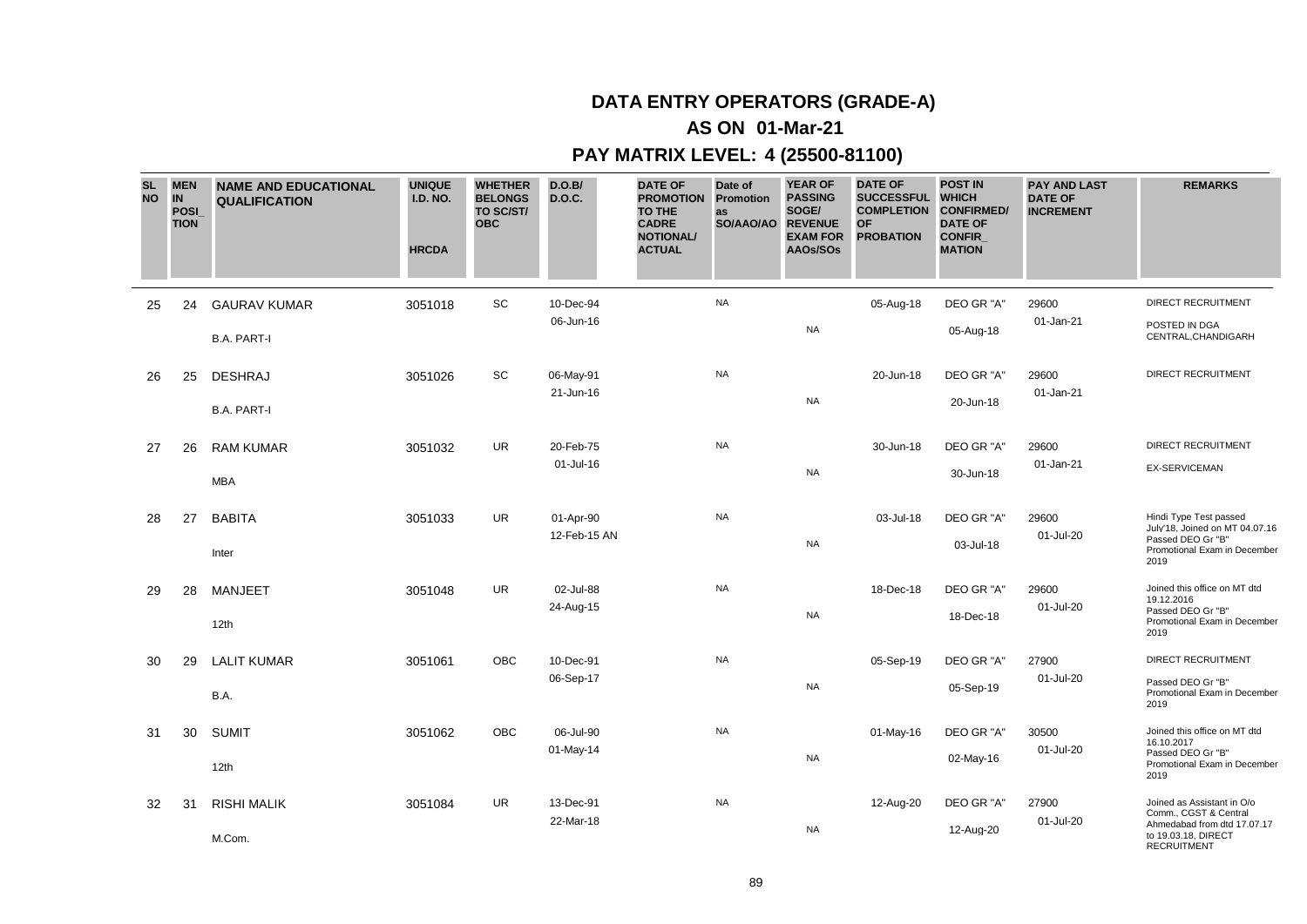# DATA ENTRY OPERATORS (GRADE-A)

## AS ON 01-Mar-21

## PAY MATRIX LEVEL: 4 (25500-81100)

| SL NO | MEN IN POSI_TION | NAME AND EDUCATIONAL QUALIFICATION | UNIQUE I.D. NO. HRCDA | WHETHER BELONGS TO SC/ST/ OBC | D.O.B/ D.O.C. | DATE OF PROMOTION TO THE CADRE NOTIONAL/ ACTUAL | Date of Promotion as SO/AAO/AO | YEAR OF PASSING SOGE/ REVENUE EXAM FOR AAOs/SOs | DATE OF SUCCESSFUL COMPLETION OF PROBATION | POST IN WHICH CONFIRMED/ DATE OF CONFIR_MATION | PAY AND LAST DATE OF INCREMENT | REMARKS |
|---|---|---|---|---|---|---|---|---|---|---|---|---|
| 25 | 24 | GAURAV KUMAR<br>B.A. PART-I | 3051018 | SC | 10-Dec-94<br>06-Jun-16 | | NA | NA | 05-Aug-18 | DEO GR "A"<br>05-Aug-18 | 29600<br>01-Jan-21 | DIRECT RECRUITMENT<br>POSTED IN DGA CENTRAL,CHANDIGARH |
| 26 | 25 | DESHRAJ<br>B.A. PART-I | 3051026 | SC | 06-May-91<br>21-Jun-16 | | NA | NA | 20-Jun-18 | DEO GR "A"<br>20-Jun-18 | 29600<br>01-Jan-21 | DIRECT RECRUITMENT |
| 27 | 26 | RAM KUMAR<br>MBA | 3051032 | UR | 20-Feb-75<br>01-Jul-16 | | NA | NA | 30-Jun-18 | DEO GR "A"<br>30-Jun-18 | 29600<br>01-Jan-21 | DIRECT RECRUITMENT<br>EX-SERVICEMAN |
| 28 | 27 | BABITA<br>Inter | 3051033 | UR | 01-Apr-90<br>12-Feb-15 AN | | NA | NA | 03-Jul-18 | DEO GR "A"<br>03-Jul-18 | 29600<br>01-Jul-20 | Hindi Type Test passed July'18, Joined on MT 04.07.16 Passed DEO Gr "B" Promotional Exam in December 2019 |
| 29 | 28 | MANJEET<br>12th | 3051048 | UR | 02-Jul-88<br>24-Aug-15 | | NA | NA | 18-Dec-18 | DEO GR "A"<br>18-Dec-18 | 29600<br>01-Jul-20 | Joined this office on MT dtd 19.12.2016 Passed DEO Gr "B" Promotional Exam in December 2019 |
| 30 | 29 | LALIT KUMAR<br>B.A. | 3051061 | OBC | 10-Dec-91<br>06-Sep-17 | | NA | NA | 05-Sep-19 | DEO GR "A"<br>05-Sep-19 | 27900<br>01-Jul-20 | DIRECT RECRUITMENT<br>Passed DEO Gr "B" Promotional Exam in December 2019 |
| 31 | 30 | SUMIT<br>12th | 3051062 | OBC | 06-Jul-90<br>01-May-14 | | NA | NA | 01-May-16 | DEO GR "A"<br>02-May-16 | 30500<br>01-Jul-20 | Joined this office on MT dtd 16.10.2017 Passed DEO Gr "B" Promotional Exam in December 2019 |
| 32 | 31 | RISHI MALIK<br>M.Com. | 3051084 | UR | 13-Dec-91<br>22-Mar-18 | | NA | NA | 12-Aug-20 | DEO GR "A"<br>12-Aug-20 | 27900<br>01-Jul-20 | Joined as Assistant in O/o Comm., CGST & Central Ahmedabad from dtd 17.07.17 to 19.03.18, DIRECT RECRUITMENT |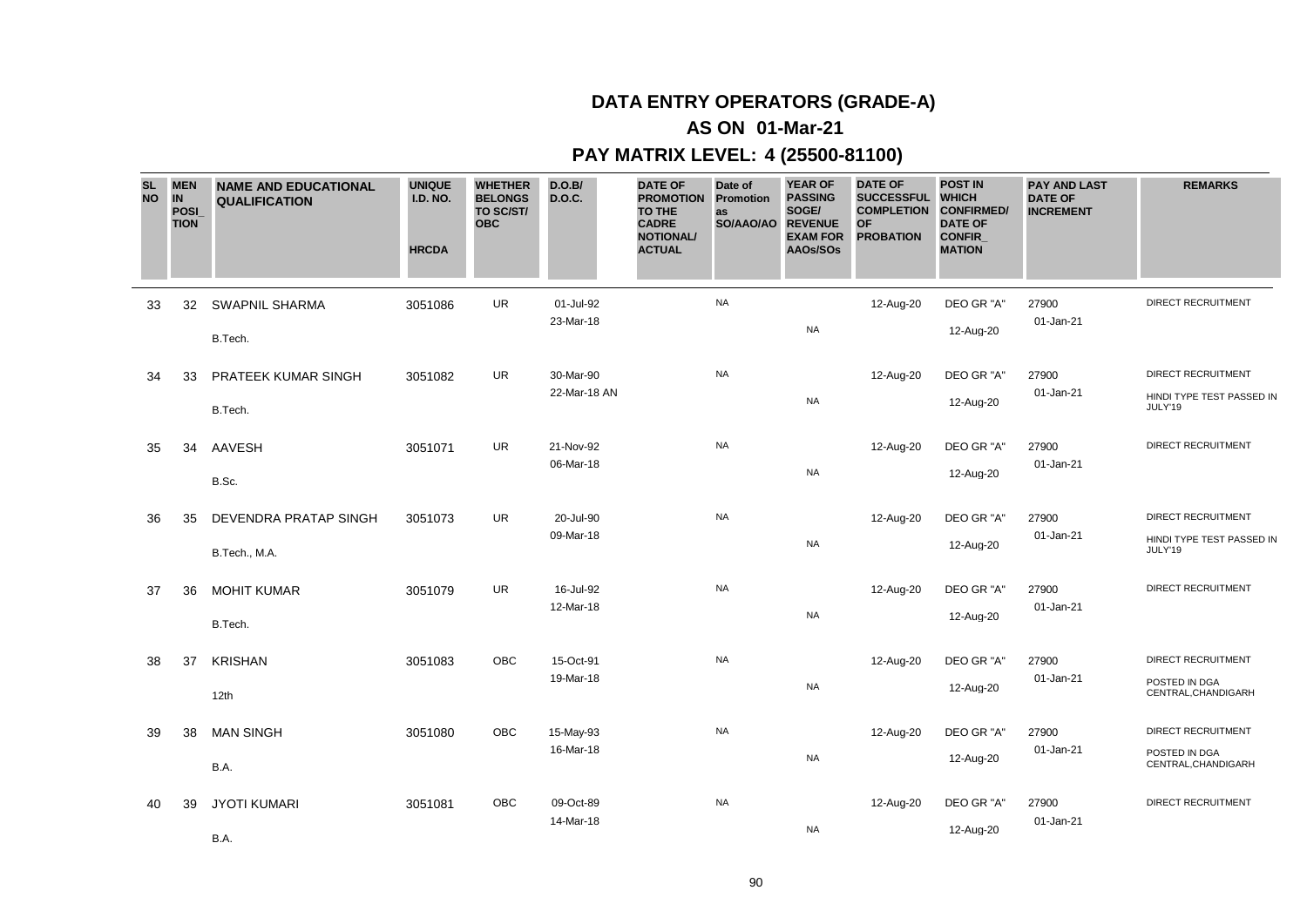# DATA ENTRY OPERATORS (GRADE-A)

## AS ON 01-Mar-21

## PAY MATRIX LEVEL: 4 (25500-81100)

| SL NO | MEN IN POSI_TION | NAME AND EDUCATIONAL QUALIFICATION | UNIQUE I.D. NO. HRCDA | WHETHER BELONGS TO SC/ST/OBC | D.O.B/ D.O.C. | DATE OF PROMOTION TO THE CADRE NOTIONAL/ ACTUAL | Date of Promotion as SO/AAO/AO | YEAR OF PASSING SOGE/ REVENUE EXAM FOR AAOs/SOs | DATE OF SUCCESSFUL COMPLETION OF PROBATION | POST IN WHICH CONFIRMED/ DATE OF CONFIR_MATION | PAY AND LAST DATE OF INCREMENT | REMARKS |
|---|---|---|---|---|---|---|---|---|---|---|---|---|
| 33 | 32 | SWAPNIL SHARMA<br>B.Tech. | 3051086 | UR | 01-Jul-92<br>23-Mar-18 | | NA | NA | 12-Aug-20 | DEO GR "A"<br>12-Aug-20 | 27900<br>01-Jan-21 | DIRECT RECRUITMENT |
| 34 | 33 | PRATEEK KUMAR SINGH<br>B.Tech. | 3051082 | UR | 30-Mar-90<br>22-Mar-18 AN | | NA | NA | 12-Aug-20 | DEO GR "A"<br>12-Aug-20 | 27900<br>01-Jan-21 | DIRECT RECRUITMENT<br>HINDI TYPE TEST PASSED IN JULY'19 |
| 35 | 34 | AAVESH<br>B.Sc. | 3051071 | UR | 21-Nov-92<br>06-Mar-18 | | NA | NA | 12-Aug-20 | DEO GR "A"<br>12-Aug-20 | 27900<br>01-Jan-21 | DIRECT RECRUITMENT |
| 36 | 35 | DEVENDRA PRATAP SINGH<br>B.Tech., M.A. | 3051073 | UR | 20-Jul-90<br>09-Mar-18 | | NA | NA | 12-Aug-20 | DEO GR "A"<br>12-Aug-20 | 27900<br>01-Jan-21 | DIRECT RECRUITMENT<br>HINDI TYPE TEST PASSED IN JULY'19 |
| 37 | 36 | MOHIT KUMAR<br>B.Tech. | 3051079 | UR | 16-Jul-92<br>12-Mar-18 | | NA | NA | 12-Aug-20 | DEO GR "A"<br>12-Aug-20 | 27900<br>01-Jan-21 | DIRECT RECRUITMENT |
| 38 | 37 | KRISHAN<br>12th | 3051083 | OBC | 15-Oct-91<br>19-Mar-18 | | NA | NA | 12-Aug-20 | DEO GR "A"<br>12-Aug-20 | 27900<br>01-Jan-21 | DIRECT RECRUITMENT<br>POSTED IN DGA CENTRAL,CHANDIGARH |
| 39 | 38 | MAN SINGH<br>B.A. | 3051080 | OBC | 15-May-93<br>16-Mar-18 | | NA | NA | 12-Aug-20 | DEO GR "A"<br>12-Aug-20 | 27900<br>01-Jan-21 | DIRECT RECRUITMENT<br>POSTED IN DGA CENTRAL,CHANDIGARH |
| 40 | 39 | JYOTI KUMARI<br>B.A. | 3051081 | OBC | 09-Oct-89<br>14-Mar-18 | | NA | NA | 12-Aug-20 | DEO GR "A"<br>12-Aug-20 | 27900<br>01-Jan-21 | DIRECT RECRUITMENT |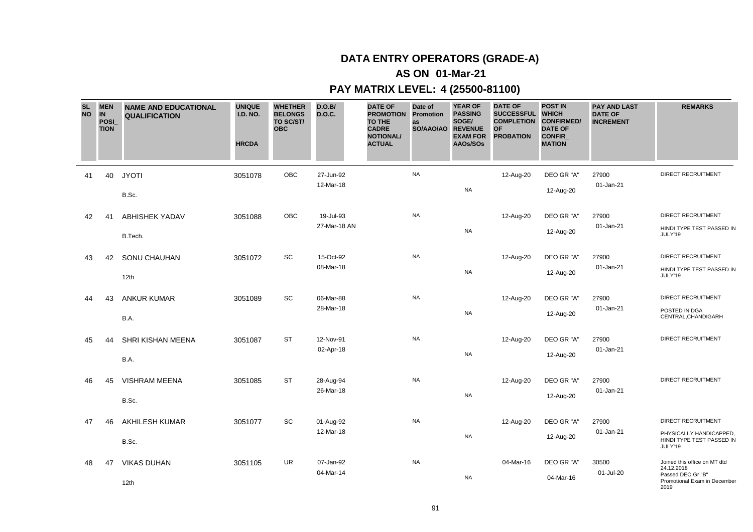# DATA ENTRY OPERATORS (GRADE-A)

## AS ON 01-Mar-21

## PAY MATRIX LEVEL: 4 (25500-81100)

| SL NO | MEN IN POSI_TION | NAME AND EDUCATIONAL QUALIFICATION | UNIQUE I.D. NO. HRCDA | WHETHER BELONGS TO SC/ST/ OBC | D.O.B/ D.O.C. | DATE OF PROMOTION TO THE CADRE NOTIONAL/ ACTUAL | Date of Promotion as SO/AAO/AO | YEAR OF PASSING SOGE/ REVENUE EXAM FOR AAOs/SOs | DATE OF SUCCESSFUL COMPLETION OF PROBATION | POST IN WHICH CONFIRMED/ DATE OF CONFIR_MATION | PAY AND LAST DATE OF INCREMENT | REMARKS |
|---|---|---|---|---|---|---|---|---|---|---|---|---|
| 41 | 40 | JYOTI<br>B.Sc. | 3051078 | OBC | 27-Jun-92<br>12-Mar-18 | | NA | NA | 12-Aug-20 | DEO GR "A"<br>12-Aug-20 | 27900<br>01-Jan-21 | DIRECT RECRUITMENT |
| 42 | 41 | ABHISHEK YADAV<br>B.Tech. | 3051088 | OBC | 19-Jul-93<br>27-Mar-18 AN | | NA | NA | 12-Aug-20 | DEO GR "A"<br>12-Aug-20 | 27900<br>01-Jan-21 | DIRECT RECRUITMENT<br>HINDI TYPE TEST PASSED IN JULY'19 |
| 43 | 42 | SONU CHAUHAN<br>12th | 3051072 | SC | 15-Oct-92<br>08-Mar-18 | | NA | NA | 12-Aug-20 | DEO GR "A"<br>12-Aug-20 | 27900<br>01-Jan-21 | DIRECT RECRUITMENT<br>HINDI TYPE TEST PASSED IN JULY'19 |
| 44 | 43 | ANKUR KUMAR<br>B.A. | 3051089 | SC | 06-Mar-88<br>28-Mar-18 | | NA | NA | 12-Aug-20 | DEO GR "A"<br>12-Aug-20 | 27900<br>01-Jan-21 | DIRECT RECRUITMENT<br>POSTED IN DGA CENTRAL,CHANDIGARH |
| 45 | 44 | SHRI KISHAN MEENA<br>B.A. | 3051087 | ST | 12-Nov-91<br>02-Apr-18 | | NA | NA | 12-Aug-20 | DEO GR "A"<br>12-Aug-20 | 27900<br>01-Jan-21 | DIRECT RECRUITMENT |
| 46 | 45 | VISHRAM MEENA<br>B.Sc. | 3051085 | ST | 28-Aug-94<br>26-Mar-18 | | NA | NA | 12-Aug-20 | DEO GR "A"<br>12-Aug-20 | 27900<br>01-Jan-21 | DIRECT RECRUITMENT |
| 47 | 46 | AKHILESH KUMAR<br>B.Sc. | 3051077 | SC | 01-Aug-92<br>12-Mar-18 | | NA | NA | 12-Aug-20 | DEO GR "A"<br>12-Aug-20 | 27900<br>01-Jan-21 | DIRECT RECRUITMENT<br>PHYSICALLY HANDICAPPED, HINDI TYPE TEST PASSED IN JULY'19 |
| 48 | 47 | VIKAS DUHAN<br>12th | 3051105 | UR | 07-Jan-92<br>04-Mar-14 | | NA | NA | 04-Mar-16 | DEO GR "A"<br>04-Mar-16 | 30500<br>01-Jul-20 | Joined this office on MT dtd 24.12.2018<br>Passed DEO Gr "B" Promotional Exam in December 2019 |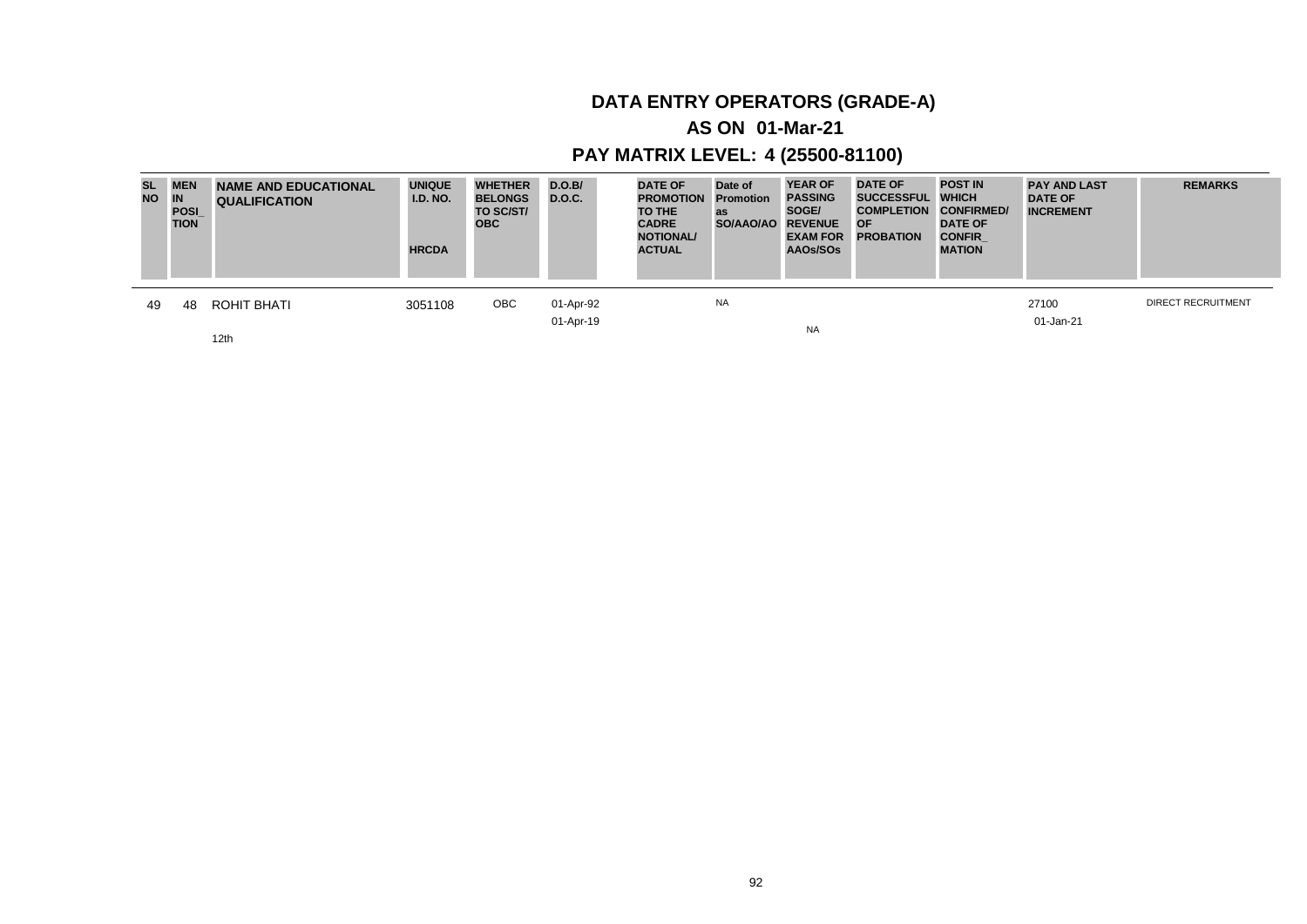# DATA ENTRY OPERATORS (GRADE-A)

## AS ON 01-Mar-21

## PAY MATRIX LEVEL: 4 (25500-81100)

| SL NO | MEN IN POSI_ TION | NAME AND EDUCATIONAL QUALIFICATION | UNIQUE I.D. NO. HRCDA | WHETHER BELONGS TO SC/ST/ OBC | D.O.B/ D.O.C. | DATE OF PROMOTION TO THE CADRE NOTIONAL/ ACTUAL | Date of Promotion as SO/AAO/AO | YEAR OF PASSING SOGE/ REVENUE EXAM FOR AAOs/SOs | DATE OF SUCCESSFUL COMPLETION OF PROBATION | POST IN WHICH CONFIRMED/ DATE OF CONFIR_ MATION | PAY AND LAST DATE OF INCREMENT | REMARKS |
|---|---|---|---|---|---|---|---|---|---|---|---|---|
| 49 | 48 | ROHIT BHATI<br>12th | 3051108 | OBC | 01-Apr-92<br>01-Apr-19 | | NA | NA | | | 27100<br>01-Jan-21 | DIRECT RECRUITMENT |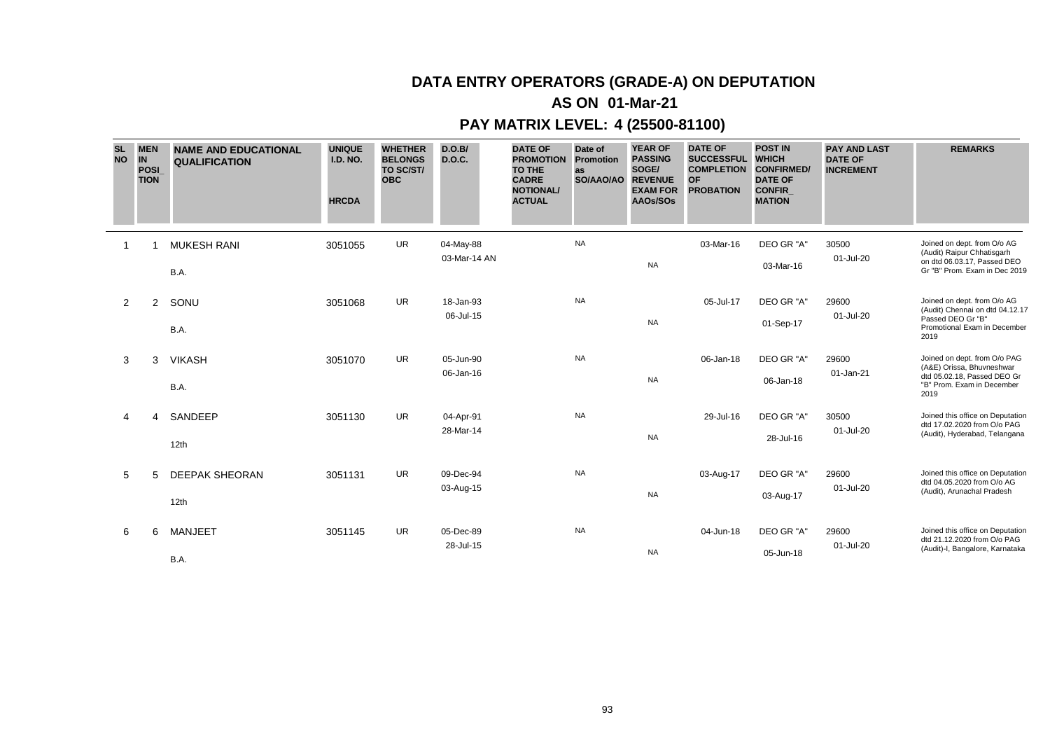# DATA ENTRY OPERATORS (GRADE-A) ON DEPUTATION

## AS ON 01-Mar-21

## PAY MATRIX LEVEL: 4 (25500-81100)

| SL NO | MEN IN POSI_TION | NAME AND EDUCATIONAL QUALIFICATION | UNIQUE I.D. NO. HRCDA | WHETHER BELONGS TO SC/ST/ OBC | D.O.B/ D.O.C. | DATE OF PROMOTION TO THE CADRE NOTIONAL/ ACTUAL | Date of Promotion as SO/AAO/AO | YEAR OF PASSING SOGE/ REVENUE EXAM FOR AAOs/SOs | DATE OF SUCCESSFUL COMPLETION OF PROBATION | POST IN WHICH CONFIRMED/ DATE OF CONFIR_MATION | PAY AND LAST DATE OF INCREMENT | REMARKS |
|---|---|---|---|---|---|---|---|---|---|---|---|---|
| 1 | 1 | MUKESH RANI<br>B.A. | 3051055 | UR | 04-May-88<br>03-Mar-14 AN | | NA | NA | 03-Mar-16 | DEO GR "A"<br>03-Mar-16 | 30500<br>01-Jul-20 | Joined on dept. from O/o AG (Audit) Raipur Chhatisgarh on dtd 06.03.17, Passed DEO Gr "B" Prom. Exam in Dec 2019 |
| 2 | 2 | SONU<br>B.A. | 3051068 | UR | 18-Jan-93<br>06-Jul-15 | | NA | NA | 05-Jul-17 | DEO GR "A"<br>01-Sep-17 | 29600<br>01-Jul-20 | Joined on dept. from O/o AG (Audit) Chennai on dtd 04.12.17 Passed DEO Gr "B" Promotional Exam in December 2019 |
| 3 | 3 | VIKASH<br>B.A. | 3051070 | UR | 05-Jun-90<br>06-Jan-16 | | NA | NA | 06-Jan-18 | DEO GR "A"<br>06-Jan-18 | 29600<br>01-Jan-21 | Joined on dept. from O/o PAG (A&E) Orissa, Bhuvneshwar dtd 05.02.18, Passed DEO Gr "B" Prom. Exam in December 2019 |
| 4 | 4 | SANDEEP<br>12th | 3051130 | UR | 04-Apr-91<br>28-Mar-14 | | NA | NA | 29-Jul-16 | DEO GR "A"<br>28-Jul-16 | 30500<br>01-Jul-20 | Joined this office on Deputation dtd 17.02.2020 from O/o PAG (Audit), Hyderabad, Telangana |
| 5 | 5 | DEEPAK SHEORAN<br>12th | 3051131 | UR | 09-Dec-94<br>03-Aug-15 | | NA | NA | 03-Aug-17 | DEO GR "A"<br>03-Aug-17 | 29600<br>01-Jul-20 | Joined this office on Deputation dtd 04.05.2020 from O/o AG (Audit), Arunachal Pradesh |
| 6 | 6 | MANJEET<br>B.A. | 3051145 | UR | 05-Dec-89<br>28-Jul-15 | | NA | NA | 04-Jun-18 | DEO GR "A"<br>05-Jun-18 | 29600<br>01-Jul-20 | Joined this office on Deputation dtd 21.12.2020 from O/o PAG (Audit)-I, Bangalore, Karnataka |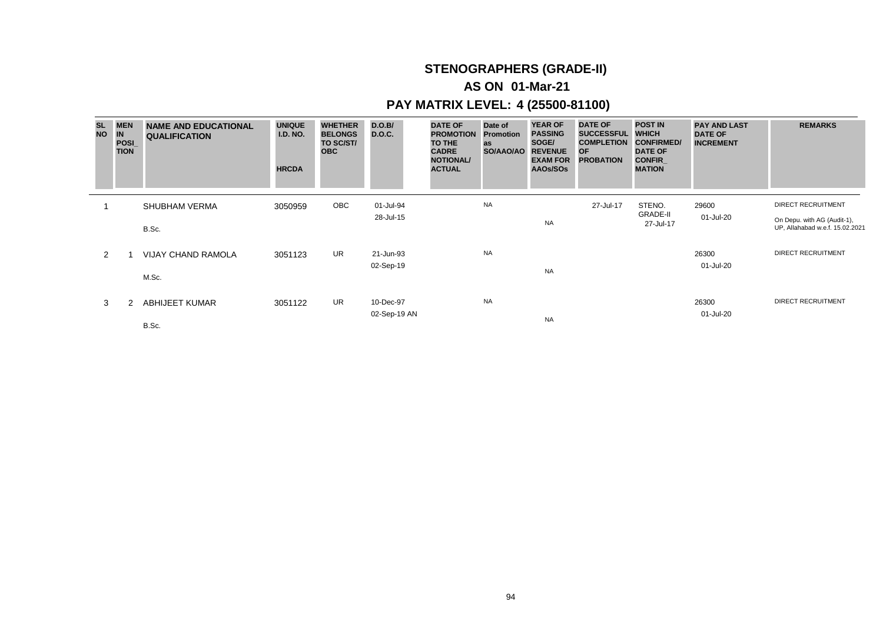# STENOGRAPHERS (GRADE-II)

## AS ON 01-Mar-21

## PAY MATRIX LEVEL: 4 (25500-81100)

| SL NO | MEN IN POSI_ TION | NAME AND EDUCATIONAL QUALIFICATION | UNIQUE I.D. NO. HRCDA | WHETHER BELONGS TO SC/ST/ OBC | D.O.B/ D.O.C. | DATE OF PROMOTION TO THE CADRE NOTIONAL/ ACTUAL | Date of Promotion as SO/AAO/AO | YEAR OF PASSING SOGE/ REVENUE EXAM FOR AAOs/SOs | DATE OF SUCCESSFUL COMPLETION OF PROBATION | POST IN WHICH CONFIRMED/ DATE OF CONFIR_ MATION | PAY AND LAST DATE OF INCREMENT | REMARKS |
|---|---|---|---|---|---|---|---|---|---|---|---|---|
| 1 | | SHUBHAM VERMA<br>B.Sc. | 3050959 | OBC | 01-Jul-94<br>28-Jul-15 | | NA | NA | 27-Jul-17 | STENO. GRADE-II<br>27-Jul-17 | 29600<br>01-Jul-20 | DIRECT RECRUITMENT<br>On Depu. with AG (Audit-1), UP, Allahabad w.e.f. 15.02.2021 |
| 2 | 1 | VIJAY CHAND RAMOLA<br>M.Sc. | 3051123 | UR | 21-Jun-93<br>02-Sep-19 | | NA | NA | | | 26300<br>01-Jul-20 | DIRECT RECRUITMENT |
| 3 | 2 | ABHIJEET KUMAR<br>B.Sc. | 3051122 | UR | 10-Dec-97<br>02-Sep-19 AN | | NA | NA | | | 26300<br>01-Jul-20 | DIRECT RECRUITMENT |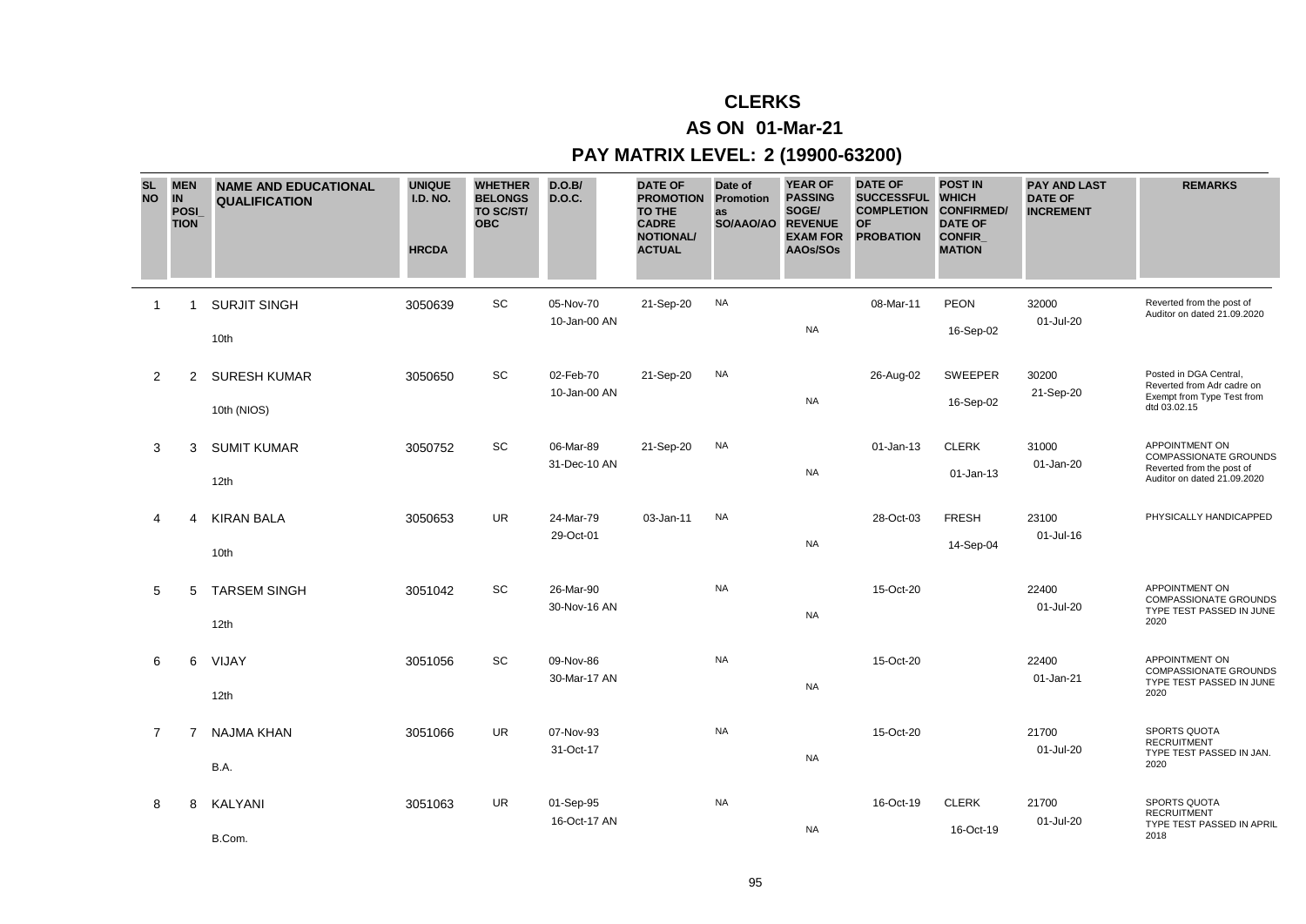# CLERKS

## AS ON 01-Mar-21

## PAY MATRIX LEVEL: 2 (19900-63200)

| SL NO | MEN IN POSI_ TION | NAME AND EDUCATIONAL QUALIFICATION | UNIQUE I.D. NO. HRCDA | WHETHER BELONGS TO SC/ST/ OBC | D.O.B/ D.O.C. | DATE OF PROMOTION TO THE CADRE NOTIONAL/ ACTUAL | Date of Promotion as SO/AAO/AO | YEAR OF PASSING SOGE/ REVENUE EXAM FOR AAOs/SOs | DATE OF SUCCESSFUL COMPLETION OF PROBATION | POST IN WHICH CONFIRMED/ DATE OF CONFIR_ MATION | PAY AND LAST DATE OF INCREMENT | REMARKS |
|---|---|---|---|---|---|---|---|---|---|---|---|---|
| 1 | 1 | SURJIT SINGH<br>10th | 3050639 | SC | 05-Nov-70<br>10-Jan-00 AN | 21-Sep-20 | NA | NA | 08-Mar-11 | PEON<br>16-Sep-02 | 32000<br>01-Jul-20 | Reverted from the post of Auditor on dated 21.09.2020 |
| 2 | 2 | SURESH KUMAR<br>10th (NIOS) | 3050650 | SC | 02-Feb-70<br>10-Jan-00 AN | 21-Sep-20 | NA | NA | 26-Aug-02 | SWEEPER<br>16-Sep-02 | 30200<br>21-Sep-20 | Posted in DGA Central, Reverted from Adr cadre on Exempt from Type Test from dtd 03.02.15 |
| 3 | 3 | SUMIT KUMAR<br>12th | 3050752 | SC | 06-Mar-89<br>31-Dec-10 AN | 21-Sep-20 | NA | NA | 01-Jan-13 | CLERK<br>01-Jan-13 | 31000<br>01-Jan-20 | APPOINTMENT ON COMPASSIONATE GROUNDS Reverted from the post of Auditor on dated 21.09.2020 |
| 4 | 4 | KIRAN BALA<br>10th | 3050653 | UR | 24-Mar-79<br>29-Oct-01 | 03-Jan-11 | NA | NA | 28-Oct-03 | FRESH<br>14-Sep-04 | 23100<br>01-Jul-16 | PHYSICALLY HANDICAPPED |
| 5 | 5 | TARSEM SINGH<br>12th | 3051042 | SC | 26-Mar-90<br>30-Nov-16 AN | | NA | NA | 15-Oct-20 | | 22400<br>01-Jul-20 | APPOINTMENT ON COMPASSIONATE GROUNDS TYPE TEST PASSED IN JUNE 2020 |
| 6 | 6 | VIJAY<br>12th | 3051056 | SC | 09-Nov-86<br>30-Mar-17 AN | | NA | NA | 15-Oct-20 | | 22400<br>01-Jan-21 | APPOINTMENT ON COMPASSIONATE GROUNDS TYPE TEST PASSED IN JUNE 2020 |
| 7 | 7 | NAJMA KHAN<br>B.A. | 3051066 | UR | 07-Nov-93<br>31-Oct-17 | | NA | NA | 15-Oct-20 | | 21700<br>01-Jul-20 | SPORTS QUOTA RECRUITMENT TYPE TEST PASSED IN JAN. 2020 |
| 8 | 8 | KALYANI<br>B.Com. | 3051063 | UR | 01-Sep-95<br>16-Oct-17 AN | | NA | NA | 16-Oct-19 | CLERK<br>16-Oct-19 | 21700<br>01-Jul-20 | SPORTS QUOTA RECRUITMENT TYPE TEST PASSED IN APRIL 2018 |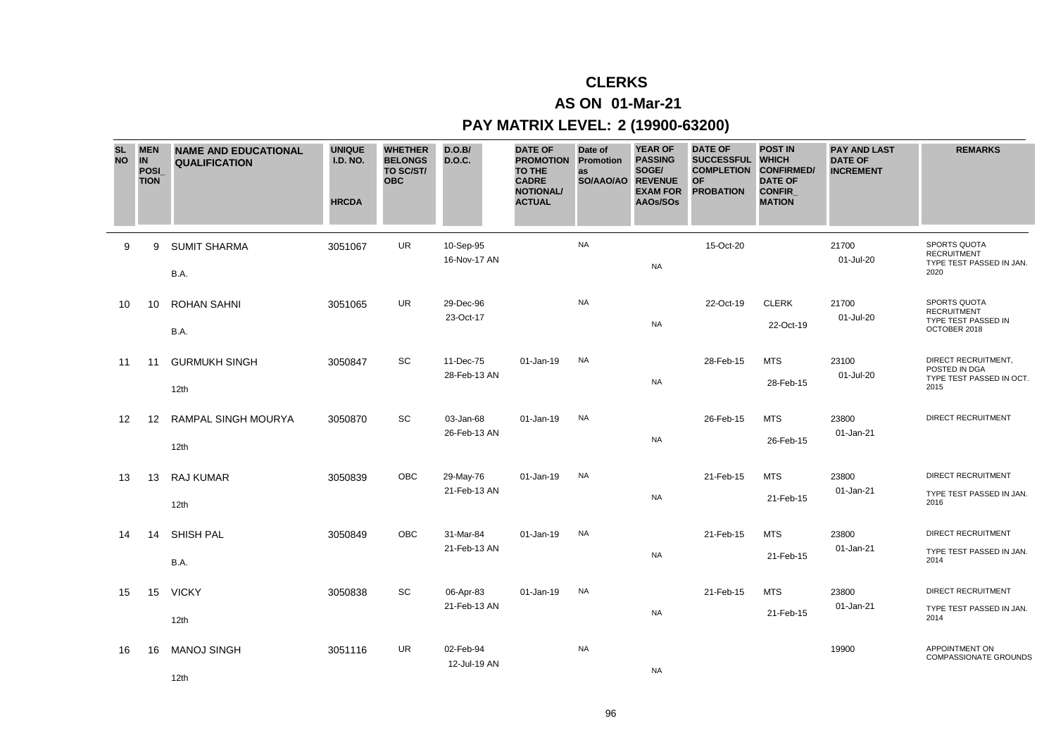# CLERKS

## AS ON 01-Mar-21

## PAY MATRIX LEVEL: 2 (19900-63200)

| SL NO | MEN IN POSI_TION | NAME AND EDUCATIONAL QUALIFICATION | UNIQUE I.D. NO. HRCDA | WHETHER BELONGS TO SC/ST/ OBC | D.O.B/ D.O.C. | DATE OF PROMOTION TO THE CADRE NOTIONAL/ ACTUAL | Date of Promotion as SO/AAO/AO | YEAR OF PASSING SOGE/ REVENUE EXAM FOR AAOs/SOs | DATE OF SUCCESSFUL COMPLETION OF PROBATION | POST IN WHICH CONFIRMED/ DATE OF CONFIR_MATION | PAY AND LAST DATE OF INCREMENT | REMARKS |
|---|---|---|---|---|---|---|---|---|---|---|---|---|
| 9 | 9 | SUMIT SHARMA<br>B.A. | 3051067 | UR | 10-Sep-95<br>16-Nov-17 AN | | NA | NA | 15-Oct-20 | | 21700<br>01-Jul-20 | SPORTS QUOTA RECRUITMENT<br>TYPE TEST PASSED IN JAN. 2020 |
| 10 | 10 | ROHAN SAHNI<br>B.A. | 3051065 | UR | 29-Dec-96<br>23-Oct-17 | | NA | NA | 22-Oct-19 | CLERK<br>22-Oct-19 | 21700<br>01-Jul-20 | SPORTS QUOTA RECRUITMENT<br>TYPE TEST PASSED IN OCTOBER 2018 |
| 11 | 11 | GURMUKH SINGH<br>12th | 3050847 | SC | 11-Dec-75<br>28-Feb-13 AN | 01-Jan-19 | NA | NA | 28-Feb-15 | MTS<br>28-Feb-15 | 23100<br>01-Jul-20 | DIRECT RECRUITMENT, POSTED IN DGA<br>TYPE TEST PASSED IN OCT. 2015 |
| 12 | 12 | RAMPAL SINGH MOURYA<br>12th | 3050870 | SC | 03-Jan-68<br>26-Feb-13 AN | 01-Jan-19 | NA | NA | 26-Feb-15 | MTS<br>26-Feb-15 | 23800<br>01-Jan-21 | DIRECT RECRUITMENT |
| 13 | 13 | RAJ KUMAR<br>12th | 3050839 | OBC | 29-May-76<br>21-Feb-13 AN | 01-Jan-19 | NA | NA | 21-Feb-15 | MTS<br>21-Feb-15 | 23800<br>01-Jan-21 | DIRECT RECRUITMENT<br>TYPE TEST PASSED IN JAN. 2016 |
| 14 | 14 | SHISH PAL<br>B.A. | 3050849 | OBC | 31-Mar-84<br>21-Feb-13 AN | 01-Jan-19 | NA | NA | 21-Feb-15 | MTS<br>21-Feb-15 | 23800<br>01-Jan-21 | DIRECT RECRUITMENT<br>TYPE TEST PASSED IN JAN. 2014 |
| 15 | 15 | VICKY<br>12th | 3050838 | SC | 06-Apr-83<br>21-Feb-13 AN | 01-Jan-19 | NA | NA | 21-Feb-15 | MTS<br>21-Feb-15 | 23800<br>01-Jan-21 | DIRECT RECRUITMENT<br>TYPE TEST PASSED IN JAN. 2014 |
| 16 | 16 | MANOJ SINGH<br>12th | 3051116 | UR | 02-Feb-94<br>12-Jul-19 AN | | NA | NA | | | 19900 | APPOINTMENT ON COMPASSIONATE GROUNDS |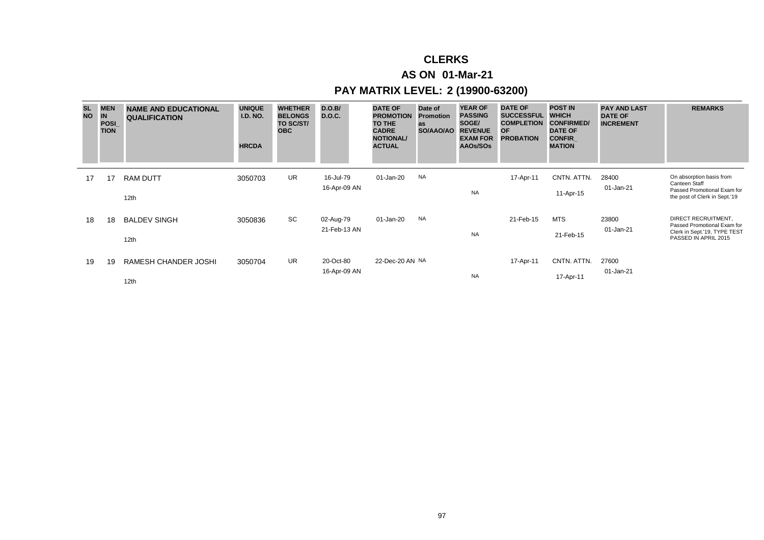# CLERKS

## AS ON 01-Mar-21

## PAY MATRIX LEVEL: 2 (19900-63200)

| SL NO | MEN IN POSI_ TION | NAME AND EDUCATIONAL QUALIFICATION | UNIQUE I.D. NO. HRCDA | WHETHER BELONGS TO SC/ST/ OBC | D.O.B/ D.O.C. | DATE OF PROMOTION TO THE CADRE NOTIONAL/ ACTUAL | Date of Promotion as SO/AAO/AO | YEAR OF PASSING SOGE/ REVENUE EXAM FOR AAOs/SOs | DATE OF SUCCESSFUL COMPLETION OF PROBATION | POST IN WHICH CONFIRMED/ DATE OF CONFIR_ MATION | PAY AND LAST DATE OF INCREMENT | REMARKS |
|---|---|---|---|---|---|---|---|---|---|---|---|---|
| 17 | 17 | RAM DUTT<br>12th | 3050703 | UR | 16-Jul-79<br>16-Apr-09 AN | 01-Jan-20 | NA | NA | 17-Apr-11 | CNTN. ATTN.<br>11-Apr-15 | 28400<br>01-Jan-21 | On absorption basis from Canteen Staff Passed Promotional Exam for the post of Clerk in Sept.'19 |
| 18 | 18 | BALDEV SINGH<br>12th | 3050836 | SC | 02-Aug-79<br>21-Feb-13 AN | 01-Jan-20 | NA | NA | 21-Feb-15 | MTS<br>21-Feb-15 | 23800<br>01-Jan-21 | DIRECT RECRUITMENT, Passed Promotional Exam for Clerk in Sept.'19, TYPE TEST PASSED IN APRIL 2015 |
| 19 | 19 | RAMESH CHANDER JOSHI<br>12th | 3050704 | UR | 20-Oct-80<br>16-Apr-09 AN | 22-Dec-20 AN | NA | NA | 17-Apr-11 | CNTN. ATTN.<br>17-Apr-11 | 27600<br>01-Jan-21 | |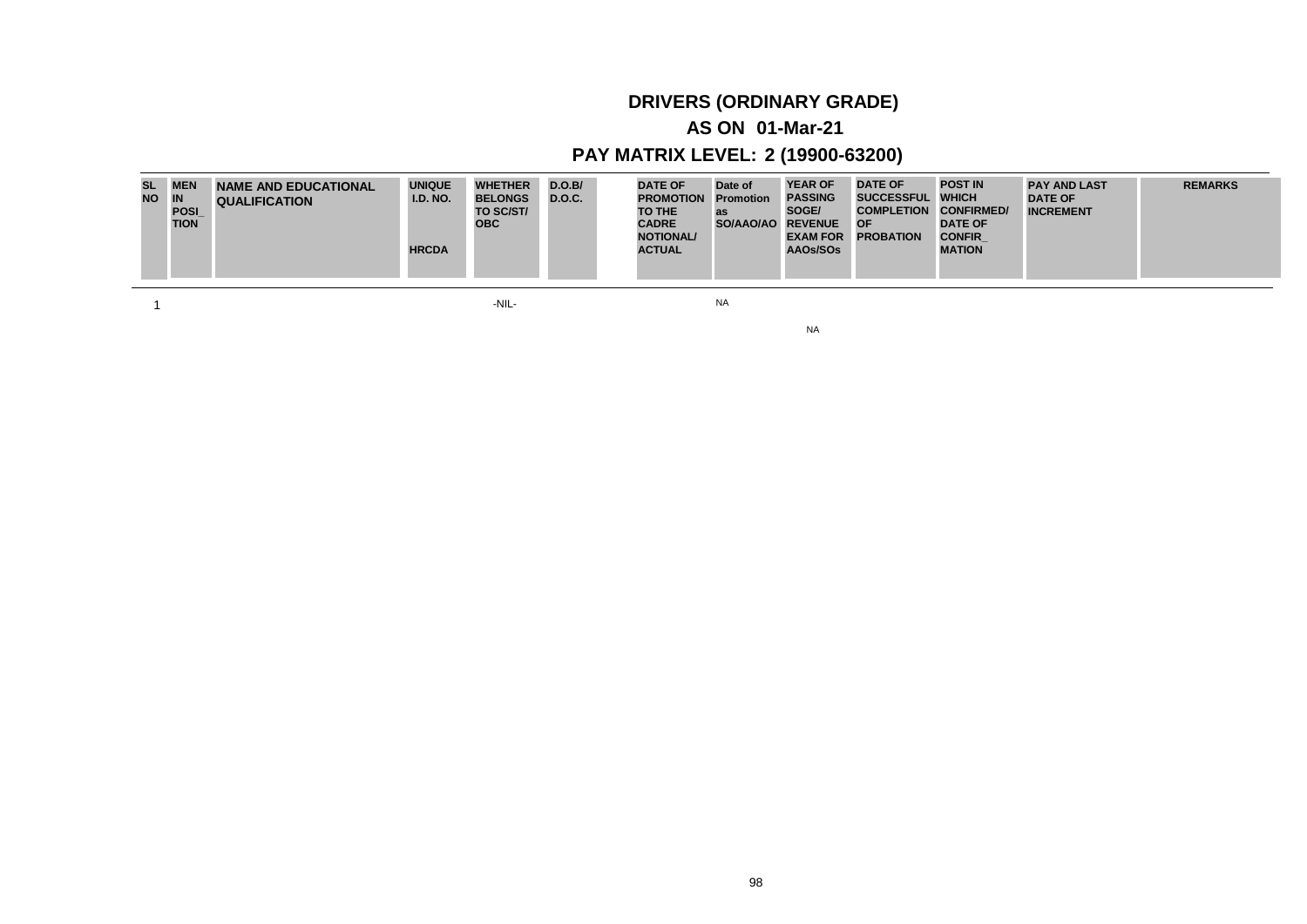## DRIVERS (ORDINARY GRADE)

## AS ON 01-Mar-21

## PAY MATRIX LEVEL: 2 (19900-63200)

| SL NO | MEN IN POSI_ TION | NAME AND EDUCATIONAL QUALIFICATION | UNIQUE I.D. NO. HRCDA | WHETHER BELONGS TO SC/ST/ OBC | D.O.B/ D.O.C. | DATE OF PROMOTION TO THE CADRE NOTIONAL/ ACTUAL | Date of Promotion as SO/AAO/AO | YEAR OF PASSING SOGE/ REVENUE EXAM FOR AAOs/SOs | DATE OF SUCCESSFUL COMPLETION OF PROBATION | POST IN WHICH CONFIRMED/ DATE OF CONFIR_ MATION | PAY AND LAST DATE OF INCREMENT | REMARKS |
|---|---|---|---|---|---|---|---|---|---|---|---|---|
| 1 | | | | -NIL- | | | NA | NA | | | | |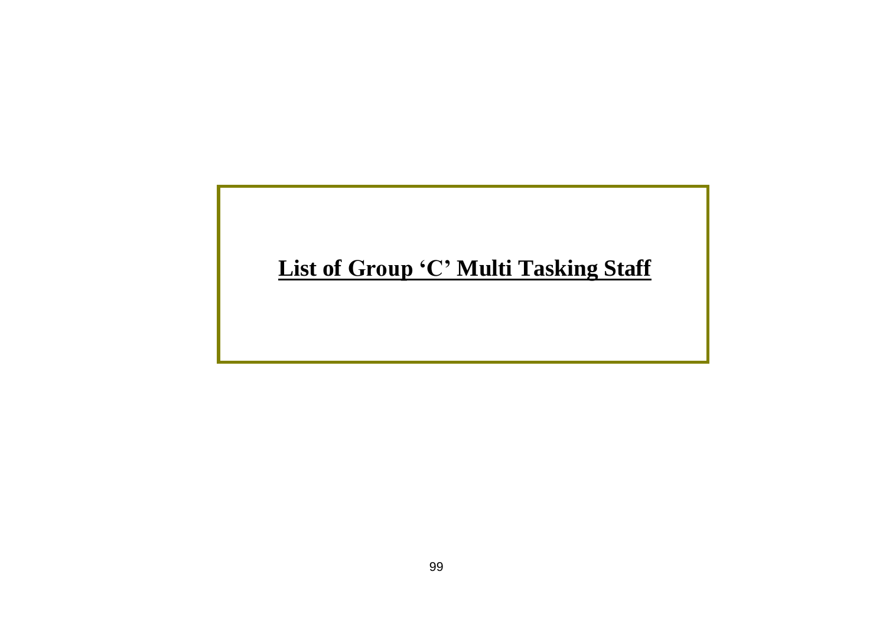# List of Group ‘C’ Multi Tasking Staff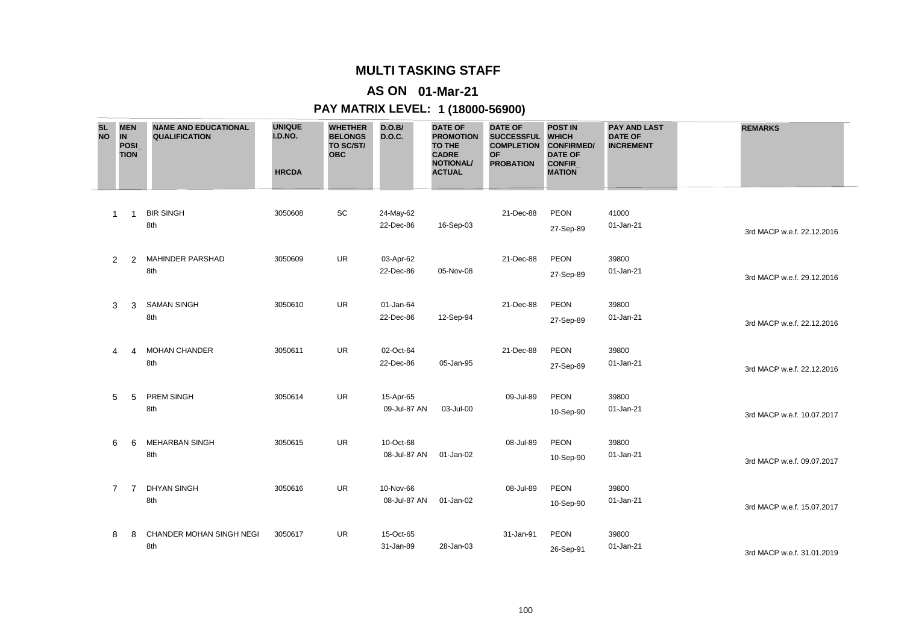# MULTI TASKING STAFF

## AS ON 01-Mar-21

## PAY MATRIX LEVEL: 1 (18000-56900)

| SL NO | MEN IN POSI_TION | NAME AND EDUCATIONAL QUALIFICATION | UNIQUE I.D.NO. HRCDA | WHETHER BELONGS TO SC/ST/ OBC | D.O.B/ D.O.C. | DATE OF PROMOTION TO THE CADRE NOTIONAL/ ACTUAL | DATE OF SUCCESSFUL COMPLETION OF PROBATION | POST IN WHICH CONFIRMED/ DATE OF CONFIR_MATION | PAY AND LAST DATE OF INCREMENT | REMARKS |
|---|---|---|---|---|---|---|---|---|---|---|
| 1 | 1 | BIR SINGH<br>8th | 3050608 | SC | 24-May-62<br>22-Dec-86 | 16-Sep-03 | 21-Dec-88 | PEON<br>27-Sep-89 | 41000<br>01-Jan-21 | 3rd MACP w.e.f. 22.12.2016 |
| 2 | 2 | MAHINDER PARSHAD<br>8th | 3050609 | UR | 03-Apr-62<br>22-Dec-86 | 05-Nov-08 | 21-Dec-88 | PEON<br>27-Sep-89 | 39800<br>01-Jan-21 | 3rd MACP w.e.f. 29.12.2016 |
| 3 | 3 | SAMAN SINGH<br>8th | 3050610 | UR | 01-Jan-64<br>22-Dec-86 | 12-Sep-94 | 21-Dec-88 | PEON<br>27-Sep-89 | 39800<br>01-Jan-21 | 3rd MACP w.e.f. 22.12.2016 |
| 4 | 4 | MOHAN CHANDER<br>8th | 3050611 | UR | 02-Oct-64<br>22-Dec-86 | 05-Jan-95 | 21-Dec-88 | PEON<br>27-Sep-89 | 39800<br>01-Jan-21 | 3rd MACP w.e.f. 22.12.2016 |
| 5 | 5 | PREM SINGH<br>8th | 3050614 | UR | 15-Apr-65<br>09-Jul-87 AN | 03-Jul-00 | 09-Jul-89 | PEON<br>10-Sep-90 | 39800<br>01-Jan-21 | 3rd MACP w.e.f. 10.07.2017 |
| 6 | 6 | MEHARBAN SINGH<br>8th | 3050615 | UR | 10-Oct-68<br>08-Jul-87 AN | 01-Jan-02 | 08-Jul-89 | PEON<br>10-Sep-90 | 39800<br>01-Jan-21 | 3rd MACP w.e.f. 09.07.2017 |
| 7 | 7 | DHYAN SINGH<br>8th | 3050616 | UR | 10-Nov-66<br>08-Jul-87 AN | 01-Jan-02 | 08-Jul-89 | PEON<br>10-Sep-90 | 39800<br>01-Jan-21 | 3rd MACP w.e.f. 15.07.2017 |
| 8 | 8 | CHANDER MOHAN SINGH NEGI<br>8th | 3050617 | UR | 15-Oct-65<br>31-Jan-89 | 28-Jan-03 | 31-Jan-91 | PEON<br>26-Sep-91 | 39800<br>01-Jan-21 | 3rd MACP w.e.f. 31.01.2019 |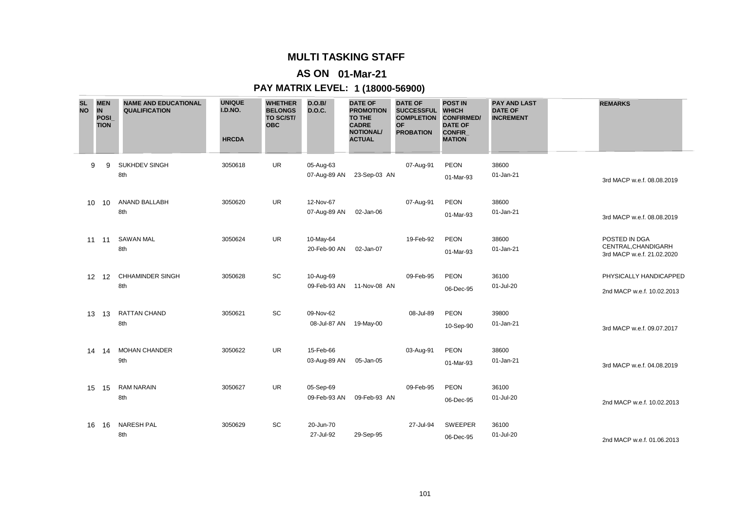# MULTI TASKING STAFF

## AS ON 01-Mar-21

## PAY MATRIX LEVEL: 1 (18000-56900)

| SL NO | MEN IN POSI_TION | NAME AND EDUCATIONAL QUALIFICATION | UNIQUE I.D.NO. HRCDA | WHETHER BELONGS TO SC/ST/ OBC | D.O.B/ D.O.C. | DATE OF PROMOTION TO THE CADRE NOTIONAL/ ACTUAL | DATE OF SUCCESSFUL COMPLETION OF PROBATION | POST IN WHICH CONFIRMED/ DATE OF CONFIR_MATION | PAY AND LAST DATE OF INCREMENT | REMARKS |
|---|---|---|---|---|---|---|---|---|---|---|
| 9 | 9 | SUKHDEV SINGH<br>8th | 3050618 | UR | 05-Aug-63<br>07-Aug-89 AN | 23-Sep-03 AN | 07-Aug-91 | PEON<br>01-Mar-93 | 38600<br>01-Jan-21 | 3rd MACP w.e.f. 08.08.2019 |
| 10 | 10 | ANAND BALLABH<br>8th | 3050620 | UR | 12-Nov-67<br>07-Aug-89 AN | 02-Jan-06 | 07-Aug-91 | PEON<br>01-Mar-93 | 38600<br>01-Jan-21 | 3rd MACP w.e.f. 08.08.2019 |
| 11 | 11 | SAWAN MAL<br>8th | 3050624 | UR | 10-May-64<br>20-Feb-90 AN | 02-Jan-07 | 19-Feb-92 | PEON<br>01-Mar-93 | 38600<br>01-Jan-21 | POSTED IN DGA CENTRAL,CHANDIGARH<br>3rd MACP w.e.f. 21.02.2020 |
| 12 | 12 | CHHAMINDER SINGH<br>8th | 3050628 | SC | 10-Aug-69<br>09-Feb-93 AN | 11-Nov-08 AN | 09-Feb-95 | PEON<br>06-Dec-95 | 36100<br>01-Jul-20 | PHYSICALLY HANDICAPPED<br>2nd MACP w.e.f. 10.02.2013 |
| 13 | 13 | RATTAN CHAND<br>8th | 3050621 | SC | 09-Nov-62<br>08-Jul-87 AN | 19-May-00 | 08-Jul-89 | PEON<br>10-Sep-90 | 39800<br>01-Jan-21 | 3rd MACP w.e.f. 09.07.2017 |
| 14 | 14 | MOHAN CHANDER<br>9th | 3050622 | UR | 15-Feb-66<br>03-Aug-89 AN | 05-Jan-05 | 03-Aug-91 | PEON<br>01-Mar-93 | 38600<br>01-Jan-21 | 3rd MACP w.e.f. 04.08.2019 |
| 15 | 15 | RAM NARAIN<br>8th | 3050627 | UR | 05-Sep-69<br>09-Feb-93 AN | 09-Feb-93 AN | 09-Feb-95 | PEON<br>06-Dec-95 | 36100<br>01-Jul-20 | 2nd MACP w.e.f. 10.02.2013 |
| 16 | 16 | NARESH PAL<br>8th | 3050629 | SC | 20-Jun-70<br>27-Jul-92 | 29-Sep-95 | 27-Jul-94 | SWEEPER<br>06-Dec-95 | 36100<br>01-Jul-20 | 2nd MACP w.e.f. 01.06.2013 |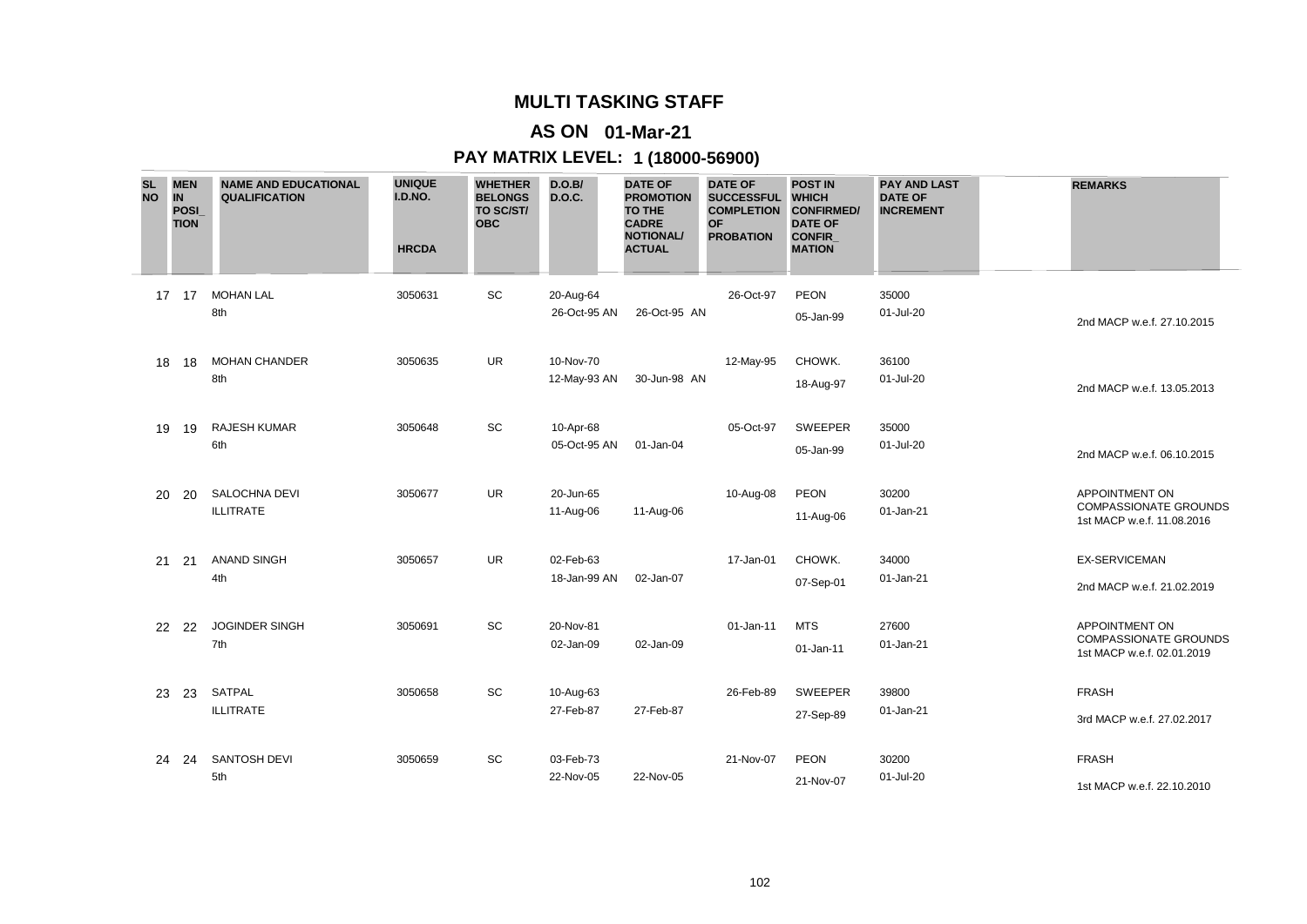# MULTI TASKING STAFF

## AS ON 01-Mar-21

## PAY MATRIX LEVEL: 1 (18000-56900)

| SL NO | MEN IN POSI_ TION | NAME AND EDUCATIONAL QUALIFICATION | UNIQUE I.D.NO. HRCDA | WHETHER BELONGS TO SC/ST/ OBC | D.O.B/ D.O.C. | DATE OF PROMOTION TO THE CADRE NOTIONAL/ ACTUAL | DATE OF SUCCESSFUL COMPLETION OF PROBATION | POST IN WHICH CONFIRMED/ DATE OF CONFIR_ MATION | PAY AND LAST DATE OF INCREMENT | REMARKS |
|---|---|---|---|---|---|---|---|---|---|---|
| 17 | 17 | MOHAN LAL<br>8th | 3050631 | SC | 20-Aug-64<br>26-Oct-95 AN | 26-Oct-95 AN | 26-Oct-97 | PEON<br>05-Jan-99 | 35000<br>01-Jul-20 | 2nd MACP w.e.f. 27.10.2015 |
| 18 | 18 | MOHAN CHANDER<br>8th | 3050635 | UR | 10-Nov-70<br>12-May-93 AN | 30-Jun-98 AN | 12-May-95 | CHOWK.<br>18-Aug-97 | 36100<br>01-Jul-20 | 2nd MACP w.e.f. 13.05.2013 |
| 19 | 19 | RAJESH KUMAR<br>6th | 3050648 | SC | 10-Apr-68<br>05-Oct-95 AN | 01-Jan-04 | 05-Oct-97 | SWEEPER<br>05-Jan-99 | 35000<br>01-Jul-20 | 2nd MACP w.e.f. 06.10.2015 |
| 20 | 20 | SALOCHNA DEVI<br>ILLITRATE | 3050677 | UR | 20-Jun-65<br>11-Aug-06 | 11-Aug-06 | 10-Aug-08 | PEON<br>11-Aug-06 | 30200<br>01-Jan-21 | APPOINTMENT ON COMPASSIONATE GROUNDS<br>1st MACP w.e.f. 11.08.2016 |
| 21 | 21 | ANAND SINGH<br>4th | 3050657 | UR | 02-Feb-63<br>18-Jan-99 AN | 02-Jan-07 | 17-Jan-01 | CHOWK.<br>07-Sep-01 | 34000<br>01-Jan-21 | EX-SERVICEMAN<br>2nd MACP w.e.f. 21.02.2019 |
| 22 | 22 | JOGINDER SINGH<br>7th | 3050691 | SC | 20-Nov-81<br>02-Jan-09 | 02-Jan-09 | 01-Jan-11 | MTS<br>01-Jan-11 | 27600<br>01-Jan-21 | APPOINTMENT ON COMPASSIONATE GROUNDS<br>1st MACP w.e.f. 02.01.2019 |
| 23 | 23 | SATPAL<br>ILLITRATE | 3050658 | SC | 10-Aug-63<br>27-Feb-87 | 27-Feb-87 | 26-Feb-89 | SWEEPER<br>27-Sep-89 | 39800<br>01-Jan-21 | FRASH<br>3rd MACP w.e.f. 27.02.2017 |
| 24 | 24 | SANTOSH DEVI<br>5th | 3050659 | SC | 03-Feb-73<br>22-Nov-05 | 22-Nov-05 | 21-Nov-07 | PEON<br>21-Nov-07 | 30200<br>01-Jul-20 | FRASH<br>1st MACP w.e.f. 22.10.2010 |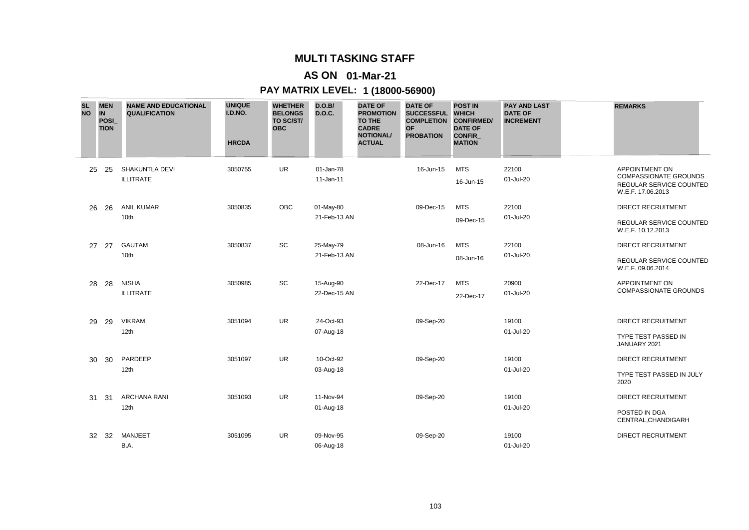# MULTI TASKING STAFF

## AS ON 01-Mar-21

## PAY MATRIX LEVEL: 1 (18000-56900)

| SL NO | MEN IN POSI_ TION | NAME AND EDUCATIONAL QUALIFICATION | UNIQUE I.D.NO. HRCDA | WHETHER BELONGS TO SC/ST/ OBC | D.O.B/ D.O.C. | DATE OF PROMOTION TO THE CADRE NOTIONAL/ ACTUAL | DATE OF SUCCESSFUL COMPLETION OF PROBATION | POST IN WHICH CONFIRMED/ DATE OF CONFIR_ MATION | PAY AND LAST DATE OF INCREMENT | REMARKS |
|---|---|---|---|---|---|---|---|---|---|---|
| 25 | 25 | SHAKUNTLA DEVI<br>ILLITRATE | 3050755 | UR | 01-Jan-78<br>11-Jan-11 | | 16-Jun-15 | MTS<br>16-Jun-15 | 22100<br>01-Jul-20 | APPOINTMENT ON COMPASSIONATE GROUNDS<br>REGULAR SERVICE COUNTED W.E.F. 17.06.2013 |
| 26 | 26 | ANIL KUMAR<br>10th | 3050835 | OBC | 01-May-80<br>21-Feb-13 AN | | 09-Dec-15 | MTS<br>09-Dec-15 | 22100<br>01-Jul-20 | DIRECT RECRUITMENT<br>REGULAR SERVICE COUNTED W.E.F. 10.12.2013 |
| 27 | 27 | GAUTAM<br>10th | 3050837 | SC | 25-May-79<br>21-Feb-13 AN | | 08-Jun-16 | MTS<br>08-Jun-16 | 22100<br>01-Jul-20 | DIRECT RECRUITMENT<br>REGULAR SERVICE COUNTED W.E.F. 09.06.2014 |
| 28 | 28 | NISHA<br>ILLITRATE | 3050985 | SC | 15-Aug-90<br>22-Dec-15 AN | | 22-Dec-17 | MTS<br>22-Dec-17 | 20900<br>01-Jul-20 | APPOINTMENT ON COMPASSIONATE GROUNDS |
| 29 | 29 | VIKRAM<br>12th | 3051094 | UR | 24-Oct-93<br>07-Aug-18 | | 09-Sep-20 | | 19100<br>01-Jul-20 | DIRECT RECRUITMENT<br>TYPE TEST PASSED IN JANUARY 2021 |
| 30 | 30 | PARDEEP<br>12th | 3051097 | UR | 10-Oct-92<br>03-Aug-18 | | 09-Sep-20 | | 19100<br>01-Jul-20 | DIRECT RECRUITMENT<br>TYPE TEST PASSED IN JULY 2020 |
| 31 | 31 | ARCHANA RANI<br>12th | 3051093 | UR | 11-Nov-94<br>01-Aug-18 | | 09-Sep-20 | | 19100<br>01-Jul-20 | DIRECT RECRUITMENT<br>POSTED IN DGA CENTRAL,CHANDIGARH |
| 32 | 32 | MANJEET<br>B.A. | 3051095 | UR | 09-Nov-95<br>06-Aug-18 | | 09-Sep-20 | | 19100<br>01-Jul-20 | DIRECT RECRUITMENT |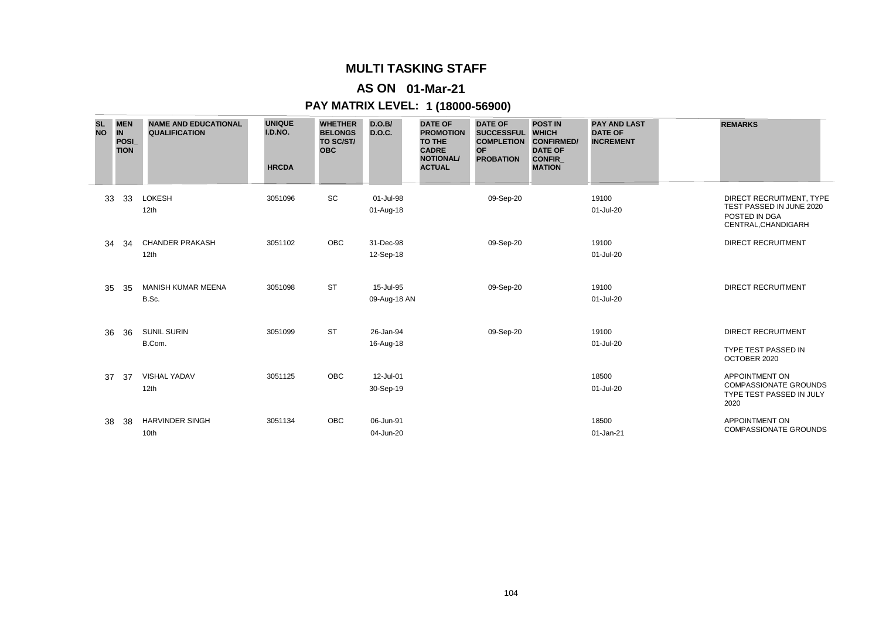# MULTI TASKING STAFF

## AS ON 01-Mar-21

## PAY MATRIX LEVEL: 1 (18000-56900)

| SL NO | MEN IN POSI_ TION | NAME AND EDUCATIONAL QUALIFICATION | UNIQUE I.D.NO. HRCDA | WHETHER BELONGS TO SC/ST/ OBC | D.O.B/ D.O.C. | DATE OF PROMOTION TO THE CADRE NOTIONAL/ ACTUAL | DATE OF SUCCESSFUL COMPLETION OF PROBATION | POST IN WHICH CONFIRMED/ DATE OF CONFIR_ MATION | PAY AND LAST DATE OF INCREMENT | REMARKS |
|---|---|---|---|---|---|---|---|---|---|---|
| 33 | 33 | LOKESH<br>12th | 3051096 | SC | 01-Jul-98<br>01-Aug-18 | | 09-Sep-20 | | 19100<br>01-Jul-20 | DIRECT RECRUITMENT, TYPE TEST PASSED IN JUNE 2020 POSTED IN DGA CENTRAL,CHANDIGARH |
| 34 | 34 | CHANDER PRAKASH<br>12th | 3051102 | OBC | 31-Dec-98<br>12-Sep-18 | | 09-Sep-20 | | 19100<br>01-Jul-20 | DIRECT RECRUITMENT |
| 35 | 35 | MANISH KUMAR MEENA<br>B.Sc. | 3051098 | ST | 15-Jul-95<br>09-Aug-18 AN | | 09-Sep-20 | | 19100<br>01-Jul-20 | DIRECT RECRUITMENT |
| 36 | 36 | SUNIL SURIN<br>B.Com. | 3051099 | ST | 26-Jan-94<br>16-Aug-18 | | 09-Sep-20 | | 19100<br>01-Jul-20 | DIRECT RECRUITMENT<br>TYPE TEST PASSED IN OCTOBER 2020 |
| 37 | 37 | VISHAL YADAV<br>12th | 3051125 | OBC | 12-Jul-01<br>30-Sep-19 | | | | 18500<br>01-Jul-20 | APPOINTMENT ON COMPASSIONATE GROUNDS TYPE TEST PASSED IN JULY 2020 |
| 38 | 38 | HARVINDER SINGH<br>10th | 3051134 | OBC | 06-Jun-91<br>04-Jun-20 | | | | 18500<br>01-Jan-21 | APPOINTMENT ON COMPASSIONATE GROUNDS |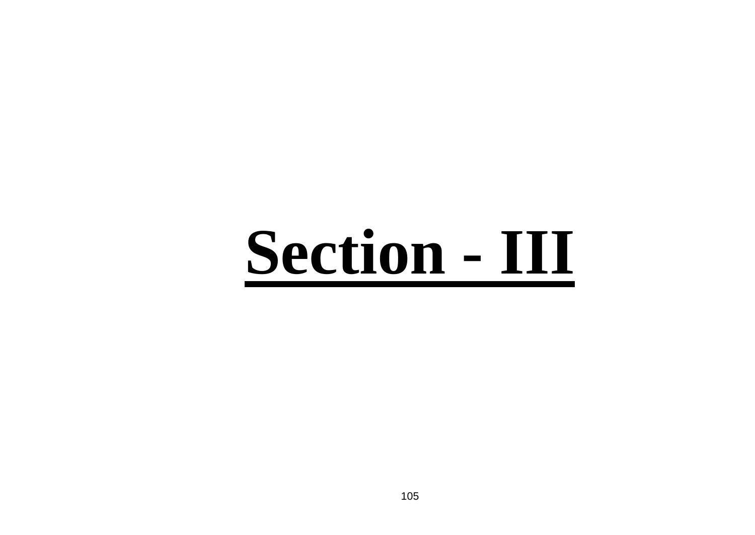# Section - III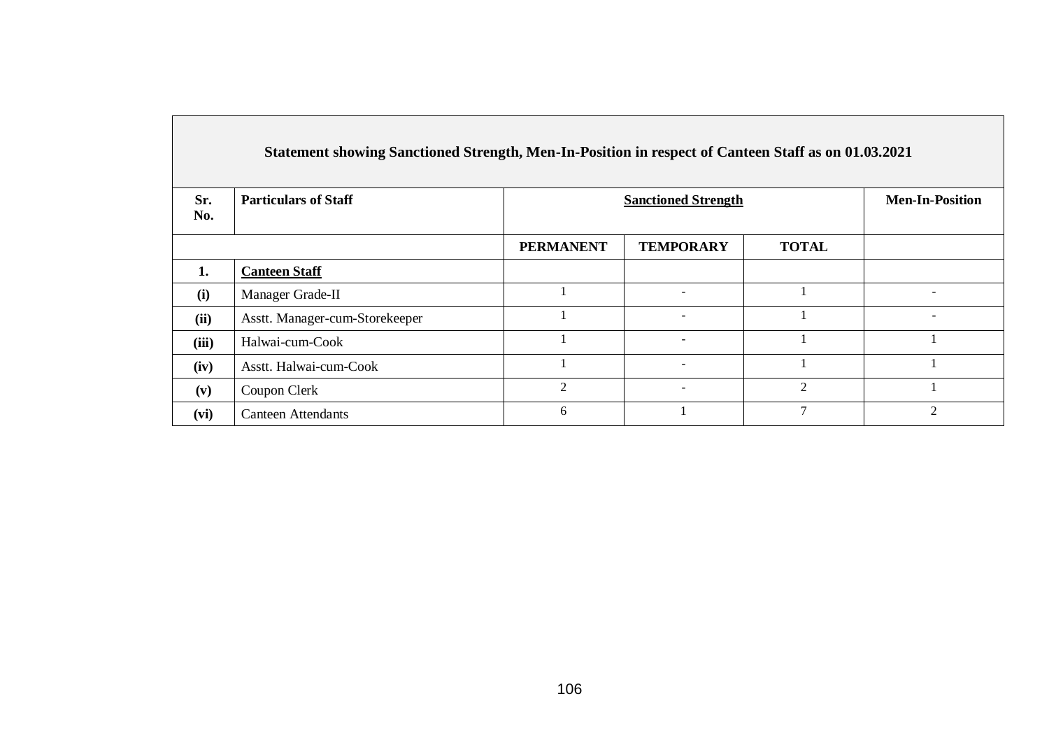**Statement showing Sanctioned Strength, Men-In-Position in respect of Canteen Staff as on 01.03.2021**

| Sr. No. | Particulars of Staff | Sanctioned Strength | | | Men-In-Position |
|---|---|---|---|---|---|
| | | PERMANENT | TEMPORARY | TOTAL | |
| **1.** | **Canteen Staff** | | | | |
| **(i)** | Manager Grade-II | 1 | - | 1 | - |
| **(ii)** | Asstt. Manager-cum-Storekeeper | 1 | - | 1 | - |
| **(iii)** | Halwai-cum-Cook | 1 | - | 1 | 1 |
| **(iv)** | Asstt. Halwai-cum-Cook | 1 | - | 1 | 1 |
| **(v)** | Coupon Clerk | 2 | - | 2 | 1 |
| **(vi)** | Canteen Attendants | 6 | 1 | 7 | 2 |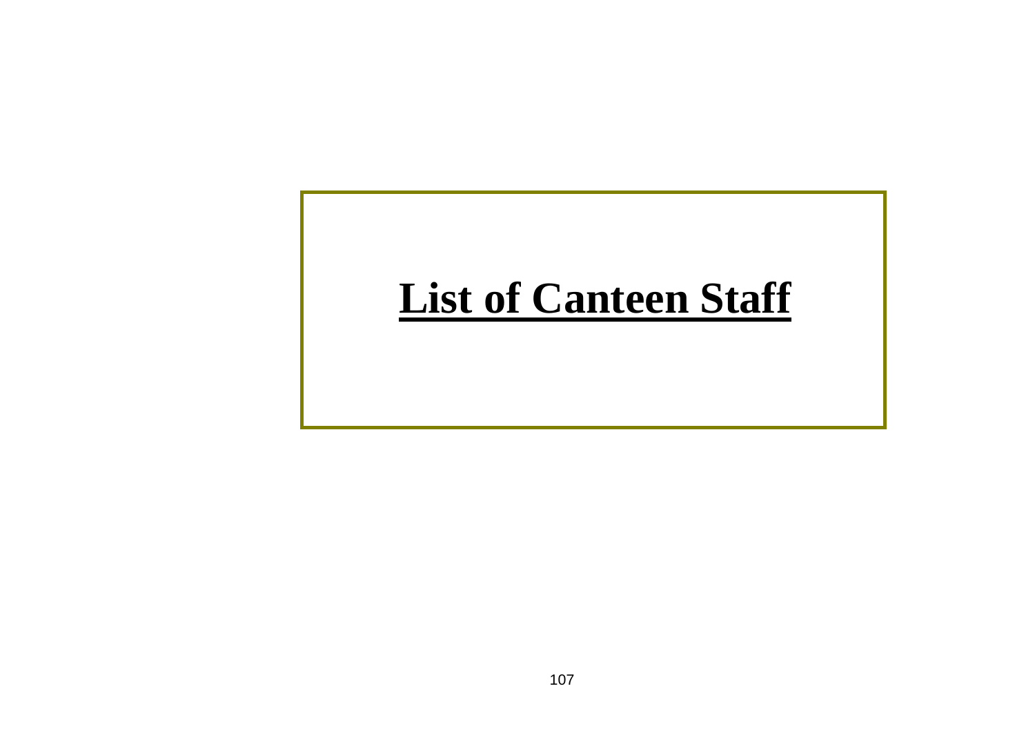# List of Canteen Staff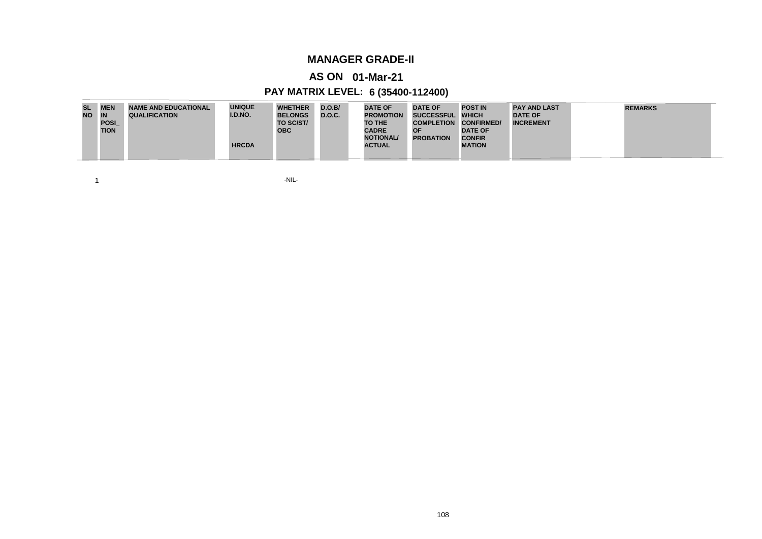# MANAGER GRADE-II

## AS ON 01-Mar-21

## PAY MATRIX LEVEL: 6 (35400-112400)

| SL NO | MEN IN POSI_ TION | NAME AND EDUCATIONAL QUALIFICATION | UNIQUE I.D.NO. HRCDA | WHETHER BELONGS TO SC/ST/ OBC | D.O.B/ D.O.C. | DATE OF PROMOTION TO THE CADRE NOTIONAL/ ACTUAL | DATE OF SUCCESSFUL COMPLETION OF PROBATION | POST IN WHICH CONFIRMED/ DATE OF CONFIR_ MATION | PAY AND LAST DATE OF INCREMENT | REMARKS |
|---|---|---|---|---|---|---|---|---|---|---|
| | 1 | | | -NIL- | | | | | | |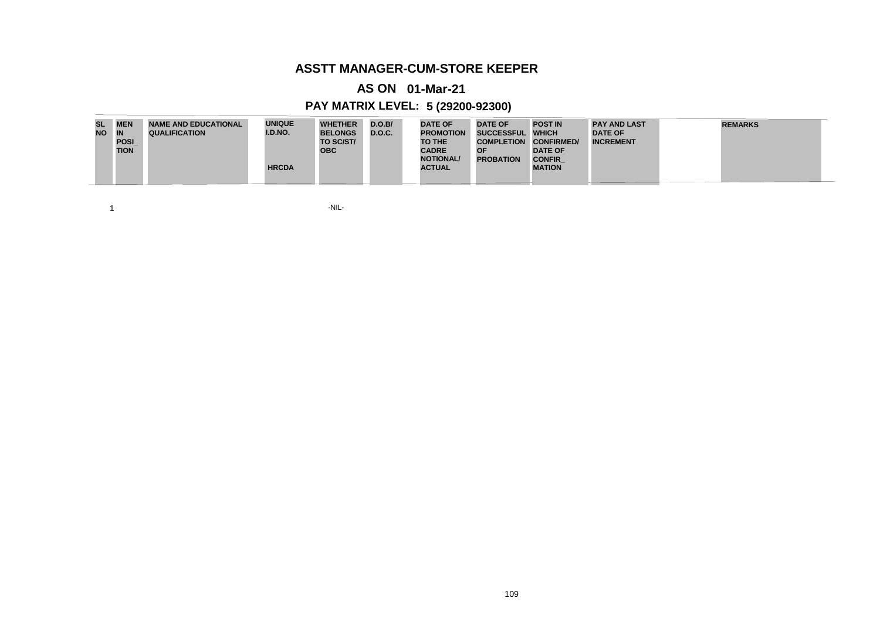# ASSTT MANAGER-CUM-STORE KEEPER

## AS ON 01-Mar-21

## PAY MATRIX LEVEL: 5 (29200-92300)

| SL NO | MEN IN POSI_ TION | NAME AND EDUCATIONAL QUALIFICATION | UNIQUE I.D.NO. HRCDA | WHETHER BELONGS TO SC/ST/ OBC | D.O.B/ D.O.C. | DATE OF PROMOTION TO THE CADRE NOTIONAL/ ACTUAL | DATE OF SUCCESSFUL COMPLETION OF PROBATION | POST IN WHICH CONFIRMED/ DATE OF CONFIR_ MATION | PAY AND LAST DATE OF INCREMENT | REMARKS |
|---|---|---|---|---|---|---|---|---|---|---|
| 1 | | | | -NIL- | | | | | | |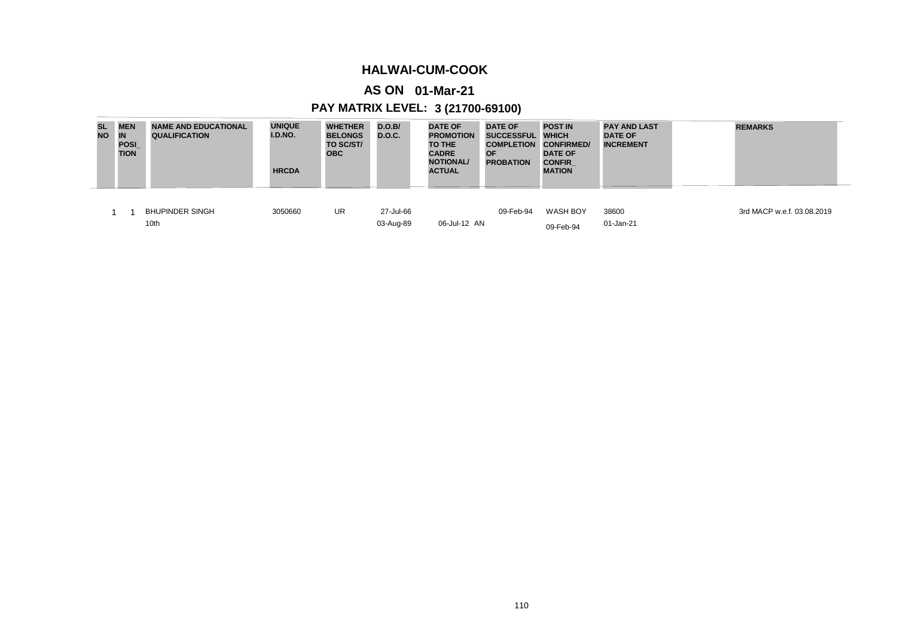# HALWAI-CUM-COOK

## AS ON 01-Mar-21

## PAY MATRIX LEVEL: 3 (21700-69100)

| SL NO | MEN IN POSI_TION | NAME AND EDUCATIONAL QUALIFICATION | UNIQUE I.D.NO. HRCDA | WHETHER BELONGS TO SC/ST/ OBC | D.O.B/ D.O.C. | DATE OF PROMOTION TO THE CADRE NOTIONAL/ ACTUAL | DATE OF SUCCESSFUL COMPLETION OF PROBATION | POST IN WHICH CONFIRMED/ DATE OF CONFIR_MATION | PAY AND LAST DATE OF INCREMENT | REMARKS |
|---|---|---|---|---|---|---|---|---|---|---|
| 1 | 1 | BHUPINDER SINGH<br>10th | 3050660 | UR | 27-Jul-66<br>03-Aug-89 | 06-Jul-12 AN | 09-Feb-94 | WASH BOY<br>09-Feb-94 | 38600<br>01-Jan-21 | 3rd MACP w.e.f. 03.08.2019 |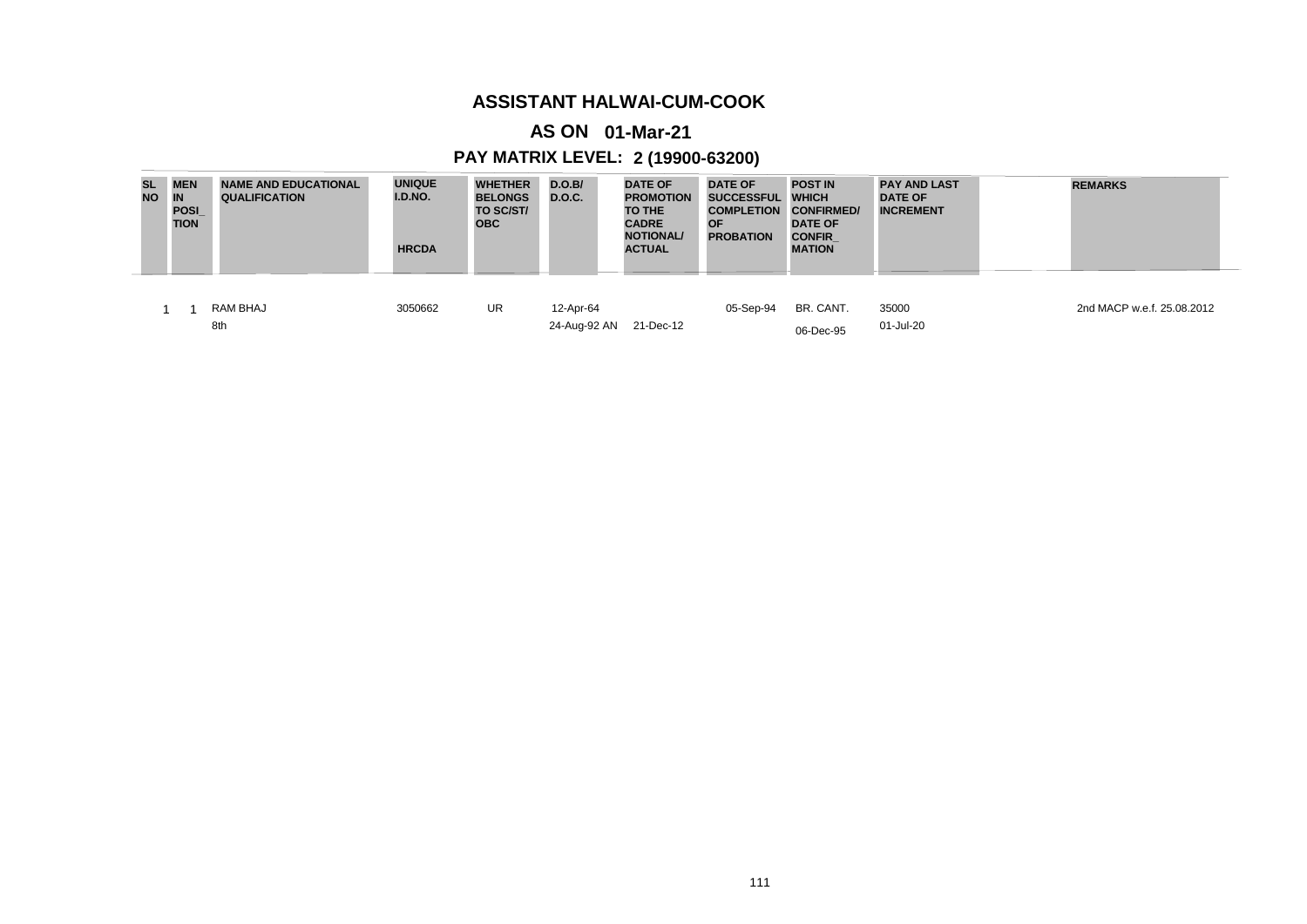# ASSISTANT HALWAI-CUM-COOK

## AS ON 01-Mar-21

## PAY MATRIX LEVEL: 2 (19900-63200)

| SL NO | MEN IN POSI_TION | NAME AND EDUCATIONAL QUALIFICATION | UNIQUE I.D.NO. HRCDA | WHETHER BELONGS TO SC/ST/ OBC | D.O.B/ D.O.C. | DATE OF PROMOTION TO THE CADRE NOTIONAL/ ACTUAL | DATE OF SUCCESSFUL COMPLETION OF PROBATION | POST IN WHICH CONFIRMED/ DATE OF CONFIR_MATION | PAY AND LAST DATE OF INCREMENT | REMARKS |
|---|---|---|---|---|---|---|---|---|---|---|
| 1 | 1 | RAM BHAJ<br>8th | 3050662 | UR | 12-Apr-64<br>24-Aug-92 AN | 21-Dec-12 | 05-Sep-94 | BR. CANT.<br>06-Dec-95 | 35000<br>01-Jul-20 | 2nd MACP w.e.f. 25.08.2012 |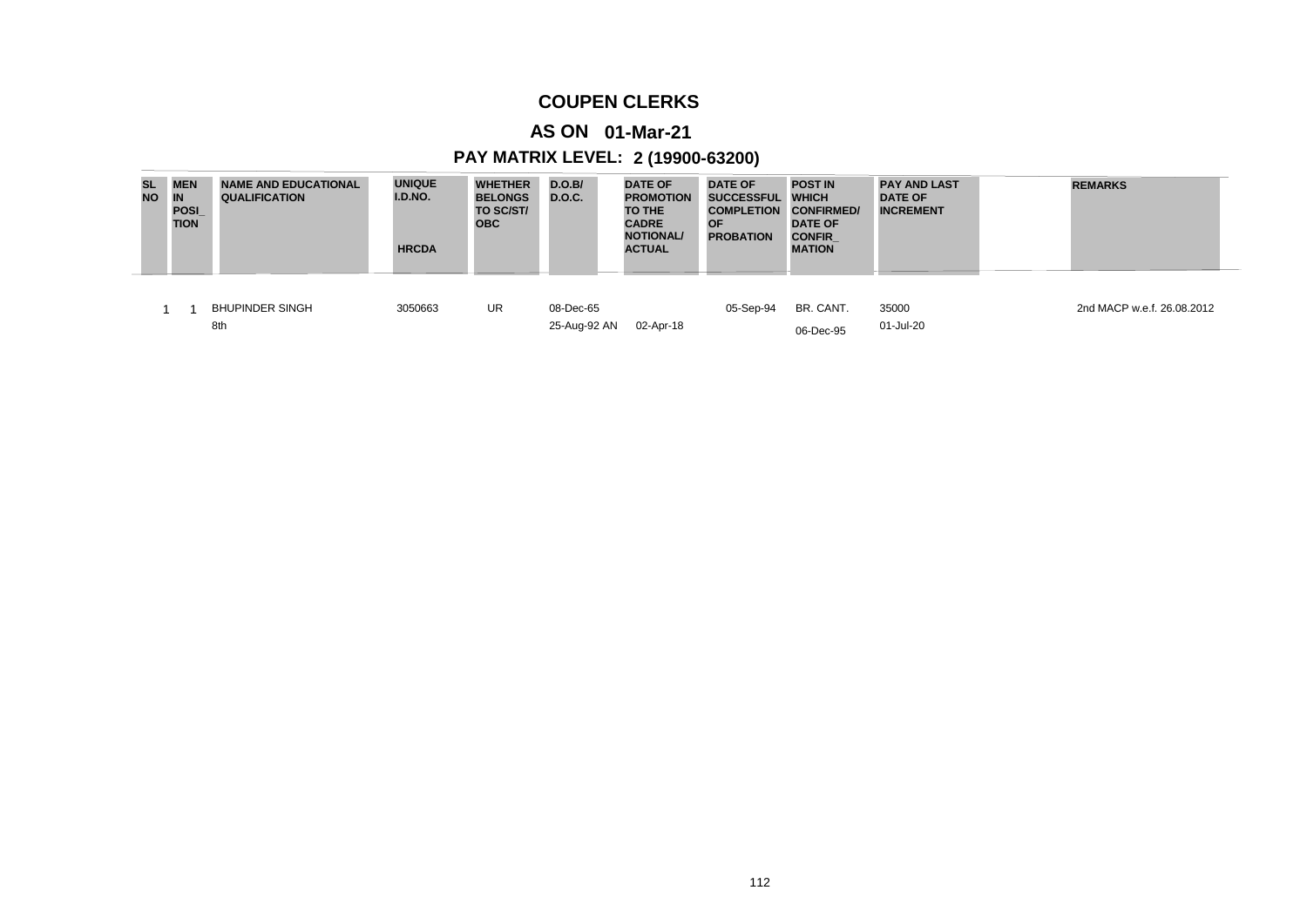# COUPEN CLERKS

## AS ON 01-Mar-21

## PAY MATRIX LEVEL: 2 (19900-63200)

| SL NO | MEN IN POSI_TION | NAME AND EDUCATIONAL QUALIFICATION | UNIQUE I.D.NO. HRCDA | WHETHER BELONGS TO SC/ST/ OBC | D.O.B/ D.O.C. | DATE OF PROMOTION TO THE CADRE NOTIONAL/ ACTUAL | DATE OF SUCCESSFUL COMPLETION OF PROBATION | POST IN WHICH CONFIRMED/ DATE OF CONFIR_MATION | PAY AND LAST DATE OF INCREMENT | REMARKS |
|---|---|---|---|---|---|---|---|---|---|---|
| 1 | 1 | BHUPINDER SINGH<br>8th | 3050663 | UR | 08-Dec-65<br>25-Aug-92 AN | 02-Apr-18 | 05-Sep-94 | BR. CANT.<br>06-Dec-95 | 35000<br>01-Jul-20 | 2nd MACP w.e.f. 26.08.2012 |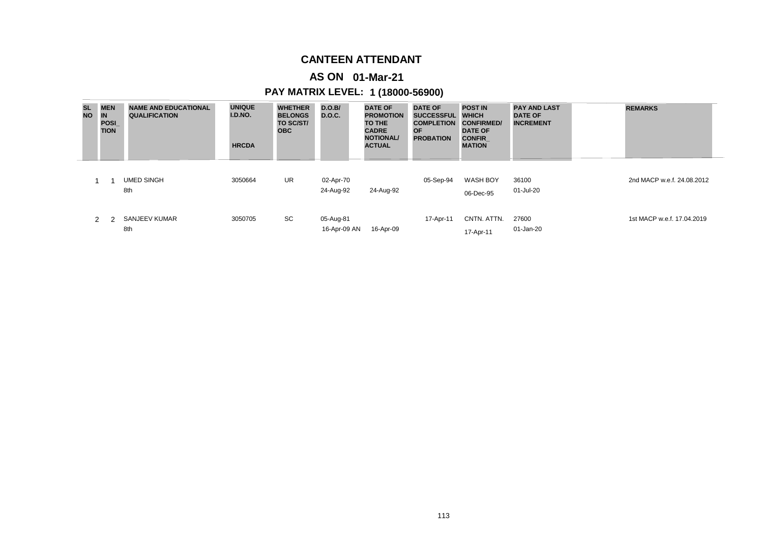# CANTEEN ATTENDANT

## AS ON 01-Mar-21

## PAY MATRIX LEVEL: 1 (18000-56900)

| SL NO | MEN IN POSI_ TION | NAME AND EDUCATIONAL QUALIFICATION | UNIQUE I.D.NO. HRCDA | WHETHER BELONGS TO SC/ST/ OBC | D.O.B/ D.O.C. | DATE OF PROMOTION TO THE CADRE NOTIONAL/ ACTUAL | DATE OF SUCCESSFUL COMPLETION OF PROBATION | POST IN WHICH CONFIRMED/ DATE OF CONFIR_ MATION | PAY AND LAST DATE OF INCREMENT | REMARKS |
|---|---|---|---|---|---|---|---|---|---|---|
| 1 | 1 | UMED SINGH<br>8th | 3050664 | UR | 02-Apr-70<br>24-Aug-92 | 24-Aug-92 | 05-Sep-94 | WASH BOY<br>06-Dec-95 | 36100<br>01-Jul-20 | 2nd MACP w.e.f. 24.08.2012 |
| 2 | 2 | SANJEEV KUMAR<br>8th | 3050705 | SC | 05-Aug-81<br>16-Apr-09 AN | 16-Apr-09 | 17-Apr-11 | CNTN. ATTN.<br>17-Apr-11 | 27600<br>01-Jan-20 | 1st MACP w.e.f. 17.04.2019 |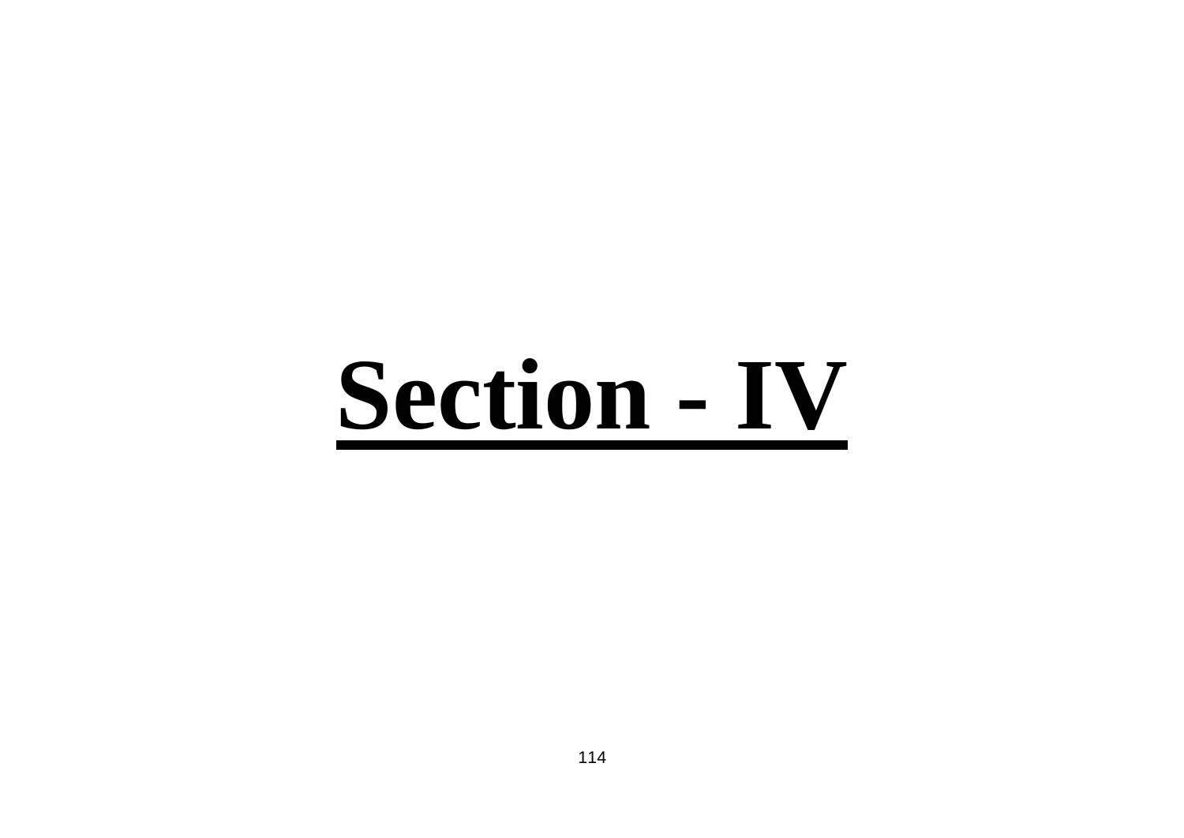# Section - IV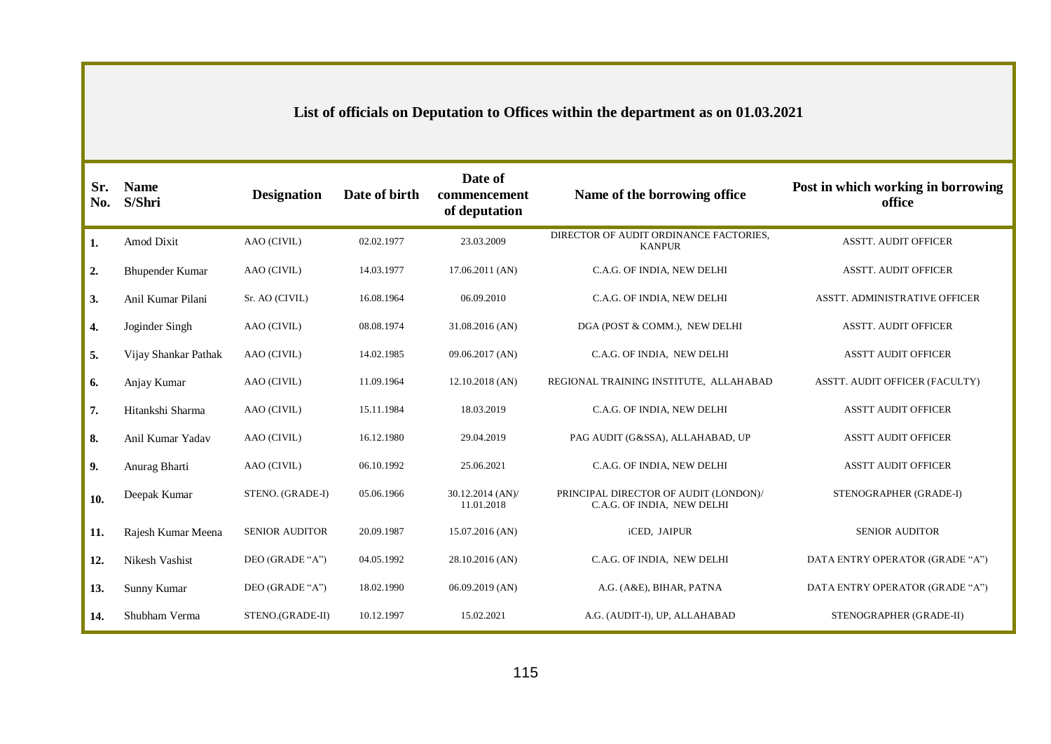## List of officials on Deputation to Offices within the department as on 01.03.2021

| Sr. No. | Name S/Shri | Designation | Date of birth | Date of commencement of deputation | Name of the borrowing office | Post in which working in borrowing office |
|---|---|---|---|---|---|---|
| 1. | Amod Dixit | AAO (CIVIL) | 02.02.1977 | 23.03.2009 | DIRECTOR OF AUDIT ORDINANCE FACTORIES, KANPUR | ASSTT. AUDIT OFFICER |
| 2. | Bhupender Kumar | AAO (CIVIL) | 14.03.1977 | 17.06.2011 (AN) | C.A.G. OF INDIA, NEW DELHI | ASSTT. AUDIT OFFICER |
| 3. | Anil Kumar Pilani | Sr. AO (CIVIL) | 16.08.1964 | 06.09.2010 | C.A.G. OF INDIA, NEW DELHI | ASSTT. ADMINISTRATIVE OFFICER |
| 4. | Joginder Singh | AAO (CIVIL) | 08.08.1974 | 31.08.2016 (AN) | DGA (POST & COMM.), NEW DELHI | ASSTT. AUDIT OFFICER |
| 5. | Vijay Shankar Pathak | AAO (CIVIL) | 14.02.1985 | 09.06.2017 (AN) | C.A.G. OF INDIA, NEW DELHI | ASSTT AUDIT OFFICER |
| 6. | Anjay Kumar | AAO (CIVIL) | 11.09.1964 | 12.10.2018 (AN) | REGIONAL TRAINING INSTITUTE, ALLAHABAD | ASSTT. AUDIT OFFICER (FACULTY) |
| 7. | Hitankshi Sharma | AAO (CIVIL) | 15.11.1984 | 18.03.2019 | C.A.G. OF INDIA, NEW DELHI | ASSTT AUDIT OFFICER |
| 8. | Anil Kumar Yadav | AAO (CIVIL) | 16.12.1980 | 29.04.2019 | PAG AUDIT (G&SSA), ALLAHABAD, UP | ASSTT AUDIT OFFICER |
| 9. | Anurag Bharti | AAO (CIVIL) | 06.10.1992 | 25.06.2021 | C.A.G. OF INDIA, NEW DELHI | ASSTT AUDIT OFFICER |
| 10. | Deepak Kumar | STENO. (GRADE-I) | 05.06.1966 | 30.12.2014 (AN)/ 11.01.2018 | PRINCIPAL DIRECTOR OF AUDIT (LONDON)/ C.A.G. OF INDIA, NEW DELHI | STENOGRAPHER (GRADE-I) |
| 11. | Rajesh Kumar Meena | SENIOR AUDITOR | 20.09.1987 | 15.07.2016 (AN) | iCED, JAIPUR | SENIOR AUDITOR |
| 12. | Nikesh Vashist | DEO (GRADE "A") | 04.05.1992 | 28.10.2016 (AN) | C.A.G. OF INDIA, NEW DELHI | DATA ENTRY OPERATOR (GRADE "A") |
| 13. | Sunny Kumar | DEO (GRADE "A") | 18.02.1990 | 06.09.2019 (AN) | A.G. (A&E), BIHAR, PATNA | DATA ENTRY OPERATOR (GRADE "A") |
| 14. | Shubham Verma | STENO.(GRADE-II) | 10.12.1997 | 15.02.2021 | A.G. (AUDIT-I), UP, ALLAHABAD | STENOGRAPHER (GRADE-II) |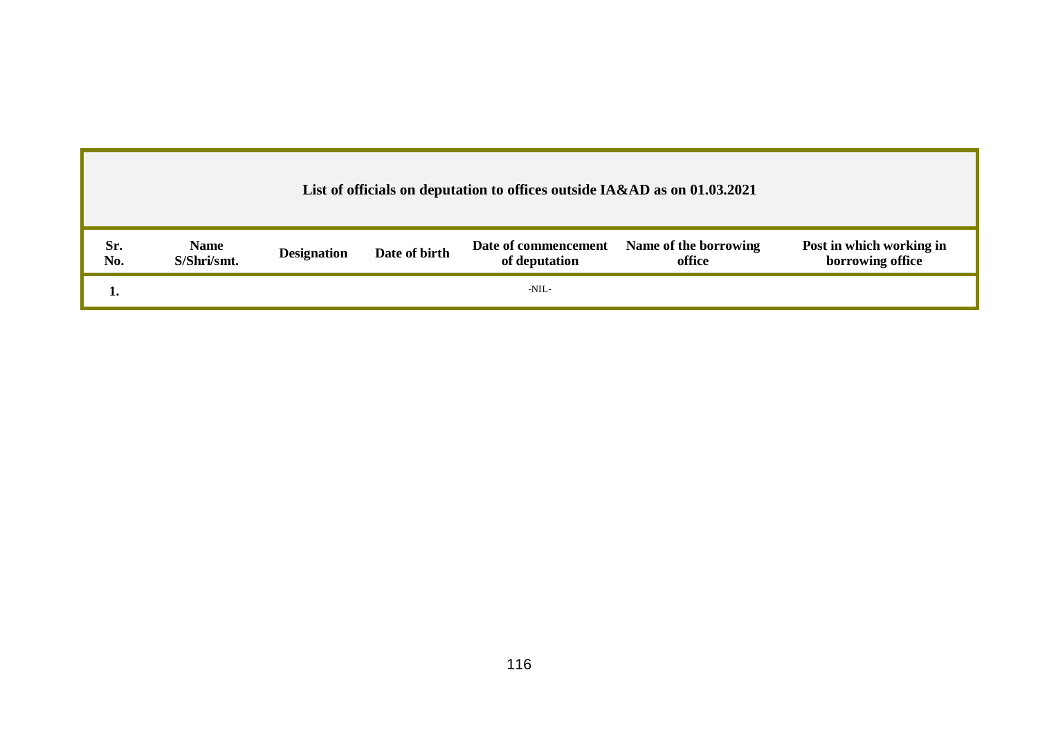## List of officials on deputation to offices outside IA&AD as on 01.03.2021

| Sr. No. | Name S/Shri/smt. | Designation | Date of birth | Date of commencement of deputation | Name of the borrowing office | Post in which working in borrowing office |
|---|---|---|---|---|---|---|
| 1. | | | | -NIL- | | |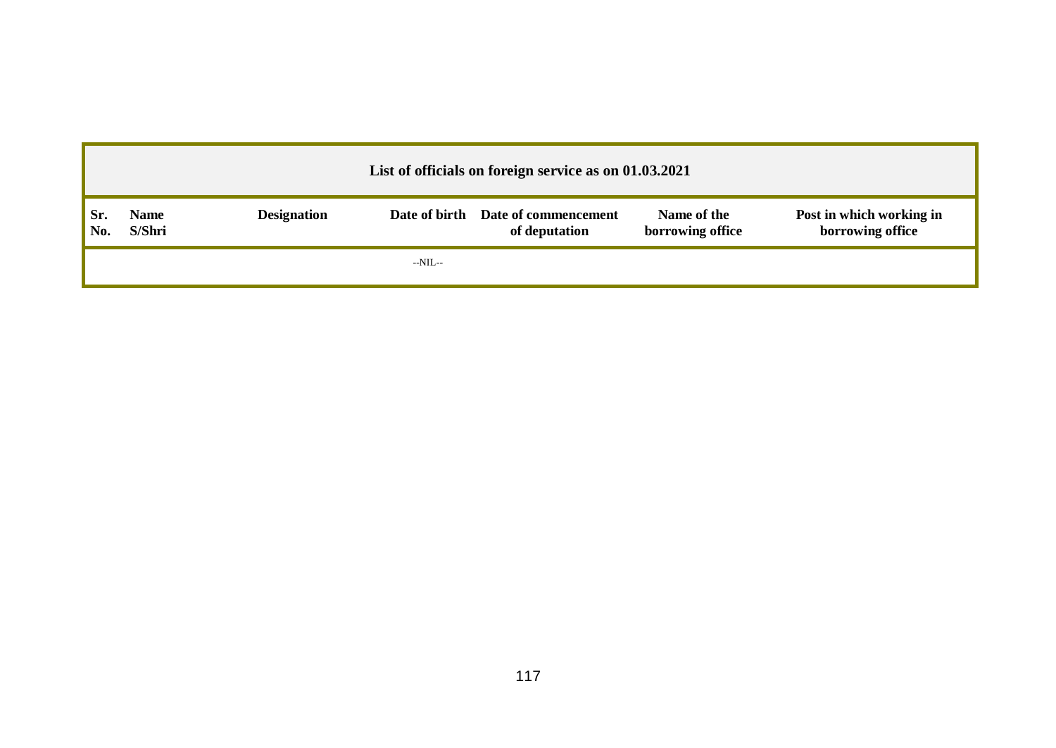| List of officials on foreign service as on 01.03.2021 | | | | | | |
|---|---|---|---|---|---|---|
| **Sr. No.** | **Name S/Shri** | **Designation** | **Date of birth** | **Date of commencement of deputation** | **Name of the borrowing office** | **Post in which working in borrowing office** |
| | | | --NIL-- | | | |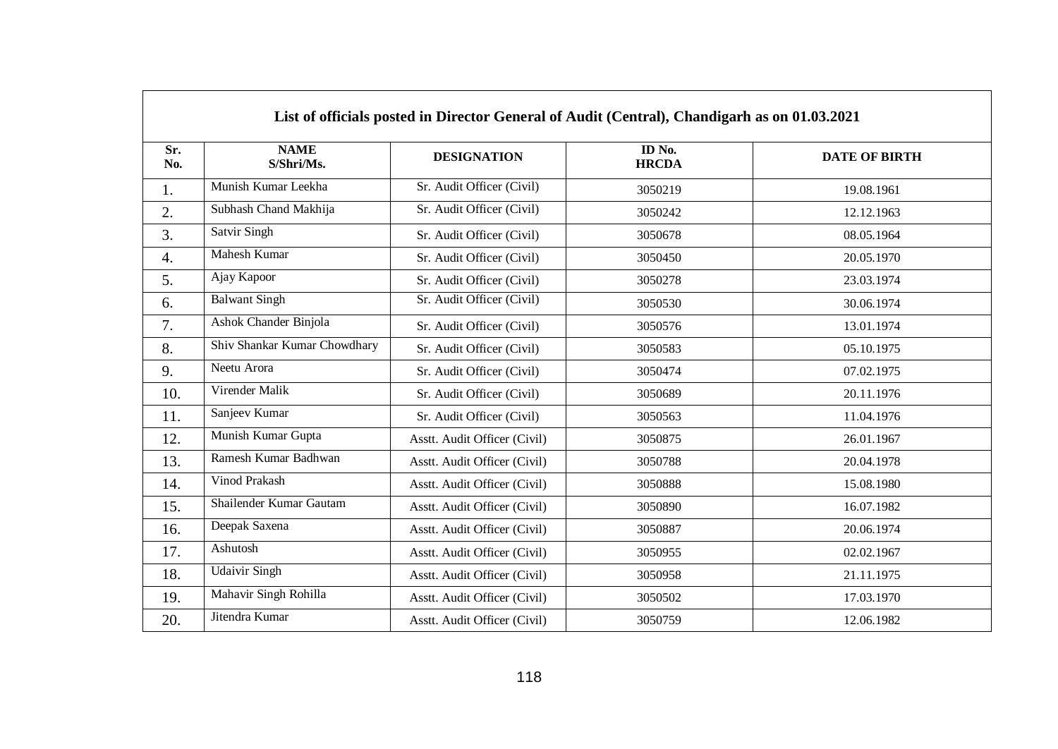| List of officials posted in Director General of Audit (Central), Chandigarh as on 01.03.2021 | | | | |
|---|---|---|---|---|
| **Sr. No.** | **NAME S/Shri/Ms.** | **DESIGNATION** | **ID No. HRCDA** | **DATE OF BIRTH** |
| 1. | Munish Kumar Leekha | Sr. Audit Officer (Civil) | 3050219 | 19.08.1961 |
| 2. | Subhash Chand Makhija | Sr. Audit Officer (Civil) | 3050242 | 12.12.1963 |
| 3. | Satvir Singh | Sr. Audit Officer (Civil) | 3050678 | 08.05.1964 |
| 4. | Mahesh Kumar | Sr. Audit Officer (Civil) | 3050450 | 20.05.1970 |
| 5. | Ajay Kapoor | Sr. Audit Officer (Civil) | 3050278 | 23.03.1974 |
| 6. | Balwant Singh | Sr. Audit Officer (Civil) | 3050530 | 30.06.1974 |
| 7. | Ashok Chander Binjola | Sr. Audit Officer (Civil) | 3050576 | 13.01.1974 |
| 8. | Shiv Shankar Kumar Chowdhary | Sr. Audit Officer (Civil) | 3050583 | 05.10.1975 |
| 9. | Neetu Arora | Sr. Audit Officer (Civil) | 3050474 | 07.02.1975 |
| 10. | Virender Malik | Sr. Audit Officer (Civil) | 3050689 | 20.11.1976 |
| 11. | Sanjeev Kumar | Sr. Audit Officer (Civil) | 3050563 | 11.04.1976 |
| 12. | Munish Kumar Gupta | Asstt. Audit Officer (Civil) | 3050875 | 26.01.1967 |
| 13. | Ramesh Kumar Badhwan | Asstt. Audit Officer (Civil) | 3050788 | 20.04.1978 |
| 14. | Vinod Prakash | Asstt. Audit Officer (Civil) | 3050888 | 15.08.1980 |
| 15. | Shailender Kumar Gautam | Asstt. Audit Officer (Civil) | 3050890 | 16.07.1982 |
| 16. | Deepak Saxena | Asstt. Audit Officer (Civil) | 3050887 | 20.06.1974 |
| 17. | Ashutosh | Asstt. Audit Officer (Civil) | 3050955 | 02.02.1967 |
| 18. | Udaivir Singh | Asstt. Audit Officer (Civil) | 3050958 | 21.11.1975 |
| 19. | Mahavir Singh Rohilla | Asstt. Audit Officer (Civil) | 3050502 | 17.03.1970 |
| 20. | Jitendra Kumar | Asstt. Audit Officer (Civil) | 3050759 | 12.06.1982 |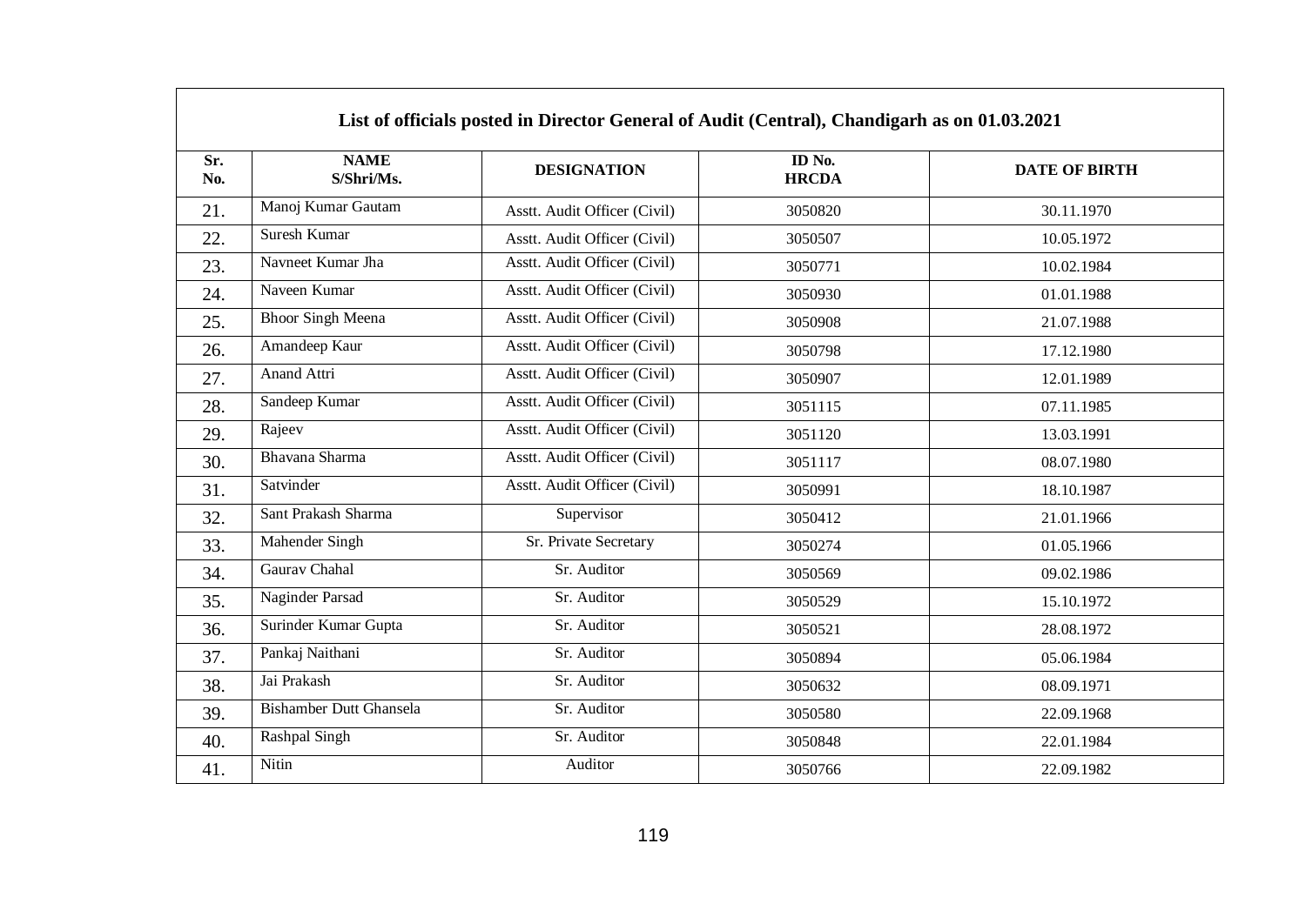| List of officials posted in Director General of Audit (Central), Chandigarh as on 01.03.2021 | | | | |
|---|---|---|---|---|
| **Sr. No.** | **NAME S/Shri/Ms.** | **DESIGNATION** | **ID No. HRCDA** | **DATE OF BIRTH** |
| 21. | Manoj Kumar Gautam | Asstt. Audit Officer (Civil) | 3050820 | 30.11.1970 |
| 22. | Suresh Kumar | Asstt. Audit Officer (Civil) | 3050507 | 10.05.1972 |
| 23. | Navneet Kumar Jha | Asstt. Audit Officer (Civil) | 3050771 | 10.02.1984 |
| 24. | Naveen Kumar | Asstt. Audit Officer (Civil) | 3050930 | 01.01.1988 |
| 25. | Bhoor Singh Meena | Asstt. Audit Officer (Civil) | 3050908 | 21.07.1988 |
| 26. | Amandeep Kaur | Asstt. Audit Officer (Civil) | 3050798 | 17.12.1980 |
| 27. | Anand Attri | Asstt. Audit Officer (Civil) | 3050907 | 12.01.1989 |
| 28. | Sandeep Kumar | Asstt. Audit Officer (Civil) | 3051115 | 07.11.1985 |
| 29. | Rajeev | Asstt. Audit Officer (Civil) | 3051120 | 13.03.1991 |
| 30. | Bhavana Sharma | Asstt. Audit Officer (Civil) | 3051117 | 08.07.1980 |
| 31. | Satvinder | Asstt. Audit Officer (Civil) | 3050991 | 18.10.1987 |
| 32. | Sant Prakash Sharma | Supervisor | 3050412 | 21.01.1966 |
| 33. | Mahender Singh | Sr. Private Secretary | 3050274 | 01.05.1966 |
| 34. | Gaurav Chahal | Sr. Auditor | 3050569 | 09.02.1986 |
| 35. | Naginder Parsad | Sr. Auditor | 3050529 | 15.10.1972 |
| 36. | Surinder Kumar Gupta | Sr. Auditor | 3050521 | 28.08.1972 |
| 37. | Pankaj Naithani | Sr. Auditor | 3050894 | 05.06.1984 |
| 38. | Jai Prakash | Sr. Auditor | 3050632 | 08.09.1971 |
| 39. | Bishamber Dutt Ghansela | Sr. Auditor | 3050580 | 22.09.1968 |
| 40. | Rashpal Singh | Sr. Auditor | 3050848 | 22.01.1984 |
| 41. | Nitin | Auditor | 3050766 | 22.09.1982 |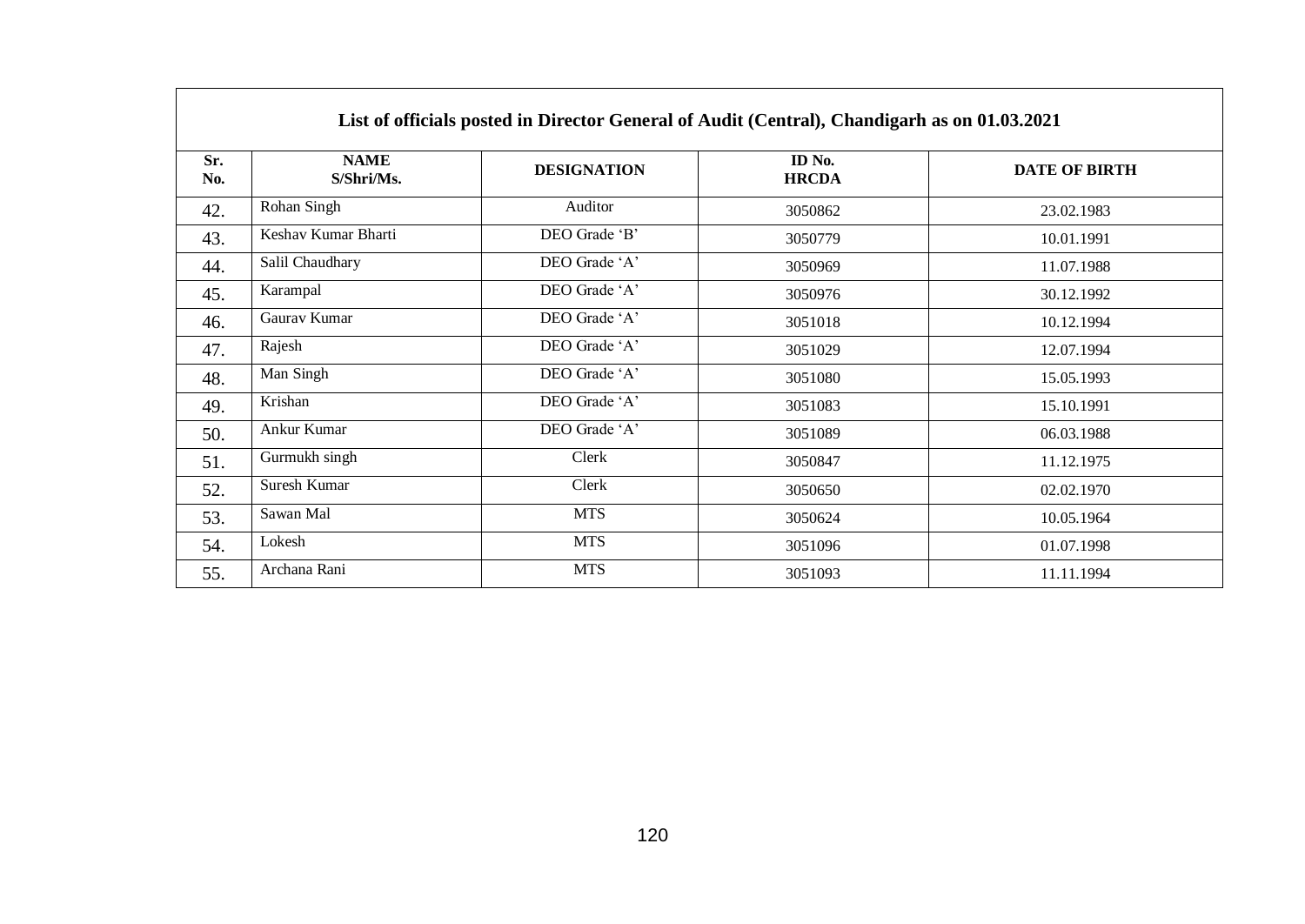| List of officials posted in Director General of Audit (Central), Chandigarh as on 01.03.2021 | | | | |
|---|---|---|---|---|
| **Sr. No.** | **NAME S/Shri/Ms.** | **DESIGNATION** | **ID No. HRCDA** | **DATE OF BIRTH** |
| 42. | Rohan Singh | Auditor | 3050862 | 23.02.1983 |
| 43. | Keshav Kumar Bharti | DEO Grade 'B' | 3050779 | 10.01.1991 |
| 44. | Salil Chaudhary | DEO Grade 'A' | 3050969 | 11.07.1988 |
| 45. | Karampal | DEO Grade 'A' | 3050976 | 30.12.1992 |
| 46. | Gaurav Kumar | DEO Grade 'A' | 3051018 | 10.12.1994 |
| 47. | Rajesh | DEO Grade 'A' | 3051029 | 12.07.1994 |
| 48. | Man Singh | DEO Grade 'A' | 3051080 | 15.05.1993 |
| 49. | Krishan | DEO Grade 'A' | 3051083 | 15.10.1991 |
| 50. | Ankur Kumar | DEO Grade 'A' | 3051089 | 06.03.1988 |
| 51. | Gurmukh singh | Clerk | 3050847 | 11.12.1975 |
| 52. | Suresh Kumar | Clerk | 3050650 | 02.02.1970 |
| 53. | Sawan Mal | MTS | 3050624 | 10.05.1964 |
| 54. | Lokesh | MTS | 3051096 | 01.07.1998 |
| 55. | Archana Rani | MTS | 3051093 | 11.11.1994 |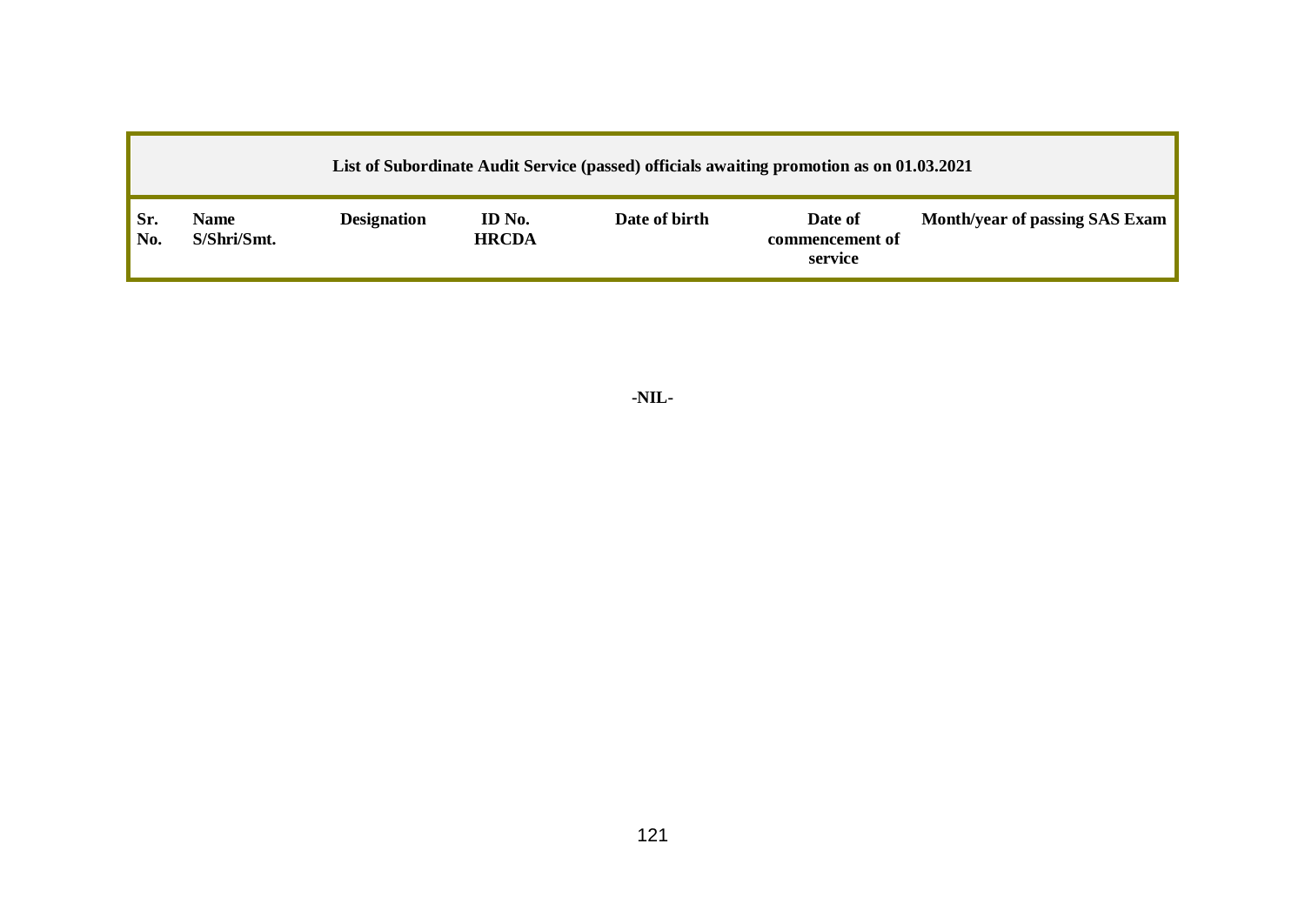| List of Subordinate Audit Service (passed) officials awaiting promotion as on 01.03.2021 | | | | | | |
|---|---|---|---|---|---|---|
| **Sr. No.** | **Name S/Shri/Smt.** | **Designation** | **ID No. HRCDA** | **Date of birth** | **Date of commencement of service** | **Month/year of passing SAS Exam** |

**-NIL-**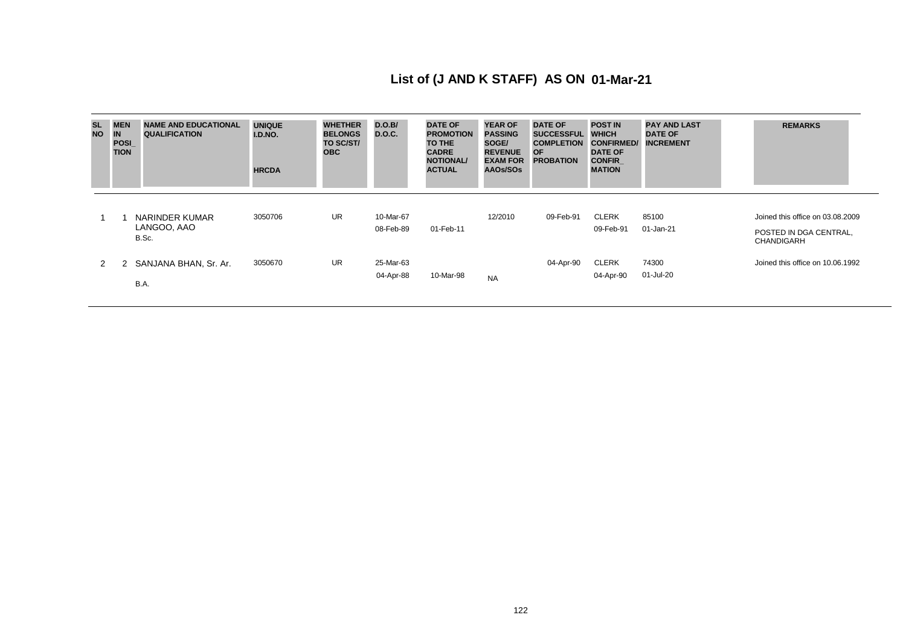# List of (J AND K STAFF) AS ON 01-Mar-21

| SL NO | MEN IN POSI_ TION | NAME AND EDUCATIONAL QUALIFICATION | UNIQUE I.D.NO. HRCDA | WHETHER BELONGS TO SC/ST/ OBC | D.O.B/ D.O.C. | DATE OF PROMOTION TO THE CADRE NOTIONAL/ ACTUAL | YEAR OF PASSING SOGE/ REVENUE EXAM FOR AAOs/SOs | DATE OF SUCCESSFUL COMPLETION OF PROBATION | POST IN WHICH CONFIRMED/ DATE OF CONFIR_ MATION | PAY AND LAST DATE OF INCREMENT | REMARKS |
|---|---|---|---|---|---|---|---|---|---|---|---|
| 1 | 1 | NARINDER KUMAR LANGOO, AAO<br>B.Sc. | 3050706 | UR | 10-Mar-67<br>08-Feb-89 | 01-Feb-11 | 12/2010 | 09-Feb-91 | CLERK<br>09-Feb-91 | 85100<br>01-Jan-21 | Joined this office on 03.08.2009<br>POSTED IN DGA CENTRAL, CHANDIGARH |
| 2 | 2 | SANJANA BHAN, Sr. Ar.<br>B.A. | 3050670 | UR | 25-Mar-63<br>04-Apr-88 | 10-Mar-98 | NA | 04-Apr-90 | CLERK<br>04-Apr-90 | 74300<br>01-Jul-20 | Joined this office on 10.06.1992 |